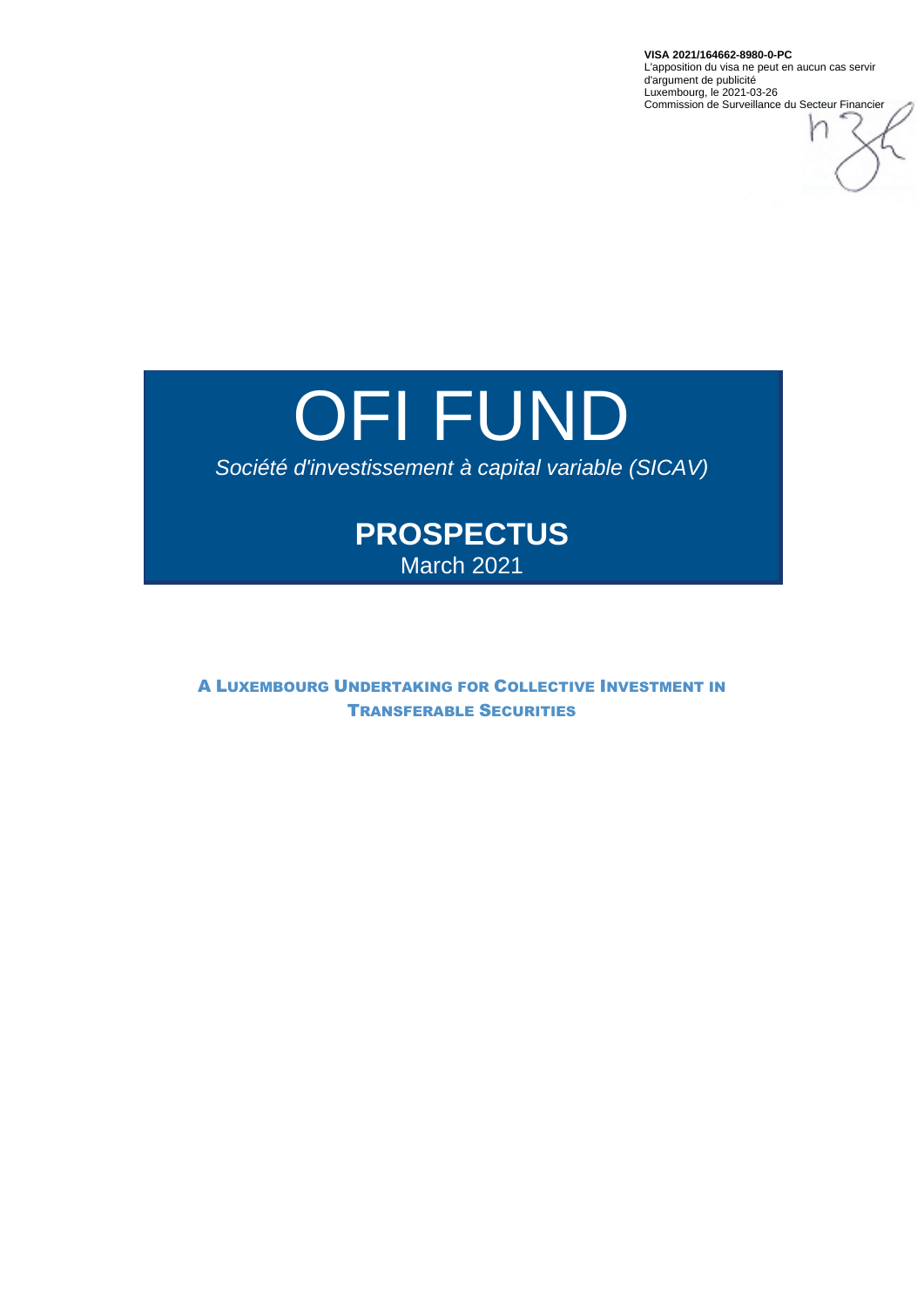**VISA 2021/164662-8980-0-PC**
L'apposition du visa ne peut en aucun cas servir d'argument de publicité
Luxembourg, le 2021-03-26
Commission de Surveillance du Secteur Financier

# OFI FUND

*Société d'investissement à capital variable (SICAV)*

## PROSPECTUS

March 2021

**A LUXEMBOURG UNDERTAKING FOR COLLECTIVE INVESTMENT IN TRANSFERABLE SECURITIES**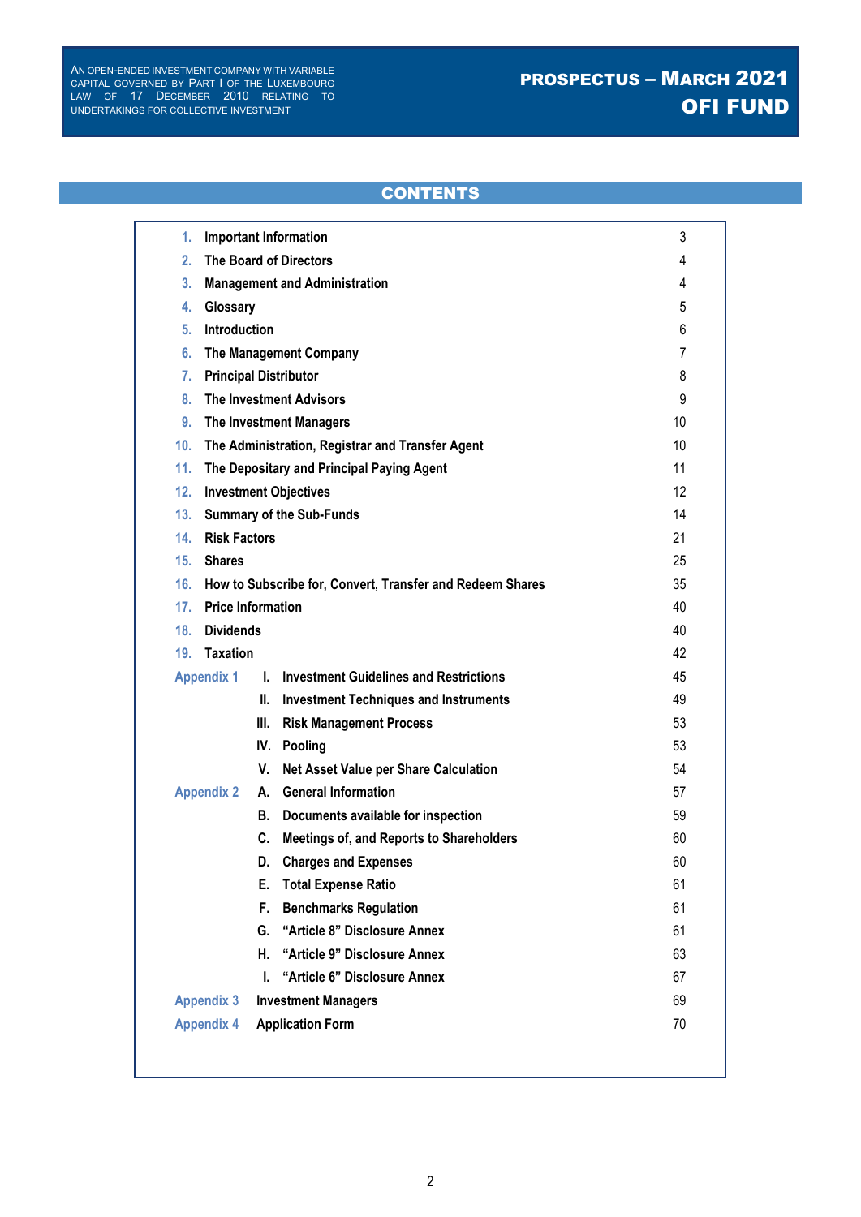# CONTENTS

| | | | |
|---|---|---|---|
| 1. | Important Information | | 3 |
| 2. | The Board of Directors | | 4 |
| 3. | Management and Administration | | 4 |
| 4. | Glossary | | 5 |
| 5. | Introduction | | 6 |
| 6. | The Management Company | | 7 |
| 7. | Principal Distributor | | 8 |
| 8. | The Investment Advisors | | 9 |
| 9. | The Investment Managers | | 10 |
| 10. | The Administration, Registrar and Transfer Agent | | 10 |
| 11. | The Depositary and Principal Paying Agent | | 11 |
| 12. | Investment Objectives | | 12 |
| 13. | Summary of the Sub-Funds | | 14 |
| 14. | Risk Factors | | 21 |
| 15. | Shares | | 25 |
| 16. | How to Subscribe for, Convert, Transfer and Redeem Shares | | 35 |
| 17. | Price Information | | 40 |
| 18. | Dividends | | 40 |
| 19. | Taxation | | 42 |
| Appendix 1 | I. | Investment Guidelines and Restrictions | 45 |
| | II. | Investment Techniques and Instruments | 49 |
| | III. | Risk Management Process | 53 |
| | IV. | Pooling | 53 |
| | V. | Net Asset Value per Share Calculation | 54 |
| Appendix 2 | A. | General Information | 57 |
| | B. | Documents available for inspection | 59 |
| | C. | Meetings of, and Reports to Shareholders | 60 |
| | D. | Charges and Expenses | 60 |
| | E. | Total Expense Ratio | 61 |
| | F. | Benchmarks Regulation | 61 |
| | G. | "Article 8" Disclosure Annex | 61 |
| | H. | "Article 9" Disclosure Annex | 63 |
| | I. | "Article 6" Disclosure Annex | 67 |
| Appendix 3 | Investment Managers | | 69 |
| Appendix 4 | Application Form | | 70 |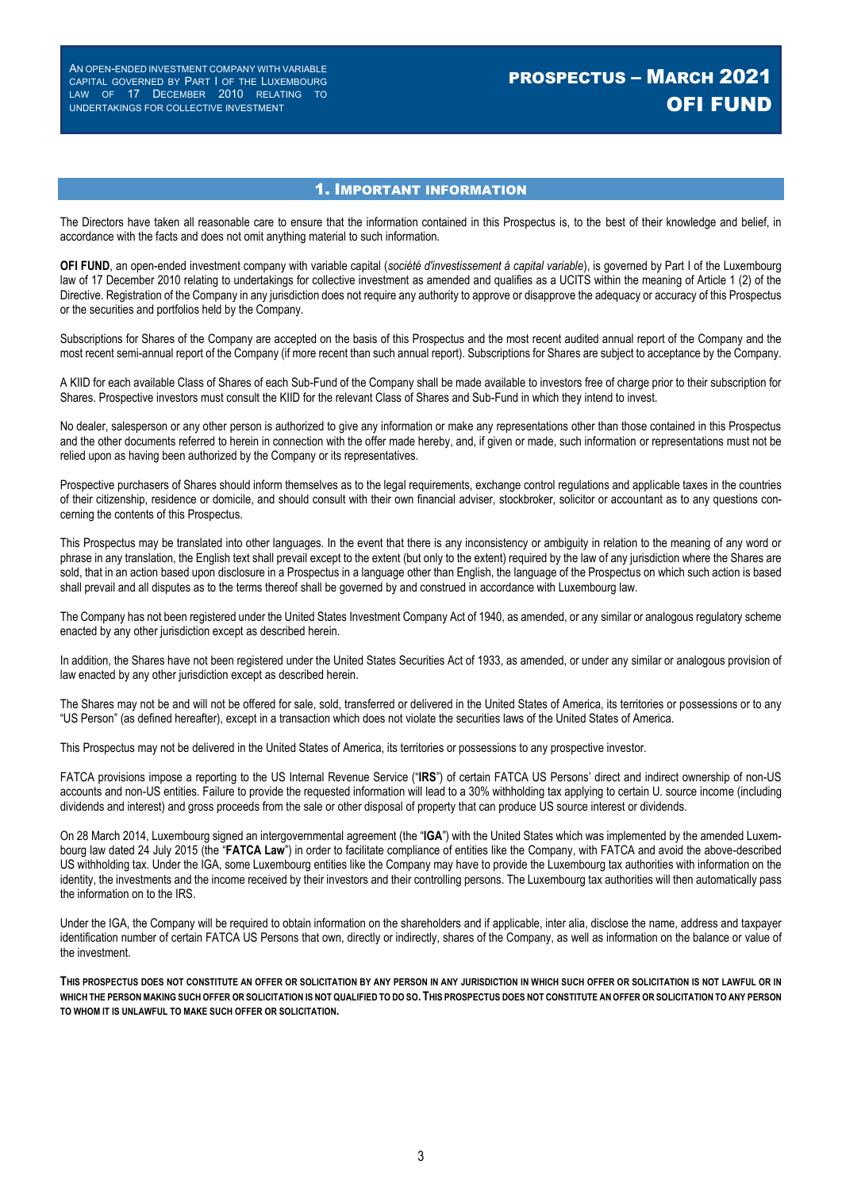## 1. Important information

The Directors have taken all reasonable care to ensure that the information contained in this Prospectus is, to the best of their knowledge and belief, in accordance with the facts and does not omit anything material to such information.

**OFI FUND**, an open-ended investment company with variable capital (*société d'investissement à capital variable*), is governed by Part I of the Luxembourg law of 17 December 2010 relating to undertakings for collective investment as amended and qualifies as a UCITS within the meaning of Article 1 (2) of the Directive. Registration of the Company in any jurisdiction does not require any authority to approve or disapprove the adequacy or accuracy of this Prospectus or the securities and portfolios held by the Company.

Subscriptions for Shares of the Company are accepted on the basis of this Prospectus and the most recent audited annual report of the Company and the most recent semi-annual report of the Company (if more recent than such annual report). Subscriptions for Shares are subject to acceptance by the Company.

A KIID for each available Class of Shares of each Sub-Fund of the Company shall be made available to investors free of charge prior to their subscription for Shares. Prospective investors must consult the KIID for the relevant Class of Shares and Sub-Fund in which they intend to invest.

No dealer, salesperson or any other person is authorized to give any information or make any representations other than those contained in this Prospectus and the other documents referred to herein in connection with the offer made hereby, and, if given or made, such information or representations must not be relied upon as having been authorized by the Company or its representatives.

Prospective purchasers of Shares should inform themselves as to the legal requirements, exchange control regulations and applicable taxes in the countries of their citizenship, residence or domicile, and should consult with their own financial adviser, stockbroker, solicitor or accountant as to any questions concerning the contents of this Prospectus.

This Prospectus may be translated into other languages. In the event that there is any inconsistency or ambiguity in relation to the meaning of any word or phrase in any translation, the English text shall prevail except to the extent (but only to the extent) required by the law of any jurisdiction where the Shares are sold, that in an action based upon disclosure in a Prospectus in a language other than English, the language of the Prospectus on which such action is based shall prevail and all disputes as to the terms thereof shall be governed by and construed in accordance with Luxembourg law.

The Company has not been registered under the United States Investment Company Act of 1940, as amended, or any similar or analogous regulatory scheme enacted by any other jurisdiction except as described herein.

In addition, the Shares have not been registered under the United States Securities Act of 1933, as amended, or under any similar or analogous provision of law enacted by any other jurisdiction except as described herein.

The Shares may not be and will not be offered for sale, sold, transferred or delivered in the United States of America, its territories or possessions or to any "US Person" (as defined hereafter), except in a transaction which does not violate the securities laws of the United States of America.

This Prospectus may not be delivered in the United States of America, its territories or possessions to any prospective investor.

FATCA provisions impose a reporting to the US Internal Revenue Service ("**IRS**") of certain FATCA US Persons' direct and indirect ownership of non-US accounts and non-US entities. Failure to provide the requested information will lead to a 30% withholding tax applying to certain U. source income (including dividends and interest) and gross proceeds from the sale or other disposal of property that can produce US source interest or dividends.

On 28 March 2014, Luxembourg signed an intergovernmental agreement (the "**IGA**") with the United States which was implemented by the amended Luxembourg law dated 24 July 2015 (the "**FATCA Law**") in order to facilitate compliance of entities like the Company, with FATCA and avoid the above-described US withholding tax. Under the IGA, some Luxembourg entities like the Company may have to provide the Luxembourg tax authorities with information on the identity, the investments and the income received by their investors and their controlling persons. The Luxembourg tax authorities will then automatically pass the information on to the IRS.

Under the IGA, the Company will be required to obtain information on the shareholders and if applicable, inter alia, disclose the name, address and taxpayer identification number of certain FATCA US Persons that own, directly or indirectly, shares of the Company, as well as information on the balance or value of the investment.

**THIS PROSPECTUS DOES NOT CONSTITUTE AN OFFER OR SOLICITATION BY ANY PERSON IN ANY JURISDICTION IN WHICH SUCH OFFER OR SOLICITATION IS NOT LAWFUL OR IN WHICH THE PERSON MAKING SUCH OFFER OR SOLICITATION IS NOT QUALIFIED TO DO SO. THIS PROSPECTUS DOES NOT CONSTITUTE AN OFFER OR SOLICITATION TO ANY PERSON TO WHOM IT IS UNLAWFUL TO MAKE SUCH OFFER OR SOLICITATION.**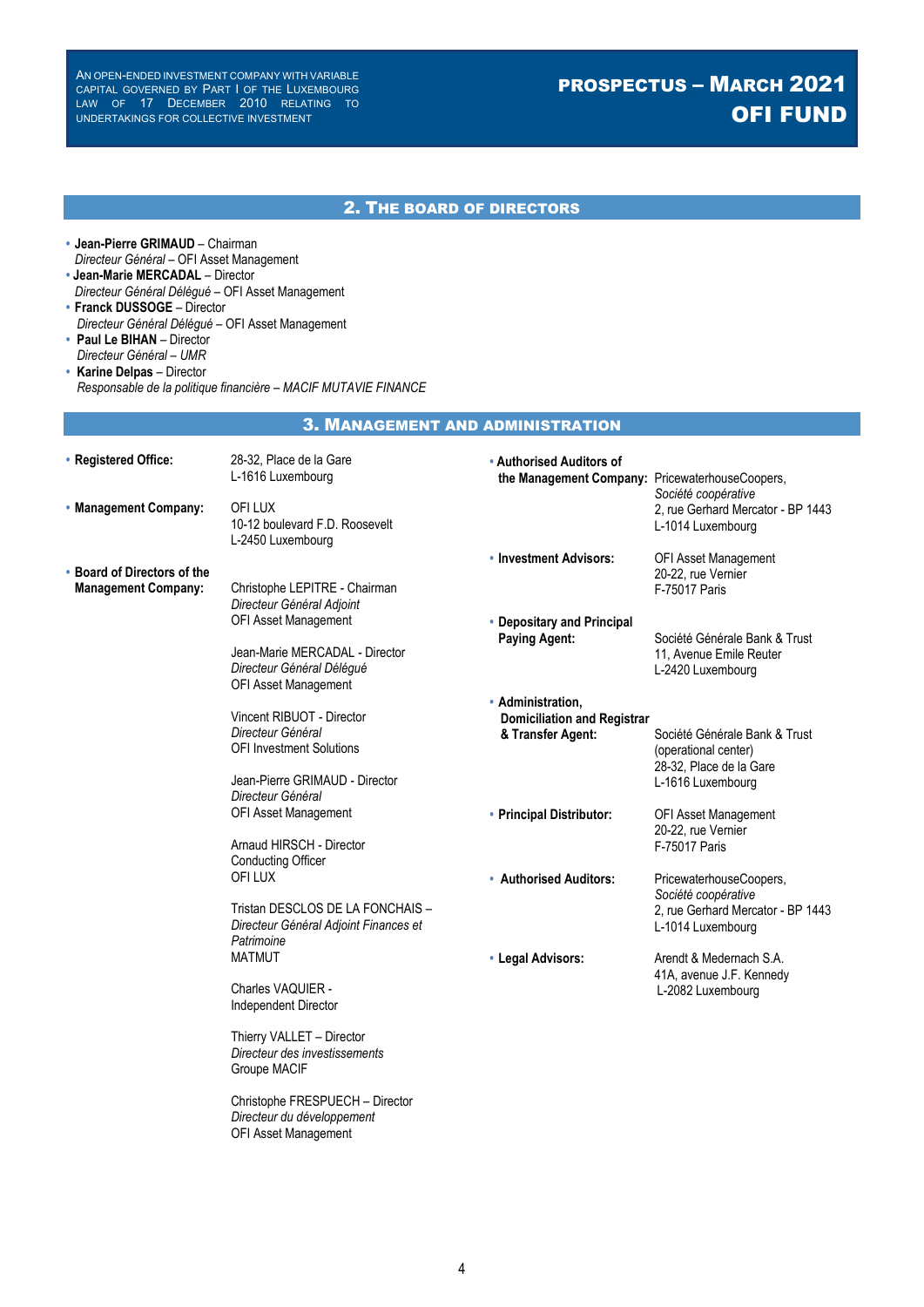## 2. The Board of Directors

- **Jean-Pierre GRIMAUD** – Chairman
  *Directeur Général* – OFI Asset Management
- **Jean-Marie MERCADAL** – Director
  *Directeur Général Délégué* – OFI Asset Management
- **Franck DUSSOGE** – Director
  *Directeur Général Délégué* – OFI Asset Management
- **Paul Le BIHAN** – Director
  *Directeur Général – UMR*
- **Karine Delpas** – Director
  *Responsable de la politique financière – MACIF MUTAVIE FINANCE*

## 3. Management and Administration

- **Registered Office:**
  28-32, Place de la Gare
  L-1616 Luxembourg

- **Management Company:**
  OFI LUX
  10-12 boulevard F.D. Roosevelt
  L-2450 Luxembourg

- **Board of Directors of the Management Company:**

  Christophe LEPITRE - Chairman
  *Directeur Général Adjoint*
  OFI Asset Management

  Jean-Marie MERCADAL - Director
  *Directeur Général Délégué*
  OFI Asset Management

  Vincent RIBUOT - Director
  *Directeur Général*
  OFI Investment Solutions

  Jean-Pierre GRIMAUD - Director
  *Directeur Général*
  OFI Asset Management

  Arnaud HIRSCH - Director
  Conducting Officer
  OFI LUX

  Tristan DESCLOS DE LA FONCHAIS –
  *Directeur Général Adjoint Finances et Patrimoine*
  MATMUT

  Charles VAQUIER -
  Independent Director

  Thierry VALLET – Director
  *Directeur des investissements*
  Groupe MACIF

  Christophe FRESPUECH – Director
  *Directeur du développement*
  OFI Asset Management

- **Authorised Auditors of the Management Company:**
  PricewaterhouseCoopers,
  *Société coopérative*
  2, rue Gerhard Mercator - BP 1443
  L-1014 Luxembourg

- **Investment Advisors:**
  OFI Asset Management
  20-22, rue Vernier
  F-75017 Paris

- **Depositary and Principal Paying Agent:**
  Société Générale Bank & Trust
  11, Avenue Emile Reuter
  L-2420 Luxembourg

- **Administration, Domiciliation and Registrar & Transfer Agent:**
  Société Générale Bank & Trust
  (operational center)
  28-32, Place de la Gare
  L-1616 Luxembourg

- **Principal Distributor:**
  OFI Asset Management
  20-22, rue Vernier
  F-75017 Paris

- **Authorised Auditors:**
  PricewaterhouseCoopers,
  *Société coopérative*
  2, rue Gerhard Mercator - BP 1443
  L-1014 Luxembourg

- **Legal Advisors:**
  Arendt & Medernach S.A.
  41A, avenue J.F. Kennedy
  L-2082 Luxembourg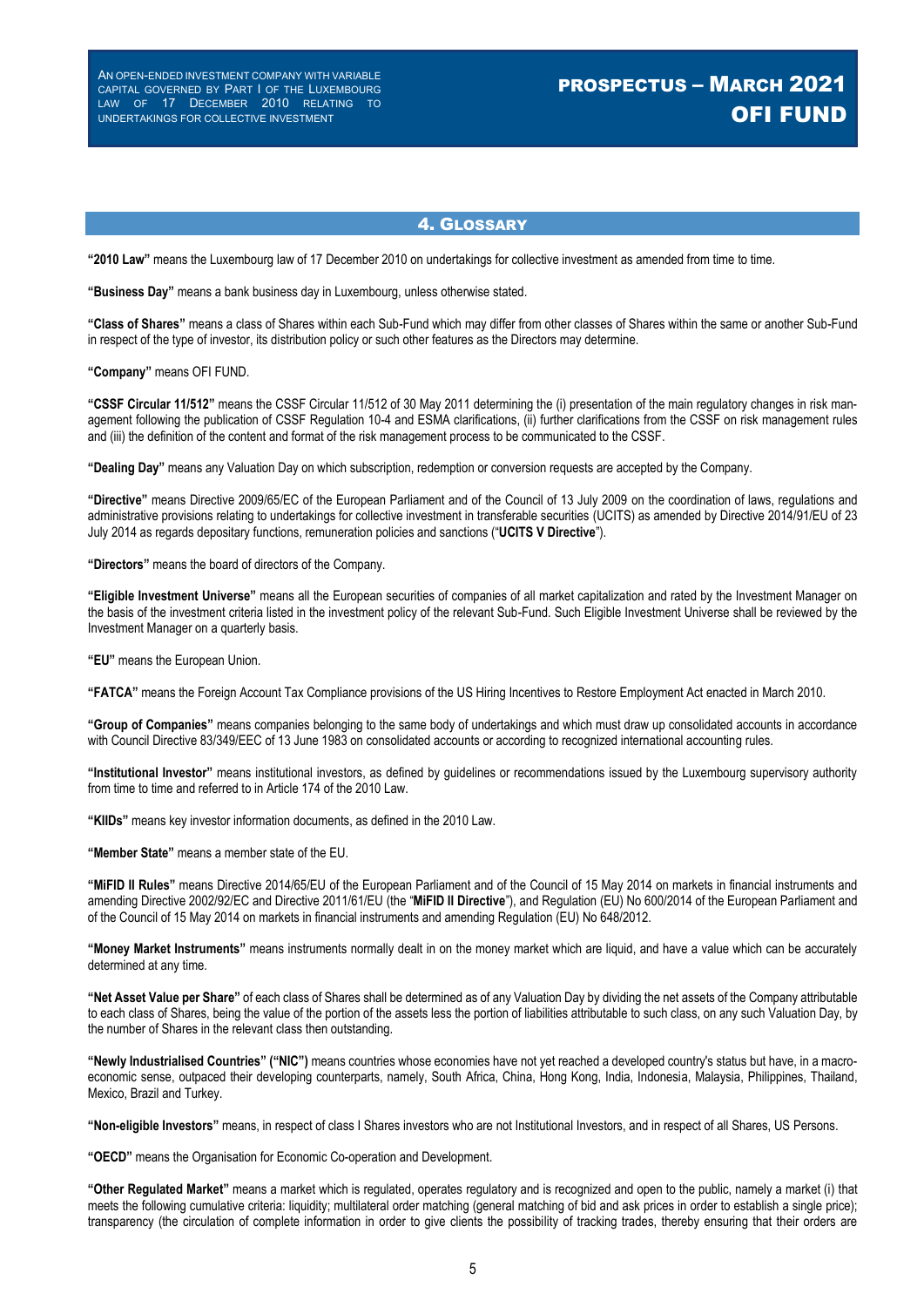## 4. Glossary

**"2010 Law"** means the Luxembourg law of 17 December 2010 on undertakings for collective investment as amended from time to time.

**"Business Day"** means a bank business day in Luxembourg, unless otherwise stated.

**"Class of Shares"** means a class of Shares within each Sub-Fund which may differ from other classes of Shares within the same or another Sub-Fund in respect of the type of investor, its distribution policy or such other features as the Directors may determine.

**"Company"** means OFI FUND.

**"CSSF Circular 11/512"** means the CSSF Circular 11/512 of 30 May 2011 determining the (i) presentation of the main regulatory changes in risk management following the publication of CSSF Regulation 10-4 and ESMA clarifications, (ii) further clarifications from the CSSF on risk management rules and (iii) the definition of the content and format of the risk management process to be communicated to the CSSF.

**"Dealing Day"** means any Valuation Day on which subscription, redemption or conversion requests are accepted by the Company.

**"Directive"** means Directive 2009/65/EC of the European Parliament and of the Council of 13 July 2009 on the coordination of laws, regulations and administrative provisions relating to undertakings for collective investment in transferable securities (UCITS) as amended by Directive 2014/91/EU of 23 July 2014 as regards depositary functions, remuneration policies and sanctions ("**UCITS V Directive**").

**"Directors"** means the board of directors of the Company.

**"Eligible Investment Universe"** means all the European securities of companies of all market capitalization and rated by the Investment Manager on the basis of the investment criteria listed in the investment policy of the relevant Sub-Fund. Such Eligible Investment Universe shall be reviewed by the Investment Manager on a quarterly basis.

**"EU"** means the European Union.

**"FATCA"** means the Foreign Account Tax Compliance provisions of the US Hiring Incentives to Restore Employment Act enacted in March 2010.

**"Group of Companies"** means companies belonging to the same body of undertakings and which must draw up consolidated accounts in accordance with Council Directive 83/349/EEC of 13 June 1983 on consolidated accounts or according to recognized international accounting rules.

**"Institutional Investor"** means institutional investors, as defined by guidelines or recommendations issued by the Luxembourg supervisory authority from time to time and referred to in Article 174 of the 2010 Law.

**"KIIDs"** means key investor information documents, as defined in the 2010 Law.

**"Member State"** means a member state of the EU.

**"MiFID II Rules"** means Directive 2014/65/EU of the European Parliament and of the Council of 15 May 2014 on markets in financial instruments and amending Directive 2002/92/EC and Directive 2011/61/EU (the "**MiFID II Directive**"), and Regulation (EU) No 600/2014 of the European Parliament and of the Council of 15 May 2014 on markets in financial instruments and amending Regulation (EU) No 648/2012.

**"Money Market Instruments"** means instruments normally dealt in on the money market which are liquid, and have a value which can be accurately determined at any time.

**"Net Asset Value per Share"** of each class of Shares shall be determined as of any Valuation Day by dividing the net assets of the Company attributable to each class of Shares, being the value of the portion of the assets less the portion of liabilities attributable to such class, on any such Valuation Day, by the number of Shares in the relevant class then outstanding.

**"Newly Industrialised Countries" ("NIC")** means countries whose economies have not yet reached a developed country's status but have, in a macro-economic sense, outpaced their developing counterparts, namely, South Africa, China, Hong Kong, India, Indonesia, Malaysia, Philippines, Thailand, Mexico, Brazil and Turkey.

**"Non-eligible Investors"** means, in respect of class I Shares investors who are not Institutional Investors, and in respect of all Shares, US Persons.

**"OECD"** means the Organisation for Economic Co-operation and Development.

**"Other Regulated Market"** means a market which is regulated, operates regulatory and is recognized and open to the public, namely a market (i) that meets the following cumulative criteria: liquidity; multilateral order matching (general matching of bid and ask prices in order to establish a single price); transparency (the circulation of complete information in order to give clients the possibility of tracking trades, thereby ensuring that their orders are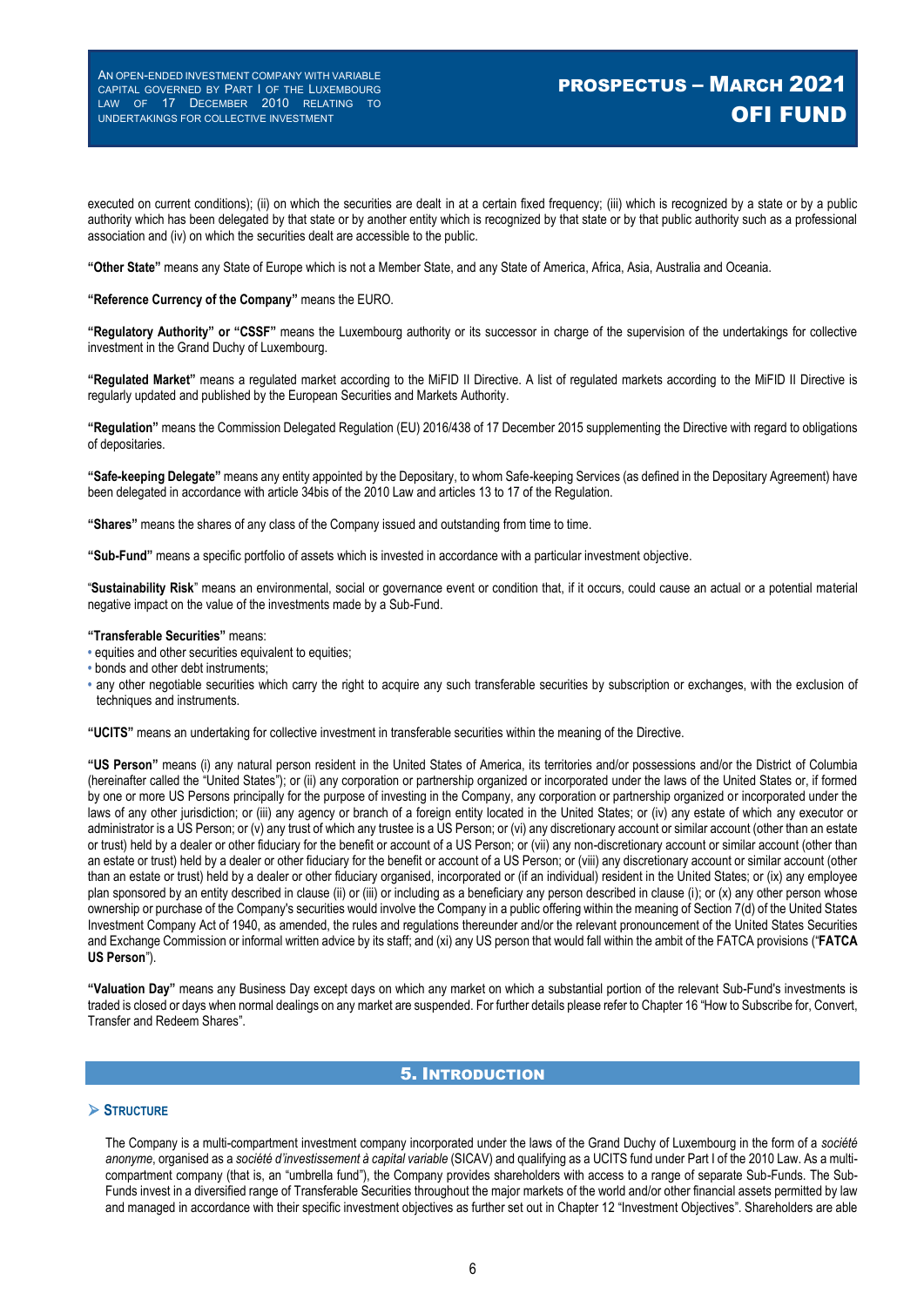executed on current conditions); (ii) on which the securities are dealt in at a certain fixed frequency; (iii) which is recognized by a state or by a public authority which has been delegated by that state or by another entity which is recognized by that state or by that public authority such as a professional association and (iv) on which the securities dealt are accessible to the public.

**"Other State"** means any State of Europe which is not a Member State, and any State of America, Africa, Asia, Australia and Oceania.

**"Reference Currency of the Company"** means the EURO.

**"Regulatory Authority" or "CSSF"** means the Luxembourg authority or its successor in charge of the supervision of the undertakings for collective investment in the Grand Duchy of Luxembourg.

**"Regulated Market"** means a regulated market according to the MiFID II Directive. A list of regulated markets according to the MiFID II Directive is regularly updated and published by the European Securities and Markets Authority.

**"Regulation"** means the Commission Delegated Regulation (EU) 2016/438 of 17 December 2015 supplementing the Directive with regard to obligations of depositaries.

**"Safe-keeping Delegate"** means any entity appointed by the Depositary, to whom Safe-keeping Services (as defined in the Depositary Agreement) have been delegated in accordance with article 34bis of the 2010 Law and articles 13 to 17 of the Regulation.

**"Shares"** means the shares of any class of the Company issued and outstanding from time to time.

**"Sub-Fund"** means a specific portfolio of assets which is invested in accordance with a particular investment objective.

"**Sustainability Risk**" means an environmental, social or governance event or condition that, if it occurs, could cause an actual or a potential material negative impact on the value of the investments made by a Sub-Fund.

**"Transferable Securities"** means:

- equities and other securities equivalent to equities;
- bonds and other debt instruments;
- any other negotiable securities which carry the right to acquire any such transferable securities by subscription or exchanges, with the exclusion of techniques and instruments.

**"UCITS"** means an undertaking for collective investment in transferable securities within the meaning of the Directive.

**"US Person"** means (i) any natural person resident in the United States of America, its territories and/or possessions and/or the District of Columbia (hereinafter called the "United States"); or (ii) any corporation or partnership organized or incorporated under the laws of the United States or, if formed by one or more US Persons principally for the purpose of investing in the Company, any corporation or partnership organized or incorporated under the laws of any other jurisdiction; or (iii) any agency or branch of a foreign entity located in the United States; or (iv) any estate of which any executor or administrator is a US Person; or (v) any trust of which any trustee is a US Person; or (vi) any discretionary account or similar account (other than an estate or trust) held by a dealer or other fiduciary for the benefit or account of a US Person; or (vii) any non-discretionary account or similar account (other than an estate or trust) held by a dealer or other fiduciary for the benefit or account of a US Person; or (viii) any discretionary account or similar account (other than an estate or trust) held by a dealer or other fiduciary organised, incorporated or (if an individual) resident in the United States; or (ix) any employee plan sponsored by an entity described in clause (ii) or (iii) or including as a beneficiary any person described in clause (i); or (x) any other person whose ownership or purchase of the Company's securities would involve the Company in a public offering within the meaning of Section 7(d) of the United States Investment Company Act of 1940, as amended, the rules and regulations thereunder and/or the relevant pronouncement of the United States Securities and Exchange Commission or informal written advice by its staff; and (xi) any US person that would fall within the ambit of the FATCA provisions ("**FATCA US Person**").

**"Valuation Day"** means any Business Day except days on which any market on which a substantial portion of the relevant Sub-Fund's investments is traded is closed or days when normal dealings on any market are suspended. For further details please refer to Chapter 16 "How to Subscribe for, Convert, Transfer and Redeem Shares".

## 5. Introduction

### Structure

The Company is a multi-compartment investment company incorporated under the laws of the Grand Duchy of Luxembourg in the form of a *société anonyme*, organised as a *société d'investissement à capital variable* (SICAV) and qualifying as a UCITS fund under Part I of the 2010 Law. As a multi-compartment company (that is, an "umbrella fund"), the Company provides shareholders with access to a range of separate Sub-Funds. The Sub-Funds invest in a diversified range of Transferable Securities throughout the major markets of the world and/or other financial assets permitted by law and managed in accordance with their specific investment objectives as further set out in Chapter 12 "Investment Objectives". Shareholders are able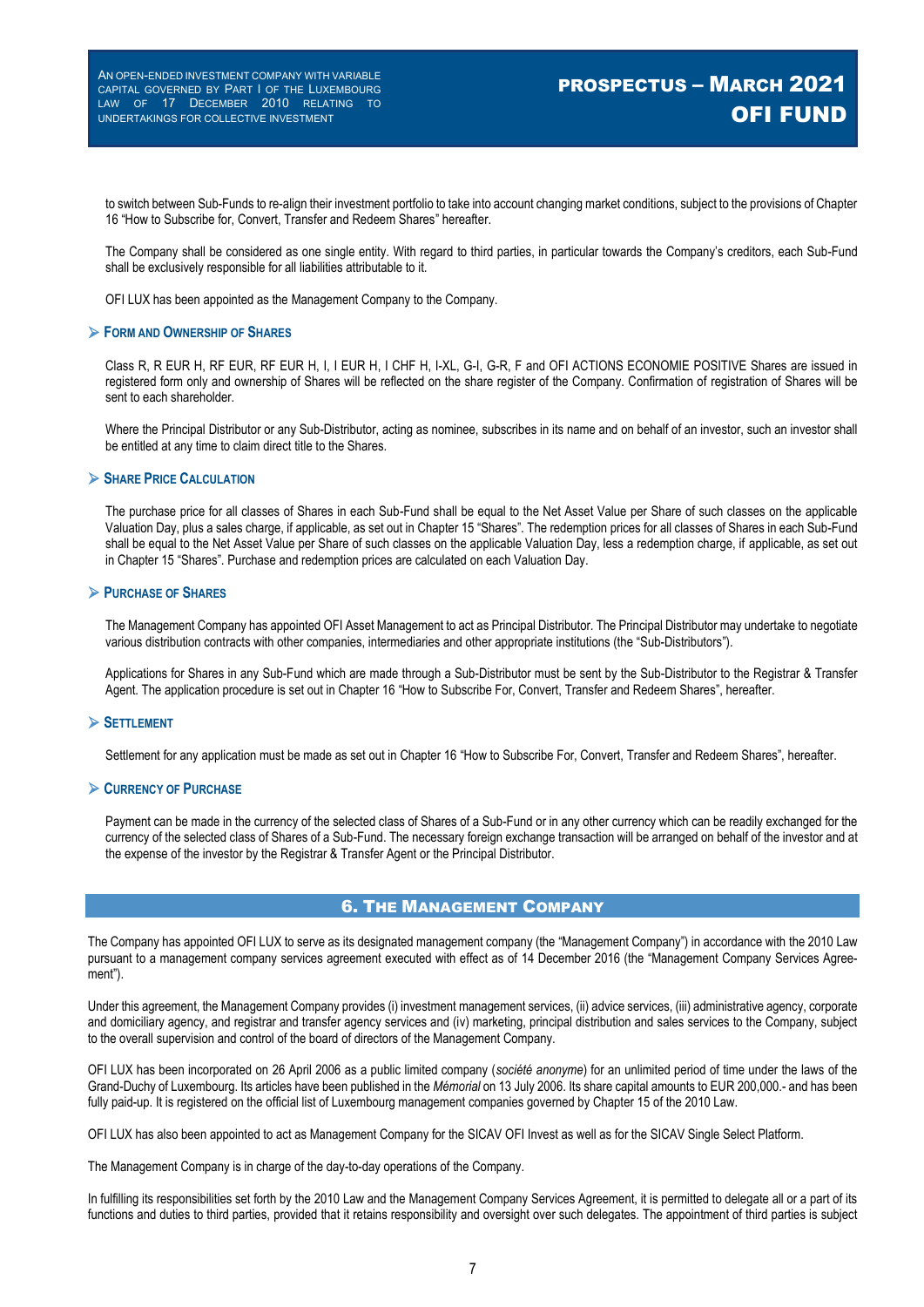to switch between Sub-Funds to re-align their investment portfolio to take into account changing market conditions, subject to the provisions of Chapter 16 "How to Subscribe for, Convert, Transfer and Redeem Shares" hereafter.

The Company shall be considered as one single entity. With regard to third parties, in particular towards the Company's creditors, each Sub-Fund shall be exclusively responsible for all liabilities attributable to it.

OFI LUX has been appointed as the Management Company to the Company.

### Form and Ownership of Shares

Class R, R EUR H, RF EUR, RF EUR H, I, I EUR H, I CHF H, I-XL, G-I, G-R, F and OFI ACTIONS ECONOMIE POSITIVE Shares are issued in registered form only and ownership of Shares will be reflected on the share register of the Company. Confirmation of registration of Shares will be sent to each shareholder.

Where the Principal Distributor or any Sub-Distributor, acting as nominee, subscribes in its name and on behalf of an investor, such an investor shall be entitled at any time to claim direct title to the Shares.

### Share Price Calculation

The purchase price for all classes of Shares in each Sub-Fund shall be equal to the Net Asset Value per Share of such classes on the applicable Valuation Day, plus a sales charge, if applicable, as set out in Chapter 15 "Shares". The redemption prices for all classes of Shares in each Sub-Fund shall be equal to the Net Asset Value per Share of such classes on the applicable Valuation Day, less a redemption charge, if applicable, as set out in Chapter 15 "Shares". Purchase and redemption prices are calculated on each Valuation Day.

### Purchase of Shares

The Management Company has appointed OFI Asset Management to act as Principal Distributor. The Principal Distributor may undertake to negotiate various distribution contracts with other companies, intermediaries and other appropriate institutions (the "Sub-Distributors").

Applications for Shares in any Sub-Fund which are made through a Sub-Distributor must be sent by the Sub-Distributor to the Registrar & Transfer Agent. The application procedure is set out in Chapter 16 "How to Subscribe For, Convert, Transfer and Redeem Shares", hereafter.

### Settlement

Settlement for any application must be made as set out in Chapter 16 "How to Subscribe For, Convert, Transfer and Redeem Shares", hereafter.

### Currency of Purchase

Payment can be made in the currency of the selected class of Shares of a Sub-Fund or in any other currency which can be readily exchanged for the currency of the selected class of Shares of a Sub-Fund. The necessary foreign exchange transaction will be arranged on behalf of the investor and at the expense of the investor by the Registrar & Transfer Agent or the Principal Distributor.

## 6. The Management Company

The Company has appointed OFI LUX to serve as its designated management company (the "Management Company") in accordance with the 2010 Law pursuant to a management company services agreement executed with effect as of 14 December 2016 (the "Management Company Services Agreement").

Under this agreement, the Management Company provides (i) investment management services, (ii) advice services, (iii) administrative agency, corporate and domiciliary agency, and registrar and transfer agency services and (iv) marketing, principal distribution and sales services to the Company, subject to the overall supervision and control of the board of directors of the Management Company.

OFI LUX has been incorporated on 26 April 2006 as a public limited company (*société anonyme*) for an unlimited period of time under the laws of the Grand-Duchy of Luxembourg. Its articles have been published in the *Mémorial* on 13 July 2006. Its share capital amounts to EUR 200,000.- and has been fully paid-up. It is registered on the official list of Luxembourg management companies governed by Chapter 15 of the 2010 Law.

OFI LUX has also been appointed to act as Management Company for the SICAV OFI Invest as well as for the SICAV Single Select Platform.

The Management Company is in charge of the day-to-day operations of the Company.

In fulfilling its responsibilities set forth by the 2010 Law and the Management Company Services Agreement, it is permitted to delegate all or a part of its functions and duties to third parties, provided that it retains responsibility and oversight over such delegates. The appointment of third parties is subject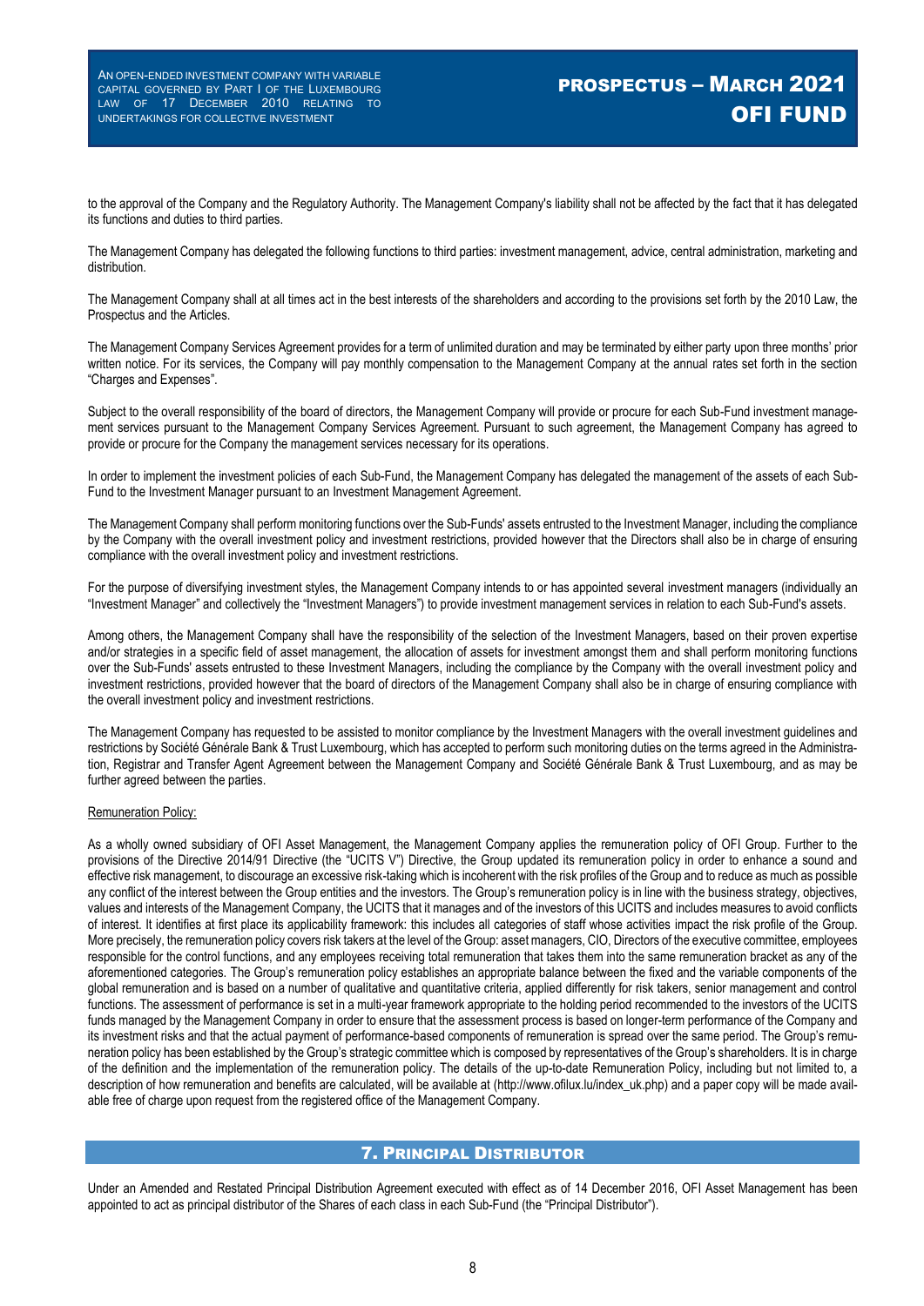to the approval of the Company and the Regulatory Authority. The Management Company's liability shall not be affected by the fact that it has delegated its functions and duties to third parties.

The Management Company has delegated the following functions to third parties: investment management, advice, central administration, marketing and distribution.

The Management Company shall at all times act in the best interests of the shareholders and according to the provisions set forth by the 2010 Law, the Prospectus and the Articles.

The Management Company Services Agreement provides for a term of unlimited duration and may be terminated by either party upon three months' prior written notice. For its services, the Company will pay monthly compensation to the Management Company at the annual rates set forth in the section "Charges and Expenses".

Subject to the overall responsibility of the board of directors, the Management Company will provide or procure for each Sub-Fund investment management services pursuant to the Management Company Services Agreement. Pursuant to such agreement, the Management Company has agreed to provide or procure for the Company the management services necessary for its operations.

In order to implement the investment policies of each Sub-Fund, the Management Company has delegated the management of the assets of each Sub-Fund to the Investment Manager pursuant to an Investment Management Agreement.

The Management Company shall perform monitoring functions over the Sub-Funds' assets entrusted to the Investment Manager, including the compliance by the Company with the overall investment policy and investment restrictions, provided however that the Directors shall also be in charge of ensuring compliance with the overall investment policy and investment restrictions.

For the purpose of diversifying investment styles, the Management Company intends to or has appointed several investment managers (individually an "Investment Manager" and collectively the "Investment Managers") to provide investment management services in relation to each Sub-Fund's assets.

Among others, the Management Company shall have the responsibility of the selection of the Investment Managers, based on their proven expertise and/or strategies in a specific field of asset management, the allocation of assets for investment amongst them and shall perform monitoring functions over the Sub-Funds' assets entrusted to these Investment Managers, including the compliance by the Company with the overall investment policy and investment restrictions, provided however that the board of directors of the Management Company shall also be in charge of ensuring compliance with the overall investment policy and investment restrictions.

The Management Company has requested to be assisted to monitor compliance by the Investment Managers with the overall investment guidelines and restrictions by Société Générale Bank & Trust Luxembourg, which has accepted to perform such monitoring duties on the terms agreed in the Administration, Registrar and Transfer Agent Agreement between the Management Company and Société Générale Bank & Trust Luxembourg, and as may be further agreed between the parties.

Remuneration Policy:

As a wholly owned subsidiary of OFI Asset Management, the Management Company applies the remuneration policy of OFI Group. Further to the provisions of the Directive 2014/91 Directive (the "UCITS V") Directive, the Group updated its remuneration policy in order to enhance a sound and effective risk management, to discourage an excessive risk-taking which is incoherent with the risk profiles of the Group and to reduce as much as possible any conflict of the interest between the Group entities and the investors. The Group's remuneration policy is in line with the business strategy, objectives, values and interests of the Management Company, the UCITS that it manages and of the investors of this UCITS and includes measures to avoid conflicts of interest. It identifies at first place its applicability framework: this includes all categories of staff whose activities impact the risk profile of the Group. More precisely, the remuneration policy covers risk takers at the level of the Group: asset managers, CIO, Directors of the executive committee, employees responsible for the control functions, and any employees receiving total remuneration that takes them into the same remuneration bracket as any of the aforementioned categories. The Group's remuneration policy establishes an appropriate balance between the fixed and the variable components of the global remuneration and is based on a number of qualitative and quantitative criteria, applied differently for risk takers, senior management and control functions. The assessment of performance is set in a multi-year framework appropriate to the holding period recommended to the investors of the UCITS funds managed by the Management Company in order to ensure that the assessment process is based on longer-term performance of the Company and its investment risks and that the actual payment of performance-based components of remuneration is spread over the same period. The Group's remuneration policy has been established by the Group's strategic committee which is composed by representatives of the Group's shareholders. It is in charge of the definition and the implementation of the remuneration policy. The details of the up-to-date Remuneration Policy, including but not limited to, a description of how remuneration and benefits are calculated, will be available at (http://www.ofilux.lu/index_uk.php) and a paper copy will be made available free of charge upon request from the registered office of the Management Company.

## 7. Principal Distributor

Under an Amended and Restated Principal Distribution Agreement executed with effect as of 14 December 2016, OFI Asset Management has been appointed to act as principal distributor of the Shares of each class in each Sub-Fund (the "Principal Distributor").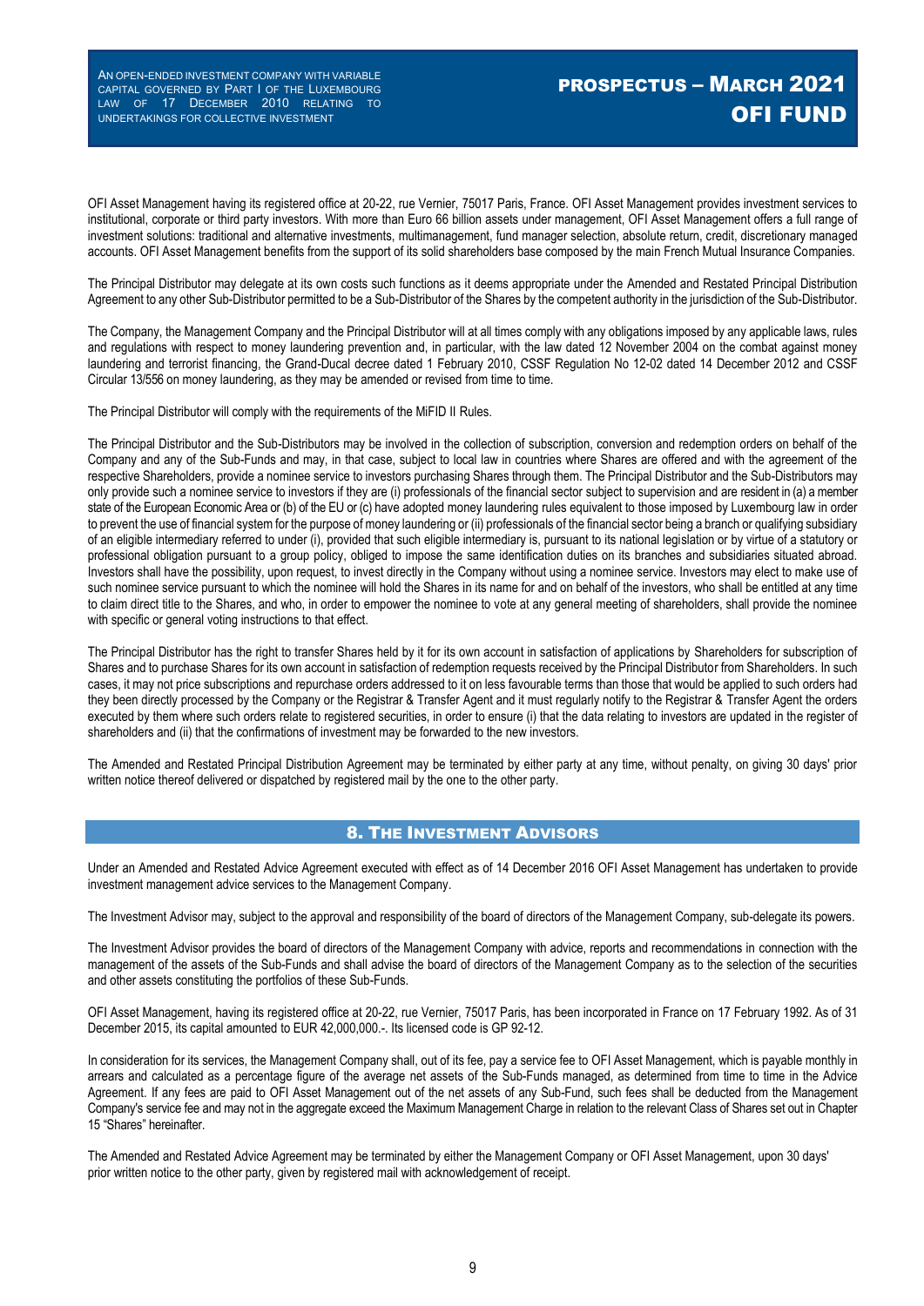OFI Asset Management having its registered office at 20-22, rue Vernier, 75017 Paris, France. OFI Asset Management provides investment services to institutional, corporate or third party investors. With more than Euro 66 billion assets under management, OFI Asset Management offers a full range of investment solutions: traditional and alternative investments, multimanagement, fund manager selection, absolute return, credit, discretionary managed accounts. OFI Asset Management benefits from the support of its solid shareholders base composed by the main French Mutual Insurance Companies.

The Principal Distributor may delegate at its own costs such functions as it deems appropriate under the Amended and Restated Principal Distribution Agreement to any other Sub-Distributor permitted to be a Sub-Distributor of the Shares by the competent authority in the jurisdiction of the Sub-Distributor.

The Company, the Management Company and the Principal Distributor will at all times comply with any obligations imposed by any applicable laws, rules and regulations with respect to money laundering prevention and, in particular, with the law dated 12 November 2004 on the combat against money laundering and terrorist financing, the Grand-Ducal decree dated 1 February 2010, CSSF Regulation No 12-02 dated 14 December 2012 and CSSF Circular 13/556 on money laundering, as they may be amended or revised from time to time.

The Principal Distributor will comply with the requirements of the MiFID II Rules.

The Principal Distributor and the Sub-Distributors may be involved in the collection of subscription, conversion and redemption orders on behalf of the Company and any of the Sub-Funds and may, in that case, subject to local law in countries where Shares are offered and with the agreement of the respective Shareholders, provide a nominee service to investors purchasing Shares through them. The Principal Distributor and the Sub-Distributors may only provide such a nominee service to investors if they are (i) professionals of the financial sector subject to supervision and are resident in (a) a member state of the European Economic Area or (b) of the EU or (c) have adopted money laundering rules equivalent to those imposed by Luxembourg law in order to prevent the use of financial system for the purpose of money laundering or (ii) professionals of the financial sector being a branch or qualifying subsidiary of an eligible intermediary referred to under (i), provided that such eligible intermediary is, pursuant to its national legislation or by virtue of a statutory or professional obligation pursuant to a group policy, obliged to impose the same identification duties on its branches and subsidiaries situated abroad. Investors shall have the possibility, upon request, to invest directly in the Company without using a nominee service. Investors may elect to make use of such nominee service pursuant to which the nominee will hold the Shares in its name for and on behalf of the investors, who shall be entitled at any time to claim direct title to the Shares, and who, in order to empower the nominee to vote at any general meeting of shareholders, shall provide the nominee with specific or general voting instructions to that effect.

The Principal Distributor has the right to transfer Shares held by it for its own account in satisfaction of applications by Shareholders for subscription of Shares and to purchase Shares for its own account in satisfaction of redemption requests received by the Principal Distributor from Shareholders. In such cases, it may not price subscriptions and repurchase orders addressed to it on less favourable terms than those that would be applied to such orders had they been directly processed by the Company or the Registrar & Transfer Agent and it must regularly notify to the Registrar & Transfer Agent the orders executed by them where such orders relate to registered securities, in order to ensure (i) that the data relating to investors are updated in the register of shareholders and (ii) that the confirmations of investment may be forwarded to the new investors.

The Amended and Restated Principal Distribution Agreement may be terminated by either party at any time, without penalty, on giving 30 days' prior written notice thereof delivered or dispatched by registered mail by the one to the other party.

## 8. The Investment Advisors

Under an Amended and Restated Advice Agreement executed with effect as of 14 December 2016 OFI Asset Management has undertaken to provide investment management advice services to the Management Company.

The Investment Advisor may, subject to the approval and responsibility of the board of directors of the Management Company, sub-delegate its powers.

The Investment Advisor provides the board of directors of the Management Company with advice, reports and recommendations in connection with the management of the assets of the Sub-Funds and shall advise the board of directors of the Management Company as to the selection of the securities and other assets constituting the portfolios of these Sub-Funds.

OFI Asset Management, having its registered office at 20-22, rue Vernier, 75017 Paris, has been incorporated in France on 17 February 1992. As of 31 December 2015, its capital amounted to EUR 42,000,000.-. Its licensed code is GP 92-12.

In consideration for its services, the Management Company shall, out of its fee, pay a service fee to OFI Asset Management, which is payable monthly in arrears and calculated as a percentage figure of the average net assets of the Sub-Funds managed, as determined from time to time in the Advice Agreement. If any fees are paid to OFI Asset Management out of the net assets of any Sub-Fund, such fees shall be deducted from the Management Company's service fee and may not in the aggregate exceed the Maximum Management Charge in relation to the relevant Class of Shares set out in Chapter 15 "Shares" hereinafter.

The Amended and Restated Advice Agreement may be terminated by either the Management Company or OFI Asset Management, upon 30 days' prior written notice to the other party, given by registered mail with acknowledgement of receipt.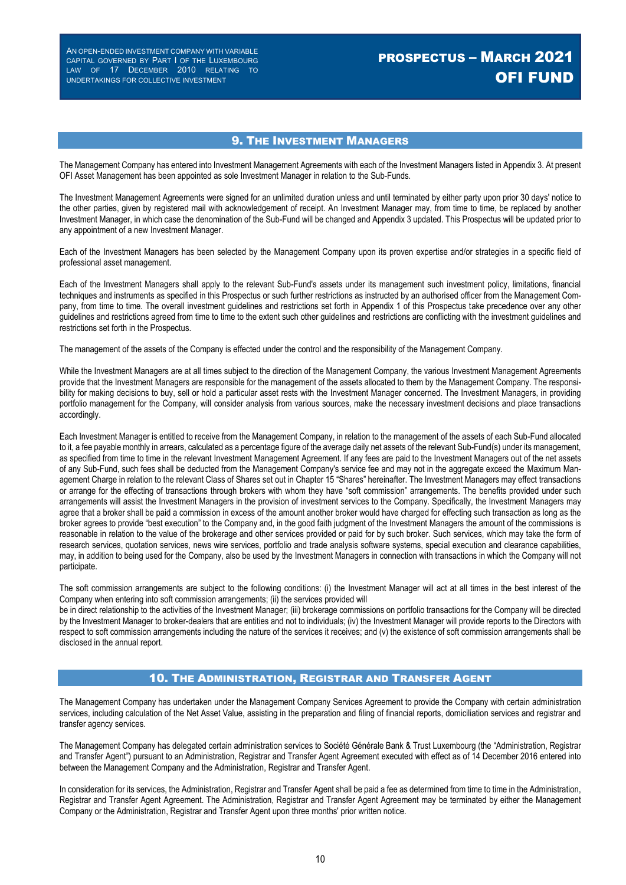## 9. The Investment Managers

The Management Company has entered into Investment Management Agreements with each of the Investment Managers listed in Appendix 3. At present OFI Asset Management has been appointed as sole Investment Manager in relation to the Sub-Funds.

The Investment Management Agreements were signed for an unlimited duration unless and until terminated by either party upon prior 30 days' notice to the other parties, given by registered mail with acknowledgement of receipt. An Investment Manager may, from time to time, be replaced by another Investment Manager, in which case the denomination of the Sub-Fund will be changed and Appendix 3 updated. This Prospectus will be updated prior to any appointment of a new Investment Manager.

Each of the Investment Managers has been selected by the Management Company upon its proven expertise and/or strategies in a specific field of professional asset management.

Each of the Investment Managers shall apply to the relevant Sub-Fund's assets under its management such investment policy, limitations, financial techniques and instruments as specified in this Prospectus or such further restrictions as instructed by an authorised officer from the Management Company, from time to time. The overall investment guidelines and restrictions set forth in Appendix 1 of this Prospectus take precedence over any other guidelines and restrictions agreed from time to time to the extent such other guidelines and restrictions are conflicting with the investment guidelines and restrictions set forth in the Prospectus.

The management of the assets of the Company is effected under the control and the responsibility of the Management Company.

While the Investment Managers are at all times subject to the direction of the Management Company, the various Investment Management Agreements provide that the Investment Managers are responsible for the management of the assets allocated to them by the Management Company. The responsibility for making decisions to buy, sell or hold a particular asset rests with the Investment Manager concerned. The Investment Managers, in providing portfolio management for the Company, will consider analysis from various sources, make the necessary investment decisions and place transactions accordingly.

Each Investment Manager is entitled to receive from the Management Company, in relation to the management of the assets of each Sub-Fund allocated to it, a fee payable monthly in arrears, calculated as a percentage figure of the average daily net assets of the relevant Sub-Fund(s) under its management, as specified from time to time in the relevant Investment Management Agreement. If any fees are paid to the Investment Managers out of the net assets of any Sub-Fund, such fees shall be deducted from the Management Company's service fee and may not in the aggregate exceed the Maximum Management Charge in relation to the relevant Class of Shares set out in Chapter 15 "Shares" hereinafter. The Investment Managers may effect transactions or arrange for the effecting of transactions through brokers with whom they have "soft commission" arrangements. The benefits provided under such arrangements will assist the Investment Managers in the provision of investment services to the Company. Specifically, the Investment Managers may agree that a broker shall be paid a commission in excess of the amount another broker would have charged for effecting such transaction as long as the broker agrees to provide "best execution" to the Company and, in the good faith judgment of the Investment Managers the amount of the commissions is reasonable in relation to the value of the brokerage and other services provided or paid for by such broker. Such services, which may take the form of research services, quotation services, news wire services, portfolio and trade analysis software systems, special execution and clearance capabilities, may, in addition to being used for the Company, also be used by the Investment Managers in connection with transactions in which the Company will not participate.

The soft commission arrangements are subject to the following conditions: (i) the Investment Manager will act at all times in the best interest of the Company when entering into soft commission arrangements; (ii) the services provided will be in direct relationship to the activities of the Investment Manager; (iii) brokerage commissions on portfolio transactions for the Company will be directed by the Investment Manager to broker-dealers that are entities and not to individuals; (iv) the Investment Manager will provide reports to the Directors with respect to soft commission arrangements including the nature of the services it receives; and (v) the existence of soft commission arrangements shall be disclosed in the annual report.

## 10. The Administration, Registrar and Transfer Agent

The Management Company has undertaken under the Management Company Services Agreement to provide the Company with certain administration services, including calculation of the Net Asset Value, assisting in the preparation and filing of financial reports, domiciliation services and registrar and transfer agency services.

The Management Company has delegated certain administration services to Société Générale Bank & Trust Luxembourg (the "Administration, Registrar and Transfer Agent") pursuant to an Administration, Registrar and Transfer Agent Agreement executed with effect as of 14 December 2016 entered into between the Management Company and the Administration, Registrar and Transfer Agent.

In consideration for its services, the Administration, Registrar and Transfer Agent shall be paid a fee as determined from time to time in the Administration, Registrar and Transfer Agent Agreement. The Administration, Registrar and Transfer Agent Agreement may be terminated by either the Management Company or the Administration, Registrar and Transfer Agent upon three months' prior written notice.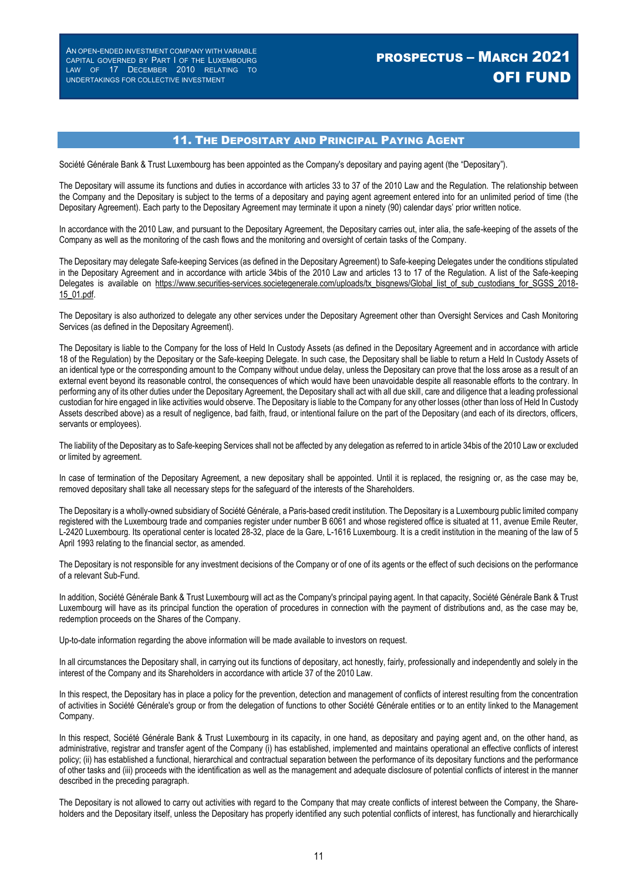## 11. The Depositary and Principal Paying Agent

Société Générale Bank & Trust Luxembourg has been appointed as the Company's depositary and paying agent (the "Depositary").

The Depositary will assume its functions and duties in accordance with articles 33 to 37 of the 2010 Law and the Regulation. The relationship between the Company and the Depositary is subject to the terms of a depositary and paying agent agreement entered into for an unlimited period of time (the Depositary Agreement). Each party to the Depositary Agreement may terminate it upon a ninety (90) calendar days' prior written notice.

In accordance with the 2010 Law, and pursuant to the Depositary Agreement, the Depositary carries out, inter alia, the safe-keeping of the assets of the Company as well as the monitoring of the cash flows and the monitoring and oversight of certain tasks of the Company.

The Depositary may delegate Safe-keeping Services (as defined in the Depositary Agreement) to Safe-keeping Delegates under the conditions stipulated in the Depositary Agreement and in accordance with article 34bis of the 2010 Law and articles 13 to 17 of the Regulation. A list of the Safe-keeping Delegates is available on https://www.securities-services.societegenerale.com/uploads/tx_bisgnews/Global_list_of_sub_custodians_for_SGSS_2018-15_01.pdf.

The Depositary is also authorized to delegate any other services under the Depositary Agreement other than Oversight Services and Cash Monitoring Services (as defined in the Depositary Agreement).

The Depositary is liable to the Company for the loss of Held In Custody Assets (as defined in the Depositary Agreement and in accordance with article 18 of the Regulation) by the Depositary or the Safe-keeping Delegate. In such case, the Depositary shall be liable to return a Held In Custody Assets of an identical type or the corresponding amount to the Company without undue delay, unless the Depositary can prove that the loss arose as a result of an external event beyond its reasonable control, the consequences of which would have been unavoidable despite all reasonable efforts to the contrary. In performing any of its other duties under the Depositary Agreement, the Depositary shall act with all due skill, care and diligence that a leading professional custodian for hire engaged in like activities would observe. The Depositary is liable to the Company for any other losses (other than loss of Held In Custody Assets described above) as a result of negligence, bad faith, fraud, or intentional failure on the part of the Depositary (and each of its directors, officers, servants or employees).

The liability of the Depositary as to Safe-keeping Services shall not be affected by any delegation as referred to in article 34bis of the 2010 Law or excluded or limited by agreement.

In case of termination of the Depositary Agreement, a new depositary shall be appointed. Until it is replaced, the resigning or, as the case may be, removed depositary shall take all necessary steps for the safeguard of the interests of the Shareholders.

The Depositary is a wholly-owned subsidiary of Société Générale, a Paris-based credit institution. The Depositary is a Luxembourg public limited company registered with the Luxembourg trade and companies register under number B 6061 and whose registered office is situated at 11, avenue Emile Reuter, L-2420 Luxembourg. Its operational center is located 28-32, place de la Gare, L-1616 Luxembourg. It is a credit institution in the meaning of the law of 5 April 1993 relating to the financial sector, as amended.

The Depositary is not responsible for any investment decisions of the Company or of one of its agents or the effect of such decisions on the performance of a relevant Sub-Fund.

In addition, Société Générale Bank & Trust Luxembourg will act as the Company's principal paying agent. In that capacity, Société Générale Bank & Trust Luxembourg will have as its principal function the operation of procedures in connection with the payment of distributions and, as the case may be, redemption proceeds on the Shares of the Company.

Up-to-date information regarding the above information will be made available to investors on request.

In all circumstances the Depositary shall, in carrying out its functions of depositary, act honestly, fairly, professionally and independently and solely in the interest of the Company and its Shareholders in accordance with article 37 of the 2010 Law.

In this respect, the Depositary has in place a policy for the prevention, detection and management of conflicts of interest resulting from the concentration of activities in Société Générale's group or from the delegation of functions to other Société Générale entities or to an entity linked to the Management Company.

In this respect, Société Générale Bank & Trust Luxembourg in its capacity, in one hand, as depositary and paying agent and, on the other hand, as administrative, registrar and transfer agent of the Company (i) has established, implemented and maintains operational an effective conflicts of interest policy; (ii) has established a functional, hierarchical and contractual separation between the performance of its depositary functions and the performance of other tasks and (iii) proceeds with the identification as well as the management and adequate disclosure of potential conflicts of interest in the manner described in the preceding paragraph.

The Depositary is not allowed to carry out activities with regard to the Company that may create conflicts of interest between the Company, the Share-holders and the Depositary itself, unless the Depositary has properly identified any such potential conflicts of interest, has functionally and hierarchically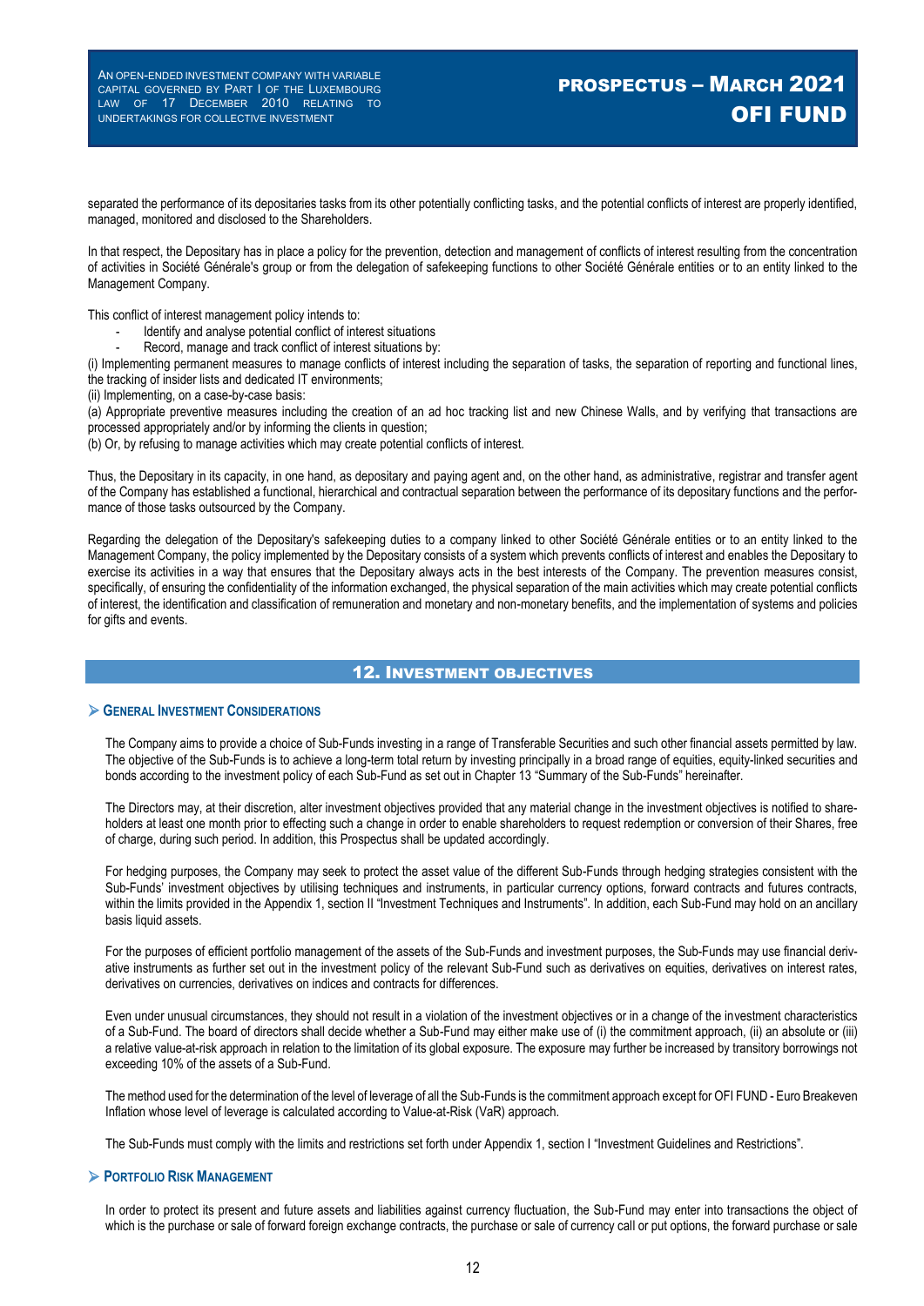separated the performance of its depositaries tasks from its other potentially conflicting tasks, and the potential conflicts of interest are properly identified, managed, monitored and disclosed to the Shareholders.

In that respect, the Depositary has in place a policy for the prevention, detection and management of conflicts of interest resulting from the concentration of activities in Société Générale's group or from the delegation of safekeeping functions to other Société Générale entities or to an entity linked to the Management Company.

This conflict of interest management policy intends to:

- Identify and analyse potential conflict of interest situations
- Record, manage and track conflict of interest situations by:

(i) Implementing permanent measures to manage conflicts of interest including the separation of tasks, the separation of reporting and functional lines, the tracking of insider lists and dedicated IT environments;

(ii) Implementing, on a case-by-case basis:

(a) Appropriate preventive measures including the creation of an ad hoc tracking list and new Chinese Walls, and by verifying that transactions are processed appropriately and/or by informing the clients in question;

(b) Or, by refusing to manage activities which may create potential conflicts of interest.

Thus, the Depositary in its capacity, in one hand, as depositary and paying agent and, on the other hand, as administrative, registrar and transfer agent of the Company has established a functional, hierarchical and contractual separation between the performance of its depositary functions and the performance of those tasks outsourced by the Company.

Regarding the delegation of the Depositary's safekeeping duties to a company linked to other Société Générale entities or to an entity linked to the Management Company, the policy implemented by the Depositary consists of a system which prevents conflicts of interest and enables the Depositary to exercise its activities in a way that ensures that the Depositary always acts in the best interests of the Company. The prevention measures consist, specifically, of ensuring the confidentiality of the information exchanged, the physical separation of the main activities which may create potential conflicts of interest, the identification and classification of remuneration and monetary and non-monetary benefits, and the implementation of systems and policies for gifts and events.

## 12. Investment objectives

### General Investment Considerations

The Company aims to provide a choice of Sub-Funds investing in a range of Transferable Securities and such other financial assets permitted by law. The objective of the Sub-Funds is to achieve a long-term total return by investing principally in a broad range of equities, equity-linked securities and bonds according to the investment policy of each Sub-Fund as set out in Chapter 13 "Summary of the Sub-Funds" hereinafter.

The Directors may, at their discretion, alter investment objectives provided that any material change in the investment objectives is notified to shareholders at least one month prior to effecting such a change in order to enable shareholders to request redemption or conversion of their Shares, free of charge, during such period. In addition, this Prospectus shall be updated accordingly.

For hedging purposes, the Company may seek to protect the asset value of the different Sub-Funds through hedging strategies consistent with the Sub-Funds' investment objectives by utilising techniques and instruments, in particular currency options, forward contracts and futures contracts, within the limits provided in the Appendix 1, section II "Investment Techniques and Instruments". In addition, each Sub-Fund may hold on an ancillary basis liquid assets.

For the purposes of efficient portfolio management of the assets of the Sub-Funds and investment purposes, the Sub-Funds may use financial derivative instruments as further set out in the investment policy of the relevant Sub-Fund such as derivatives on equities, derivatives on interest rates, derivatives on currencies, derivatives on indices and contracts for differences.

Even under unusual circumstances, they should not result in a violation of the investment objectives or in a change of the investment characteristics of a Sub-Fund. The board of directors shall decide whether a Sub-Fund may either make use of (i) the commitment approach, (ii) an absolute or (iii) a relative value-at-risk approach in relation to the limitation of its global exposure. The exposure may further be increased by transitory borrowings not exceeding 10% of the assets of a Sub-Fund.

The method used for the determination of the level of leverage of all the Sub-Funds is the commitment approach except for OFI FUND - Euro Breakeven Inflation whose level of leverage is calculated according to Value-at-Risk (VaR) approach.

The Sub-Funds must comply with the limits and restrictions set forth under Appendix 1, section I "Investment Guidelines and Restrictions".

### Portfolio Risk Management

In order to protect its present and future assets and liabilities against currency fluctuation, the Sub-Fund may enter into transactions the object of which is the purchase or sale of forward foreign exchange contracts, the purchase or sale of currency call or put options, the forward purchase or sale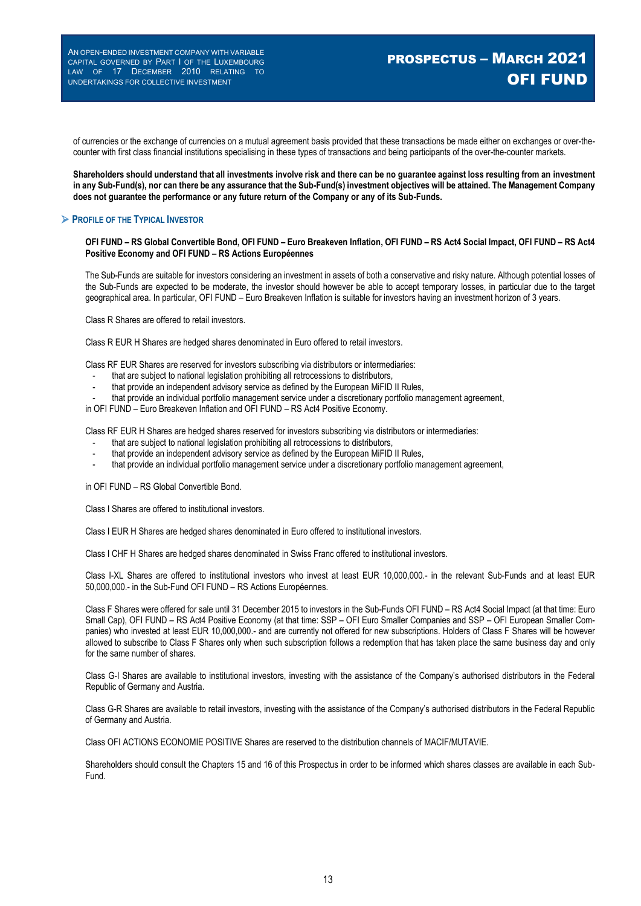of currencies or the exchange of currencies on a mutual agreement basis provided that these transactions be made either on exchanges or over-the-counter with first class financial institutions specialising in these types of transactions and being participants of the over-the-counter markets.

**Shareholders should understand that all investments involve risk and there can be no guarantee against loss resulting from an investment in any Sub-Fund(s), nor can there be any assurance that the Sub-Fund(s) investment objectives will be attained. The Management Company does not guarantee the performance or any future return of the Company or any of its Sub-Funds.**

## ➢ PROFILE OF THE TYPICAL INVESTOR

**OFI FUND – RS Global Convertible Bond, OFI FUND – Euro Breakeven Inflation, OFI FUND – RS Act4 Social Impact, OFI FUND – RS Act4 Positive Economy and OFI FUND – RS Actions Européennes**

The Sub-Funds are suitable for investors considering an investment in assets of both a conservative and risky nature. Although potential losses of the Sub-Funds are expected to be moderate, the investor should however be able to accept temporary losses, in particular due to the target geographical area. In particular, OFI FUND – Euro Breakeven Inflation is suitable for investors having an investment horizon of 3 years.

Class R Shares are offered to retail investors.

Class R EUR H Shares are hedged shares denominated in Euro offered to retail investors.

Class RF EUR Shares are reserved for investors subscribing via distributors or intermediaries:

- that are subject to national legislation prohibiting all retrocessions to distributors,
- that provide an independent advisory service as defined by the European MiFID II Rules,
- that provide an individual portfolio management service under a discretionary portfolio management agreement,

in OFI FUND – Euro Breakeven Inflation and OFI FUND – RS Act4 Positive Economy.

Class RF EUR H Shares are hedged shares reserved for investors subscribing via distributors or intermediaries:

- that are subject to national legislation prohibiting all retrocessions to distributors,
- that provide an independent advisory service as defined by the European MiFID II Rules,
- that provide an individual portfolio management service under a discretionary portfolio management agreement,

in OFI FUND – RS Global Convertible Bond.

Class I Shares are offered to institutional investors.

Class I EUR H Shares are hedged shares denominated in Euro offered to institutional investors.

Class I CHF H Shares are hedged shares denominated in Swiss Franc offered to institutional investors.

Class I-XL Shares are offered to institutional investors who invest at least EUR 10,000,000.- in the relevant Sub-Funds and at least EUR 50,000,000.- in the Sub-Fund OFI FUND – RS Actions Européennes.

Class F Shares were offered for sale until 31 December 2015 to investors in the Sub-Funds OFI FUND – RS Act4 Social Impact (at that time: Euro Small Cap), OFI FUND – RS Act4 Positive Economy (at that time: SSP – OFI Euro Smaller Companies and SSP – OFI European Smaller Companies) who invested at least EUR 10,000,000.- and are currently not offered for new subscriptions. Holders of Class F Shares will be however allowed to subscribe to Class F Shares only when such subscription follows a redemption that has taken place the same business day and only for the same number of shares.

Class G-I Shares are available to institutional investors, investing with the assistance of the Company's authorised distributors in the Federal Republic of Germany and Austria.

Class G-R Shares are available to retail investors, investing with the assistance of the Company's authorised distributors in the Federal Republic of Germany and Austria.

Class OFI ACTIONS ECONOMIE POSITIVE Shares are reserved to the distribution channels of MACIF/MUTAVIE.

Shareholders should consult the Chapters 15 and 16 of this Prospectus in order to be informed which shares classes are available in each Sub-Fund.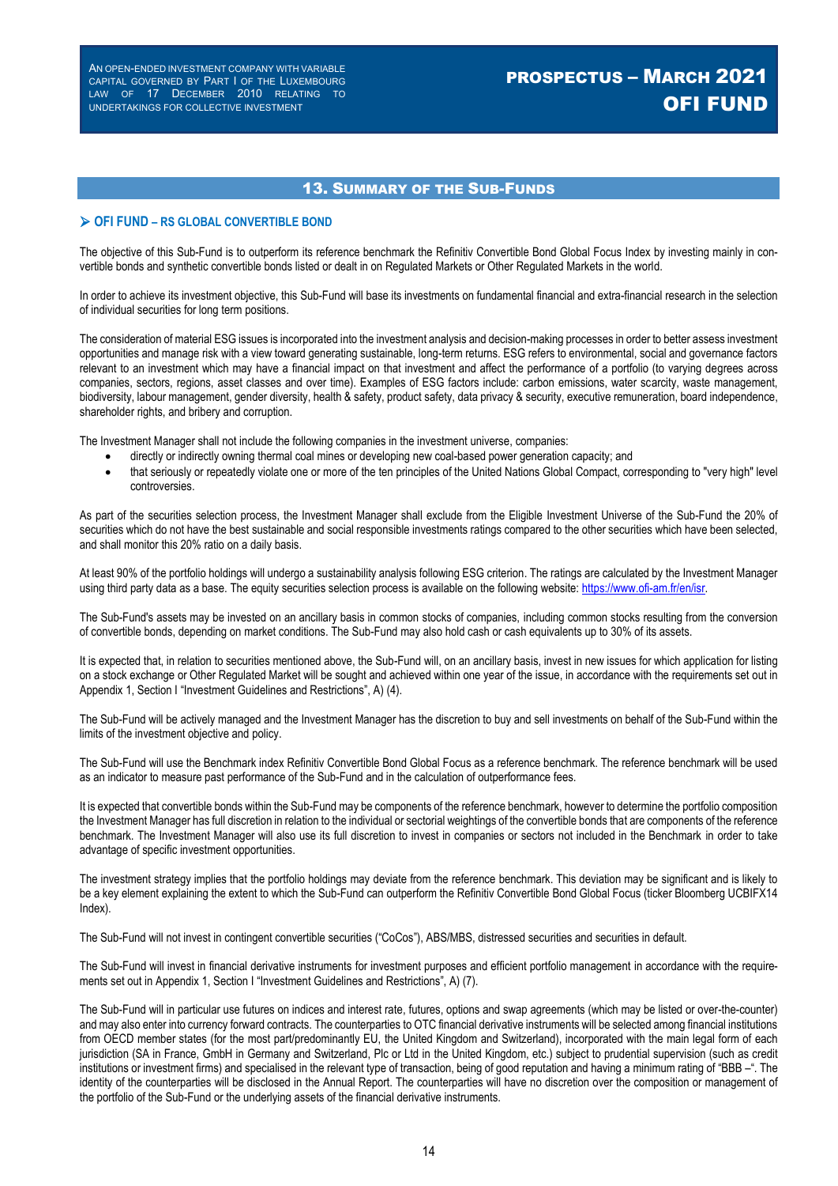## 13. Summary of the Sub-Funds

### ➢ OFI FUND – RS GLOBAL CONVERTIBLE BOND

The objective of this Sub-Fund is to outperform its reference benchmark the Refinitiv Convertible Bond Global Focus Index by investing mainly in convertible bonds and synthetic convertible bonds listed or dealt in on Regulated Markets or Other Regulated Markets in the world.

In order to achieve its investment objective, this Sub-Fund will base its investments on fundamental financial and extra-financial research in the selection of individual securities for long term positions.

The consideration of material ESG issues is incorporated into the investment analysis and decision-making processes in order to better assess investment opportunities and manage risk with a view toward generating sustainable, long-term returns. ESG refers to environmental, social and governance factors relevant to an investment which may have a financial impact on that investment and affect the performance of a portfolio (to varying degrees across companies, sectors, regions, asset classes and over time). Examples of ESG factors include: carbon emissions, water scarcity, waste management, biodiversity, labour management, gender diversity, health & safety, product safety, data privacy & security, executive remuneration, board independence, shareholder rights, and bribery and corruption.

The Investment Manager shall not include the following companies in the investment universe, companies:

- directly or indirectly owning thermal coal mines or developing new coal-based power generation capacity; and
- that seriously or repeatedly violate one or more of the ten principles of the United Nations Global Compact, corresponding to "very high" level controversies.

As part of the securities selection process, the Investment Manager shall exclude from the Eligible Investment Universe of the Sub-Fund the 20% of securities which do not have the best sustainable and social responsible investments ratings compared to the other securities which have been selected, and shall monitor this 20% ratio on a daily basis.

At least 90% of the portfolio holdings will undergo a sustainability analysis following ESG criterion. The ratings are calculated by the Investment Manager using third party data as a base. The equity securities selection process is available on the following website: https://www.ofi-am.fr/en/isr.

The Sub-Fund's assets may be invested on an ancillary basis in common stocks of companies, including common stocks resulting from the conversion of convertible bonds, depending on market conditions. The Sub-Fund may also hold cash or cash equivalents up to 30% of its assets.

It is expected that, in relation to securities mentioned above, the Sub-Fund will, on an ancillary basis, invest in new issues for which application for listing on a stock exchange or Other Regulated Market will be sought and achieved within one year of the issue, in accordance with the requirements set out in Appendix 1, Section I "Investment Guidelines and Restrictions", A) (4).

The Sub-Fund will be actively managed and the Investment Manager has the discretion to buy and sell investments on behalf of the Sub-Fund within the limits of the investment objective and policy.

The Sub-Fund will use the Benchmark index Refinitiv Convertible Bond Global Focus as a reference benchmark. The reference benchmark will be used as an indicator to measure past performance of the Sub-Fund and in the calculation of outperformance fees.

It is expected that convertible bonds within the Sub-Fund may be components of the reference benchmark, however to determine the portfolio composition the Investment Manager has full discretion in relation to the individual or sectorial weightings of the convertible bonds that are components of the reference benchmark. The Investment Manager will also use its full discretion to invest in companies or sectors not included in the Benchmark in order to take advantage of specific investment opportunities.

The investment strategy implies that the portfolio holdings may deviate from the reference benchmark. This deviation may be significant and is likely to be a key element explaining the extent to which the Sub-Fund can outperform the Refinitiv Convertible Bond Global Focus (ticker Bloomberg UCBIFX14 Index).

The Sub-Fund will not invest in contingent convertible securities ("CoCos"), ABS/MBS, distressed securities and securities in default.

The Sub-Fund will invest in financial derivative instruments for investment purposes and efficient portfolio management in accordance with the requirements set out in Appendix 1, Section I "Investment Guidelines and Restrictions", A) (7).

The Sub-Fund will in particular use futures on indices and interest rate, futures, options and swap agreements (which may be listed or over-the-counter) and may also enter into currency forward contracts. The counterparties to OTC financial derivative instruments will be selected among financial institutions from OECD member states (for the most part/predominantly EU, the United Kingdom and Switzerland), incorporated with the main legal form of each jurisdiction (SA in France, GmbH in Germany and Switzerland, Plc or Ltd in the United Kingdom, etc.) subject to prudential supervision (such as credit institutions or investment firms) and specialised in the relevant type of transaction, being of good reputation and having a minimum rating of "BBB –". The identity of the counterparties will be disclosed in the Annual Report. The counterparties will have no discretion over the composition or management of the portfolio of the Sub-Fund or the underlying assets of the financial derivative instruments.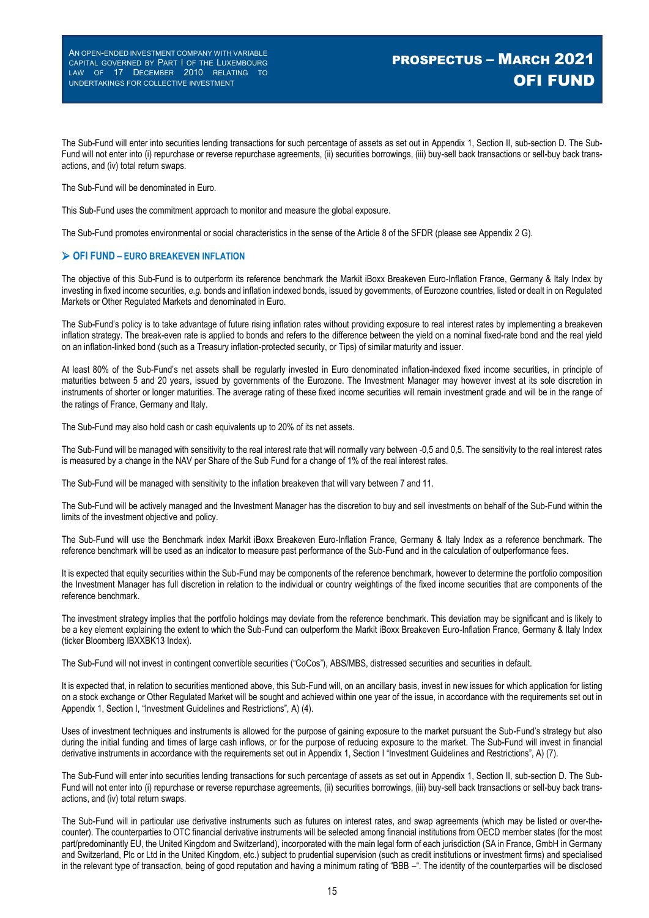The Sub-Fund will enter into securities lending transactions for such percentage of assets as set out in Appendix 1, Section II, sub-section D. The Sub-Fund will not enter into (i) repurchase or reverse repurchase agreements, (ii) securities borrowings, (iii) buy-sell back transactions or sell-buy back transactions, and (iv) total return swaps.

The Sub-Fund will be denominated in Euro.

This Sub-Fund uses the commitment approach to monitor and measure the global exposure.

The Sub-Fund promotes environmental or social characteristics in the sense of the Article 8 of the SFDR (please see Appendix 2 G).

### ➢ OFI FUND – EURO BREAKEVEN INFLATION

The objective of this Sub-Fund is to outperform its reference benchmark the Markit iBoxx Breakeven Euro-Inflation France, Germany & Italy Index by investing in fixed income securities, *e.g.* bonds and inflation indexed bonds, issued by governments, of Eurozone countries, listed or dealt in on Regulated Markets or Other Regulated Markets and denominated in Euro.

The Sub-Fund's policy is to take advantage of future rising inflation rates without providing exposure to real interest rates by implementing a breakeven inflation strategy. The break-even rate is applied to bonds and refers to the difference between the yield on a nominal fixed-rate bond and the real yield on an inflation-linked bond (such as a Treasury inflation-protected security, or Tips) of similar maturity and issuer.

At least 80% of the Sub-Fund's net assets shall be regularly invested in Euro denominated inflation-indexed fixed income securities, in principle of maturities between 5 and 20 years, issued by governments of the Eurozone. The Investment Manager may however invest at its sole discretion in instruments of shorter or longer maturities. The average rating of these fixed income securities will remain investment grade and will be in the range of the ratings of France, Germany and Italy.

The Sub-Fund may also hold cash or cash equivalents up to 20% of its net assets.

The Sub-Fund will be managed with sensitivity to the real interest rate that will normally vary between -0,5 and 0,5. The sensitivity to the real interest rates is measured by a change in the NAV per Share of the Sub Fund for a change of 1% of the real interest rates.

The Sub-Fund will be managed with sensitivity to the inflation breakeven that will vary between 7 and 11.

The Sub-Fund will be actively managed and the Investment Manager has the discretion to buy and sell investments on behalf of the Sub-Fund within the limits of the investment objective and policy.

The Sub-Fund will use the Benchmark index Markit iBoxx Breakeven Euro-Inflation France, Germany & Italy Index as a reference benchmark. The reference benchmark will be used as an indicator to measure past performance of the Sub-Fund and in the calculation of outperformance fees.

It is expected that equity securities within the Sub-Fund may be components of the reference benchmark, however to determine the portfolio composition the Investment Manager has full discretion in relation to the individual or country weightings of the fixed income securities that are components of the reference benchmark.

The investment strategy implies that the portfolio holdings may deviate from the reference benchmark. This deviation may be significant and is likely to be a key element explaining the extent to which the Sub-Fund can outperform the Markit iBoxx Breakeven Euro-Inflation France, Germany & Italy Index (ticker Bloomberg IBXXBK13 Index).

The Sub-Fund will not invest in contingent convertible securities ("CoCos"), ABS/MBS, distressed securities and securities in default.

It is expected that, in relation to securities mentioned above, this Sub-Fund will, on an ancillary basis, invest in new issues for which application for listing on a stock exchange or Other Regulated Market will be sought and achieved within one year of the issue, in accordance with the requirements set out in Appendix 1, Section I, "Investment Guidelines and Restrictions", A) (4).

Uses of investment techniques and instruments is allowed for the purpose of gaining exposure to the market pursuant the Sub-Fund's strategy but also during the initial funding and times of large cash inflows, or for the purpose of reducing exposure to the market. The Sub-Fund will invest in financial derivative instruments in accordance with the requirements set out in Appendix 1, Section I "Investment Guidelines and Restrictions", A) (7).

The Sub-Fund will enter into securities lending transactions for such percentage of assets as set out in Appendix 1, Section II, sub-section D. The Sub-Fund will not enter into (i) repurchase or reverse repurchase agreements, (ii) securities borrowings, (iii) buy-sell back transactions or sell-buy back transactions, and (iv) total return swaps.

The Sub-Fund will in particular use derivative instruments such as futures on interest rates, and swap agreements (which may be listed or over-the-counter). The counterparties to OTC financial derivative instruments will be selected among financial institutions from OECD member states (for the most part/predominantly EU, the United Kingdom and Switzerland), incorporated with the main legal form of each jurisdiction (SA in France, GmbH in Germany and Switzerland, Plc or Ltd in the United Kingdom, etc.) subject to prudential supervision (such as credit institutions or investment firms) and specialised in the relevant type of transaction, being of good reputation and having a minimum rating of "BBB –". The identity of the counterparties will be disclosed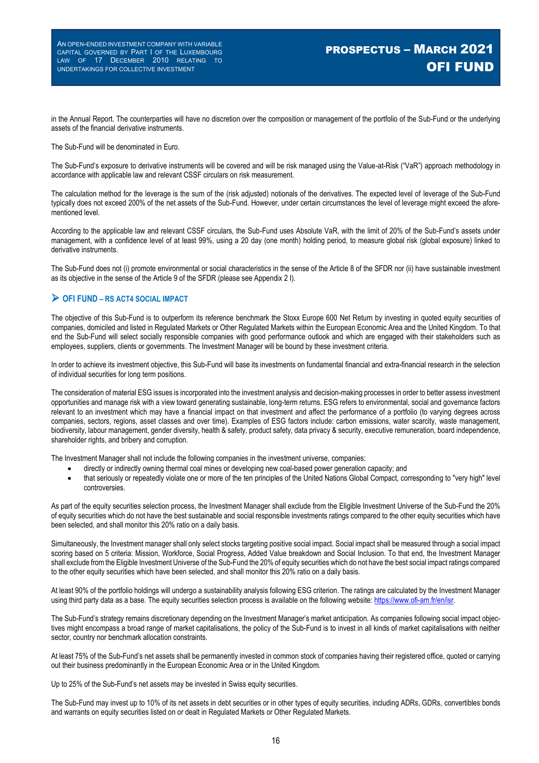in the Annual Report. The counterparties will have no discretion over the composition or management of the portfolio of the Sub-Fund or the underlying assets of the financial derivative instruments.

The Sub-Fund will be denominated in Euro.

The Sub-Fund's exposure to derivative instruments will be covered and will be risk managed using the Value-at-Risk ("VaR") approach methodology in accordance with applicable law and relevant CSSF circulars on risk measurement.

The calculation method for the leverage is the sum of the (risk adjusted) notionals of the derivatives. The expected level of leverage of the Sub-Fund typically does not exceed 200% of the net assets of the Sub-Fund. However, under certain circumstances the level of leverage might exceed the afore-mentioned level.

According to the applicable law and relevant CSSF circulars, the Sub-Fund uses Absolute VaR, with the limit of 20% of the Sub-Fund's assets under management, with a confidence level of at least 99%, using a 20 day (one month) holding period, to measure global risk (global exposure) linked to derivative instruments.

The Sub-Fund does not (i) promote environmental or social characteristics in the sense of the Article 8 of the SFDR nor (ii) have sustainable investment as its objective in the sense of the Article 9 of the SFDR (please see Appendix 2 I).

## ➢ OFI FUND – RS ACT4 SOCIAL IMPACT

The objective of this Sub-Fund is to outperform its reference benchmark the Stoxx Europe 600 Net Return by investing in quoted equity securities of companies, domiciled and listed in Regulated Markets or Other Regulated Markets within the European Economic Area and the United Kingdom. To that end the Sub-Fund will select socially responsible companies with good performance outlook and which are engaged with their stakeholders such as employees, suppliers, clients or governments. The Investment Manager will be bound by these investment criteria.

In order to achieve its investment objective, this Sub-Fund will base its investments on fundamental financial and extra-financial research in the selection of individual securities for long term positions.

The consideration of material ESG issues is incorporated into the investment analysis and decision-making processes in order to better assess investment opportunities and manage risk with a view toward generating sustainable, long-term returns. ESG refers to environmental, social and governance factors relevant to an investment which may have a financial impact on that investment and affect the performance of a portfolio (to varying degrees across companies, sectors, regions, asset classes and over time). Examples of ESG factors include: carbon emissions, water scarcity, waste management, biodiversity, labour management, gender diversity, health & safety, product safety, data privacy & security, executive remuneration, board independence, shareholder rights, and bribery and corruption.

The Investment Manager shall not include the following companies in the investment universe, companies:

- directly or indirectly owning thermal coal mines or developing new coal-based power generation capacity; and
- that seriously or repeatedly violate one or more of the ten principles of the United Nations Global Compact, corresponding to "very high" level controversies.

As part of the equity securities selection process, the Investment Manager shall exclude from the Eligible Investment Universe of the Sub-Fund the 20% of equity securities which do not have the best sustainable and social responsible investments ratings compared to the other equity securities which have been selected, and shall monitor this 20% ratio on a daily basis.

Simultaneously, the Investment manager shall only select stocks targeting positive social impact. Social impact shall be measured through a social impact scoring based on 5 criteria: Mission, Workforce, Social Progress, Added Value breakdown and Social Inclusion. To that end, the Investment Manager shall exclude from the Eligible Investment Universe of the Sub-Fund the 20% of equity securities which do not have the best social impact ratings compared to the other equity securities which have been selected, and shall monitor this 20% ratio on a daily basis.

At least 90% of the portfolio holdings will undergo a sustainability analysis following ESG criterion. The ratings are calculated by the Investment Manager using third party data as a base. The equity securities selection process is available on the following website: https://www.ofi-am.fr/en/isr.

The Sub-Fund's strategy remains discretionary depending on the Investment Manager's market anticipation. As companies following social impact objectives might encompass a broad range of market capitalisations, the policy of the Sub-Fund is to invest in all kinds of market capitalisations with neither sector, country nor benchmark allocation constraints.

At least 75% of the Sub-Fund's net assets shall be permanently invested in common stock of companies having their registered office, quoted or carrying out their business predominantly in the European Economic Area or in the United Kingdom.

Up to 25% of the Sub-Fund's net assets may be invested in Swiss equity securities.

The Sub-Fund may invest up to 10% of its net assets in debt securities or in other types of equity securities, including ADRs, GDRs, convertibles bonds and warrants on equity securities listed on or dealt in Regulated Markets or Other Regulated Markets.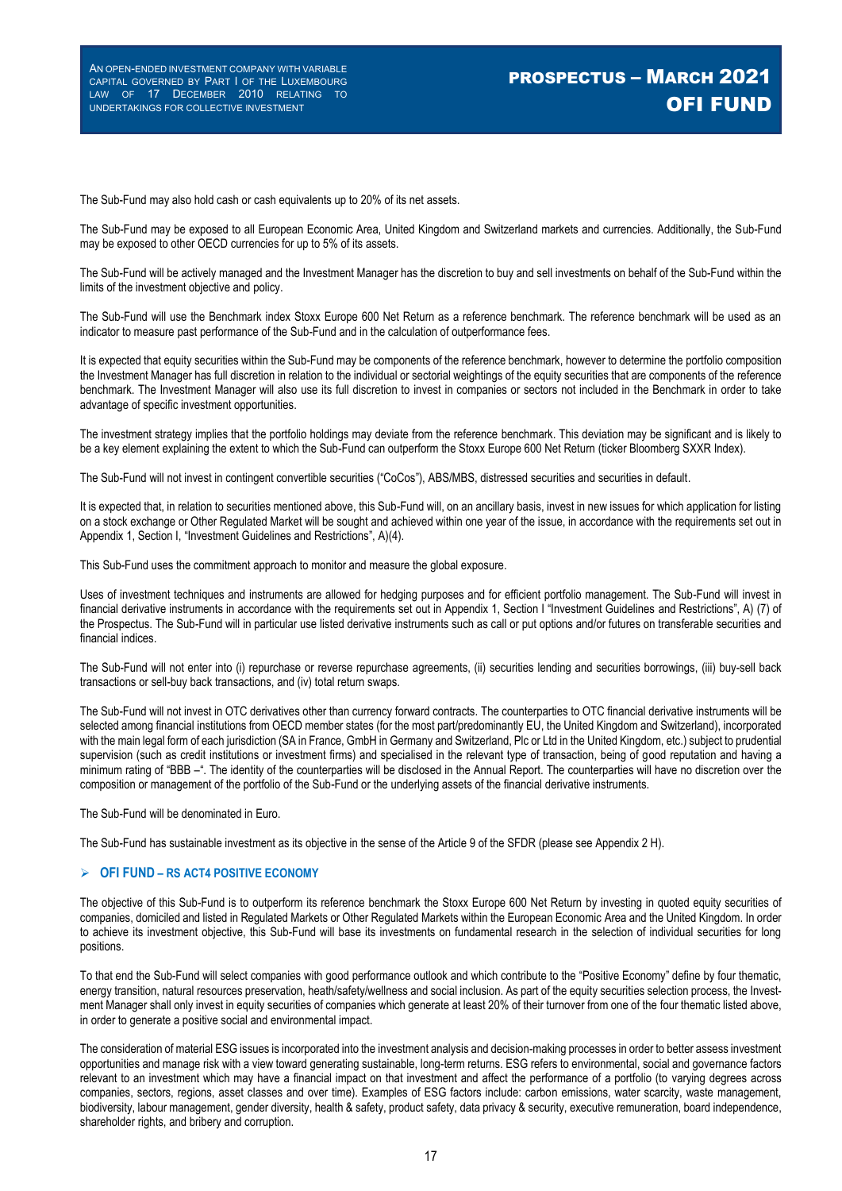The Sub-Fund may also hold cash or cash equivalents up to 20% of its net assets.

The Sub-Fund may be exposed to all European Economic Area, United Kingdom and Switzerland markets and currencies. Additionally, the Sub-Fund may be exposed to other OECD currencies for up to 5% of its assets.

The Sub-Fund will be actively managed and the Investment Manager has the discretion to buy and sell investments on behalf of the Sub-Fund within the limits of the investment objective and policy.

The Sub-Fund will use the Benchmark index Stoxx Europe 600 Net Return as a reference benchmark. The reference benchmark will be used as an indicator to measure past performance of the Sub-Fund and in the calculation of outperformance fees.

It is expected that equity securities within the Sub-Fund may be components of the reference benchmark, however to determine the portfolio composition the Investment Manager has full discretion in relation to the individual or sectorial weightings of the equity securities that are components of the reference benchmark. The Investment Manager will also use its full discretion to invest in companies or sectors not included in the Benchmark in order to take advantage of specific investment opportunities.

The investment strategy implies that the portfolio holdings may deviate from the reference benchmark. This deviation may be significant and is likely to be a key element explaining the extent to which the Sub-Fund can outperform the Stoxx Europe 600 Net Return (ticker Bloomberg SXXR Index).

The Sub-Fund will not invest in contingent convertible securities ("CoCos"), ABS/MBS, distressed securities and securities in default.

It is expected that, in relation to securities mentioned above, this Sub-Fund will, on an ancillary basis, invest in new issues for which application for listing on a stock exchange or Other Regulated Market will be sought and achieved within one year of the issue, in accordance with the requirements set out in Appendix 1, Section I, "Investment Guidelines and Restrictions", A)(4).

This Sub-Fund uses the commitment approach to monitor and measure the global exposure.

Uses of investment techniques and instruments are allowed for hedging purposes and for efficient portfolio management. The Sub-Fund will invest in financial derivative instruments in accordance with the requirements set out in Appendix 1, Section I "Investment Guidelines and Restrictions", A) (7) of the Prospectus. The Sub-Fund will in particular use listed derivative instruments such as call or put options and/or futures on transferable securities and financial indices.

The Sub-Fund will not enter into (i) repurchase or reverse repurchase agreements, (ii) securities lending and securities borrowings, (iii) buy-sell back transactions or sell-buy back transactions, and (iv) total return swaps.

The Sub-Fund will not invest in OTC derivatives other than currency forward contracts. The counterparties to OTC financial derivative instruments will be selected among financial institutions from OECD member states (for the most part/predominantly EU, the United Kingdom and Switzerland), incorporated with the main legal form of each jurisdiction (SA in France, GmbH in Germany and Switzerland, Plc or Ltd in the United Kingdom, etc.) subject to prudential supervision (such as credit institutions or investment firms) and specialised in the relevant type of transaction, being of good reputation and having a minimum rating of "BBB –". The identity of the counterparties will be disclosed in the Annual Report. The counterparties will have no discretion over the composition or management of the portfolio of the Sub-Fund or the underlying assets of the financial derivative instruments.

The Sub-Fund will be denominated in Euro.

The Sub-Fund has sustainable investment as its objective in the sense of the Article 9 of the SFDR (please see Appendix 2 H).

### OFI FUND – RS ACT4 POSITIVE ECONOMY

The objective of this Sub-Fund is to outperform its reference benchmark the Stoxx Europe 600 Net Return by investing in quoted equity securities of companies, domiciled and listed in Regulated Markets or Other Regulated Markets within the European Economic Area and the United Kingdom. In order to achieve its investment objective, this Sub-Fund will base its investments on fundamental research in the selection of individual securities for long positions.

To that end the Sub-Fund will select companies with good performance outlook and which contribute to the "Positive Economy" define by four thematic, energy transition, natural resources preservation, heath/safety/wellness and social inclusion. As part of the equity securities selection process, the Investment Manager shall only invest in equity securities of companies which generate at least 20% of their turnover from one of the four thematic listed above, in order to generate a positive social and environmental impact.

The consideration of material ESG issues is incorporated into the investment analysis and decision-making processes in order to better assess investment opportunities and manage risk with a view toward generating sustainable, long-term returns. ESG refers to environmental, social and governance factors relevant to an investment which may have a financial impact on that investment and affect the performance of a portfolio (to varying degrees across companies, sectors, regions, asset classes and over time). Examples of ESG factors include: carbon emissions, water scarcity, waste management, biodiversity, labour management, gender diversity, health & safety, product safety, data privacy & security, executive remuneration, board independence, shareholder rights, and bribery and corruption.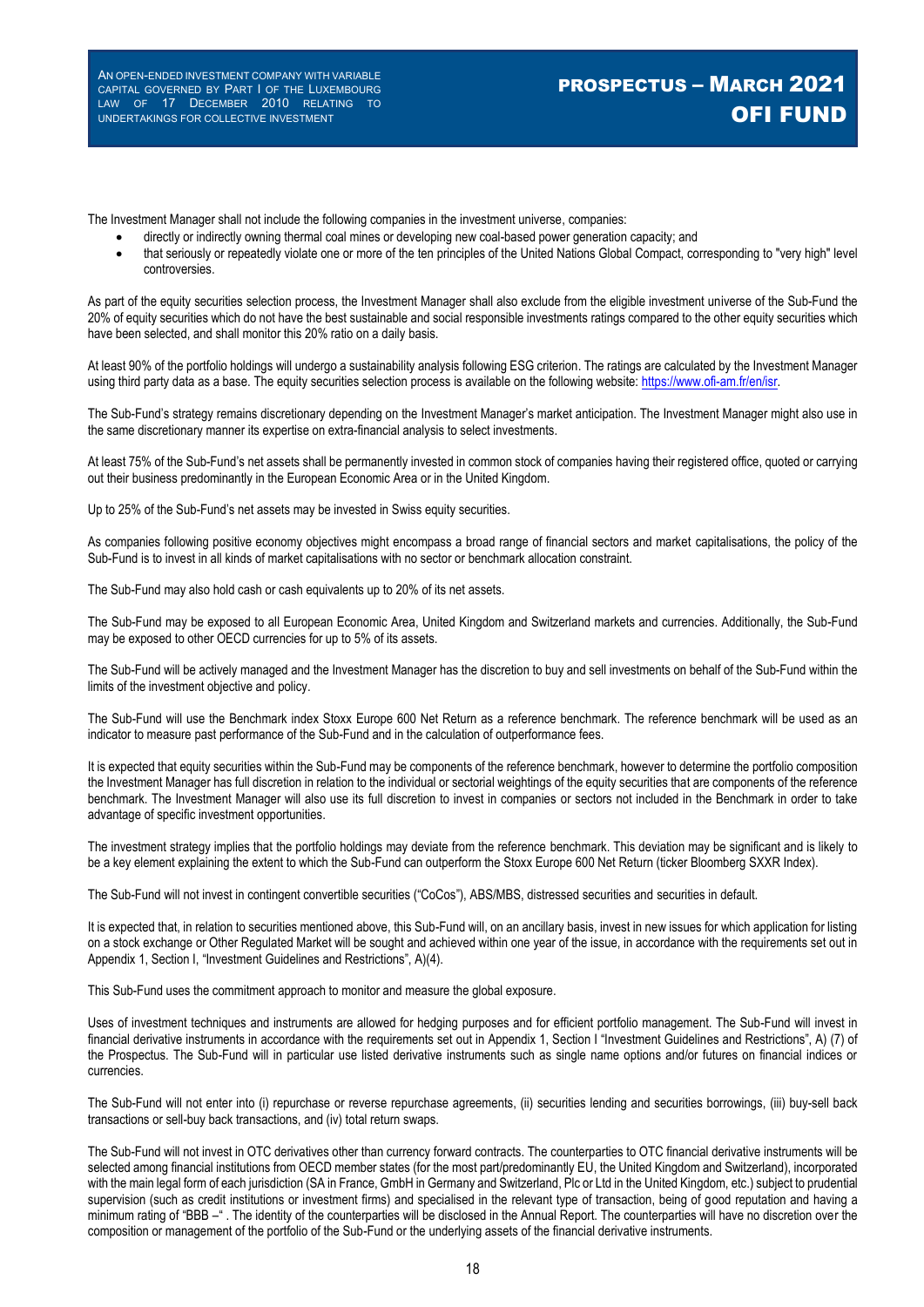The Investment Manager shall not include the following companies in the investment universe, companies:

- directly or indirectly owning thermal coal mines or developing new coal-based power generation capacity; and
- that seriously or repeatedly violate one or more of the ten principles of the United Nations Global Compact, corresponding to "very high" level controversies.

As part of the equity securities selection process, the Investment Manager shall also exclude from the eligible investment universe of the Sub-Fund the 20% of equity securities which do not have the best sustainable and social responsible investments ratings compared to the other equity securities which have been selected, and shall monitor this 20% ratio on a daily basis.

At least 90% of the portfolio holdings will undergo a sustainability analysis following ESG criterion. The ratings are calculated by the Investment Manager using third party data as a base. The equity securities selection process is available on the following website: https://www.ofi-am.fr/en/isr.

The Sub-Fund's strategy remains discretionary depending on the Investment Manager's market anticipation. The Investment Manager might also use in the same discretionary manner its expertise on extra-financial analysis to select investments.

At least 75% of the Sub-Fund's net assets shall be permanently invested in common stock of companies having their registered office, quoted or carrying out their business predominantly in the European Economic Area or in the United Kingdom.

Up to 25% of the Sub-Fund's net assets may be invested in Swiss equity securities.

As companies following positive economy objectives might encompass a broad range of financial sectors and market capitalisations, the policy of the Sub-Fund is to invest in all kinds of market capitalisations with no sector or benchmark allocation constraint.

The Sub-Fund may also hold cash or cash equivalents up to 20% of its net assets.

The Sub-Fund may be exposed to all European Economic Area, United Kingdom and Switzerland markets and currencies. Additionally, the Sub-Fund may be exposed to other OECD currencies for up to 5% of its assets.

The Sub-Fund will be actively managed and the Investment Manager has the discretion to buy and sell investments on behalf of the Sub-Fund within the limits of the investment objective and policy.

The Sub-Fund will use the Benchmark index Stoxx Europe 600 Net Return as a reference benchmark. The reference benchmark will be used as an indicator to measure past performance of the Sub-Fund and in the calculation of outperformance fees.

It is expected that equity securities within the Sub-Fund may be components of the reference benchmark, however to determine the portfolio composition the Investment Manager has full discretion in relation to the individual or sectorial weightings of the equity securities that are components of the reference benchmark. The Investment Manager will also use its full discretion to invest in companies or sectors not included in the Benchmark in order to take advantage of specific investment opportunities.

The investment strategy implies that the portfolio holdings may deviate from the reference benchmark. This deviation may be significant and is likely to be a key element explaining the extent to which the Sub-Fund can outperform the Stoxx Europe 600 Net Return (ticker Bloomberg SXXR Index).

The Sub-Fund will not invest in contingent convertible securities ("CoCos"), ABS/MBS, distressed securities and securities in default.

It is expected that, in relation to securities mentioned above, this Sub-Fund will, on an ancillary basis, invest in new issues for which application for listing on a stock exchange or Other Regulated Market will be sought and achieved within one year of the issue, in accordance with the requirements set out in Appendix 1, Section I, "Investment Guidelines and Restrictions", A)(4).

This Sub-Fund uses the commitment approach to monitor and measure the global exposure.

Uses of investment techniques and instruments are allowed for hedging purposes and for efficient portfolio management. The Sub-Fund will invest in financial derivative instruments in accordance with the requirements set out in Appendix 1, Section I "Investment Guidelines and Restrictions", A) (7) of the Prospectus. The Sub-Fund will in particular use listed derivative instruments such as single name options and/or futures on financial indices or currencies.

The Sub-Fund will not enter into (i) repurchase or reverse repurchase agreements, (ii) securities lending and securities borrowings, (iii) buy-sell back transactions or sell-buy back transactions, and (iv) total return swaps.

The Sub-Fund will not invest in OTC derivatives other than currency forward contracts. The counterparties to OTC financial derivative instruments will be selected among financial institutions from OECD member states (for the most part/predominantly EU, the United Kingdom and Switzerland), incorporated with the main legal form of each jurisdiction (SA in France, GmbH in Germany and Switzerland, Plc or Ltd in the United Kingdom, etc.) subject to prudential supervision (such as credit institutions or investment firms) and specialised in the relevant type of transaction, being of good reputation and having a minimum rating of "BBB –" . The identity of the counterparties will be disclosed in the Annual Report. The counterparties will have no discretion over the composition or management of the portfolio of the Sub-Fund or the underlying assets of the financial derivative instruments.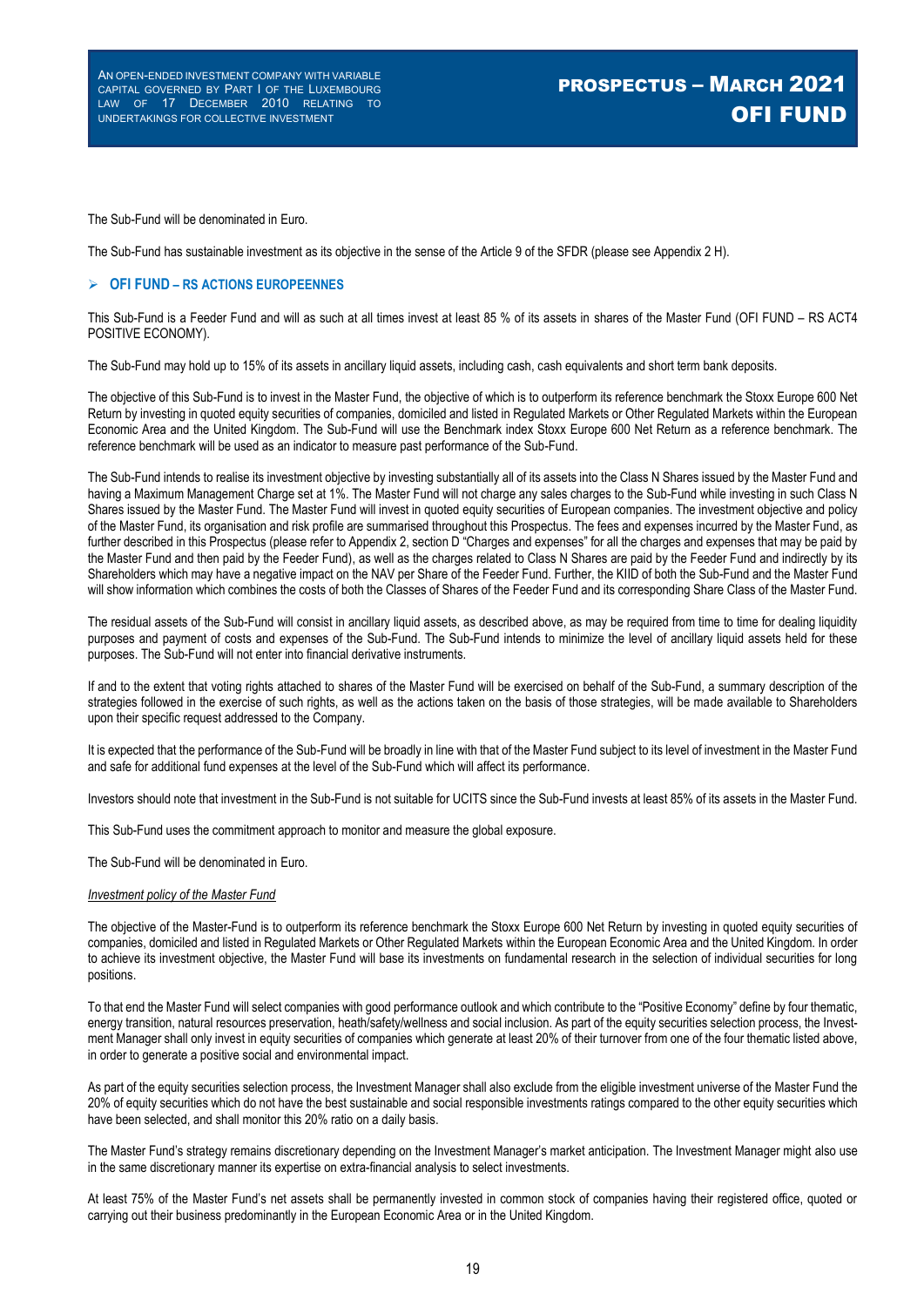The Sub-Fund will be denominated in Euro.

The Sub-Fund has sustainable investment as its objective in the sense of the Article 9 of the SFDR (please see Appendix 2 H).

### ➢ OFI FUND – RS ACTIONS EUROPEENNES

This Sub-Fund is a Feeder Fund and will as such at all times invest at least 85 % of its assets in shares of the Master Fund (OFI FUND – RS ACT4 POSITIVE ECONOMY).

The Sub-Fund may hold up to 15% of its assets in ancillary liquid assets, including cash, cash equivalents and short term bank deposits.

The objective of this Sub-Fund is to invest in the Master Fund, the objective of which is to outperform its reference benchmark the Stoxx Europe 600 Net Return by investing in quoted equity securities of companies, domiciled and listed in Regulated Markets or Other Regulated Markets within the European Economic Area and the United Kingdom. The Sub-Fund will use the Benchmark index Stoxx Europe 600 Net Return as a reference benchmark. The reference benchmark will be used as an indicator to measure past performance of the Sub-Fund.

The Sub-Fund intends to realise its investment objective by investing substantially all of its assets into the Class N Shares issued by the Master Fund and having a Maximum Management Charge set at 1%. The Master Fund will not charge any sales charges to the Sub-Fund while investing in such Class N Shares issued by the Master Fund. The Master Fund will invest in quoted equity securities of European companies. The investment objective and policy of the Master Fund, its organisation and risk profile are summarised throughout this Prospectus. The fees and expenses incurred by the Master Fund, as further described in this Prospectus (please refer to Appendix 2, section D "Charges and expenses" for all the charges and expenses that may be paid by the Master Fund and then paid by the Feeder Fund), as well as the charges related to Class N Shares are paid by the Feeder Fund and indirectly by its Shareholders which may have a negative impact on the NAV per Share of the Feeder Fund. Further, the KIID of both the Sub-Fund and the Master Fund will show information which combines the costs of both the Classes of Shares of the Feeder Fund and its corresponding Share Class of the Master Fund.

The residual assets of the Sub-Fund will consist in ancillary liquid assets, as described above, as may be required from time to time for dealing liquidity purposes and payment of costs and expenses of the Sub-Fund. The Sub-Fund intends to minimize the level of ancillary liquid assets held for these purposes. The Sub-Fund will not enter into financial derivative instruments.

If and to the extent that voting rights attached to shares of the Master Fund will be exercised on behalf of the Sub-Fund, a summary description of the strategies followed in the exercise of such rights, as well as the actions taken on the basis of those strategies, will be made available to Shareholders upon their specific request addressed to the Company.

It is expected that the performance of the Sub-Fund will be broadly in line with that of the Master Fund subject to its level of investment in the Master Fund and safe for additional fund expenses at the level of the Sub-Fund which will affect its performance.

Investors should note that investment in the Sub-Fund is not suitable for UCITS since the Sub-Fund invests at least 85% of its assets in the Master Fund.

This Sub-Fund uses the commitment approach to monitor and measure the global exposure.

The Sub-Fund will be denominated in Euro.

*Investment policy of the Master Fund*

The objective of the Master-Fund is to outperform its reference benchmark the Stoxx Europe 600 Net Return by investing in quoted equity securities of companies, domiciled and listed in Regulated Markets or Other Regulated Markets within the European Economic Area and the United Kingdom. In order to achieve its investment objective, the Master Fund will base its investments on fundamental research in the selection of individual securities for long positions.

To that end the Master Fund will select companies with good performance outlook and which contribute to the "Positive Economy" define by four thematic, energy transition, natural resources preservation, heath/safety/wellness and social inclusion. As part of the equity securities selection process, the Investment Manager shall only invest in equity securities of companies which generate at least 20% of their turnover from one of the four thematic listed above, in order to generate a positive social and environmental impact.

As part of the equity securities selection process, the Investment Manager shall also exclude from the eligible investment universe of the Master Fund the 20% of equity securities which do not have the best sustainable and social responsible investments ratings compared to the other equity securities which have been selected, and shall monitor this 20% ratio on a daily basis.

The Master Fund's strategy remains discretionary depending on the Investment Manager's market anticipation. The Investment Manager might also use in the same discretionary manner its expertise on extra-financial analysis to select investments.

At least 75% of the Master Fund's net assets shall be permanently invested in common stock of companies having their registered office, quoted or carrying out their business predominantly in the European Economic Area or in the United Kingdom.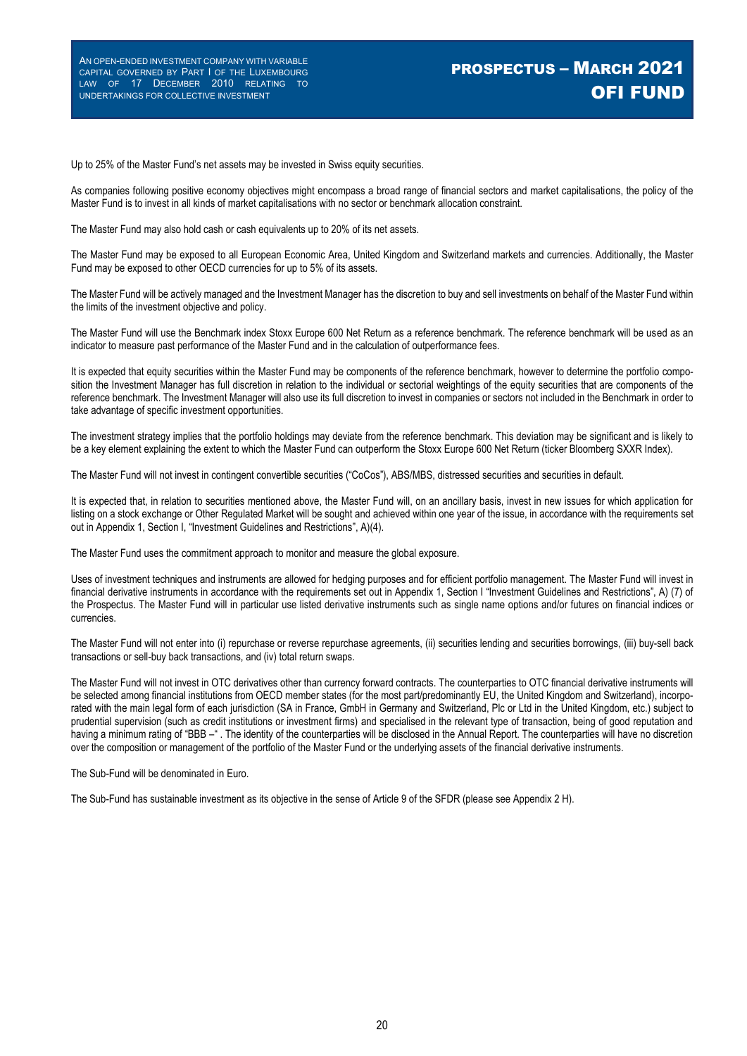Up to 25% of the Master Fund's net assets may be invested in Swiss equity securities.

As companies following positive economy objectives might encompass a broad range of financial sectors and market capitalisations, the policy of the Master Fund is to invest in all kinds of market capitalisations with no sector or benchmark allocation constraint.

The Master Fund may also hold cash or cash equivalents up to 20% of its net assets.

The Master Fund may be exposed to all European Economic Area, United Kingdom and Switzerland markets and currencies. Additionally, the Master Fund may be exposed to other OECD currencies for up to 5% of its assets.

The Master Fund will be actively managed and the Investment Manager has the discretion to buy and sell investments on behalf of the Master Fund within the limits of the investment objective and policy.

The Master Fund will use the Benchmark index Stoxx Europe 600 Net Return as a reference benchmark. The reference benchmark will be used as an indicator to measure past performance of the Master Fund and in the calculation of outperformance fees.

It is expected that equity securities within the Master Fund may be components of the reference benchmark, however to determine the portfolio composition the Investment Manager has full discretion in relation to the individual or sectorial weightings of the equity securities that are components of the reference benchmark. The Investment Manager will also use its full discretion to invest in companies or sectors not included in the Benchmark in order to take advantage of specific investment opportunities.

The investment strategy implies that the portfolio holdings may deviate from the reference benchmark. This deviation may be significant and is likely to be a key element explaining the extent to which the Master Fund can outperform the Stoxx Europe 600 Net Return (ticker Bloomberg SXXR Index).

The Master Fund will not invest in contingent convertible securities ("CoCos"), ABS/MBS, distressed securities and securities in default.

It is expected that, in relation to securities mentioned above, the Master Fund will, on an ancillary basis, invest in new issues for which application for listing on a stock exchange or Other Regulated Market will be sought and achieved within one year of the issue, in accordance with the requirements set out in Appendix 1, Section I, "Investment Guidelines and Restrictions", A)(4).

The Master Fund uses the commitment approach to monitor and measure the global exposure.

Uses of investment techniques and instruments are allowed for hedging purposes and for efficient portfolio management. The Master Fund will invest in financial derivative instruments in accordance with the requirements set out in Appendix 1, Section I "Investment Guidelines and Restrictions", A) (7) of the Prospectus. The Master Fund will in particular use listed derivative instruments such as single name options and/or futures on financial indices or currencies.

The Master Fund will not enter into (i) repurchase or reverse repurchase agreements, (ii) securities lending and securities borrowings, (iii) buy-sell back transactions or sell-buy back transactions, and (iv) total return swaps.

The Master Fund will not invest in OTC derivatives other than currency forward contracts. The counterparties to OTC financial derivative instruments will be selected among financial institutions from OECD member states (for the most part/predominantly EU, the United Kingdom and Switzerland), incorporated with the main legal form of each jurisdiction (SA in France, GmbH in Germany and Switzerland, Plc or Ltd in the United Kingdom, etc.) subject to prudential supervision (such as credit institutions or investment firms) and specialised in the relevant type of transaction, being of good reputation and having a minimum rating of "BBB –" . The identity of the counterparties will be disclosed in the Annual Report. The counterparties will have no discretion over the composition or management of the portfolio of the Master Fund or the underlying assets of the financial derivative instruments.

The Sub-Fund will be denominated in Euro.

The Sub-Fund has sustainable investment as its objective in the sense of Article 9 of the SFDR (please see Appendix 2 H).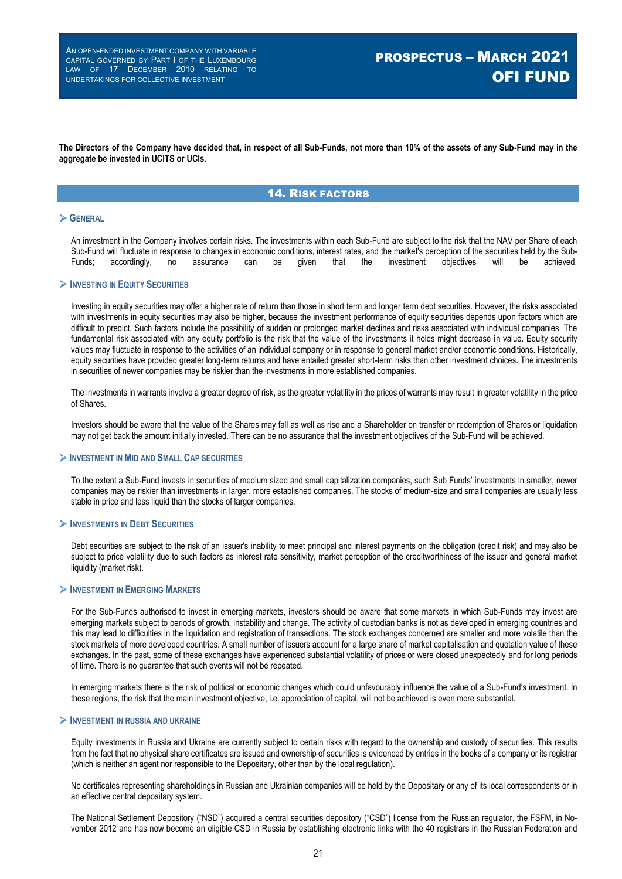**The Directors of the Company have decided that, in respect of all Sub-Funds, not more than 10% of the assets of any Sub-Fund may in the aggregate be invested in UCITS or UCIs.**

## 14. Risk factors

### General

An investment in the Company involves certain risks. The investments within each Sub-Fund are subject to the risk that the NAV per Share of each Sub-Fund will fluctuate in response to changes in economic conditions, interest rates, and the market's perception of the securities held by the Sub-Funds; accordingly, no assurance can be given that the investment objectives will be achieved.

### Investing in Equity Securities

Investing in equity securities may offer a higher rate of return than those in short term and longer term debt securities. However, the risks associated with investments in equity securities may also be higher, because the investment performance of equity securities depends upon factors which are difficult to predict. Such factors include the possibility of sudden or prolonged market declines and risks associated with individual companies. The fundamental risk associated with any equity portfolio is the risk that the value of the investments it holds might decrease in value. Equity security values may fluctuate in response to the activities of an individual company or in response to general market and/or economic conditions. Historically, equity securities have provided greater long-term returns and have entailed greater short-term risks than other investment choices. The investments in securities of newer companies may be riskier than the investments in more established companies.

The investments in warrants involve a greater degree of risk, as the greater volatility in the prices of warrants may result in greater volatility in the price of Shares.

Investors should be aware that the value of the Shares may fall as well as rise and a Shareholder on transfer or redemption of Shares or liquidation may not get back the amount initially invested. There can be no assurance that the investment objectives of the Sub-Fund will be achieved.

### Investment in Mid and Small Cap securities

To the extent a Sub-Fund invests in securities of medium sized and small capitalization companies, such Sub Funds' investments in smaller, newer companies may be riskier than investments in larger, more established companies. The stocks of medium-size and small companies are usually less stable in price and less liquid than the stocks of larger companies.

### Investments in Debt Securities

Debt securities are subject to the risk of an issuer's inability to meet principal and interest payments on the obligation (credit risk) and may also be subject to price volatility due to such factors as interest rate sensitivity, market perception of the creditworthiness of the issuer and general market liquidity (market risk).

### Investment in Emerging Markets

For the Sub-Funds authorised to invest in emerging markets, investors should be aware that some markets in which Sub-Funds may invest are emerging markets subject to periods of growth, instability and change. The activity of custodian banks is not as developed in emerging countries and this may lead to difficulties in the liquidation and registration of transactions. The stock exchanges concerned are smaller and more volatile than the stock markets of more developed countries. A small number of issuers account for a large share of market capitalisation and quotation value of these exchanges. In the past, some of these exchanges have experienced substantial volatility of prices or were closed unexpectedly and for long periods of time. There is no guarantee that such events will not be repeated.

In emerging markets there is the risk of political or economic changes which could unfavourably influence the value of a Sub-Fund's investment. In these regions, the risk that the main investment objective, i.e. appreciation of capital, will not be achieved is even more substantial.

### Investment in Russia and Ukraine

Equity investments in Russia and Ukraine are currently subject to certain risks with regard to the ownership and custody of securities. This results from the fact that no physical share certificates are issued and ownership of securities is evidenced by entries in the books of a company or its registrar (which is neither an agent nor responsible to the Depositary, other than by the local regulation).

No certificates representing shareholdings in Russian and Ukrainian companies will be held by the Depositary or any of its local correspondents or in an effective central depositary system.

The National Settlement Depository ("NSD") acquired a central securities depository ("CSD") license from the Russian regulator, the FSFM, in November 2012 and has now become an eligible CSD in Russia by establishing electronic links with the 40 registrars in the Russian Federation and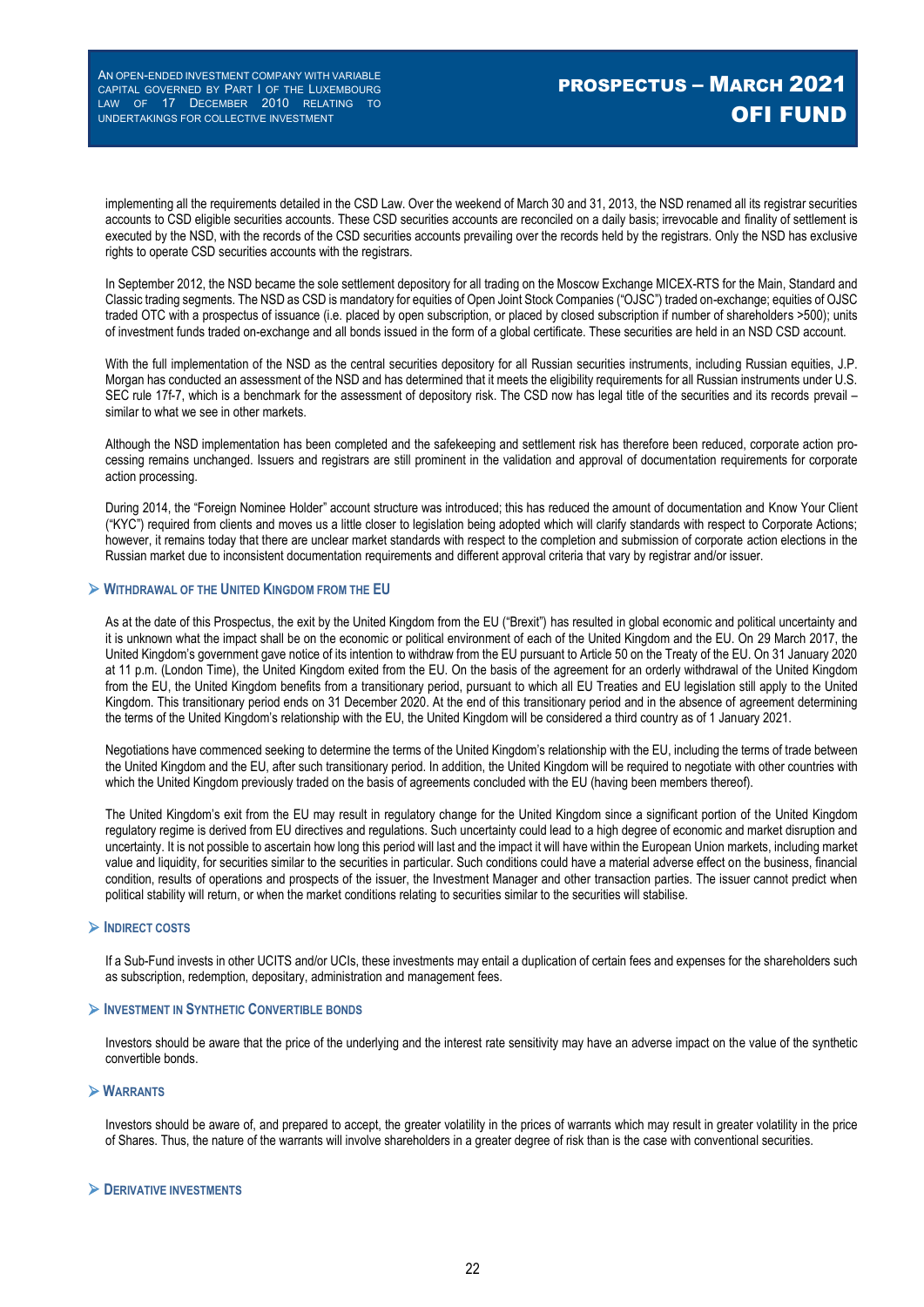implementing all the requirements detailed in the CSD Law. Over the weekend of March 30 and 31, 2013, the NSD renamed all its registrar securities accounts to CSD eligible securities accounts. These CSD securities accounts are reconciled on a daily basis; irrevocable and finality of settlement is executed by the NSD, with the records of the CSD securities accounts prevailing over the records held by the registrars. Only the NSD has exclusive rights to operate CSD securities accounts with the registrars.

In September 2012, the NSD became the sole settlement depository for all trading on the Moscow Exchange MICEX-RTS for the Main, Standard and Classic trading segments. The NSD as CSD is mandatory for equities of Open Joint Stock Companies ("OJSC") traded on-exchange; equities of OJSC traded OTC with a prospectus of issuance (i.e. placed by open subscription, or placed by closed subscription if number of shareholders >500); units of investment funds traded on-exchange and all bonds issued in the form of a global certificate. These securities are held in an NSD CSD account.

With the full implementation of the NSD as the central securities depository for all Russian securities instruments, including Russian equities, J.P. Morgan has conducted an assessment of the NSD and has determined that it meets the eligibility requirements for all Russian instruments under U.S. SEC rule 17f-7, which is a benchmark for the assessment of depository risk. The CSD now has legal title of the securities and its records prevail – similar to what we see in other markets.

Although the NSD implementation has been completed and the safekeeping and settlement risk has therefore been reduced, corporate action processing remains unchanged. Issuers and registrars are still prominent in the validation and approval of documentation requirements for corporate action processing.

During 2014, the "Foreign Nominee Holder" account structure was introduced; this has reduced the amount of documentation and Know Your Client ("KYC") required from clients and moves us a little closer to legislation being adopted which will clarify standards with respect to Corporate Actions; however, it remains today that there are unclear market standards with respect to the completion and submission of corporate action elections in the Russian market due to inconsistent documentation requirements and different approval criteria that vary by registrar and/or issuer.

### Withdrawal of the United Kingdom from the EU

As at the date of this Prospectus, the exit by the United Kingdom from the EU ("Brexit") has resulted in global economic and political uncertainty and it is unknown what the impact shall be on the economic or political environment of each of the United Kingdom and the EU. On 29 March 2017, the United Kingdom's government gave notice of its intention to withdraw from the EU pursuant to Article 50 on the Treaty of the EU. On 31 January 2020 at 11 p.m. (London Time), the United Kingdom exited from the EU. On the basis of the agreement for an orderly withdrawal of the United Kingdom from the EU, the United Kingdom benefits from a transitionary period, pursuant to which all EU Treaties and EU legislation still apply to the United Kingdom. This transitionary period ends on 31 December 2020. At the end of this transitionary period and in the absence of agreement determining the terms of the United Kingdom's relationship with the EU, the United Kingdom will be considered a third country as of 1 January 2021.

Negotiations have commenced seeking to determine the terms of the United Kingdom's relationship with the EU, including the terms of trade between the United Kingdom and the EU, after such transitionary period. In addition, the United Kingdom will be required to negotiate with other countries with which the United Kingdom previously traded on the basis of agreements concluded with the EU (having been members thereof).

The United Kingdom's exit from the EU may result in regulatory change for the United Kingdom since a significant portion of the United Kingdom regulatory regime is derived from EU directives and regulations. Such uncertainty could lead to a high degree of economic and market disruption and uncertainty. It is not possible to ascertain how long this period will last and the impact it will have within the European Union markets, including market value and liquidity, for securities similar to the securities in particular. Such conditions could have a material adverse effect on the business, financial condition, results of operations and prospects of the issuer, the Investment Manager and other transaction parties. The issuer cannot predict when political stability will return, or when the market conditions relating to securities similar to the securities will stabilise.

### Indirect costs

If a Sub-Fund invests in other UCITS and/or UCIs, these investments may entail a duplication of certain fees and expenses for the shareholders such as subscription, redemption, depositary, administration and management fees.

### Investment in Synthetic Convertible bonds

Investors should be aware that the price of the underlying and the interest rate sensitivity may have an adverse impact on the value of the synthetic convertible bonds.

### Warrants

Investors should be aware of, and prepared to accept, the greater volatility in the prices of warrants which may result in greater volatility in the price of Shares. Thus, the nature of the warrants will involve shareholders in a greater degree of risk than is the case with conventional securities.

### Derivative investments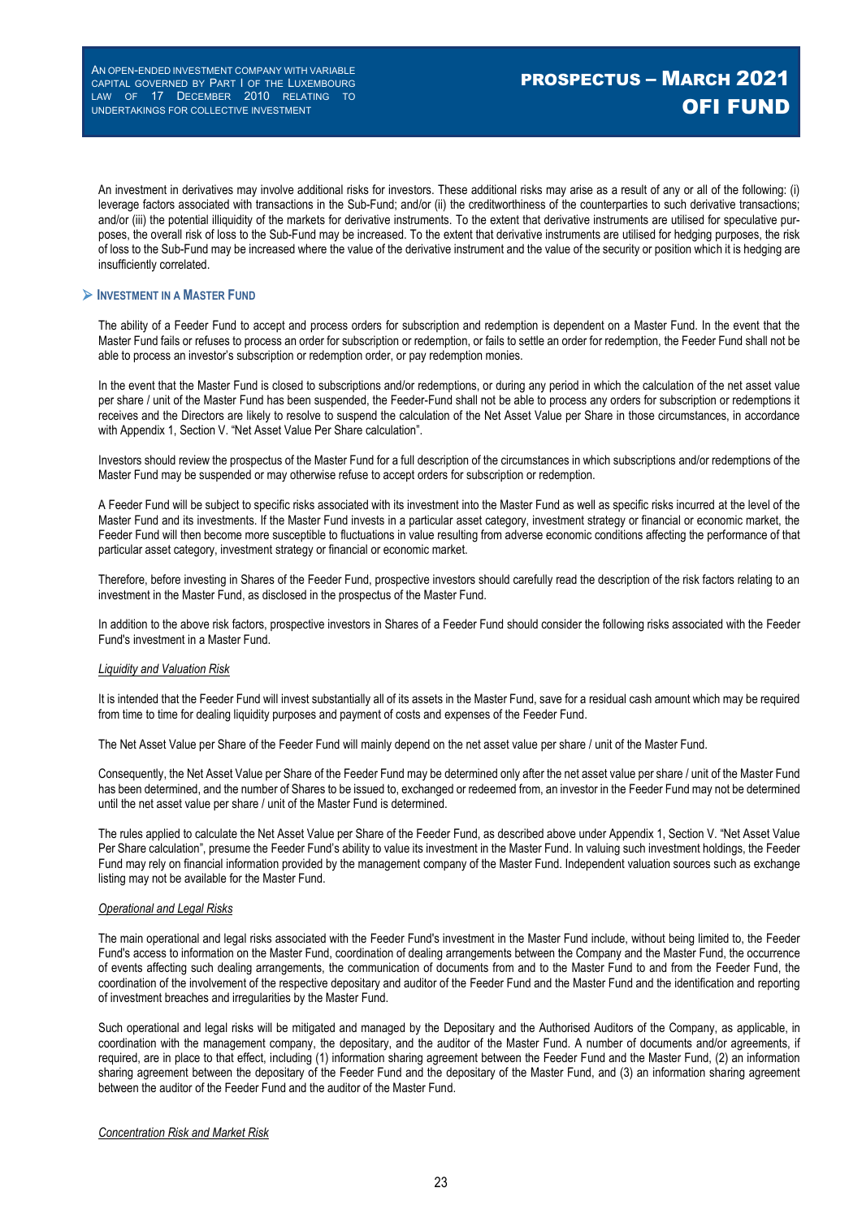An investment in derivatives may involve additional risks for investors. These additional risks may arise as a result of any or all of the following: (i) leverage factors associated with transactions in the Sub-Fund; and/or (ii) the creditworthiness of the counterparties to such derivative transactions; and/or (iii) the potential illiquidity of the markets for derivative instruments. To the extent that derivative instruments are utilised for speculative purposes, the overall risk of loss to the Sub-Fund may be increased. To the extent that derivative instruments are utilised for hedging purposes, the risk of loss to the Sub-Fund may be increased where the value of the derivative instrument and the value of the security or position which it is hedging are insufficiently correlated.

### ➢ INVESTMENT IN A MASTER FUND

The ability of a Feeder Fund to accept and process orders for subscription and redemption is dependent on a Master Fund. In the event that the Master Fund fails or refuses to process an order for subscription or redemption, or fails to settle an order for redemption, the Feeder Fund shall not be able to process an investor's subscription or redemption order, or pay redemption monies.

In the event that the Master Fund is closed to subscriptions and/or redemptions, or during any period in which the calculation of the net asset value per share / unit of the Master Fund has been suspended, the Feeder-Fund shall not be able to process any orders for subscription or redemptions it receives and the Directors are likely to resolve to suspend the calculation of the Net Asset Value per Share in those circumstances, in accordance with Appendix 1, Section V. "Net Asset Value Per Share calculation".

Investors should review the prospectus of the Master Fund for a full description of the circumstances in which subscriptions and/or redemptions of the Master Fund may be suspended or may otherwise refuse to accept orders for subscription or redemption.

A Feeder Fund will be subject to specific risks associated with its investment into the Master Fund as well as specific risks incurred at the level of the Master Fund and its investments. If the Master Fund invests in a particular asset category, investment strategy or financial or economic market, the Feeder Fund will then become more susceptible to fluctuations in value resulting from adverse economic conditions affecting the performance of that particular asset category, investment strategy or financial or economic market.

Therefore, before investing in Shares of the Feeder Fund, prospective investors should carefully read the description of the risk factors relating to an investment in the Master Fund, as disclosed in the prospectus of the Master Fund.

In addition to the above risk factors, prospective investors in Shares of a Feeder Fund should consider the following risks associated with the Feeder Fund's investment in a Master Fund.

*Liquidity and Valuation Risk*

It is intended that the Feeder Fund will invest substantially all of its assets in the Master Fund, save for a residual cash amount which may be required from time to time for dealing liquidity purposes and payment of costs and expenses of the Feeder Fund.

The Net Asset Value per Share of the Feeder Fund will mainly depend on the net asset value per share / unit of the Master Fund.

Consequently, the Net Asset Value per Share of the Feeder Fund may be determined only after the net asset value per share / unit of the Master Fund has been determined, and the number of Shares to be issued to, exchanged or redeemed from, an investor in the Feeder Fund may not be determined until the net asset value per share / unit of the Master Fund is determined.

The rules applied to calculate the Net Asset Value per Share of the Feeder Fund, as described above under Appendix 1, Section V. "Net Asset Value Per Share calculation", presume the Feeder Fund's ability to value its investment in the Master Fund. In valuing such investment holdings, the Feeder Fund may rely on financial information provided by the management company of the Master Fund. Independent valuation sources such as exchange listing may not be available for the Master Fund.

*Operational and Legal Risks*

The main operational and legal risks associated with the Feeder Fund's investment in the Master Fund include, without being limited to, the Feeder Fund's access to information on the Master Fund, coordination of dealing arrangements between the Company and the Master Fund, the occurrence of events affecting such dealing arrangements, the communication of documents from and to the Master Fund to and from the Feeder Fund, the coordination of the involvement of the respective depositary and auditor of the Feeder Fund and the Master Fund and the identification and reporting of investment breaches and irregularities by the Master Fund.

Such operational and legal risks will be mitigated and managed by the Depositary and the Authorised Auditors of the Company, as applicable, in coordination with the management company, the depositary, and the auditor of the Master Fund. A number of documents and/or agreements, if required, are in place to that effect, including (1) information sharing agreement between the Feeder Fund and the Master Fund, (2) an information sharing agreement between the depositary of the Feeder Fund and the depositary of the Master Fund, and (3) an information sharing agreement between the auditor of the Feeder Fund and the auditor of the Master Fund.

*Concentration Risk and Market Risk*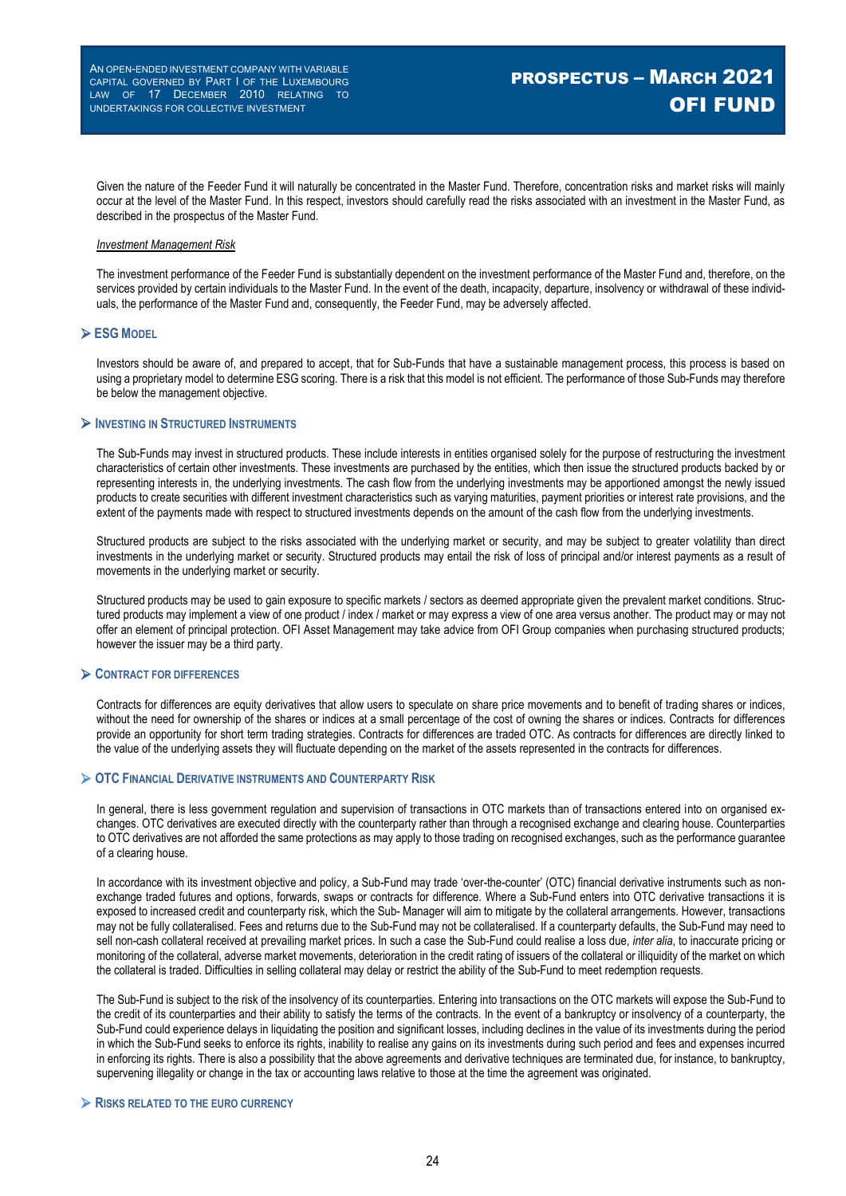Given the nature of the Feeder Fund it will naturally be concentrated in the Master Fund. Therefore, concentration risks and market risks will mainly occur at the level of the Master Fund. In this respect, investors should carefully read the risks associated with an investment in the Master Fund, as described in the prospectus of the Master Fund.

*Investment Management Risk*

The investment performance of the Feeder Fund is substantially dependent on the investment performance of the Master Fund and, therefore, on the services provided by certain individuals to the Master Fund. In the event of the death, incapacity, departure, insolvency or withdrawal of these individuals, the performance of the Master Fund and, consequently, the Feeder Fund, may be adversely affected.

## ESG Model

Investors should be aware of, and prepared to accept, that for Sub-Funds that have a sustainable management process, this process is based on using a proprietary model to determine ESG scoring. There is a risk that this model is not efficient. The performance of those Sub-Funds may therefore be below the management objective.

## Investing in Structured Instruments

The Sub-Funds may invest in structured products. These include interests in entities organised solely for the purpose of restructuring the investment characteristics of certain other investments. These investments are purchased by the entities, which then issue the structured products backed by or representing interests in, the underlying investments. The cash flow from the underlying investments may be apportioned amongst the newly issued products to create securities with different investment characteristics such as varying maturities, payment priorities or interest rate provisions, and the extent of the payments made with respect to structured investments depends on the amount of the cash flow from the underlying investments.

Structured products are subject to the risks associated with the underlying market or security, and may be subject to greater volatility than direct investments in the underlying market or security. Structured products may entail the risk of loss of principal and/or interest payments as a result of movements in the underlying market or security.

Structured products may be used to gain exposure to specific markets / sectors as deemed appropriate given the prevalent market conditions. Structured products may implement a view of one product / index / market or may express a view of one area versus another. The product may or may not offer an element of principal protection. OFI Asset Management may take advice from OFI Group companies when purchasing structured products; however the issuer may be a third party.

## Contract for Differences

Contracts for differences are equity derivatives that allow users to speculate on share price movements and to benefit of trading shares or indices, without the need for ownership of the shares or indices at a small percentage of the cost of owning the shares or indices. Contracts for differences provide an opportunity for short term trading strategies. Contracts for differences are traded OTC. As contracts for differences are directly linked to the value of the underlying assets they will fluctuate depending on the market of the assets represented in the contracts for differences.

## OTC Financial Derivative Instruments and Counterparty Risk

In general, there is less government regulation and supervision of transactions in OTC markets than of transactions entered into on organised exchanges. OTC derivatives are executed directly with the counterparty rather than through a recognised exchange and clearing house. Counterparties to OTC derivatives are not afforded the same protections as may apply to those trading on recognised exchanges, such as the performance guarantee of a clearing house.

In accordance with its investment objective and policy, a Sub-Fund may trade 'over-the-counter' (OTC) financial derivative instruments such as non-exchange traded futures and options, forwards, swaps or contracts for difference. Where a Sub-Fund enters into OTC derivative transactions it is exposed to increased credit and counterparty risk, which the Sub- Manager will aim to mitigate by the collateral arrangements. However, transactions may not be fully collateralised. Fees and returns due to the Sub-Fund may not be collateralised. If a counterparty defaults, the Sub-Fund may need to sell non-cash collateral received at prevailing market prices. In such a case the Sub-Fund could realise a loss due, *inter alia*, to inaccurate pricing or monitoring of the collateral, adverse market movements, deterioration in the credit rating of issuers of the collateral or illiquidity of the market on which the collateral is traded. Difficulties in selling collateral may delay or restrict the ability of the Sub-Fund to meet redemption requests.

The Sub-Fund is subject to the risk of the insolvency of its counterparties. Entering into transactions on the OTC markets will expose the Sub-Fund to the credit of its counterparties and their ability to satisfy the terms of the contracts. In the event of a bankruptcy or insolvency of a counterparty, the Sub-Fund could experience delays in liquidating the position and significant losses, including declines in the value of its investments during the period in which the Sub-Fund seeks to enforce its rights, inability to realise any gains on its investments during such period and fees and expenses incurred in enforcing its rights. There is also a possibility that the above agreements and derivative techniques are terminated due, for instance, to bankruptcy, supervening illegality or change in the tax or accounting laws relative to those at the time the agreement was originated.

## Risks Related to the Euro Currency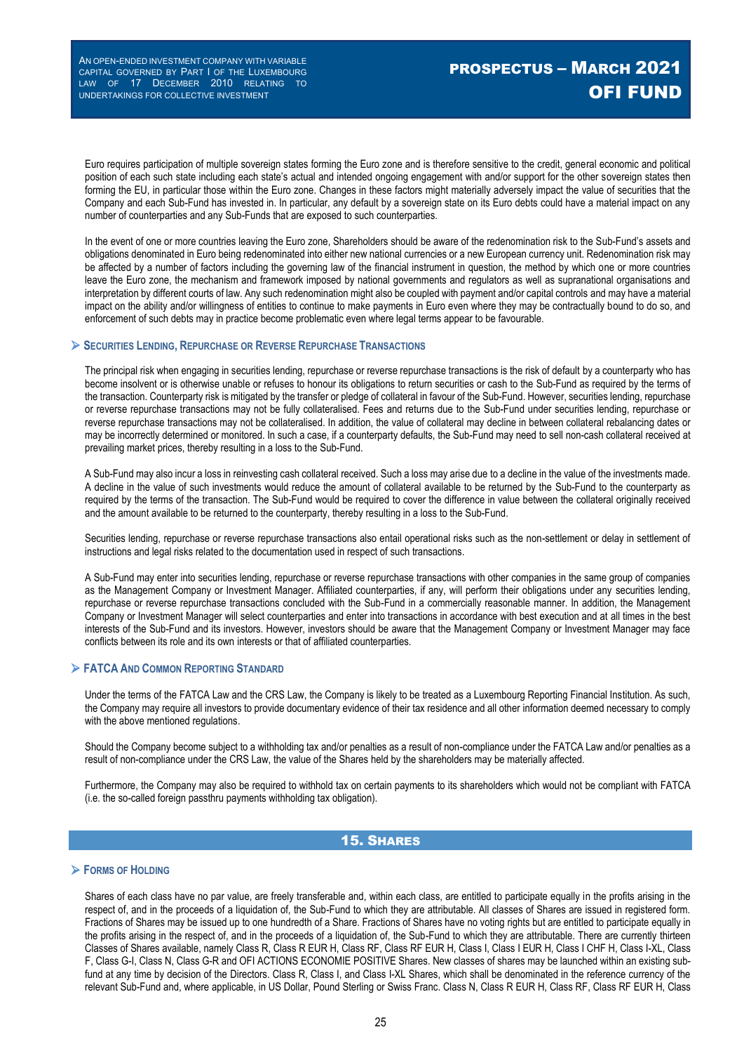Euro requires participation of multiple sovereign states forming the Euro zone and is therefore sensitive to the credit, general economic and political position of each such state including each state's actual and intended ongoing engagement with and/or support for the other sovereign states then forming the EU, in particular those within the Euro zone. Changes in these factors might materially adversely impact the value of securities that the Company and each Sub-Fund has invested in. In particular, any default by a sovereign state on its Euro debts could have a material impact on any number of counterparties and any Sub-Funds that are exposed to such counterparties.

In the event of one or more countries leaving the Euro zone, Shareholders should be aware of the redenomination risk to the Sub-Fund's assets and obligations denominated in Euro being redenominated into either new national currencies or a new European currency unit. Redenomination risk may be affected by a number of factors including the governing law of the financial instrument in question, the method by which one or more countries leave the Euro zone, the mechanism and framework imposed by national governments and regulators as well as supranational organisations and interpretation by different courts of law. Any such redenomination might also be coupled with payment and/or capital controls and may have a material impact on the ability and/or willingness of entities to continue to make payments in Euro even where they may be contractually bound to do so, and enforcement of such debts may in practice become problematic even where legal terms appear to be favourable.

### ➢ Securities Lending, Repurchase or Reverse Repurchase Transactions

The principal risk when engaging in securities lending, repurchase or reverse repurchase transactions is the risk of default by a counterparty who has become insolvent or is otherwise unable or refuses to honour its obligations to return securities or cash to the Sub-Fund as required by the terms of the transaction. Counterparty risk is mitigated by the transfer or pledge of collateral in favour of the Sub-Fund. However, securities lending, repurchase or reverse repurchase transactions may not be fully collateralised. Fees and returns due to the Sub-Fund under securities lending, repurchase or reverse repurchase transactions may not be collateralised. In addition, the value of collateral may decline in between collateral rebalancing dates or may be incorrectly determined or monitored. In such a case, if a counterparty defaults, the Sub-Fund may need to sell non-cash collateral received at prevailing market prices, thereby resulting in a loss to the Sub-Fund.

A Sub-Fund may also incur a loss in reinvesting cash collateral received. Such a loss may arise due to a decline in the value of the investments made. A decline in the value of such investments would reduce the amount of collateral available to be returned by the Sub-Fund to the counterparty as required by the terms of the transaction. The Sub-Fund would be required to cover the difference in value between the collateral originally received and the amount available to be returned to the counterparty, thereby resulting in a loss to the Sub-Fund.

Securities lending, repurchase or reverse repurchase transactions also entail operational risks such as the non-settlement or delay in settlement of instructions and legal risks related to the documentation used in respect of such transactions.

A Sub-Fund may enter into securities lending, repurchase or reverse repurchase transactions with other companies in the same group of companies as the Management Company or Investment Manager. Affiliated counterparties, if any, will perform their obligations under any securities lending, repurchase or reverse repurchase transactions concluded with the Sub-Fund in a commercially reasonable manner. In addition, the Management Company or Investment Manager will select counterparties and enter into transactions in accordance with best execution and at all times in the best interests of the Sub-Fund and its investors. However, investors should be aware that the Management Company or Investment Manager may face conflicts between its role and its own interests or that of affiliated counterparties.

### ➢ FATCA and Common Reporting Standard

Under the terms of the FATCA Law and the CRS Law, the Company is likely to be treated as a Luxembourg Reporting Financial Institution. As such, the Company may require all investors to provide documentary evidence of their tax residence and all other information deemed necessary to comply with the above mentioned regulations.

Should the Company become subject to a withholding tax and/or penalties as a result of non-compliance under the FATCA Law and/or penalties as a result of non-compliance under the CRS Law, the value of the Shares held by the shareholders may be materially affected.

Furthermore, the Company may also be required to withhold tax on certain payments to its shareholders which would not be compliant with FATCA (i.e. the so-called foreign passthru payments withholding tax obligation).

## 15. Shares

### ➢ Forms of Holding

Shares of each class have no par value, are freely transferable and, within each class, are entitled to participate equally in the profits arising in the respect of, and in the proceeds of a liquidation of, the Sub-Fund to which they are attributable. All classes of Shares are issued in registered form. Fractions of Shares may be issued up to one hundredth of a Share. Fractions of Shares have no voting rights but are entitled to participate equally in the profits arising in the respect of, and in the proceeds of a liquidation of, the Sub-Fund to which they are attributable. There are currently thirteen Classes of Shares available, namely Class R, Class R EUR H, Class RF, Class RF EUR H, Class I, Class I EUR H, Class I CHF H, Class I-XL, Class F, Class G-I, Class N, Class G-R and OFI ACTIONS ECONOMIE POSITIVE Shares. New classes of shares may be launched within an existing sub-fund at any time by decision of the Directors. Class R, Class I, and Class I-XL Shares, which shall be denominated in the reference currency of the relevant Sub-Fund and, where applicable, in US Dollar, Pound Sterling or Swiss Franc. Class N, Class R EUR H, Class RF, Class RF EUR H, Class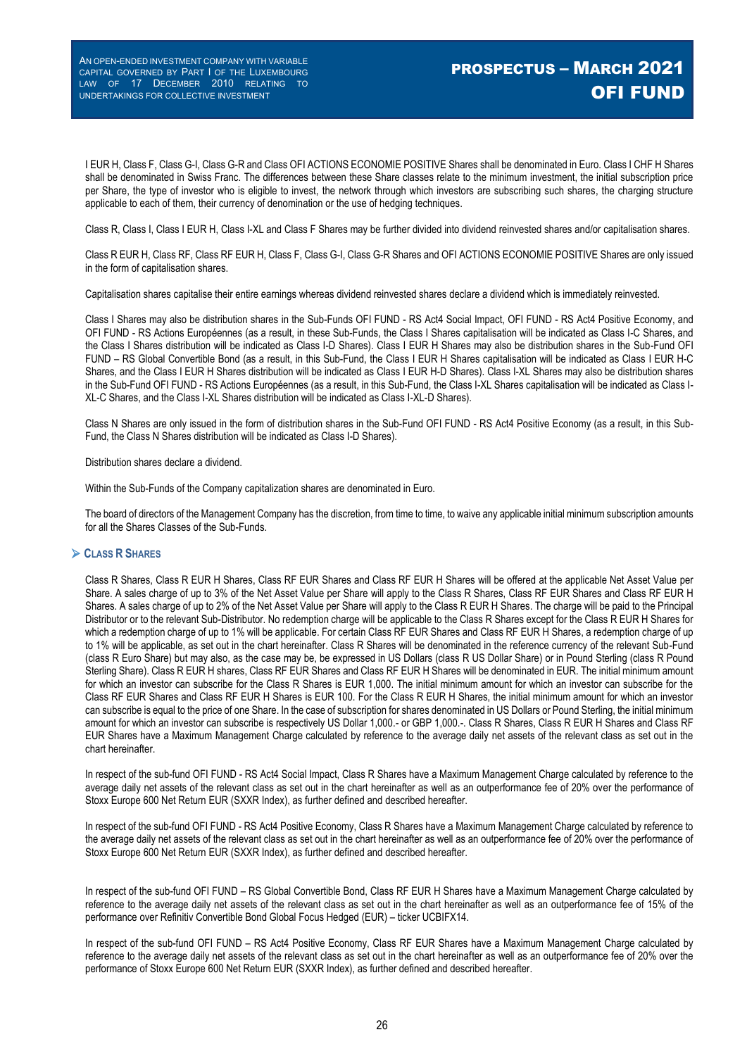I EUR H, Class F, Class G-I, Class G-R and Class OFI ACTIONS ECONOMIE POSITIVE Shares shall be denominated in Euro. Class I CHF H Shares shall be denominated in Swiss Franc. The differences between these Share classes relate to the minimum investment, the initial subscription price per Share, the type of investor who is eligible to invest, the network through which investors are subscribing such shares, the charging structure applicable to each of them, their currency of denomination or the use of hedging techniques.

Class R, Class I, Class I EUR H, Class I-XL and Class F Shares may be further divided into dividend reinvested shares and/or capitalisation shares.

Class R EUR H, Class RF, Class RF EUR H, Class F, Class G-I, Class G-R Shares and OFI ACTIONS ECONOMIE POSITIVE Shares are only issued in the form of capitalisation shares.

Capitalisation shares capitalise their entire earnings whereas dividend reinvested shares declare a dividend which is immediately reinvested.

Class I Shares may also be distribution shares in the Sub-Funds OFI FUND - RS Act4 Social Impact, OFI FUND - RS Act4 Positive Economy, and OFI FUND - RS Actions Européennes (as a result, in these Sub-Funds, the Class I Shares capitalisation will be indicated as Class I-C Shares, and the Class I Shares distribution will be indicated as Class I-D Shares). Class I EUR H Shares may also be distribution shares in the Sub-Fund OFI FUND – RS Global Convertible Bond (as a result, in this Sub-Fund, the Class I EUR H Shares capitalisation will be indicated as Class I EUR H-C Shares, and the Class I EUR H Shares distribution will be indicated as Class I EUR H-D Shares). Class I-XL Shares may also be distribution shares in the Sub-Fund OFI FUND - RS Actions Européennes (as a result, in this Sub-Fund, the Class I-XL Shares capitalisation will be indicated as Class I-XL-C Shares, and the Class I-XL Shares distribution will be indicated as Class I-XL-D Shares).

Class N Shares are only issued in the form of distribution shares in the Sub-Fund OFI FUND - RS Act4 Positive Economy (as a result, in this Sub-Fund, the Class N Shares distribution will be indicated as Class I-D Shares).

Distribution shares declare a dividend.

Within the Sub-Funds of the Company capitalization shares are denominated in Euro.

The board of directors of the Management Company has the discretion, from time to time, to waive any applicable initial minimum subscription amounts for all the Shares Classes of the Sub-Funds.

## CLASS R SHARES

Class R Shares, Class R EUR H Shares, Class RF EUR Shares and Class RF EUR H Shares will be offered at the applicable Net Asset Value per Share. A sales charge of up to 3% of the Net Asset Value per Share will apply to the Class R Shares, Class RF EUR Shares and Class RF EUR H Shares. A sales charge of up to 2% of the Net Asset Value per Share will apply to the Class R EUR H Shares. The charge will be paid to the Principal Distributor or to the relevant Sub-Distributor. No redemption charge will be applicable to the Class R Shares except for the Class R EUR H Shares for which a redemption charge of up to 1% will be applicable. For certain Class RF EUR Shares and Class RF EUR H Shares, a redemption charge of up to 1% will be applicable, as set out in the chart hereinafter. Class R Shares will be denominated in the reference currency of the relevant Sub-Fund (class R Euro Share) but may also, as the case may be, be expressed in US Dollars (class R US Dollar Share) or in Pound Sterling (class R Pound Sterling Share). Class R EUR H shares, Class RF EUR Shares and Class RF EUR H Shares will be denominated in EUR. The initial minimum amount for which an investor can subscribe for the Class R Shares is EUR 1,000. The initial minimum amount for which an investor can subscribe for the Class RF EUR Shares and Class RF EUR H Shares is EUR 100. For the Class R EUR H Shares, the initial minimum amount for which an investor can subscribe is equal to the price of one Share. In the case of subscription for shares denominated in US Dollars or Pound Sterling, the initial minimum amount for which an investor can subscribe is respectively US Dollar 1,000.- or GBP 1,000.-. Class R Shares, Class R EUR H Shares and Class RF EUR Shares have a Maximum Management Charge calculated by reference to the average daily net assets of the relevant class as set out in the chart hereinafter.

In respect of the sub-fund OFI FUND - RS Act4 Social Impact, Class R Shares have a Maximum Management Charge calculated by reference to the average daily net assets of the relevant class as set out in the chart hereinafter as well as an outperformance fee of 20% over the performance of Stoxx Europe 600 Net Return EUR (SXXR Index), as further defined and described hereafter.

In respect of the sub-fund OFI FUND - RS Act4 Positive Economy, Class R Shares have a Maximum Management Charge calculated by reference to the average daily net assets of the relevant class as set out in the chart hereinafter as well as an outperformance fee of 20% over the performance of Stoxx Europe 600 Net Return EUR (SXXR Index), as further defined and described hereafter.

In respect of the sub-fund OFI FUND – RS Global Convertible Bond, Class RF EUR H Shares have a Maximum Management Charge calculated by reference to the average daily net assets of the relevant class as set out in the chart hereinafter as well as an outperformance fee of 15% of the performance over Refinitiv Convertible Bond Global Focus Hedged (EUR) – ticker UCBIFX14.

In respect of the sub-fund OFI FUND – RS Act4 Positive Economy, Class RF EUR Shares have a Maximum Management Charge calculated by reference to the average daily net assets of the relevant class as set out in the chart hereinafter as well as an outperformance fee of 20% over the performance of Stoxx Europe 600 Net Return EUR (SXXR Index), as further defined and described hereafter.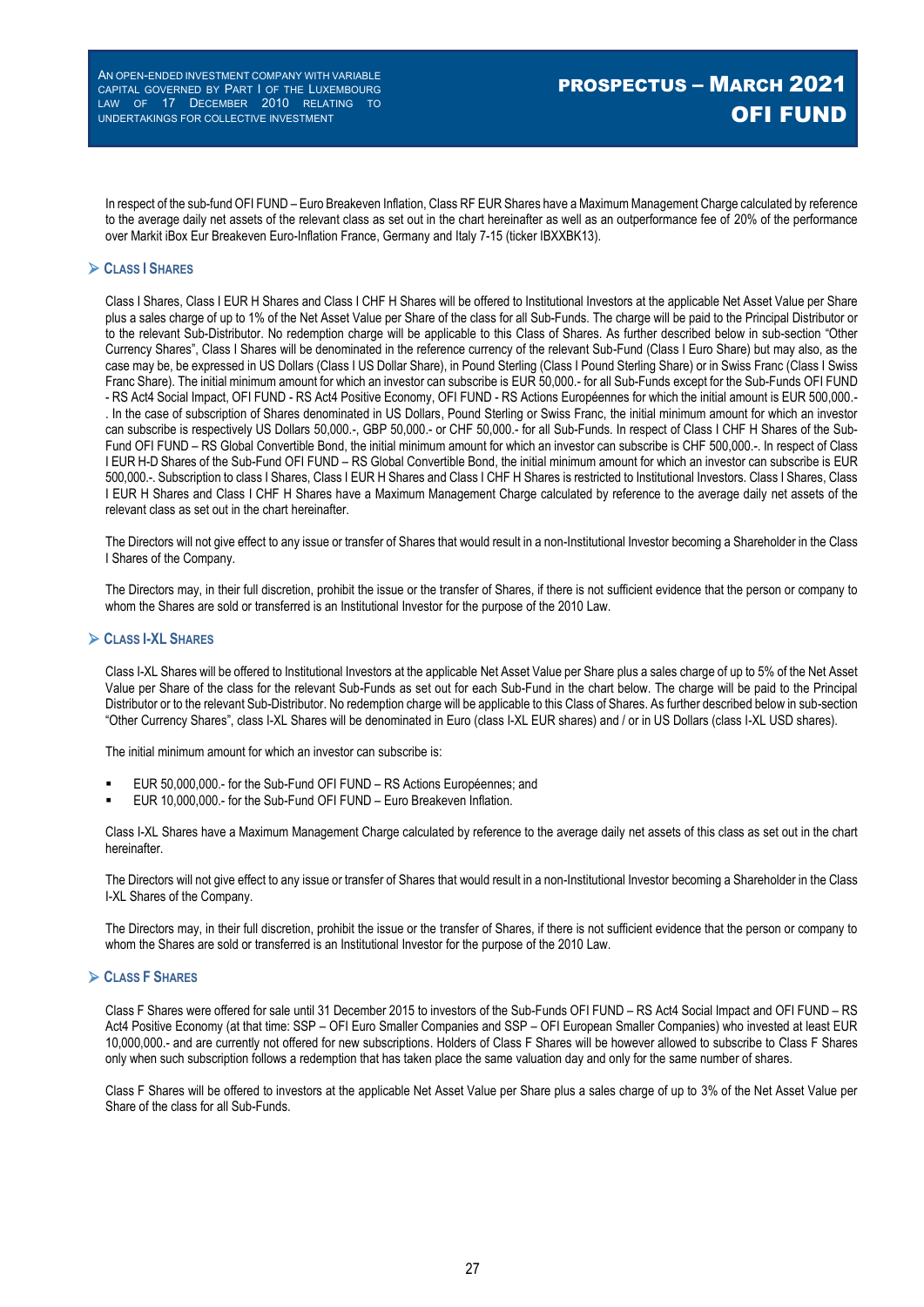In respect of the sub-fund OFI FUND – Euro Breakeven Inflation, Class RF EUR Shares have a Maximum Management Charge calculated by reference to the average daily net assets of the relevant class as set out in the chart hereinafter as well as an outperformance fee of 20% of the performance over Markit iBox Eur Breakeven Euro-Inflation France, Germany and Italy 7-15 (ticker IBXXBK13).

## ➢ Class I Shares

Class I Shares, Class I EUR H Shares and Class I CHF H Shares will be offered to Institutional Investors at the applicable Net Asset Value per Share plus a sales charge of up to 1% of the Net Asset Value per Share of the class for all Sub-Funds. The charge will be paid to the Principal Distributor or to the relevant Sub-Distributor. No redemption charge will be applicable to this Class of Shares. As further described below in sub-section "Other Currency Shares", Class I Shares will be denominated in the reference currency of the relevant Sub-Fund (Class I Euro Share) but may also, as the case may be, be expressed in US Dollars (Class I US Dollar Share), in Pound Sterling (Class I Pound Sterling Share) or in Swiss Franc (Class I Swiss Franc Share). The initial minimum amount for which an investor can subscribe is EUR 50,000.- for all Sub-Funds except for the Sub-Funds OFI FUND - RS Act4 Social Impact, OFI FUND - RS Act4 Positive Economy, OFI FUND - RS Actions Européennes for which the initial amount is EUR 500,000.- . In the case of subscription of Shares denominated in US Dollars, Pound Sterling or Swiss Franc, the initial minimum amount for which an investor can subscribe is respectively US Dollars 50,000.-, GBP 50,000.- or CHF 50,000.- for all Sub-Funds. In respect of Class I CHF H Shares of the Sub-Fund OFI FUND – RS Global Convertible Bond, the initial minimum amount for which an investor can subscribe is CHF 500,000.-. In respect of Class I EUR H-D Shares of the Sub-Fund OFI FUND – RS Global Convertible Bond, the initial minimum amount for which an investor can subscribe is EUR 500,000.-. Subscription to class I Shares, Class I EUR H Shares and Class I CHF H Shares is restricted to Institutional Investors. Class I Shares, Class I EUR H Shares and Class I CHF H Shares have a Maximum Management Charge calculated by reference to the average daily net assets of the relevant class as set out in the chart hereinafter.

The Directors will not give effect to any issue or transfer of Shares that would result in a non-Institutional Investor becoming a Shareholder in the Class I Shares of the Company.

The Directors may, in their full discretion, prohibit the issue or the transfer of Shares, if there is not sufficient evidence that the person or company to whom the Shares are sold or transferred is an Institutional Investor for the purpose of the 2010 Law.

## ➢ Class I-XL Shares

Class I-XL Shares will be offered to Institutional Investors at the applicable Net Asset Value per Share plus a sales charge of up to 5% of the Net Asset Value per Share of the class for the relevant Sub-Funds as set out for each Sub-Fund in the chart below. The charge will be paid to the Principal Distributor or to the relevant Sub-Distributor. No redemption charge will be applicable to this Class of Shares. As further described below in sub-section "Other Currency Shares", class I-XL Shares will be denominated in Euro (class I-XL EUR shares) and / or in US Dollars (class I-XL USD shares).

The initial minimum amount for which an investor can subscribe is:

- EUR 50,000,000.- for the Sub-Fund OFI FUND – RS Actions Européennes; and
- EUR 10,000,000.- for the Sub-Fund OFI FUND – Euro Breakeven Inflation.

Class I-XL Shares have a Maximum Management Charge calculated by reference to the average daily net assets of this class as set out in the chart hereinafter.

The Directors will not give effect to any issue or transfer of Shares that would result in a non-Institutional Investor becoming a Shareholder in the Class I-XL Shares of the Company.

The Directors may, in their full discretion, prohibit the issue or the transfer of Shares, if there is not sufficient evidence that the person or company to whom the Shares are sold or transferred is an Institutional Investor for the purpose of the 2010 Law.

## ➢ Class F Shares

Class F Shares were offered for sale until 31 December 2015 to investors of the Sub-Funds OFI FUND – RS Act4 Social Impact and OFI FUND – RS Act4 Positive Economy (at that time: SSP – OFI Euro Smaller Companies and SSP – OFI European Smaller Companies) who invested at least EUR 10,000,000.- and are currently not offered for new subscriptions. Holders of Class F Shares will be however allowed to subscribe to Class F Shares only when such subscription follows a redemption that has taken place the same valuation day and only for the same number of shares.

Class F Shares will be offered to investors at the applicable Net Asset Value per Share plus a sales charge of up to 3% of the Net Asset Value per Share of the class for all Sub-Funds.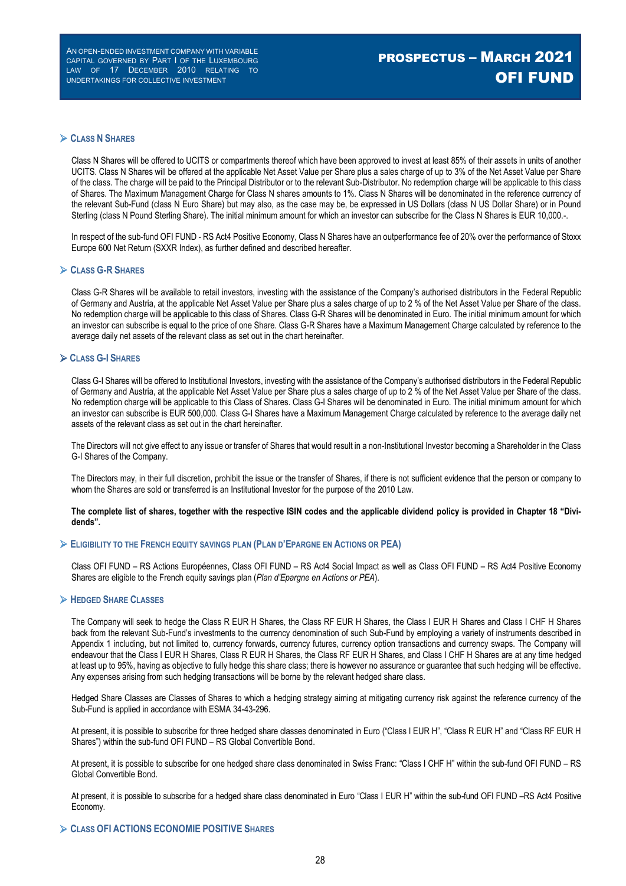### ➢ Class N Shares

Class N Shares will be offered to UCITS or compartments thereof which have been approved to invest at least 85% of their assets in units of another UCITS. Class N Shares will be offered at the applicable Net Asset Value per Share plus a sales charge of up to 3% of the Net Asset Value per Share of the class. The charge will be paid to the Principal Distributor or to the relevant Sub-Distributor. No redemption charge will be applicable to this class of Shares. The Maximum Management Charge for Class N shares amounts to 1%. Class N Shares will be denominated in the reference currency of the relevant Sub-Fund (class N Euro Share) but may also, as the case may be, be expressed in US Dollars (class N US Dollar Share) or in Pound Sterling (class N Pound Sterling Share). The initial minimum amount for which an investor can subscribe for the Class N Shares is EUR 10,000.-.

In respect of the sub-fund OFI FUND - RS Act4 Positive Economy, Class N Shares have an outperformance fee of 20% over the performance of Stoxx Europe 600 Net Return (SXXR Index), as further defined and described hereafter.

### ➢ Class G-R Shares

Class G-R Shares will be available to retail investors, investing with the assistance of the Company's authorised distributors in the Federal Republic of Germany and Austria, at the applicable Net Asset Value per Share plus a sales charge of up to 2 % of the Net Asset Value per Share of the class. No redemption charge will be applicable to this class of Shares. Class G-R Shares will be denominated in Euro. The initial minimum amount for which an investor can subscribe is equal to the price of one Share. Class G-R Shares have a Maximum Management Charge calculated by reference to the average daily net assets of the relevant class as set out in the chart hereinafter.

### ➢ Class G-I Shares

Class G-I Shares will be offered to Institutional Investors, investing with the assistance of the Company's authorised distributors in the Federal Republic of Germany and Austria, at the applicable Net Asset Value per Share plus a sales charge of up to 2 % of the Net Asset Value per Share of the class. No redemption charge will be applicable to this Class of Shares. Class G-I Shares will be denominated in Euro. The initial minimum amount for which an investor can subscribe is EUR 500,000. Class G-I Shares have a Maximum Management Charge calculated by reference to the average daily net assets of the relevant class as set out in the chart hereinafter.

The Directors will not give effect to any issue or transfer of Shares that would result in a non-Institutional Investor becoming a Shareholder in the Class G-I Shares of the Company.

The Directors may, in their full discretion, prohibit the issue or the transfer of Shares, if there is not sufficient evidence that the person or company to whom the Shares are sold or transferred is an Institutional Investor for the purpose of the 2010 Law.

**The complete list of shares, together with the respective ISIN codes and the applicable dividend policy is provided in Chapter 18 "Dividends".**

### ➢ Eligibility to the French equity savings plan (Plan d'Epargne en Actions or PEA)

Class OFI FUND – RS Actions Européennes, Class OFI FUND – RS Act4 Social Impact as well as Class OFI FUND – RS Act4 Positive Economy Shares are eligible to the French equity savings plan (*Plan d'Epargne en Actions or PEA*).

### ➢ Hedged Share Classes

The Company will seek to hedge the Class R EUR H Shares, the Class RF EUR H Shares, the Class I EUR H Shares and Class I CHF H Shares back from the relevant Sub-Fund's investments to the currency denomination of such Sub-Fund by employing a variety of instruments described in Appendix 1 including, but not limited to, currency forwards, currency futures, currency option transactions and currency swaps. The Company will endeavour that the Class I EUR H Shares, Class R EUR H Shares, the Class RF EUR H Shares, and Class I CHF H Shares are at any time hedged at least up to 95%, having as objective to fully hedge this share class; there is however no assurance or guarantee that such hedging will be effective. Any expenses arising from such hedging transactions will be borne by the relevant hedged share class.

Hedged Share Classes are Classes of Shares to which a hedging strategy aiming at mitigating currency risk against the reference currency of the Sub-Fund is applied in accordance with ESMA 34-43-296.

At present, it is possible to subscribe for three hedged share classes denominated in Euro ("Class I EUR H", "Class R EUR H" and "Class RF EUR H Shares") within the sub-fund OFI FUND – RS Global Convertible Bond.

At present, it is possible to subscribe for one hedged share class denominated in Swiss Franc: "Class I CHF H" within the sub-fund OFI FUND – RS Global Convertible Bond.

At present, it is possible to subscribe for a hedged share class denominated in Euro "Class I EUR H" within the sub-fund OFI FUND –RS Act4 Positive Economy.

### ➢ Class OFI Actions Economie Positive Shares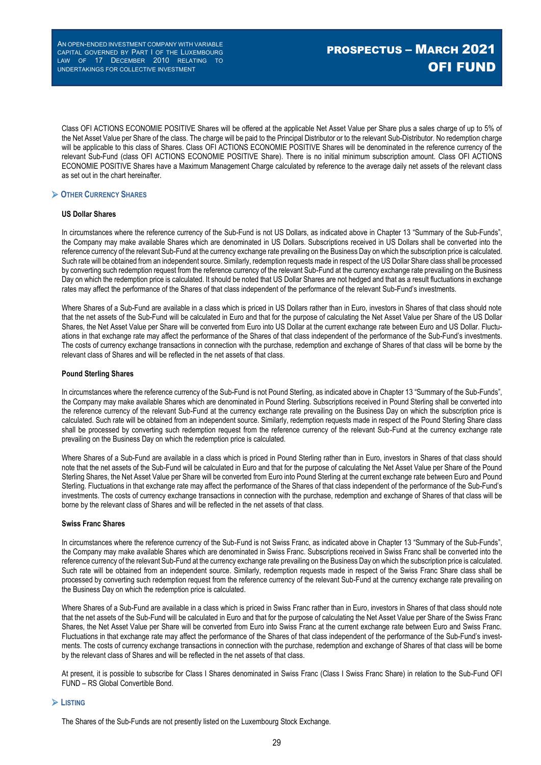Class OFI ACTIONS ECONOMIE POSITIVE Shares will be offered at the applicable Net Asset Value per Share plus a sales charge of up to 5% of the Net Asset Value per Share of the class. The charge will be paid to the Principal Distributor or to the relevant Sub-Distributor. No redemption charge will be applicable to this class of Shares. Class OFI ACTIONS ECONOMIE POSITIVE Shares will be denominated in the reference currency of the relevant Sub-Fund (class OFI ACTIONS ECONOMIE POSITIVE Share). There is no initial minimum subscription amount. Class OFI ACTIONS ECONOMIE POSITIVE Shares have a Maximum Management Charge calculated by reference to the average daily net assets of the relevant class as set out in the chart hereinafter.

## Other Currency Shares

### US Dollar Shares

In circumstances where the reference currency of the Sub-Fund is not US Dollars, as indicated above in Chapter 13 "Summary of the Sub-Funds", the Company may make available Shares which are denominated in US Dollars. Subscriptions received in US Dollars shall be converted into the reference currency of the relevant Sub-Fund at the currency exchange rate prevailing on the Business Day on which the subscription price is calculated. Such rate will be obtained from an independent source. Similarly, redemption requests made in respect of the US Dollar Share class shall be processed by converting such redemption request from the reference currency of the relevant Sub-Fund at the currency exchange rate prevailing on the Business Day on which the redemption price is calculated. It should be noted that US Dollar Shares are not hedged and that as a result fluctuations in exchange rates may affect the performance of the Shares of that class independent of the performance of the relevant Sub-Fund's investments.

Where Shares of a Sub-Fund are available in a class which is priced in US Dollars rather than in Euro, investors in Shares of that class should note that the net assets of the Sub-Fund will be calculated in Euro and that for the purpose of calculating the Net Asset Value per Share of the US Dollar Shares, the Net Asset Value per Share will be converted from Euro into US Dollar at the current exchange rate between Euro and US Dollar. Fluctuations in that exchange rate may affect the performance of the Shares of that class independent of the performance of the Sub-Fund's investments. The costs of currency exchange transactions in connection with the purchase, redemption and exchange of Shares of that class will be borne by the relevant class of Shares and will be reflected in the net assets of that class.

### Pound Sterling Shares

In circumstances where the reference currency of the Sub-Fund is not Pound Sterling, as indicated above in Chapter 13 "Summary of the Sub-Funds", the Company may make available Shares which are denominated in Pound Sterling. Subscriptions received in Pound Sterling shall be converted into the reference currency of the relevant Sub-Fund at the currency exchange rate prevailing on the Business Day on which the subscription price is calculated. Such rate will be obtained from an independent source. Similarly, redemption requests made in respect of the Pound Sterling Share class shall be processed by converting such redemption request from the reference currency of the relevant Sub-Fund at the currency exchange rate prevailing on the Business Day on which the redemption price is calculated.

Where Shares of a Sub-Fund are available in a class which is priced in Pound Sterling rather than in Euro, investors in Shares of that class should note that the net assets of the Sub-Fund will be calculated in Euro and that for the purpose of calculating the Net Asset Value per Share of the Pound Sterling Shares, the Net Asset Value per Share will be converted from Euro into Pound Sterling at the current exchange rate between Euro and Pound Sterling. Fluctuations in that exchange rate may affect the performance of the Shares of that class independent of the performance of the Sub-Fund's investments. The costs of currency exchange transactions in connection with the purchase, redemption and exchange of Shares of that class will be borne by the relevant class of Shares and will be reflected in the net assets of that class.

### Swiss Franc Shares

In circumstances where the reference currency of the Sub-Fund is not Swiss Franc, as indicated above in Chapter 13 "Summary of the Sub-Funds", the Company may make available Shares which are denominated in Swiss Franc. Subscriptions received in Swiss Franc shall be converted into the reference currency of the relevant Sub-Fund at the currency exchange rate prevailing on the Business Day on which the subscription price is calculated. Such rate will be obtained from an independent source. Similarly, redemption requests made in respect of the Swiss Franc Share class shall be processed by converting such redemption request from the reference currency of the relevant Sub-Fund at the currency exchange rate prevailing on the Business Day on which the redemption price is calculated.

Where Shares of a Sub-Fund are available in a class which is priced in Swiss Franc rather than in Euro, investors in Shares of that class should note that the net assets of the Sub-Fund will be calculated in Euro and that for the purpose of calculating the Net Asset Value per Share of the Swiss Franc Shares, the Net Asset Value per Share will be converted from Euro into Swiss Franc at the current exchange rate between Euro and Swiss Franc. Fluctuations in that exchange rate may affect the performance of the Shares of that class independent of the performance of the Sub-Fund's investments. The costs of currency exchange transactions in connection with the purchase, redemption and exchange of Shares of that class will be borne by the relevant class of Shares and will be reflected in the net assets of that class.

At present, it is possible to subscribe for Class I Shares denominated in Swiss Franc (Class I Swiss Franc Share) in relation to the Sub-Fund OFI FUND – RS Global Convertible Bond.

## Listing

The Shares of the Sub-Funds are not presently listed on the Luxembourg Stock Exchange.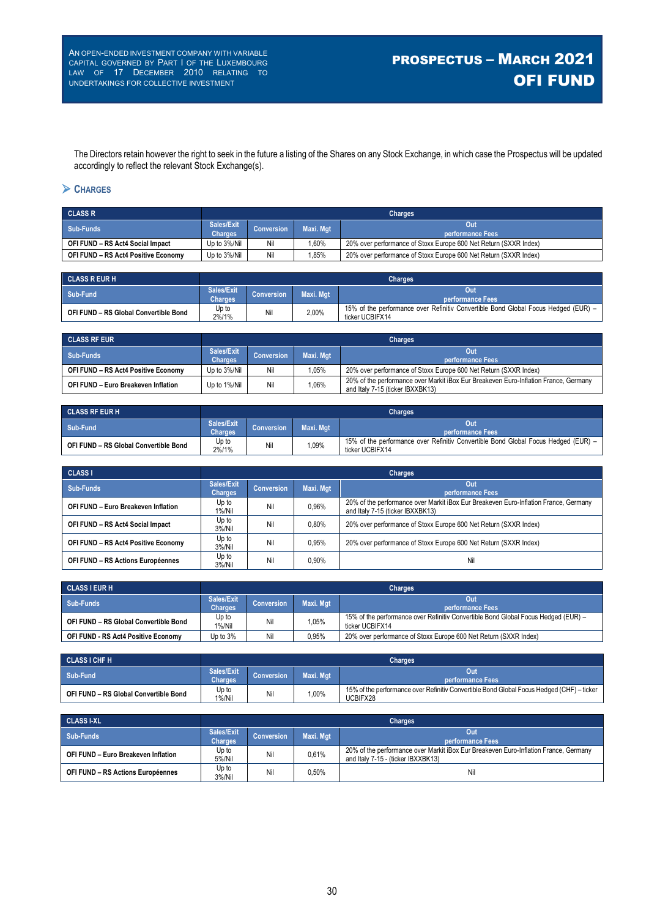The Directors retain however the right to seek in the future a listing of the Shares on any Stock Exchange, in which case the Prospectus will be updated accordingly to reflect the relevant Stock Exchange(s).

## CHARGES

| CLASS R | Charges | | | |
|---|---|---|---|---|
| Sub-Funds | Sales/Exit Charges | Conversion | Maxi. Mgt | Out performance Fees |
| OFI FUND – RS Act4 Social Impact | Up to 3%/Nil | Nil | 1,60% | 20% over performance of Stoxx Europe 600 Net Return (SXXR Index) |
| OFI FUND – RS Act4 Positive Economy | Up to 3%/Nil | Nil | 1,85% | 20% over performance of Stoxx Europe 600 Net Return (SXXR Index) |

| CLASS R EUR H | Charges | | | |
|---|---|---|---|---|
| Sub-Fund | Sales/Exit Charges | Conversion | Maxi. Mgt | Out performance Fees |
| OFI FUND – RS Global Convertible Bond | Up to 2%/1% | Nil | 2,00% | 15% of the performance over Refinitiv Convertible Bond Global Focus Hedged (EUR) – ticker UCBIFX14 |

| CLASS RF EUR | Charges | | | |
|---|---|---|---|---|
| Sub-Funds | Sales/Exit Charges | Conversion | Maxi. Mgt | Out performance Fees |
| OFI FUND – RS Act4 Positive Economy | Up to 3%/Nil | Nil | 1,05% | 20% over performance of Stoxx Europe 600 Net Return (SXXR Index) |
| OFI FUND – Euro Breakeven Inflation | Up to 1%/Nil | Nil | 1,06% | 20% of the performance over Markit iBox Eur Breakeven Euro-Inflation France, Germany and Italy 7-15 (ticker IBXXBK13) |

| CLASS RF EUR H | Charges | | | |
|---|---|---|---|---|
| Sub-Fund | Sales/Exit Charges | Conversion | Maxi. Mgt | Out performance Fees |
| OFI FUND – RS Global Convertible Bond | Up to 2%/1% | Nil | 1,09% | 15% of the performance over Refinitiv Convertible Bond Global Focus Hedged (EUR) – ticker UCBIFX14 |

| CLASS I | Charges | | | |
|---|---|---|---|---|
| Sub-Funds | Sales/Exit Charges | Conversion | Maxi. Mgt | Out performance Fees |
| OFI FUND – Euro Breakeven Inflation | Up to 1%/Nil | Nil | 0,96% | 20% of the performance over Markit iBox Eur Breakeven Euro-Inflation France, Germany and Italy 7-15 (ticker IBXXBK13) |
| OFI FUND – RS Act4 Social Impact | Up to 3%/Nil | Nil | 0,80% | 20% over performance of Stoxx Europe 600 Net Return (SXXR Index) |
| OFI FUND – RS Act4 Positive Economy | Up to 3%/Nil | Nil | 0,95% | 20% over performance of Stoxx Europe 600 Net Return (SXXR Index) |
| OFI FUND – RS Actions Européennes | Up to 3%/Nil | Nil | 0,90% | Nil |

| CLASS I EUR H | Charges | | | |
|---|---|---|---|---|
| Sub-Funds | Sales/Exit Charges | Conversion | Maxi. Mgt | Out performance Fees |
| OFI FUND – RS Global Convertible Bond | Up to 1%/Nil | Nil | 1,05% | 15% of the performance over Refinitiv Convertible Bond Global Focus Hedged (EUR) – ticker UCBIFX14 |
| OFI FUND - RS Act4 Positive Economy | Up to 3% | Nil | 0,95% | 20% over performance of Stoxx Europe 600 Net Return (SXXR Index) |

| CLASS I CHF H | Charges | | | |
|---|---|---|---|---|
| Sub-Fund | Sales/Exit Charges | Conversion | Maxi. Mgt | Out performance Fees |
| OFI FUND – RS Global Convertible Bond | Up to 1%/Nil | Nil | 1,00% | 15% of the performance over Refinitiv Convertible Bond Global Focus Hedged (CHF) – ticker UCBIFX28 |

| CLASS I-XL | Charges | | | |
|---|---|---|---|---|
| Sub-Funds | Sales/Exit Charges | Conversion | Maxi. Mgt | Out performance Fees |
| OFI FUND – Euro Breakeven Inflation | Up to 5%/Nil | Nil | 0,61% | 20% of the performance over Markit iBox Eur Breakeven Euro-Inflation France, Germany and Italy 7-15 - (ticker IBXXBK13) |
| OFI FUND – RS Actions Européennes | Up to 3%/Nil | Nil | 0,50% | Nil |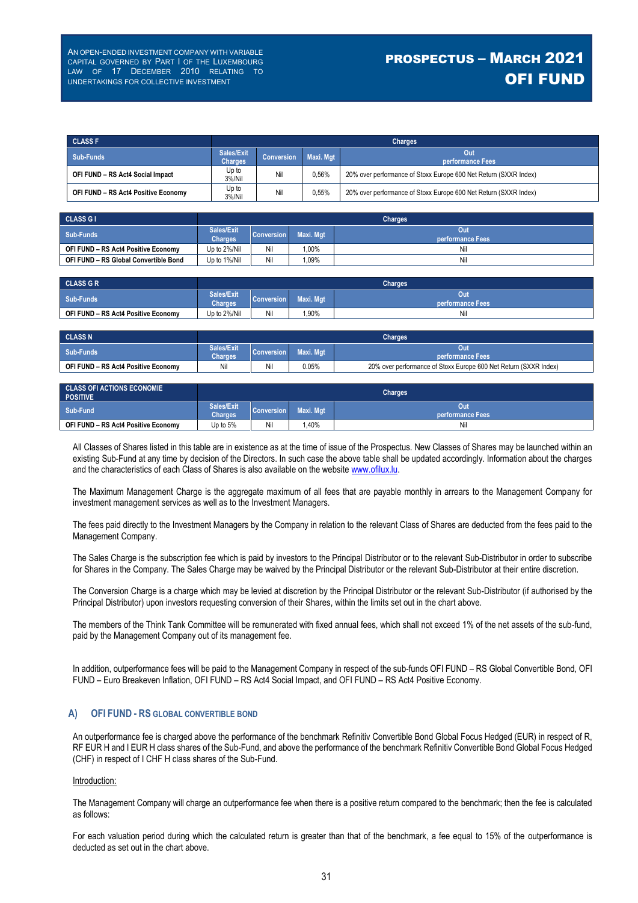| CLASS F | Charges | | | |
|---|---|---|---|---|
| Sub-Funds | Sales/Exit Charges | Conversion | Maxi. Mgt | Out performance Fees |
| OFI FUND – RS Act4 Social Impact | Up to 3%/Nil | Nil | 0,56% | 20% over performance of Stoxx Europe 600 Net Return (SXXR Index) |
| OFI FUND – RS Act4 Positive Economy | Up to 3%/Nil | Nil | 0,55% | 20% over performance of Stoxx Europe 600 Net Return (SXXR Index) |

| CLASS G I | Charges | | | |
|---|---|---|---|---|
| Sub-Funds | Sales/Exit Charges | Conversion | Maxi. Mgt | Out performance Fees |
| OFI FUND – RS Act4 Positive Economy | Up to 2%/Nil | Nil | 1,00% | Nil |
| OFI FUND – RS Global Convertible Bond | Up to 1%/Nil | Nil | 1,09% | Nil |

| CLASS G R | Charges | | | |
|---|---|---|---|---|
| Sub-Funds | Sales/Exit Charges | Conversion | Maxi. Mgt | Out performance Fees |
| OFI FUND – RS Act4 Positive Economy | Up to 2%/Nil | Nil | 1,90% | Nil |

| CLASS N | Charges | | | |
|---|---|---|---|---|
| Sub-Funds | Sales/Exit Charges | Conversion | Maxi. Mgt | Out performance Fees |
| OFI FUND – RS Act4 Positive Economy | Nil | Nil | 0.05% | 20% over performance of Stoxx Europe 600 Net Return (SXXR Index) |

| CLASS OFI ACTIONS ECONOMIE POSITIVE | Charges | | | |
|---|---|---|---|---|
| Sub-Fund | Sales/Exit Charges | Conversion | Maxi. Mgt | Out performance Fees |
| OFI FUND – RS Act4 Positive Economy | Up to 5% | Nil | 1,40% | Nil |

All Classes of Shares listed in this table are in existence as at the time of issue of the Prospectus. New Classes of Shares may be launched within an existing Sub-Fund at any time by decision of the Directors. In such case the above table shall be updated accordingly. Information about the charges and the characteristics of each Class of Shares is also available on the website www.ofilux.lu.

The Maximum Management Charge is the aggregate maximum of all fees that are payable monthly in arrears to the Management Company for investment management services as well as to the Investment Managers.

The fees paid directly to the Investment Managers by the Company in relation to the relevant Class of Shares are deducted from the fees paid to the Management Company.

The Sales Charge is the subscription fee which is paid by investors to the Principal Distributor or to the relevant Sub-Distributor in order to subscribe for Shares in the Company. The Sales Charge may be waived by the Principal Distributor or the relevant Sub-Distributor at their entire discretion.

The Conversion Charge is a charge which may be levied at discretion by the Principal Distributor or the relevant Sub-Distributor (if authorised by the Principal Distributor) upon investors requesting conversion of their Shares, within the limits set out in the chart above.

The members of the Think Tank Committee will be remunerated with fixed annual fees, which shall not exceed 1% of the net assets of the sub-fund, paid by the Management Company out of its management fee.

In addition, outperformance fees will be paid to the Management Company in respect of the sub-funds OFI FUND – RS Global Convertible Bond, OFI FUND – Euro Breakeven Inflation, OFI FUND – RS Act4 Social Impact, and OFI FUND – RS Act4 Positive Economy.

## A) OFI FUND - RS GLOBAL CONVERTIBLE BOND

An outperformance fee is charged above the performance of the benchmark Refinitiv Convertible Bond Global Focus Hedged (EUR) in respect of R, RF EUR H and I EUR H class shares of the Sub-Fund, and above the performance of the benchmark Refinitiv Convertible Bond Global Focus Hedged (CHF) in respect of I CHF H class shares of the Sub-Fund.

Introduction:

The Management Company will charge an outperformance fee when there is a positive return compared to the benchmark; then the fee is calculated as follows:

For each valuation period during which the calculated return is greater than that of the benchmark, a fee equal to 15% of the outperformance is deducted as set out in the chart above.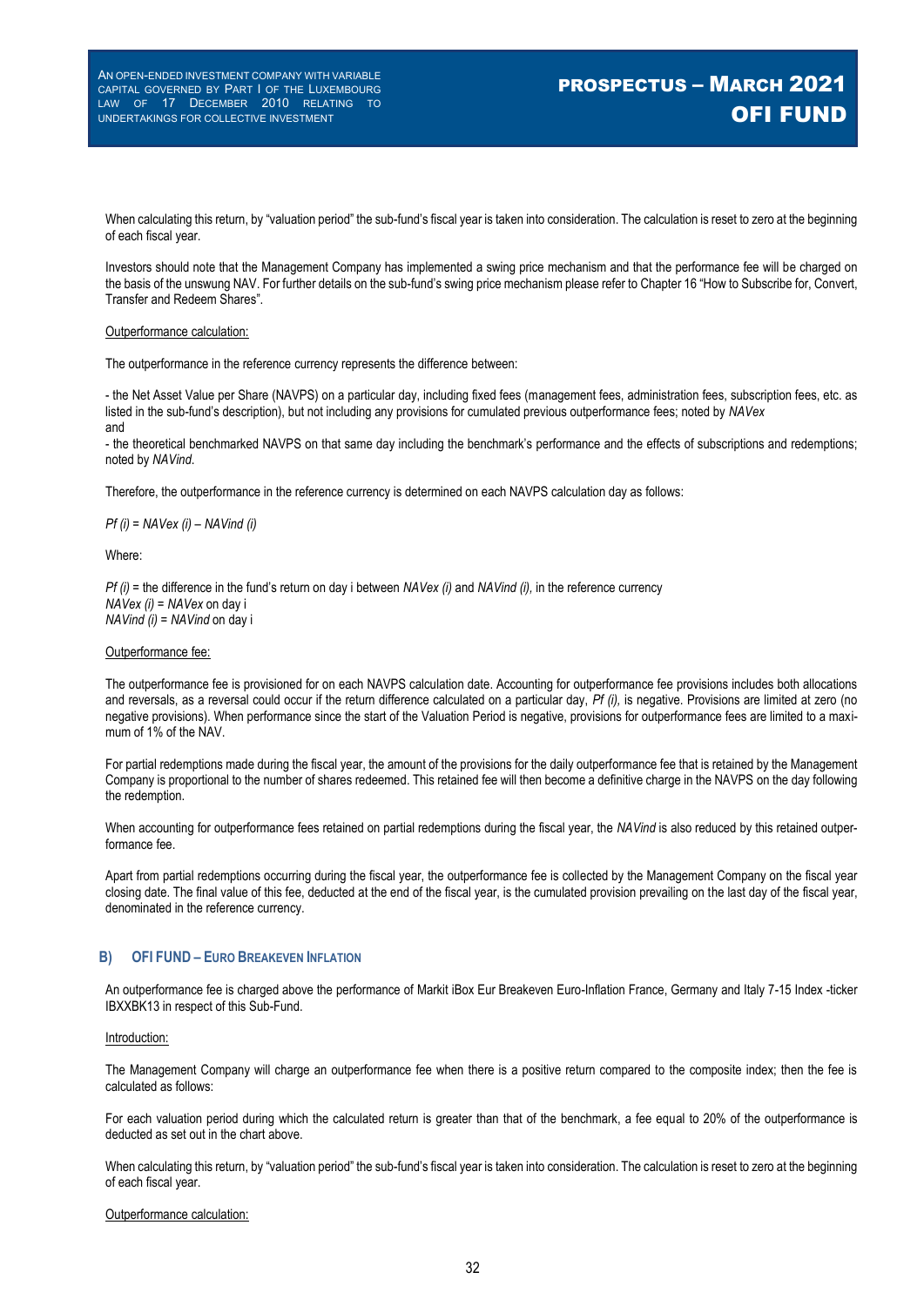When calculating this return, by "valuation period" the sub-fund's fiscal year is taken into consideration. The calculation is reset to zero at the beginning of each fiscal year.

Investors should note that the Management Company has implemented a swing price mechanism and that the performance fee will be charged on the basis of the unswung NAV. For further details on the sub-fund's swing price mechanism please refer to Chapter 16 "How to Subscribe for, Convert, Transfer and Redeem Shares".

<u>Outperformance calculation:</u>

The outperformance in the reference currency represents the difference between:

- the Net Asset Value per Share (NAVPS) on a particular day, including fixed fees (management fees, administration fees, subscription fees, etc. as listed in the sub-fund's description), but not including any provisions for cumulated previous outperformance fees; noted by *NAVex*
and
- the theoretical benchmarked NAVPS on that same day including the benchmark's performance and the effects of subscriptions and redemptions; noted by *NAVind*.

Therefore, the outperformance in the reference currency is determined on each NAVPS calculation day as follows:

*Pf (i) = NAVex (i) – NAVind (i)*

Where:

*Pf (i)* = the difference in the fund's return on day i between *NAVex (i)* and *NAVind (i)*, in the reference currency
*NAVex (i) = NAVex* on day i
*NAVind (i) = NAVind* on day i

<u>Outperformance fee:</u>

The outperformance fee is provisioned for on each NAVPS calculation date. Accounting for outperformance fee provisions includes both allocations and reversals, as a reversal could occur if the return difference calculated on a particular day, *Pf (i)*, is negative. Provisions are limited at zero (no negative provisions). When performance since the start of the Valuation Period is negative, provisions for outperformance fees are limited to a maximum of 1% of the NAV.

For partial redemptions made during the fiscal year, the amount of the provisions for the daily outperformance fee that is retained by the Management Company is proportional to the number of shares redeemed. This retained fee will then become a definitive charge in the NAVPS on the day following the redemption.

When accounting for outperformance fees retained on partial redemptions during the fiscal year, the *NAVind* is also reduced by this retained outperformance fee.

Apart from partial redemptions occurring during the fiscal year, the outperformance fee is collected by the Management Company on the fiscal year closing date. The final value of this fee, deducted at the end of the fiscal year, is the cumulated provision prevailing on the last day of the fiscal year, denominated in the reference currency.

### B) OFI FUND – EURO BREAKEVEN INFLATION

An outperformance fee is charged above the performance of Markit iBox Eur Breakeven Euro-Inflation France, Germany and Italy 7-15 Index -ticker IBXXBK13 in respect of this Sub-Fund.

<u>Introduction:</u>

The Management Company will charge an outperformance fee when there is a positive return compared to the composite index; then the fee is calculated as follows:

For each valuation period during which the calculated return is greater than that of the benchmark, a fee equal to 20% of the outperformance is deducted as set out in the chart above.

When calculating this return, by "valuation period" the sub-fund's fiscal year is taken into consideration. The calculation is reset to zero at the beginning of each fiscal year.

<u>Outperformance calculation:</u>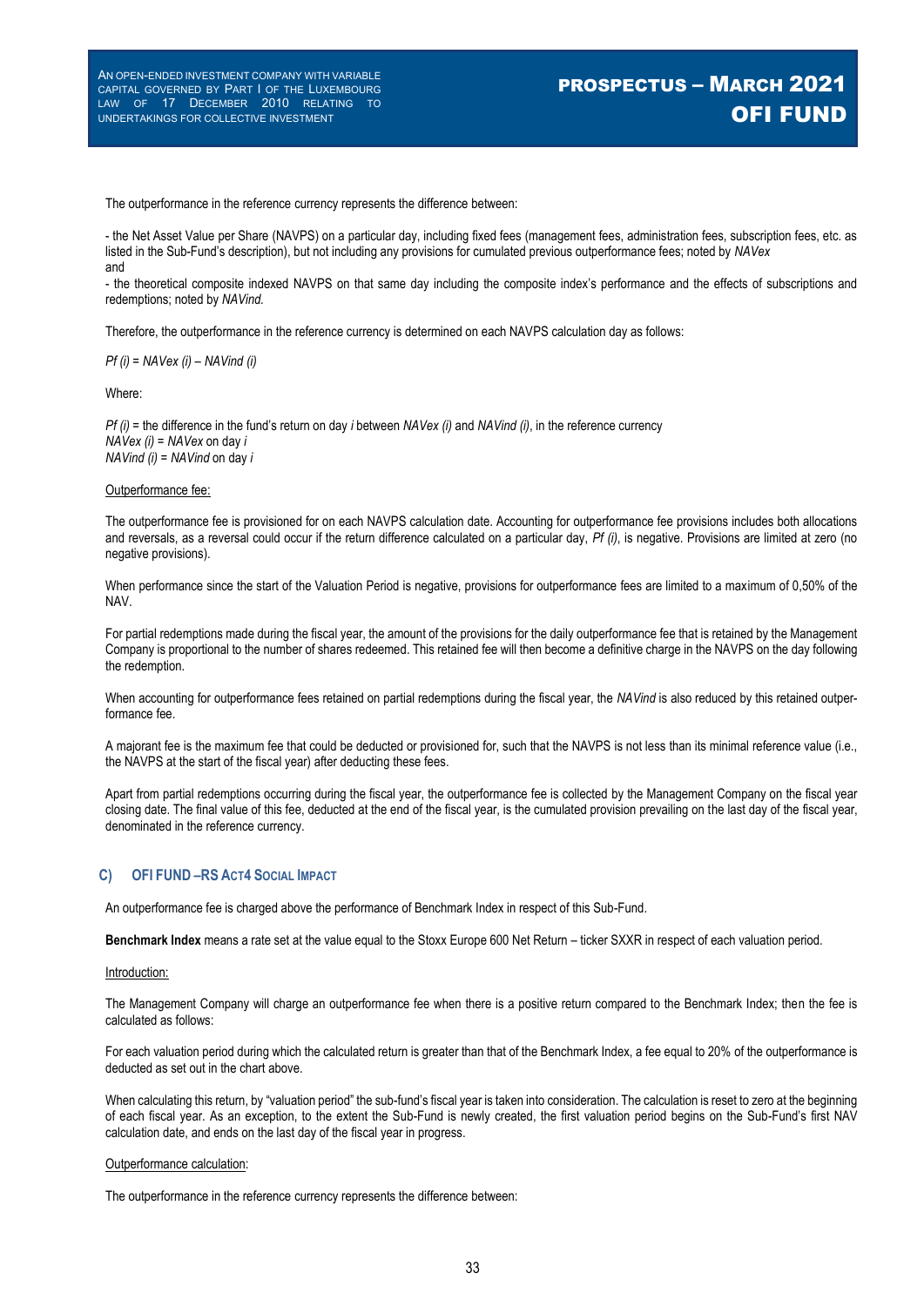The outperformance in the reference currency represents the difference between:

- the Net Asset Value per Share (NAVPS) on a particular day, including fixed fees (management fees, administration fees, subscription fees, etc. as listed in the Sub-Fund's description), but not including any provisions for cumulated previous outperformance fees; noted by *NAVex*
and
- the theoretical composite indexed NAVPS on that same day including the composite index's performance and the effects of subscriptions and redemptions; noted by *NAVind.*

Therefore, the outperformance in the reference currency is determined on each NAVPS calculation day as follows:

*Pf (i) = NAVex (i) – NAVind (i)*

Where:

*Pf (i)* = the difference in the fund's return on day *i* between *NAVex (i)* and *NAVind (i)*, in the reference currency
*NAVex (i) = NAVex* on day *i*
*NAVind (i) = NAVind* on day *i*

<u>Outperformance fee:</u>

The outperformance fee is provisioned for on each NAVPS calculation date. Accounting for outperformance fee provisions includes both allocations and reversals, as a reversal could occur if the return difference calculated on a particular day, *Pf (i)*, is negative. Provisions are limited at zero (no negative provisions).

When performance since the start of the Valuation Period is negative, provisions for outperformance fees are limited to a maximum of 0,50% of the NAV.

For partial redemptions made during the fiscal year, the amount of the provisions for the daily outperformance fee that is retained by the Management Company is proportional to the number of shares redeemed. This retained fee will then become a definitive charge in the NAVPS on the day following the redemption.

When accounting for outperformance fees retained on partial redemptions during the fiscal year, the *NAVind* is also reduced by this retained outperformance fee.

A majorant fee is the maximum fee that could be deducted or provisioned for, such that the NAVPS is not less than its minimal reference value (i.e., the NAVPS at the start of the fiscal year) after deducting these fees.

Apart from partial redemptions occurring during the fiscal year, the outperformance fee is collected by the Management Company on the fiscal year closing date. The final value of this fee, deducted at the end of the fiscal year, is the cumulated provision prevailing on the last day of the fiscal year, denominated in the reference currency.

### C) OFI FUND – RS ACT4 SOCIAL IMPACT

An outperformance fee is charged above the performance of Benchmark Index in respect of this Sub-Fund.

**Benchmark Index** means a rate set at the value equal to the Stoxx Europe 600 Net Return – ticker SXXR in respect of each valuation period.

<u>Introduction:</u>

The Management Company will charge an outperformance fee when there is a positive return compared to the Benchmark Index; then the fee is calculated as follows:

For each valuation period during which the calculated return is greater than that of the Benchmark Index, a fee equal to 20% of the outperformance is deducted as set out in the chart above.

When calculating this return, by "valuation period" the sub-fund's fiscal year is taken into consideration. The calculation is reset to zero at the beginning of each fiscal year. As an exception, to the extent the Sub-Fund is newly created, the first valuation period begins on the Sub-Fund's first NAV calculation date, and ends on the last day of the fiscal year in progress.

<u>Outperformance calculation</u>:

The outperformance in the reference currency represents the difference between: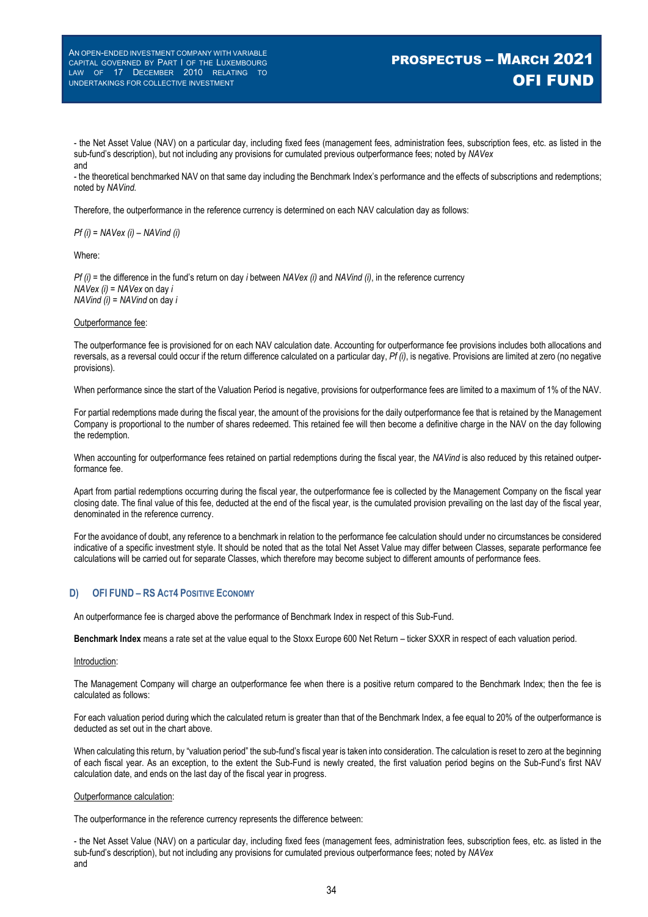- the Net Asset Value (NAV) on a particular day, including fixed fees (management fees, administration fees, subscription fees, etc. as listed in the sub-fund's description), but not including any provisions for cumulated previous outperformance fees; noted by *NAVex*
and
- the theoretical benchmarked NAV on that same day including the Benchmark Index's performance and the effects of subscriptions and redemptions; noted by *NAVind.*

Therefore, the outperformance in the reference currency is determined on each NAV calculation day as follows:

$Pf\ (i) = NAVex\ (i) - NAVind\ (i)$

Where:

$Pf\ (i)$ = the difference in the fund's return on day $i$ between $NAVex\ (i)$ and $NAVind\ (i)$, in the reference currency
$NAVex\ (i) = NAVex$ on day $i$
$NAVind\ (i) = NAVind$ on day $i$

Outperformance fee:

The outperformance fee is provisioned for on each NAV calculation date. Accounting for outperformance fee provisions includes both allocations and reversals, as a reversal could occur if the return difference calculated on a particular day, $Pf\ (i)$, is negative. Provisions are limited at zero (no negative provisions).

When performance since the start of the Valuation Period is negative, provisions for outperformance fees are limited to a maximum of 1% of the NAV.

For partial redemptions made during the fiscal year, the amount of the provisions for the daily outperformance fee that is retained by the Management Company is proportional to the number of shares redeemed. This retained fee will then become a definitive charge in the NAV on the day following the redemption.

When accounting for outperformance fees retained on partial redemptions during the fiscal year, the *NAVind* is also reduced by this retained outperformance fee.

Apart from partial redemptions occurring during the fiscal year, the outperformance fee is collected by the Management Company on the fiscal year closing date. The final value of this fee, deducted at the end of the fiscal year, is the cumulated provision prevailing on the last day of the fiscal year, denominated in the reference currency.

For the avoidance of doubt, any reference to a benchmark in relation to the performance fee calculation should under no circumstances be considered indicative of a specific investment style. It should be noted that as the total Net Asset Value may differ between Classes, separate performance fee calculations will be carried out for separate Classes, which therefore may become subject to different amounts of performance fees.

### D) OFI FUND – RS ACT4 POSITIVE ECONOMY

An outperformance fee is charged above the performance of Benchmark Index in respect of this Sub-Fund.

**Benchmark Index** means a rate set at the value equal to the Stoxx Europe 600 Net Return – ticker SXXR in respect of each valuation period.

Introduction:

The Management Company will charge an outperformance fee when there is a positive return compared to the Benchmark Index; then the fee is calculated as follows:

For each valuation period during which the calculated return is greater than that of the Benchmark Index, a fee equal to 20% of the outperformance is deducted as set out in the chart above.

When calculating this return, by "valuation period" the sub-fund's fiscal year is taken into consideration. The calculation is reset to zero at the beginning of each fiscal year. As an exception, to the extent the Sub-Fund is newly created, the first valuation period begins on the Sub-Fund's first NAV calculation date, and ends on the last day of the fiscal year in progress.

Outperformance calculation:

The outperformance in the reference currency represents the difference between:

- the Net Asset Value (NAV) on a particular day, including fixed fees (management fees, administration fees, subscription fees, etc. as listed in the sub-fund's description), but not including any provisions for cumulated previous outperformance fees; noted by *NAVex*
and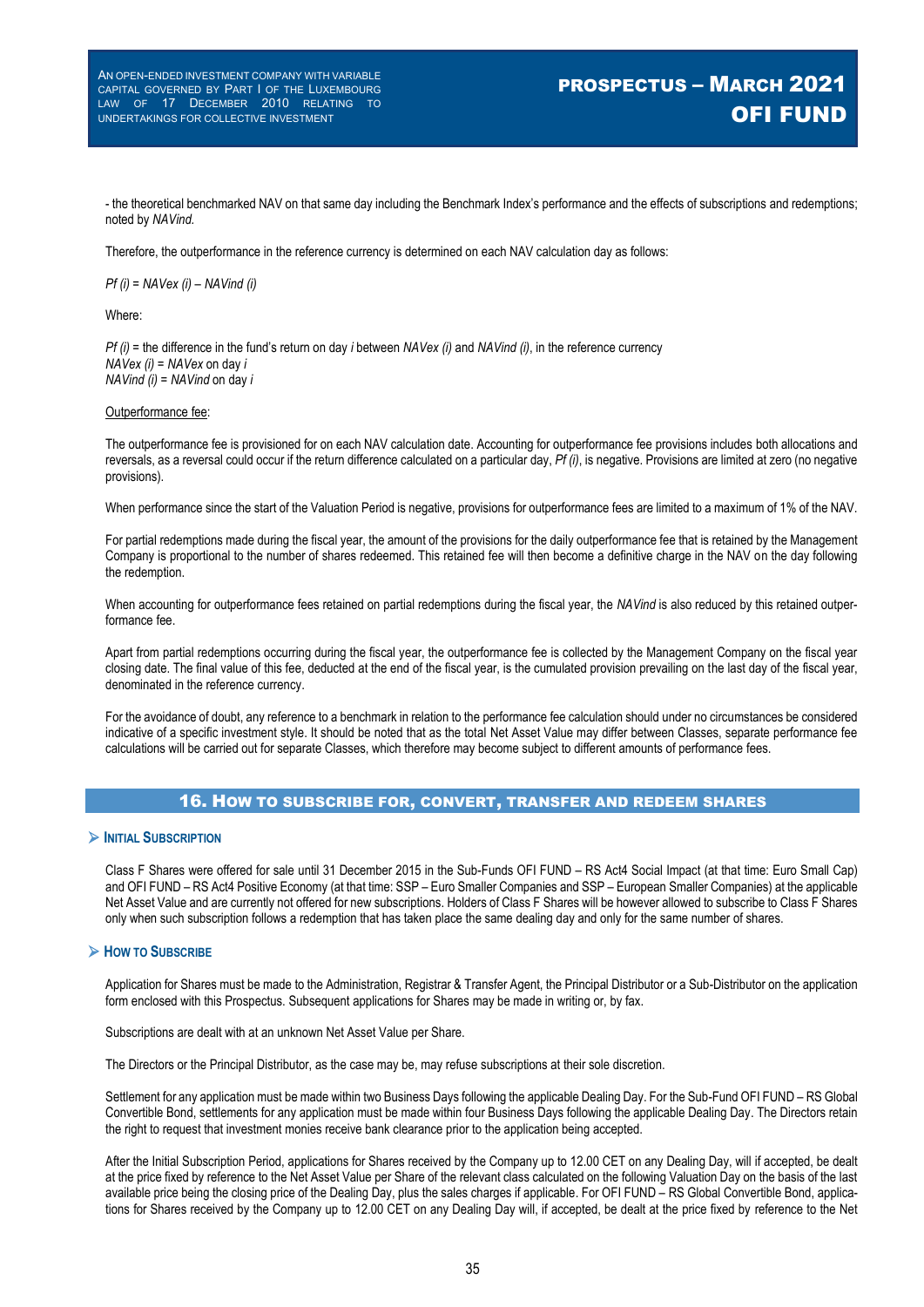- the theoretical benchmarked NAV on that same day including the Benchmark Index's performance and the effects of subscriptions and redemptions; noted by *NAVind.*

Therefore, the outperformance in the reference currency is determined on each NAV calculation day as follows:

$Pf(i) = NAVex(i) - NAVind(i)$

Where:

$Pf(i)$ = the difference in the fund's return on day $i$ between $NAVex(i)$ and $NAVind(i)$, in the reference currency
$NAVex(i)$ = *NAVex* on day $i$
$NAVind(i)$ = *NAVind* on day $i$

Outperformance fee:

The outperformance fee is provisioned for on each NAV calculation date. Accounting for outperformance fee provisions includes both allocations and reversals, as a reversal could occur if the return difference calculated on a particular day, $Pf(i)$, is negative. Provisions are limited at zero (no negative provisions).

When performance since the start of the Valuation Period is negative, provisions for outperformance fees are limited to a maximum of 1% of the NAV.

For partial redemptions made during the fiscal year, the amount of the provisions for the daily outperformance fee that is retained by the Management Company is proportional to the number of shares redeemed. This retained fee will then become a definitive charge in the NAV on the day following the redemption.

When accounting for outperformance fees retained on partial redemptions during the fiscal year, the *NAVind* is also reduced by this retained outperformance fee.

Apart from partial redemptions occurring during the fiscal year, the outperformance fee is collected by the Management Company on the fiscal year closing date. The final value of this fee, deducted at the end of the fiscal year, is the cumulated provision prevailing on the last day of the fiscal year, denominated in the reference currency.

For the avoidance of doubt, any reference to a benchmark in relation to the performance fee calculation should under no circumstances be considered indicative of a specific investment style. It should be noted that as the total Net Asset Value may differ between Classes, separate performance fee calculations will be carried out for separate Classes, which therefore may become subject to different amounts of performance fees.

## 16. How to subscribe for, convert, transfer and redeem shares

### Initial Subscription

Class F Shares were offered for sale until 31 December 2015 in the Sub-Funds OFI FUND – RS Act4 Social Impact (at that time: Euro Small Cap) and OFI FUND – RS Act4 Positive Economy (at that time: SSP – Euro Smaller Companies and SSP – European Smaller Companies) at the applicable Net Asset Value and are currently not offered for new subscriptions. Holders of Class F Shares will be however allowed to subscribe to Class F Shares only when such subscription follows a redemption that has taken place the same dealing day and only for the same number of shares.

### How to Subscribe

Application for Shares must be made to the Administration, Registrar & Transfer Agent, the Principal Distributor or a Sub-Distributor on the application form enclosed with this Prospectus. Subsequent applications for Shares may be made in writing or, by fax.

Subscriptions are dealt with at an unknown Net Asset Value per Share.

The Directors or the Principal Distributor, as the case may be, may refuse subscriptions at their sole discretion.

Settlement for any application must be made within two Business Days following the applicable Dealing Day. For the Sub-Fund OFI FUND – RS Global Convertible Bond, settlements for any application must be made within four Business Days following the applicable Dealing Day. The Directors retain the right to request that investment monies receive bank clearance prior to the application being accepted.

After the Initial Subscription Period, applications for Shares received by the Company up to 12.00 CET on any Dealing Day, will if accepted, be dealt at the price fixed by reference to the Net Asset Value per Share of the relevant class calculated on the following Valuation Day on the basis of the last available price being the closing price of the Dealing Day, plus the sales charges if applicable. For OFI FUND – RS Global Convertible Bond, applications for Shares received by the Company up to 12.00 CET on any Dealing Day will, if accepted, be dealt at the price fixed by reference to the Net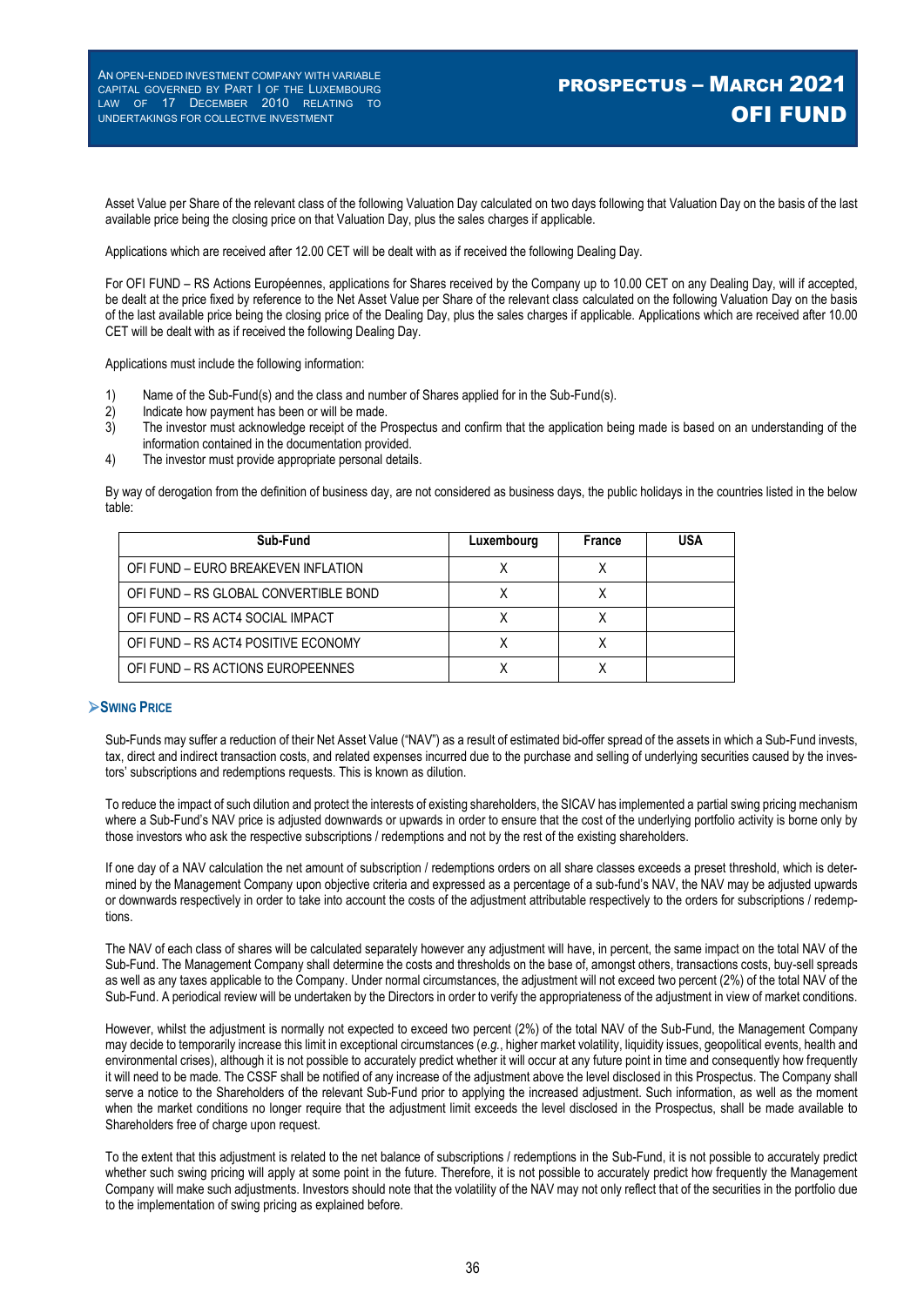Asset Value per Share of the relevant class of the following Valuation Day calculated on two days following that Valuation Day on the basis of the last available price being the closing price on that Valuation Day, plus the sales charges if applicable.

Applications which are received after 12.00 CET will be dealt with as if received the following Dealing Day.

For OFI FUND – RS Actions Européennes, applications for Shares received by the Company up to 10.00 CET on any Dealing Day, will if accepted, be dealt at the price fixed by reference to the Net Asset Value per Share of the relevant class calculated on the following Valuation Day on the basis of the last available price being the closing price of the Dealing Day, plus the sales charges if applicable. Applications which are received after 10.00 CET will be dealt with as if received the following Dealing Day.

Applications must include the following information:

1) Name of the Sub-Fund(s) and the class and number of Shares applied for in the Sub-Fund(s).
2) Indicate how payment has been or will be made.
3) The investor must acknowledge receipt of the Prospectus and confirm that the application being made is based on an understanding of the information contained in the documentation provided.
4) The investor must provide appropriate personal details.

By way of derogation from the definition of business day, are not considered as business days, the public holidays in the countries listed in the below table:

| Sub-Fund | Luxembourg | France | USA |
|---|---|---|---|
| OFI FUND – EURO BREAKEVEN INFLATION | X | X | |
| OFI FUND – RS GLOBAL CONVERTIBLE BOND | X | X | |
| OFI FUND – RS ACT4 SOCIAL IMPACT | X | X | |
| OFI FUND – RS ACT4 POSITIVE ECONOMY | X | X | |
| OFI FUND – RS ACTIONS EUROPEENNES | X | X | |

## Swing Price

Sub-Funds may suffer a reduction of their Net Asset Value ("NAV") as a result of estimated bid-offer spread of the assets in which a Sub-Fund invests, tax, direct and indirect transaction costs, and related expenses incurred due to the purchase and selling of underlying securities caused by the investors' subscriptions and redemptions requests. This is known as dilution.

To reduce the impact of such dilution and protect the interests of existing shareholders, the SICAV has implemented a partial swing pricing mechanism where a Sub-Fund's NAV price is adjusted downwards or upwards in order to ensure that the cost of the underlying portfolio activity is borne only by those investors who ask the respective subscriptions / redemptions and not by the rest of the existing shareholders.

If one day of a NAV calculation the net amount of subscription / redemptions orders on all share classes exceeds a preset threshold, which is determined by the Management Company upon objective criteria and expressed as a percentage of a sub-fund's NAV, the NAV may be adjusted upwards or downwards respectively in order to take into account the costs of the adjustment attributable respectively to the orders for subscriptions / redemptions.

The NAV of each class of shares will be calculated separately however any adjustment will have, in percent, the same impact on the total NAV of the Sub-Fund. The Management Company shall determine the costs and thresholds on the base of, amongst others, transactions costs, buy-sell spreads as well as any taxes applicable to the Company. Under normal circumstances, the adjustment will not exceed two percent (2%) of the total NAV of the Sub-Fund. A periodical review will be undertaken by the Directors in order to verify the appropriateness of the adjustment in view of market conditions.

However, whilst the adjustment is normally not expected to exceed two percent (2%) of the total NAV of the Sub-Fund, the Management Company may decide to temporarily increase this limit in exceptional circumstances (*e.g.*, higher market volatility, liquidity issues, geopolitical events, health and environmental crises), although it is not possible to accurately predict whether it will occur at any future point in time and consequently how frequently it will need to be made. The CSSF shall be notified of any increase of the adjustment above the level disclosed in this Prospectus. The Company shall serve a notice to the Shareholders of the relevant Sub-Fund prior to applying the increased adjustment. Such information, as well as the moment when the market conditions no longer require that the adjustment limit exceeds the level disclosed in the Prospectus, shall be made available to Shareholders free of charge upon request.

To the extent that this adjustment is related to the net balance of subscriptions / redemptions in the Sub-Fund, it is not possible to accurately predict whether such swing pricing will apply at some point in the future. Therefore, it is not possible to accurately predict how frequently the Management Company will make such adjustments. Investors should note that the volatility of the NAV may not only reflect that of the securities in the portfolio due to the implementation of swing pricing as explained before.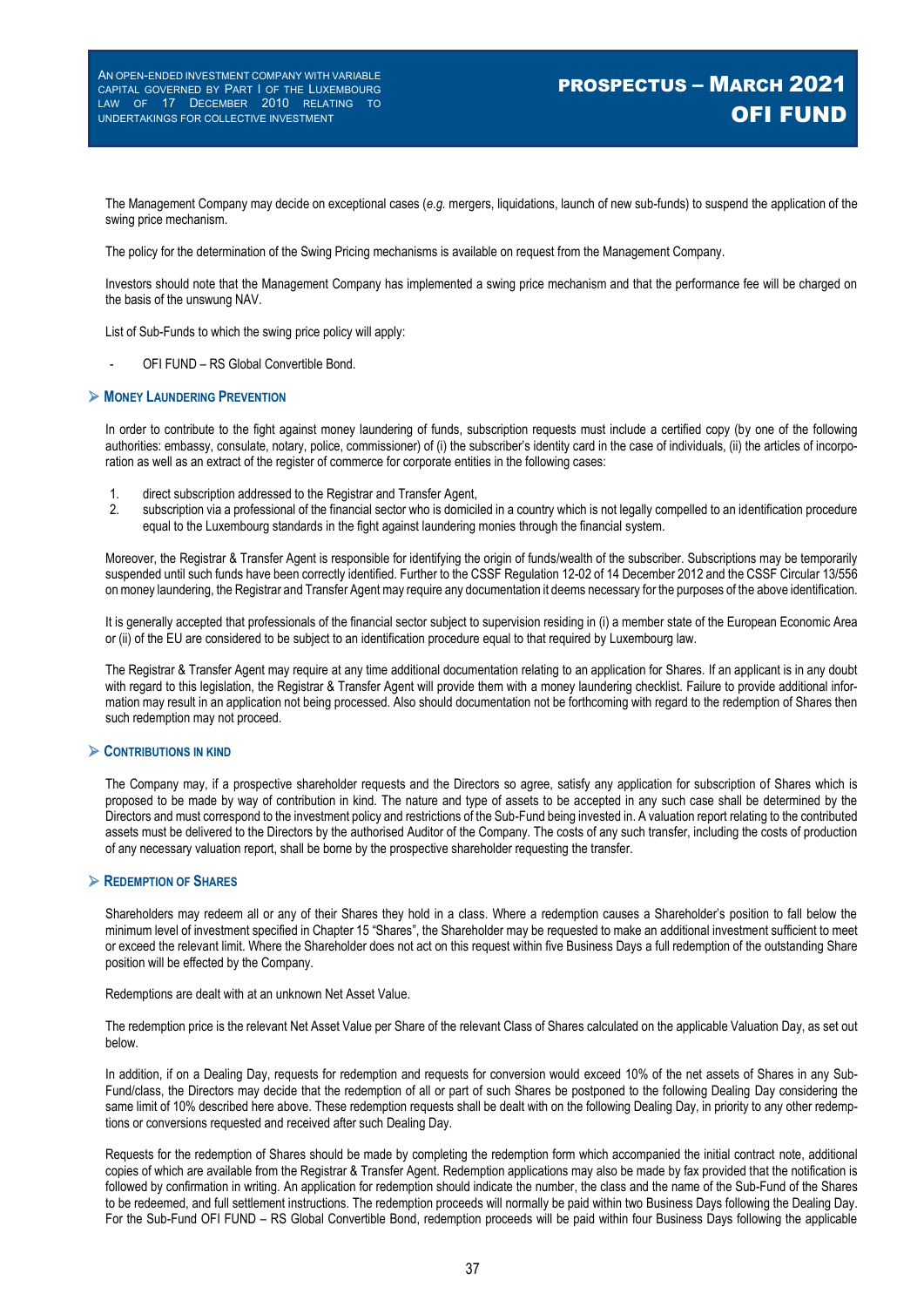The Management Company may decide on exceptional cases (*e.g.* mergers, liquidations, launch of new sub-funds) to suspend the application of the swing price mechanism.

The policy for the determination of the Swing Pricing mechanisms is available on request from the Management Company.

Investors should note that the Management Company has implemented a swing price mechanism and that the performance fee will be charged on the basis of the unswung NAV.

List of Sub-Funds to which the swing price policy will apply:

- OFI FUND – RS Global Convertible Bond.

## Money Laundering Prevention

In order to contribute to the fight against money laundering of funds, subscription requests must include a certified copy (by one of the following authorities: embassy, consulate, notary, police, commissioner) of (i) the subscriber's identity card in the case of individuals, (ii) the articles of incorporation as well as an extract of the register of commerce for corporate entities in the following cases:

1. direct subscription addressed to the Registrar and Transfer Agent,
2. subscription via a professional of the financial sector who is domiciled in a country which is not legally compelled to an identification procedure equal to the Luxembourg standards in the fight against laundering monies through the financial system.

Moreover, the Registrar & Transfer Agent is responsible for identifying the origin of funds/wealth of the subscriber. Subscriptions may be temporarily suspended until such funds have been correctly identified. Further to the CSSF Regulation 12-02 of 14 December 2012 and the CSSF Circular 13/556 on money laundering, the Registrar and Transfer Agent may require any documentation it deems necessary for the purposes of the above identification.

It is generally accepted that professionals of the financial sector subject to supervision residing in (i) a member state of the European Economic Area or (ii) of the EU are considered to be subject to an identification procedure equal to that required by Luxembourg law.

The Registrar & Transfer Agent may require at any time additional documentation relating to an application for Shares. If an applicant is in any doubt with regard to this legislation, the Registrar & Transfer Agent will provide them with a money laundering checklist. Failure to provide additional information may result in an application not being processed. Also should documentation not be forthcoming with regard to the redemption of Shares then such redemption may not proceed.

## Contributions in Kind

The Company may, if a prospective shareholder requests and the Directors so agree, satisfy any application for subscription of Shares which is proposed to be made by way of contribution in kind. The nature and type of assets to be accepted in any such case shall be determined by the Directors and must correspond to the investment policy and restrictions of the Sub-Fund being invested in. A valuation report relating to the contributed assets must be delivered to the Directors by the authorised Auditor of the Company. The costs of any such transfer, including the costs of production of any necessary valuation report, shall be borne by the prospective shareholder requesting the transfer.

## Redemption of Shares

Shareholders may redeem all or any of their Shares they hold in a class. Where a redemption causes a Shareholder's position to fall below the minimum level of investment specified in Chapter 15 "Shares", the Shareholder may be requested to make an additional investment sufficient to meet or exceed the relevant limit. Where the Shareholder does not act on this request within five Business Days a full redemption of the outstanding Share position will be effected by the Company.

Redemptions are dealt with at an unknown Net Asset Value.

The redemption price is the relevant Net Asset Value per Share of the relevant Class of Shares calculated on the applicable Valuation Day, as set out below.

In addition, if on a Dealing Day, requests for redemption and requests for conversion would exceed 10% of the net assets of Shares in any Sub-Fund/class, the Directors may decide that the redemption of all or part of such Shares be postponed to the following Dealing Day considering the same limit of 10% described here above. These redemption requests shall be dealt with on the following Dealing Day, in priority to any other redemptions or conversions requested and received after such Dealing Day.

Requests for the redemption of Shares should be made by completing the redemption form which accompanied the initial contract note, additional copies of which are available from the Registrar & Transfer Agent. Redemption applications may also be made by fax provided that the notification is followed by confirmation in writing. An application for redemption should indicate the number, the class and the name of the Sub-Fund of the Shares to be redeemed, and full settlement instructions. The redemption proceeds will normally be paid within two Business Days following the Dealing Day. For the Sub-Fund OFI FUND – RS Global Convertible Bond, redemption proceeds will be paid within four Business Days following the applicable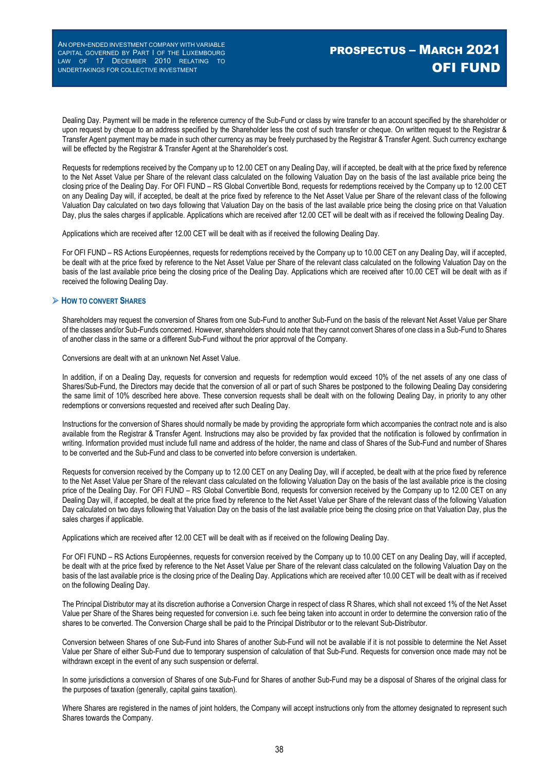Dealing Day. Payment will be made in the reference currency of the Sub-Fund or class by wire transfer to an account specified by the shareholder or upon request by cheque to an address specified by the Shareholder less the cost of such transfer or cheque. On written request to the Registrar & Transfer Agent payment may be made in such other currency as may be freely purchased by the Registrar & Transfer Agent. Such currency exchange will be effected by the Registrar & Transfer Agent at the Shareholder's cost.

Requests for redemptions received by the Company up to 12.00 CET on any Dealing Day, will if accepted, be dealt with at the price fixed by reference to the Net Asset Value per Share of the relevant class calculated on the following Valuation Day on the basis of the last available price being the closing price of the Dealing Day. For OFI FUND – RS Global Convertible Bond, requests for redemptions received by the Company up to 12.00 CET on any Dealing Day will, if accepted, be dealt at the price fixed by reference to the Net Asset Value per Share of the relevant class of the following Valuation Day calculated on two days following that Valuation Day on the basis of the last available price being the closing price on that Valuation Day, plus the sales charges if applicable. Applications which are received after 12.00 CET will be dealt with as if received the following Dealing Day.

Applications which are received after 12.00 CET will be dealt with as if received the following Dealing Day.

For OFI FUND – RS Actions Européennes, requests for redemptions received by the Company up to 10.00 CET on any Dealing Day, will if accepted, be dealt with at the price fixed by reference to the Net Asset Value per Share of the relevant class calculated on the following Valuation Day on the basis of the last available price being the closing price of the Dealing Day. Applications which are received after 10.00 CET will be dealt with as if received the following Dealing Day.

## How to convert Shares

Shareholders may request the conversion of Shares from one Sub-Fund to another Sub-Fund on the basis of the relevant Net Asset Value per Share of the classes and/or Sub-Funds concerned. However, shareholders should note that they cannot convert Shares of one class in a Sub-Fund to Shares of another class in the same or a different Sub-Fund without the prior approval of the Company.

Conversions are dealt with at an unknown Net Asset Value.

In addition, if on a Dealing Day, requests for conversion and requests for redemption would exceed 10% of the net assets of any one class of Shares/Sub-Fund, the Directors may decide that the conversion of all or part of such Shares be postponed to the following Dealing Day considering the same limit of 10% described here above. These conversion requests shall be dealt with on the following Dealing Day, in priority to any other redemptions or conversions requested and received after such Dealing Day.

Instructions for the conversion of Shares should normally be made by providing the appropriate form which accompanies the contract note and is also available from the Registrar & Transfer Agent. Instructions may also be provided by fax provided that the notification is followed by confirmation in writing. Information provided must include full name and address of the holder, the name and class of Shares of the Sub-Fund and number of Shares to be converted and the Sub-Fund and class to be converted into before conversion is undertaken.

Requests for conversion received by the Company up to 12.00 CET on any Dealing Day, will if accepted, be dealt with at the price fixed by reference to the Net Asset Value per Share of the relevant class calculated on the following Valuation Day on the basis of the last available price is the closing price of the Dealing Day. For OFI FUND – RS Global Convertible Bond, requests for conversion received by the Company up to 12.00 CET on any Dealing Day will, if accepted, be dealt at the price fixed by reference to the Net Asset Value per Share of the relevant class of the following Valuation Day calculated on two days following that Valuation Day on the basis of the last available price being the closing price on that Valuation Day, plus the sales charges if applicable.

Applications which are received after 12.00 CET will be dealt with as if received on the following Dealing Day.

For OFI FUND – RS Actions Européennes, requests for conversion received by the Company up to 10.00 CET on any Dealing Day, will if accepted, be dealt with at the price fixed by reference to the Net Asset Value per Share of the relevant class calculated on the following Valuation Day on the basis of the last available price is the closing price of the Dealing Day. Applications which are received after 10.00 CET will be dealt with as if received on the following Dealing Day.

The Principal Distributor may at its discretion authorise a Conversion Charge in respect of class R Shares, which shall not exceed 1% of the Net Asset Value per Share of the Shares being requested for conversion i.e. such fee being taken into account in order to determine the conversion ratio of the shares to be converted. The Conversion Charge shall be paid to the Principal Distributor or to the relevant Sub-Distributor.

Conversion between Shares of one Sub-Fund into Shares of another Sub-Fund will not be available if it is not possible to determine the Net Asset Value per Share of either Sub-Fund due to temporary suspension of calculation of that Sub-Fund. Requests for conversion once made may not be withdrawn except in the event of any such suspension or deferral.

In some jurisdictions a conversion of Shares of one Sub-Fund for Shares of another Sub-Fund may be a disposal of Shares of the original class for the purposes of taxation (generally, capital gains taxation).

Where Shares are registered in the names of joint holders, the Company will accept instructions only from the attorney designated to represent such Shares towards the Company.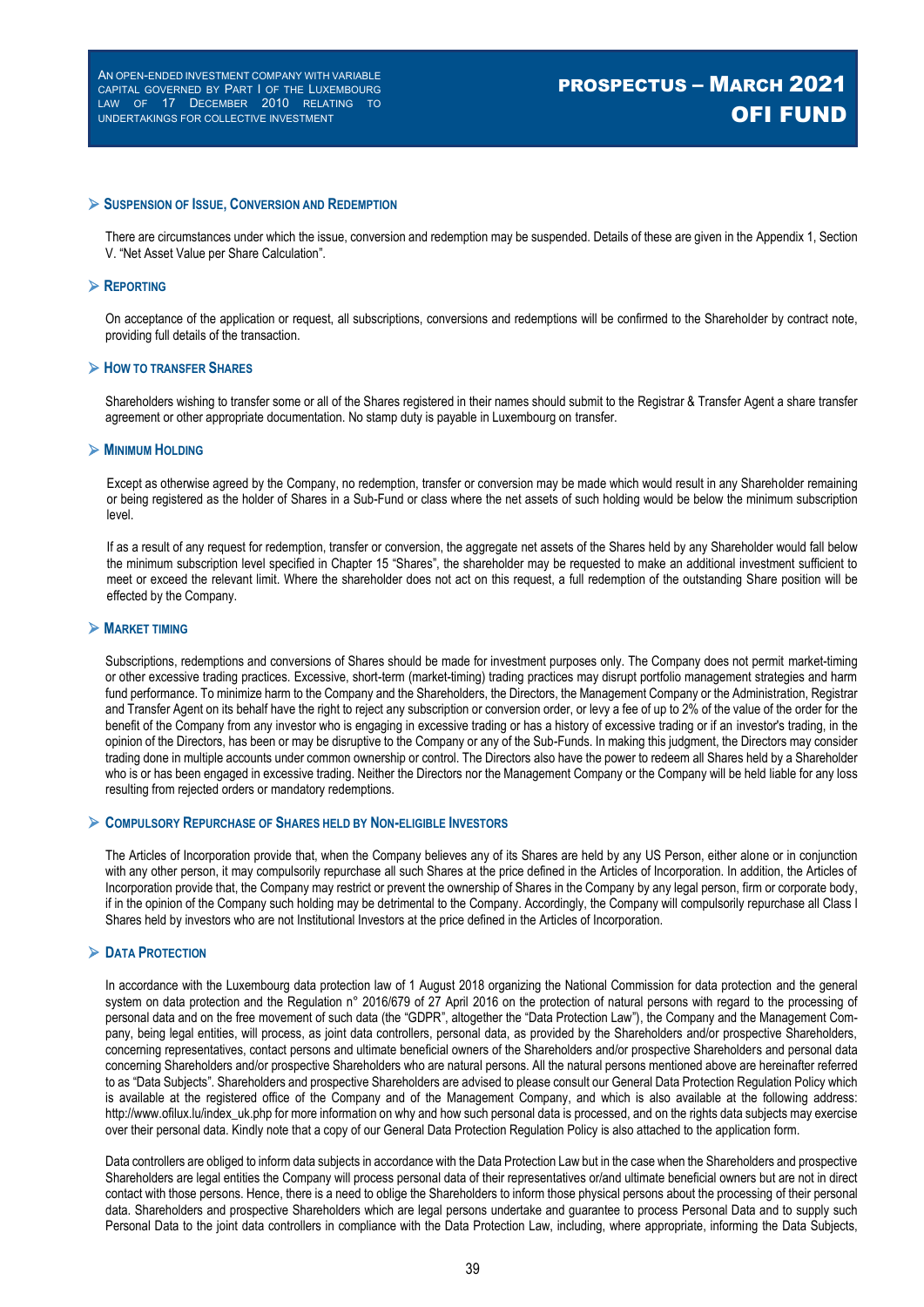## Suspension of Issue, Conversion and Redemption

There are circumstances under which the issue, conversion and redemption may be suspended. Details of these are given in the Appendix 1, Section V. "Net Asset Value per Share Calculation".

## Reporting

On acceptance of the application or request, all subscriptions, conversions and redemptions will be confirmed to the Shareholder by contract note, providing full details of the transaction.

## How to transfer Shares

Shareholders wishing to transfer some or all of the Shares registered in their names should submit to the Registrar & Transfer Agent a share transfer agreement or other appropriate documentation. No stamp duty is payable in Luxembourg on transfer.

## Minimum Holding

Except as otherwise agreed by the Company, no redemption, transfer or conversion may be made which would result in any Shareholder remaining or being registered as the holder of Shares in a Sub-Fund or class where the net assets of such holding would be below the minimum subscription level.

If as a result of any request for redemption, transfer or conversion, the aggregate net assets of the Shares held by any Shareholder would fall below the minimum subscription level specified in Chapter 15 "Shares", the shareholder may be requested to make an additional investment sufficient to meet or exceed the relevant limit. Where the shareholder does not act on this request, a full redemption of the outstanding Share position will be effected by the Company.

## Market timing

Subscriptions, redemptions and conversions of Shares should be made for investment purposes only. The Company does not permit market-timing or other excessive trading practices. Excessive, short-term (market-timing) trading practices may disrupt portfolio management strategies and harm fund performance. To minimize harm to the Company and the Shareholders, the Directors, the Management Company or the Administration, Registrar and Transfer Agent on its behalf have the right to reject any subscription or conversion order, or levy a fee of up to 2% of the value of the order for the benefit of the Company from any investor who is engaging in excessive trading or has a history of excessive trading or if an investor's trading, in the opinion of the Directors, has been or may be disruptive to the Company or any of the Sub-Funds. In making this judgment, the Directors may consider trading done in multiple accounts under common ownership or control. The Directors also have the power to redeem all Shares held by a Shareholder who is or has been engaged in excessive trading. Neither the Directors nor the Management Company or the Company will be held liable for any loss resulting from rejected orders or mandatory redemptions.

## Compulsory Repurchase of Shares held by Non-eligible Investors

The Articles of Incorporation provide that, when the Company believes any of its Shares are held by any US Person, either alone or in conjunction with any other person, it may compulsorily repurchase all such Shares at the price defined in the Articles of Incorporation. In addition, the Articles of Incorporation provide that, the Company may restrict or prevent the ownership of Shares in the Company by any legal person, firm or corporate body, if in the opinion of the Company such holding may be detrimental to the Company. Accordingly, the Company will compulsorily repurchase all Class I Shares held by investors who are not Institutional Investors at the price defined in the Articles of Incorporation.

## Data Protection

In accordance with the Luxembourg data protection law of 1 August 2018 organizing the National Commission for data protection and the general system on data protection and the Regulation n° 2016/679 of 27 April 2016 on the protection of natural persons with regard to the processing of personal data and on the free movement of such data (the "GDPR", altogether the "Data Protection Law"), the Company and the Management Company, being legal entities, will process, as joint data controllers, personal data, as provided by the Shareholders and/or prospective Shareholders, concerning representatives, contact persons and ultimate beneficial owners of the Shareholders and/or prospective Shareholders and personal data concerning Shareholders and/or prospective Shareholders who are natural persons. All the natural persons mentioned above are hereinafter referred to as "Data Subjects". Shareholders and prospective Shareholders are advised to please consult our General Data Protection Regulation Policy which is available at the registered office of the Company and of the Management Company, and which is also available at the following address: http://www.ofilux.lu/index_uk.php for more information on why and how such personal data is processed, and on the rights data subjects may exercise over their personal data. Kindly note that a copy of our General Data Protection Regulation Policy is also attached to the application form.

Data controllers are obliged to inform data subjects in accordance with the Data Protection Law but in the case when the Shareholders and prospective Shareholders are legal entities the Company will process personal data of their representatives or/and ultimate beneficial owners but are not in direct contact with those persons. Hence, there is a need to oblige the Shareholders to inform those physical persons about the processing of their personal data. Shareholders and prospective Shareholders which are legal persons undertake and guarantee to process Personal Data and to supply such Personal Data to the joint data controllers in compliance with the Data Protection Law, including, where appropriate, informing the Data Subjects,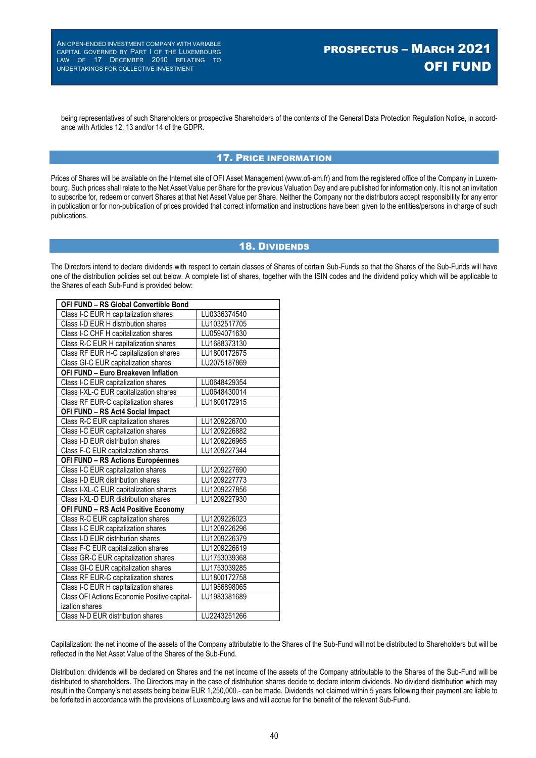being representatives of such Shareholders or prospective Shareholders of the contents of the General Data Protection Regulation Notice, in accordance with Articles 12, 13 and/or 14 of the GDPR.

## 17. Price information

Prices of Shares will be available on the Internet site of OFI Asset Management (www.ofi-am.fr) and from the registered office of the Company in Luxembourg. Such prices shall relate to the Net Asset Value per Share for the previous Valuation Day and are published for information only. It is not an invitation to subscribe for, redeem or convert Shares at that Net Asset Value per Share. Neither the Company nor the distributors accept responsibility for any error in publication or for non-publication of prices provided that correct information and instructions have been given to the entities/persons in charge of such publications.

## 18. Dividends

The Directors intend to declare dividends with respect to certain classes of Shares of certain Sub-Funds so that the Shares of the Sub-Funds will have one of the distribution policies set out below. A complete list of shares, together with the ISIN codes and the dividend policy which will be applicable to the Shares of each Sub-Fund is provided below:

| **OFI FUND – RS Global Convertible Bond** | |
|---|---|
| Class I-C EUR H capitalization shares | LU0336374540 |
| Class I-D EUR H distribution shares | LU1032517705 |
| Class I-C CHF H capitalization shares | LU0594071630 |
| Class R-C EUR H capitalization shares | LU1688373130 |
| Class RF EUR H-C capitalization shares | LU1800172675 |
| Class GI-C EUR capitalization shares | LU2075187869 |
| **OFI FUND – Euro Breakeven Inflation** | |
| Class I-C EUR capitalization shares | LU0648429354 |
| Class I-XL-C EUR capitalization shares | LU0648430014 |
| Class RF EUR-C capitalization shares | LU1800172915 |
| **OFI FUND – RS Act4 Social Impact** | |
| Class R-C EUR capitalization shares | LU1209226700 |
| Class I-C EUR capitalization shares | LU1209226882 |
| Class I-D EUR distribution shares | LU1209226965 |
| Class F-C EUR capitalization shares | LU1209227344 |
| **OFI FUND – RS Actions Européennes** | |
| Class I-C EUR capitalization shares | LU1209227690 |
| Class I-D EUR distribution shares | LU1209227773 |
| Class I-XL-C EUR capitalization shares | LU1209227856 |
| Class I-XL-D EUR distribution shares | LU1209227930 |
| **OFI FUND – RS Act4 Positive Economy** | |
| Class R-C EUR capitalization shares | LU1209226023 |
| Class I-C EUR capitalization shares | LU1209226296 |
| Class I-D EUR distribution shares | LU1209226379 |
| Class F-C EUR capitalization shares | LU1209226619 |
| Class GR-C EUR capitalization shares | LU1753039368 |
| Class GI-C EUR capitalization shares | LU1753039285 |
| Class RF EUR-C capitalization shares | LU1800172758 |
| Class I-C EUR H capitalization shares | LU1956898065 |
| Class OFI Actions Economie Positive capitalization shares | LU1983381689 |
| Class N-D EUR distribution shares | LU2243251266 |

Capitalization: the net income of the assets of the Company attributable to the Shares of the Sub-Fund will not be distributed to Shareholders but will be reflected in the Net Asset Value of the Shares of the Sub-Fund.

Distribution: dividends will be declared on Shares and the net income of the assets of the Company attributable to the Shares of the Sub-Fund will be distributed to shareholders. The Directors may in the case of distribution shares decide to declare interim dividends. No dividend distribution which may result in the Company's net assets being below EUR 1,250,000.- can be made. Dividends not claimed within 5 years following their payment are liable to be forfeited in accordance with the provisions of Luxembourg laws and will accrue for the benefit of the relevant Sub-Fund.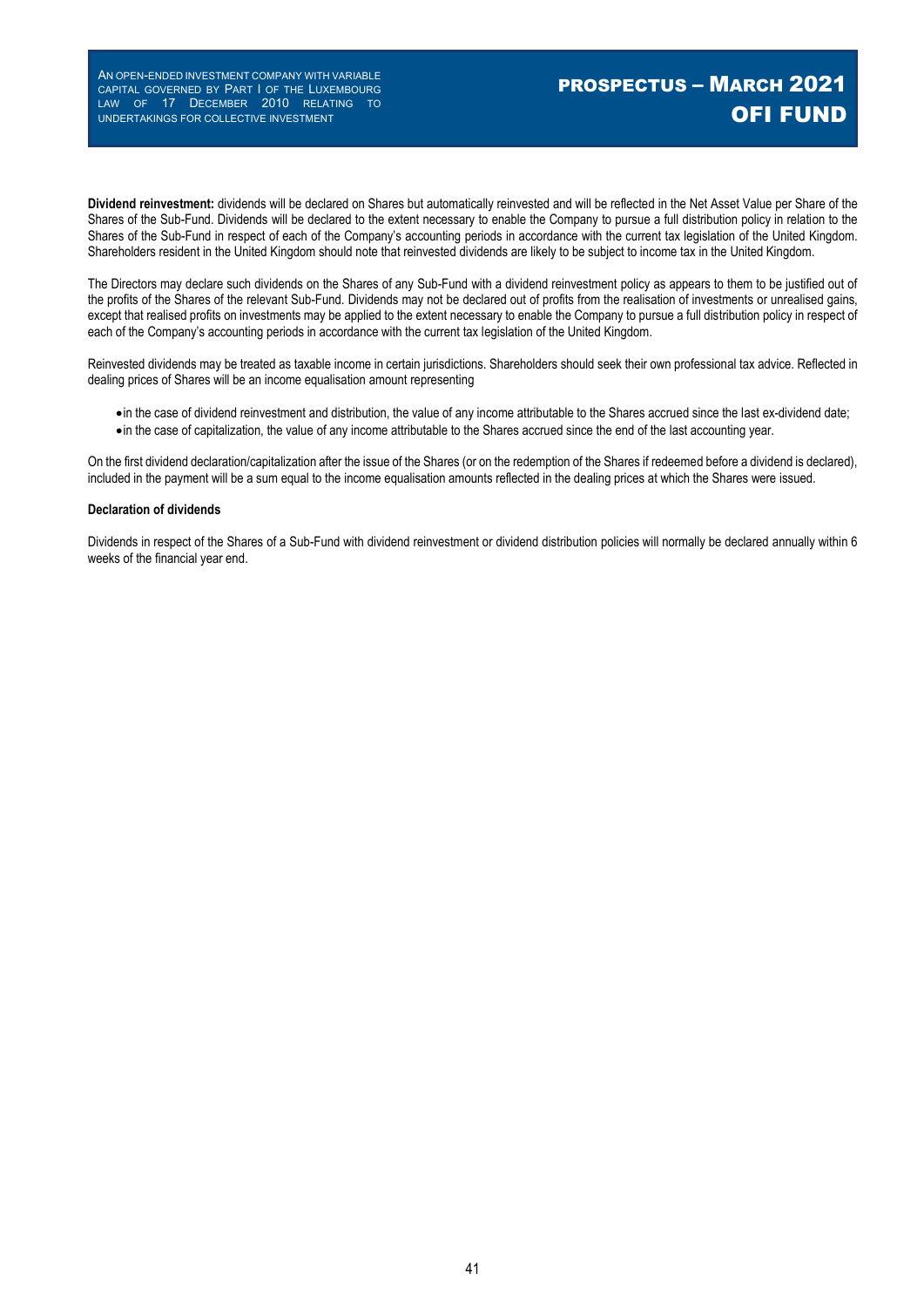**Dividend reinvestment:** dividends will be declared on Shares but automatically reinvested and will be reflected in the Net Asset Value per Share of the Shares of the Sub-Fund. Dividends will be declared to the extent necessary to enable the Company to pursue a full distribution policy in relation to the Shares of the Sub-Fund in respect of each of the Company's accounting periods in accordance with the current tax legislation of the United Kingdom. Shareholders resident in the United Kingdom should note that reinvested dividends are likely to be subject to income tax in the United Kingdom.

The Directors may declare such dividends on the Shares of any Sub-Fund with a dividend reinvestment policy as appears to them to be justified out of the profits of the Shares of the relevant Sub-Fund. Dividends may not be declared out of profits from the realisation of investments or unrealised gains, except that realised profits on investments may be applied to the extent necessary to enable the Company to pursue a full distribution policy in respect of each of the Company's accounting periods in accordance with the current tax legislation of the United Kingdom.

Reinvested dividends may be treated as taxable income in certain jurisdictions. Shareholders should seek their own professional tax advice. Reflected in dealing prices of Shares will be an income equalisation amount representing

- in the case of dividend reinvestment and distribution, the value of any income attributable to the Shares accrued since the last ex-dividend date;
- in the case of capitalization, the value of any income attributable to the Shares accrued since the end of the last accounting year.

On the first dividend declaration/capitalization after the issue of the Shares (or on the redemption of the Shares if redeemed before a dividend is declared), included in the payment will be a sum equal to the income equalisation amounts reflected in the dealing prices at which the Shares were issued.

**Declaration of dividends**

Dividends in respect of the Shares of a Sub-Fund with dividend reinvestment or dividend distribution policies will normally be declared annually within 6 weeks of the financial year end.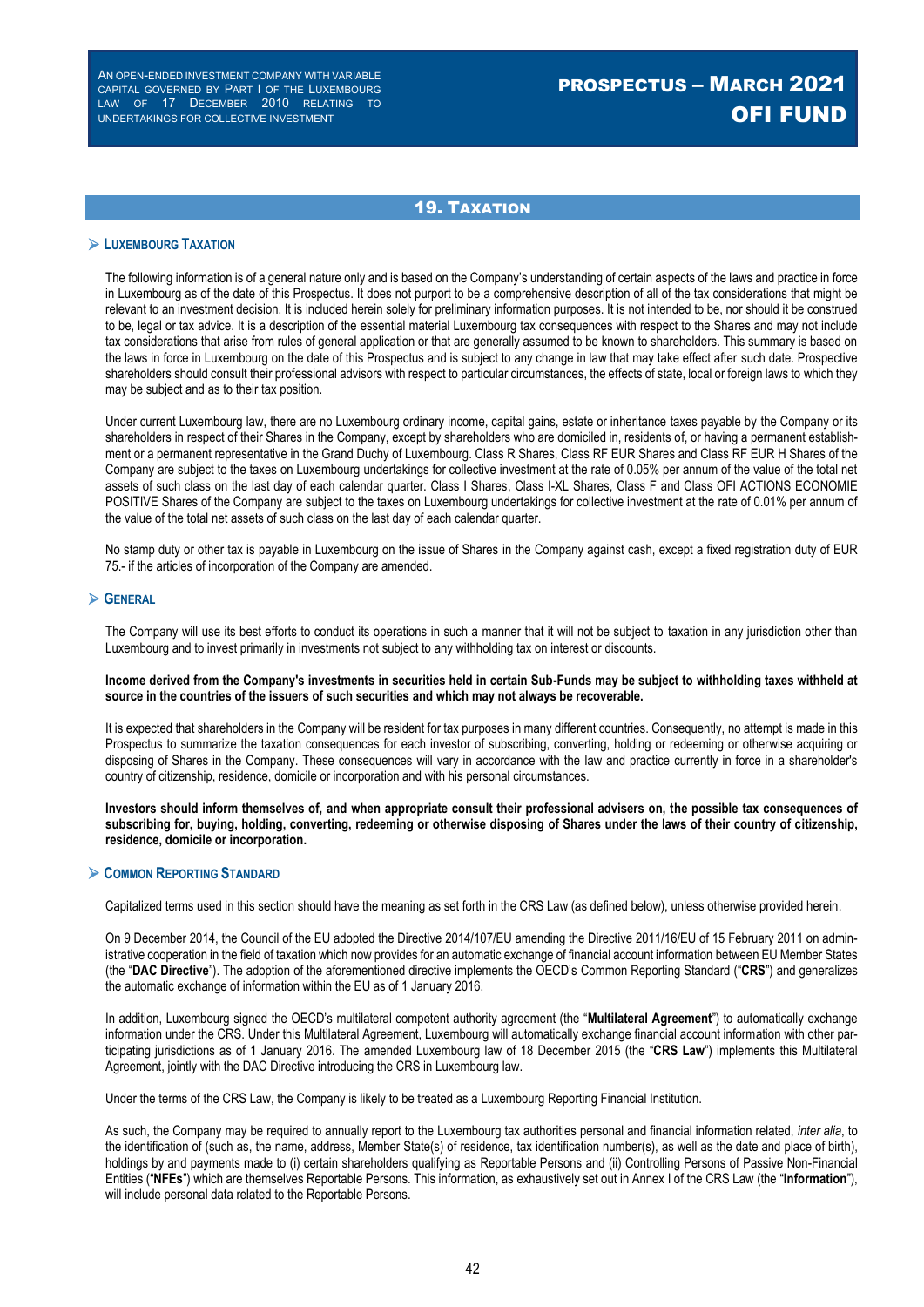## 19. Taxation

### Luxembourg Taxation

The following information is of a general nature only and is based on the Company's understanding of certain aspects of the laws and practice in force in Luxembourg as of the date of this Prospectus. It does not purport to be a comprehensive description of all of the tax considerations that might be relevant to an investment decision. It is included herein solely for preliminary information purposes. It is not intended to be, nor should it be construed to be, legal or tax advice. It is a description of the essential material Luxembourg tax consequences with respect to the Shares and may not include tax considerations that arise from rules of general application or that are generally assumed to be known to shareholders. This summary is based on the laws in force in Luxembourg on the date of this Prospectus and is subject to any change in law that may take effect after such date. Prospective shareholders should consult their professional advisors with respect to particular circumstances, the effects of state, local or foreign laws to which they may be subject and as to their tax position.

Under current Luxembourg law, there are no Luxembourg ordinary income, capital gains, estate or inheritance taxes payable by the Company or its shareholders in respect of their Shares in the Company, except by shareholders who are domiciled in, residents of, or having a permanent establishment or a permanent representative in the Grand Duchy of Luxembourg. Class R Shares, Class RF EUR Shares and Class RF EUR H Shares of the Company are subject to the taxes on Luxembourg undertakings for collective investment at the rate of 0.05% per annum of the value of the total net assets of such class on the last day of each calendar quarter. Class I Shares, Class I-XL Shares, Class F and Class OFI ACTIONS ECONOMIE POSITIVE Shares of the Company are subject to the taxes on Luxembourg undertakings for collective investment at the rate of 0.01% per annum of the value of the total net assets of such class on the last day of each calendar quarter.

No stamp duty or other tax is payable in Luxembourg on the issue of Shares in the Company against cash, except a fixed registration duty of EUR 75.- if the articles of incorporation of the Company are amended.

### General

The Company will use its best efforts to conduct its operations in such a manner that it will not be subject to taxation in any jurisdiction other than Luxembourg and to invest primarily in investments not subject to any withholding tax on interest or discounts.

**Income derived from the Company's investments in securities held in certain Sub-Funds may be subject to withholding taxes withheld at source in the countries of the issuers of such securities and which may not always be recoverable.**

It is expected that shareholders in the Company will be resident for tax purposes in many different countries. Consequently, no attempt is made in this Prospectus to summarize the taxation consequences for each investor of subscribing, converting, holding or redeeming or otherwise acquiring or disposing of Shares in the Company. These consequences will vary in accordance with the law and practice currently in force in a shareholder's country of citizenship, residence, domicile or incorporation and with his personal circumstances.

**Investors should inform themselves of, and when appropriate consult their professional advisers on, the possible tax consequences of subscribing for, buying, holding, converting, redeeming or otherwise disposing of Shares under the laws of their country of citizenship, residence, domicile or incorporation.**

### Common Reporting Standard

Capitalized terms used in this section should have the meaning as set forth in the CRS Law (as defined below), unless otherwise provided herein.

On 9 December 2014, the Council of the EU adopted the Directive 2014/107/EU amending the Directive 2011/16/EU of 15 February 2011 on administrative cooperation in the field of taxation which now provides for an automatic exchange of financial account information between EU Member States (the "**DAC Directive**"). The adoption of the aforementioned directive implements the OECD's Common Reporting Standard ("**CRS**") and generalizes the automatic exchange of information within the EU as of 1 January 2016.

In addition, Luxembourg signed the OECD's multilateral competent authority agreement (the "**Multilateral Agreement**") to automatically exchange information under the CRS. Under this Multilateral Agreement, Luxembourg will automatically exchange financial account information with other participating jurisdictions as of 1 January 2016. The amended Luxembourg law of 18 December 2015 (the "**CRS Law**") implements this Multilateral Agreement, jointly with the DAC Directive introducing the CRS in Luxembourg law.

Under the terms of the CRS Law, the Company is likely to be treated as a Luxembourg Reporting Financial Institution.

As such, the Company may be required to annually report to the Luxembourg tax authorities personal and financial information related, *inter alia*, to the identification of (such as, the name, address, Member State(s) of residence, tax identification number(s), as well as the date and place of birth), holdings by and payments made to (i) certain shareholders qualifying as Reportable Persons and (ii) Controlling Persons of Passive Non-Financial Entities ("**NFEs**") which are themselves Reportable Persons. This information, as exhaustively set out in Annex I of the CRS Law (the "**Information**"), will include personal data related to the Reportable Persons.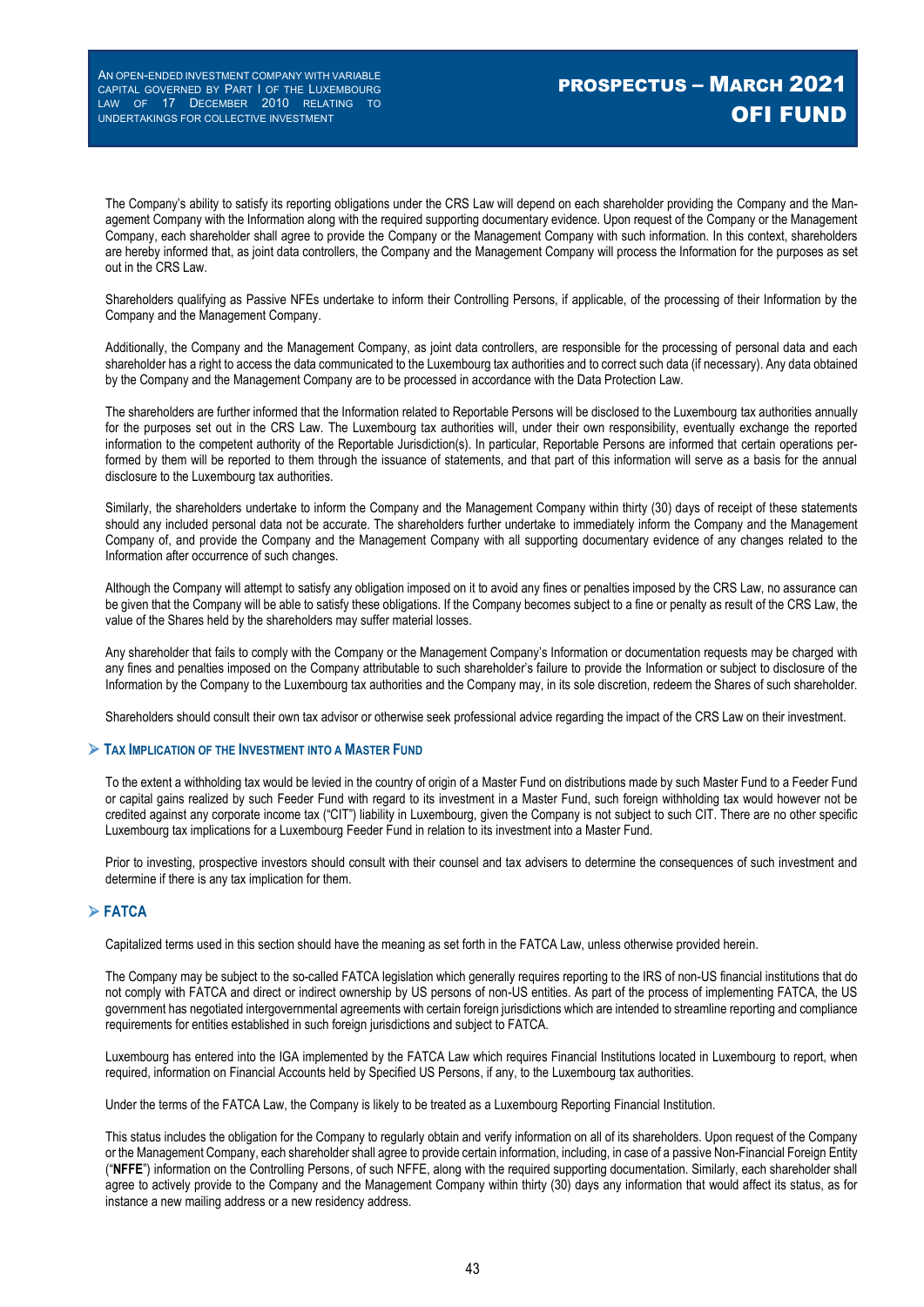The Company's ability to satisfy its reporting obligations under the CRS Law will depend on each shareholder providing the Company and the Management Company with the Information along with the required supporting documentary evidence. Upon request of the Company or the Management Company, each shareholder shall agree to provide the Company or the Management Company with such information. In this context, shareholders are hereby informed that, as joint data controllers, the Company and the Management Company will process the Information for the purposes as set out in the CRS Law.

Shareholders qualifying as Passive NFEs undertake to inform their Controlling Persons, if applicable, of the processing of their Information by the Company and the Management Company.

Additionally, the Company and the Management Company, as joint data controllers, are responsible for the processing of personal data and each shareholder has a right to access the data communicated to the Luxembourg tax authorities and to correct such data (if necessary). Any data obtained by the Company and the Management Company are to be processed in accordance with the Data Protection Law.

The shareholders are further informed that the Information related to Reportable Persons will be disclosed to the Luxembourg tax authorities annually for the purposes set out in the CRS Law. The Luxembourg tax authorities will, under their own responsibility, eventually exchange the reported information to the competent authority of the Reportable Jurisdiction(s). In particular, Reportable Persons are informed that certain operations performed by them will be reported to them through the issuance of statements, and that part of this information will serve as a basis for the annual disclosure to the Luxembourg tax authorities.

Similarly, the shareholders undertake to inform the Company and the Management Company within thirty (30) days of receipt of these statements should any included personal data not be accurate. The shareholders further undertake to immediately inform the Company and the Management Company of, and provide the Company and the Management Company with all supporting documentary evidence of any changes related to the Information after occurrence of such changes.

Although the Company will attempt to satisfy any obligation imposed on it to avoid any fines or penalties imposed by the CRS Law, no assurance can be given that the Company will be able to satisfy these obligations. If the Company becomes subject to a fine or penalty as result of the CRS Law, the value of the Shares held by the shareholders may suffer material losses.

Any shareholder that fails to comply with the Company or the Management Company's Information or documentation requests may be charged with any fines and penalties imposed on the Company attributable to such shareholder's failure to provide the Information or subject to disclosure of the Information by the Company to the Luxembourg tax authorities and the Company may, in its sole discretion, redeem the Shares of such shareholder.

Shareholders should consult their own tax advisor or otherwise seek professional advice regarding the impact of the CRS Law on their investment.

## Tax Implication of the Investment into a Master Fund

To the extent a withholding tax would be levied in the country of origin of a Master Fund on distributions made by such Master Fund to a Feeder Fund or capital gains realized by such Feeder Fund with regard to its investment in a Master Fund, such foreign withholding tax would however not be credited against any corporate income tax ("CIT") liability in Luxembourg, given the Company is not subject to such CIT. There are no other specific Luxembourg tax implications for a Luxembourg Feeder Fund in relation to its investment into a Master Fund.

Prior to investing, prospective investors should consult with their counsel and tax advisers to determine the consequences of such investment and determine if there is any tax implication for them.

## FATCA

Capitalized terms used in this section should have the meaning as set forth in the FATCA Law, unless otherwise provided herein.

The Company may be subject to the so-called FATCA legislation which generally requires reporting to the IRS of non-US financial institutions that do not comply with FATCA and direct or indirect ownership by US persons of non-US entities. As part of the process of implementing FATCA, the US government has negotiated intergovernmental agreements with certain foreign jurisdictions which are intended to streamline reporting and compliance requirements for entities established in such foreign jurisdictions and subject to FATCA.

Luxembourg has entered into the IGA implemented by the FATCA Law which requires Financial Institutions located in Luxembourg to report, when required, information on Financial Accounts held by Specified US Persons, if any, to the Luxembourg tax authorities.

Under the terms of the FATCA Law, the Company is likely to be treated as a Luxembourg Reporting Financial Institution.

This status includes the obligation for the Company to regularly obtain and verify information on all of its shareholders. Upon request of the Company or the Management Company, each shareholder shall agree to provide certain information, including, in case of a passive Non-Financial Foreign Entity ("**NFFE**") information on the Controlling Persons, of such NFFE, along with the required supporting documentation. Similarly, each shareholder shall agree to actively provide to the Company and the Management Company within thirty (30) days any information that would affect its status, as for instance a new mailing address or a new residency address.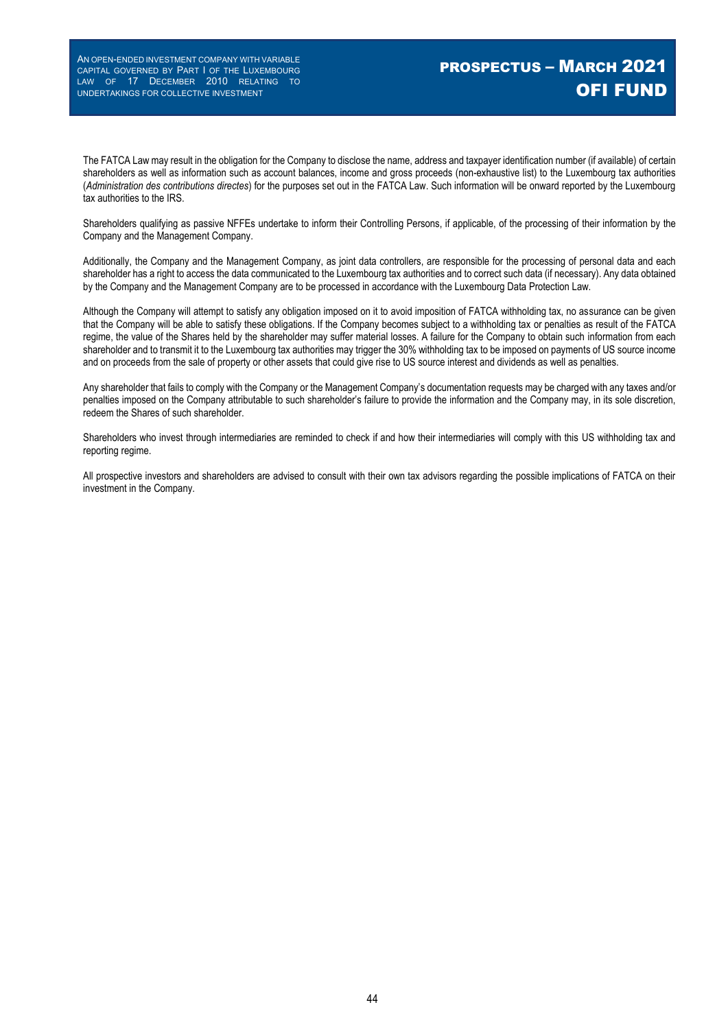The FATCA Law may result in the obligation for the Company to disclose the name, address and taxpayer identification number (if available) of certain shareholders as well as information such as account balances, income and gross proceeds (non-exhaustive list) to the Luxembourg tax authorities (*Administration des contributions directes*) for the purposes set out in the FATCA Law. Such information will be onward reported by the Luxembourg tax authorities to the IRS.

Shareholders qualifying as passive NFFEs undertake to inform their Controlling Persons, if applicable, of the processing of their information by the Company and the Management Company.

Additionally, the Company and the Management Company, as joint data controllers, are responsible for the processing of personal data and each shareholder has a right to access the data communicated to the Luxembourg tax authorities and to correct such data (if necessary). Any data obtained by the Company and the Management Company are to be processed in accordance with the Luxembourg Data Protection Law.

Although the Company will attempt to satisfy any obligation imposed on it to avoid imposition of FATCA withholding tax, no assurance can be given that the Company will be able to satisfy these obligations. If the Company becomes subject to a withholding tax or penalties as result of the FATCA regime, the value of the Shares held by the shareholder may suffer material losses. A failure for the Company to obtain such information from each shareholder and to transmit it to the Luxembourg tax authorities may trigger the 30% withholding tax to be imposed on payments of US source income and on proceeds from the sale of property or other assets that could give rise to US source interest and dividends as well as penalties.

Any shareholder that fails to comply with the Company or the Management Company's documentation requests may be charged with any taxes and/or penalties imposed on the Company attributable to such shareholder's failure to provide the information and the Company may, in its sole discretion, redeem the Shares of such shareholder.

Shareholders who invest through intermediaries are reminded to check if and how their intermediaries will comply with this US withholding tax and reporting regime.

All prospective investors and shareholders are advised to consult with their own tax advisors regarding the possible implications of FATCA on their investment in the Company.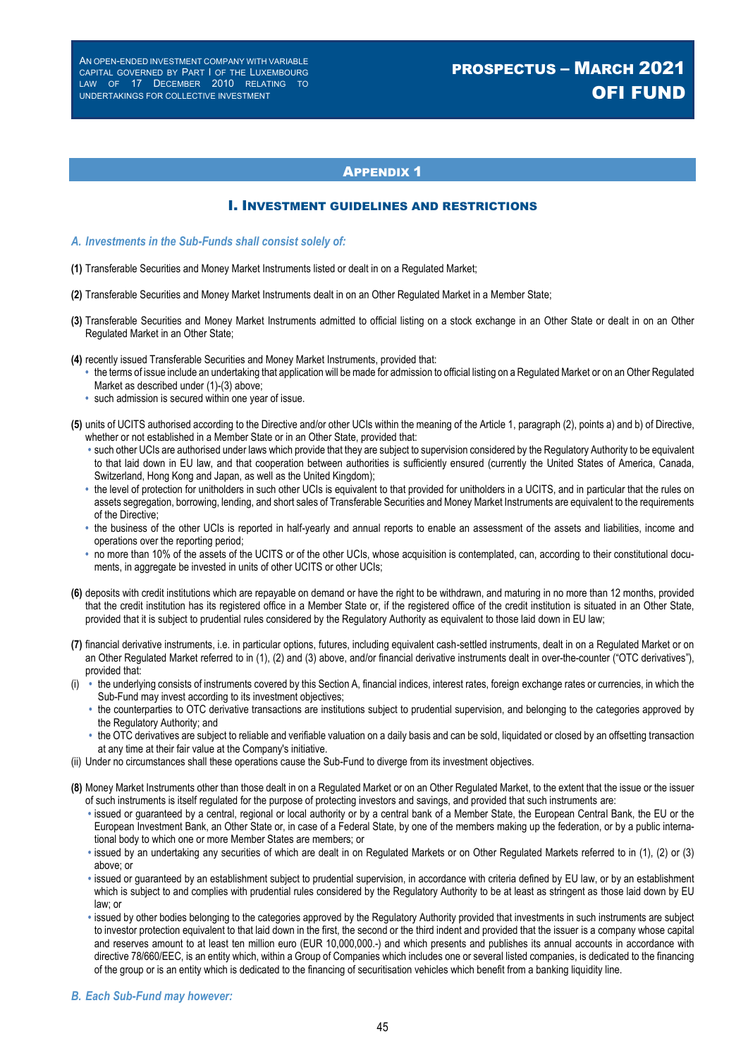## Appendix 1

### I. Investment guidelines and restrictions

***A. Investments in the Sub-Funds shall consist solely of:***

**(1)** Transferable Securities and Money Market Instruments listed or dealt in on a Regulated Market;

**(2)** Transferable Securities and Money Market Instruments dealt in on an Other Regulated Market in a Member State;

**(3)** Transferable Securities and Money Market Instruments admitted to official listing on a stock exchange in an Other State or dealt in on an Other Regulated Market in an Other State;

**(4)** recently issued Transferable Securities and Money Market Instruments, provided that:

- the terms of issue include an undertaking that application will be made for admission to official listing on a Regulated Market or on an Other Regulated Market as described under (1)-(3) above;
- such admission is secured within one year of issue.

**(5)** units of UCITS authorised according to the Directive and/or other UCIs within the meaning of the Article 1, paragraph (2), points a) and b) of Directive, whether or not established in a Member State or in an Other State, provided that:

- such other UCIs are authorised under laws which provide that they are subject to supervision considered by the Regulatory Authority to be equivalent to that laid down in EU law, and that cooperation between authorities is sufficiently ensured (currently the United States of America, Canada, Switzerland, Hong Kong and Japan, as well as the United Kingdom);
- the level of protection for unitholders in such other UCIs is equivalent to that provided for unitholders in a UCITS, and in particular that the rules on assets segregation, borrowing, lending, and short sales of Transferable Securities and Money Market Instruments are equivalent to the requirements of the Directive;
- the business of the other UCIs is reported in half-yearly and annual reports to enable an assessment of the assets and liabilities, income and operations over the reporting period;
- no more than 10% of the assets of the UCITS or of the other UCIs, whose acquisition is contemplated, can, according to their constitutional documents, in aggregate be invested in units of other UCITS or other UCIs;

**(6)** deposits with credit institutions which are repayable on demand or have the right to be withdrawn, and maturing in no more than 12 months, provided that the credit institution has its registered office in a Member State or, if the registered office of the credit institution is situated in an Other State, provided that it is subject to prudential rules considered by the Regulatory Authority as equivalent to those laid down in EU law;

**(7)** financial derivative instruments, i.e. in particular options, futures, including equivalent cash-settled instruments, dealt in on a Regulated Market or on an Other Regulated Market referred to in (1), (2) and (3) above, and/or financial derivative instruments dealt in over-the-counter ("OTC derivatives"), provided that:

(i)
- the underlying consists of instruments covered by this Section A, financial indices, interest rates, foreign exchange rates or currencies, in which the Sub-Fund may invest according to its investment objectives;
- the counterparties to OTC derivative transactions are institutions subject to prudential supervision, and belonging to the categories approved by the Regulatory Authority; and
- the OTC derivatives are subject to reliable and verifiable valuation on a daily basis and can be sold, liquidated or closed by an offsetting transaction at any time at their fair value at the Company's initiative.

(ii) Under no circumstances shall these operations cause the Sub-Fund to diverge from its investment objectives.

**(8)** Money Market Instruments other than those dealt in on a Regulated Market or on an Other Regulated Market, to the extent that the issue or the issuer of such instruments is itself regulated for the purpose of protecting investors and savings, and provided that such instruments are:

- issued or guaranteed by a central, regional or local authority or by a central bank of a Member State, the European Central Bank, the EU or the European Investment Bank, an Other State or, in case of a Federal State, by one of the members making up the federation, or by a public international body to which one or more Member States are members; or
- issued by an undertaking any securities of which are dealt in on Regulated Markets or on Other Regulated Markets referred to in (1), (2) or (3) above; or
- issued or guaranteed by an establishment subject to prudential supervision, in accordance with criteria defined by EU law, or by an establishment which is subject to and complies with prudential rules considered by the Regulatory Authority to be at least as stringent as those laid down by EU law; or
- issued by other bodies belonging to the categories approved by the Regulatory Authority provided that investments in such instruments are subject to investor protection equivalent to that laid down in the first, the second or the third indent and provided that the issuer is a company whose capital and reserves amount to at least ten million euro (EUR 10,000,000.-) and which presents and publishes its annual accounts in accordance with directive 78/660/EEC, is an entity which, within a Group of Companies which includes one or several listed companies, is dedicated to the financing of the group or is an entity which is dedicated to the financing of securitisation vehicles which benefit from a banking liquidity line.

***B. Each Sub-Fund may however:***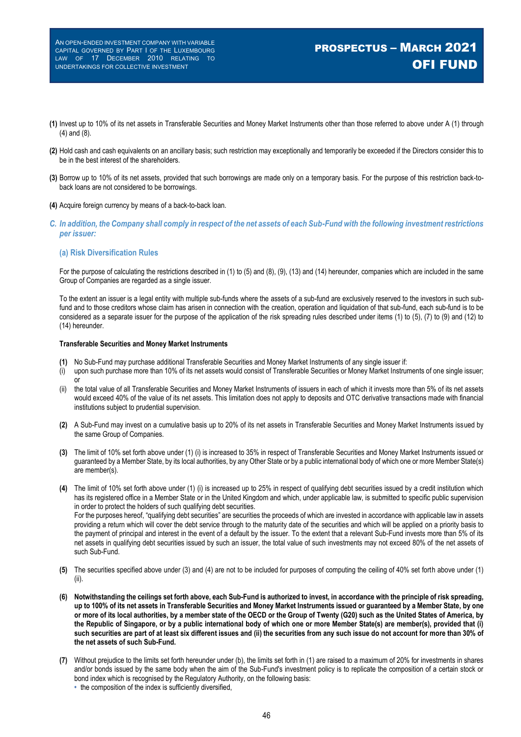**(1)** Invest up to 10% of its net assets in Transferable Securities and Money Market Instruments other than those referred to above under A (1) through (4) and (8).

**(2)** Hold cash and cash equivalents on an ancillary basis; such restriction may exceptionally and temporarily be exceeded if the Directors consider this to be in the best interest of the shareholders.

**(3)** Borrow up to 10% of its net assets, provided that such borrowings are made only on a temporary basis. For the purpose of this restriction back-to-back loans are not considered to be borrowings.

**(4)** Acquire foreign currency by means of a back-to-back loan.

### *C. In addition, the Company shall comply in respect of the net assets of each Sub-Fund with the following investment restrictions per issuer:*

#### (a) Risk Diversification Rules

For the purpose of calculating the restrictions described in (1) to (5) and (8), (9), (13) and (14) hereunder, companies which are included in the same Group of Companies are regarded as a single issuer.

To the extent an issuer is a legal entity with multiple sub-funds where the assets of a sub-fund are exclusively reserved to the investors in such sub-fund and to those creditors whose claim has arisen in connection with the creation, operation and liquidation of that sub-fund, each sub-fund is to be considered as a separate issuer for the purpose of the application of the risk spreading rules described under items (1) to (5), (7) to (9) and (12) to (14) hereunder.

**Transferable Securities and Money Market Instruments**

**(1)** No Sub-Fund may purchase additional Transferable Securities and Money Market Instruments of any single issuer if:

(i) upon such purchase more than 10% of its net assets would consist of Transferable Securities or Money Market Instruments of one single issuer; or

(ii) the total value of all Transferable Securities and Money Market Instruments of issuers in each of which it invests more than 5% of its net assets would exceed 40% of the value of its net assets. This limitation does not apply to deposits and OTC derivative transactions made with financial institutions subject to prudential supervision.

**(2)** A Sub-Fund may invest on a cumulative basis up to 20% of its net assets in Transferable Securities and Money Market Instruments issued by the same Group of Companies.

**(3)** The limit of 10% set forth above under (1) (i) is increased to 35% in respect of Transferable Securities and Money Market Instruments issued or guaranteed by a Member State, by its local authorities, by any Other State or by a public international body of which one or more Member State(s) are member(s).

**(4)** The limit of 10% set forth above under (1) (i) is increased up to 25% in respect of qualifying debt securities issued by a credit institution which has its registered office in a Member State or in the United Kingdom and which, under applicable law, is submitted to specific public supervision in order to protect the holders of such qualifying debt securities.
For the purposes hereof, "qualifying debt securities" are securities the proceeds of which are invested in accordance with applicable law in assets providing a return which will cover the debt service through to the maturity date of the securities and which will be applied on a priority basis to the payment of principal and interest in the event of a default by the issuer. To the extent that a relevant Sub-Fund invests more than 5% of its net assets in qualifying debt securities issued by such an issuer, the total value of such investments may not exceed 80% of the net assets of such Sub-Fund.

**(5)** The securities specified above under (3) and (4) are not to be included for purposes of computing the ceiling of 40% set forth above under (1) (ii).

**(6) Notwithstanding the ceilings set forth above, each Sub-Fund is authorized to invest, in accordance with the principle of risk spreading, up to 100% of its net assets in Transferable Securities and Money Market Instruments issued or guaranteed by a Member State, by one or more of its local authorities, by a member state of the OECD or the Group of Twenty (G20) such as the United States of America, by the Republic of Singapore, or by a public international body of which one or more Member State(s) are member(s), provided that (i) such securities are part of at least six different issues and (ii) the securities from any such issue do not account for more than 30% of the net assets of such Sub-Fund.**

**(7)** Without prejudice to the limits set forth hereunder under (b), the limits set forth in (1) are raised to a maximum of 20% for investments in shares and/or bonds issued by the same body when the aim of the Sub-Fund's investment policy is to replicate the composition of a certain stock or bond index which is recognised by the Regulatory Authority, on the following basis:

- the composition of the index is sufficiently diversified,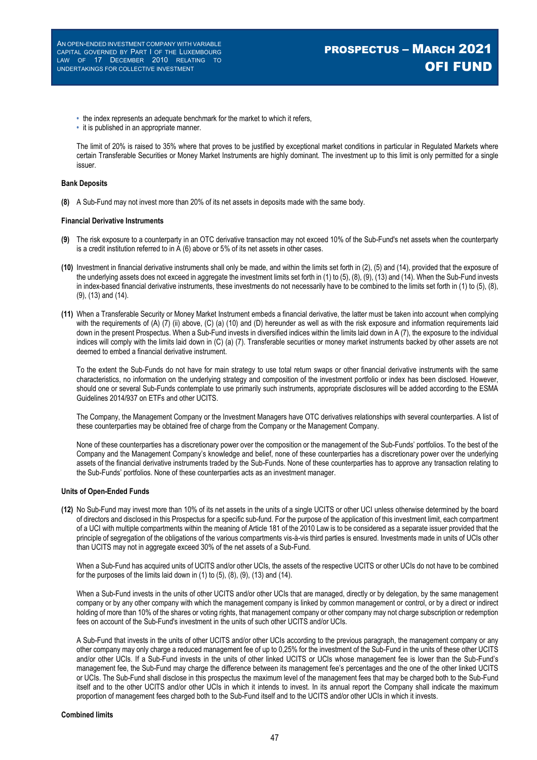- the index represents an adequate benchmark for the market to which it refers,
- it is published in an appropriate manner.

The limit of 20% is raised to 35% where that proves to be justified by exceptional market conditions in particular in Regulated Markets where certain Transferable Securities or Money Market Instruments are highly dominant. The investment up to this limit is only permitted for a single issuer.

**Bank Deposits**

**(8)** A Sub-Fund may not invest more than 20% of its net assets in deposits made with the same body.

**Financial Derivative Instruments**

**(9)** The risk exposure to a counterparty in an OTC derivative transaction may not exceed 10% of the Sub-Fund's net assets when the counterparty is a credit institution referred to in A (6) above or 5% of its net assets in other cases.

**(10)** Investment in financial derivative instruments shall only be made, and within the limits set forth in (2), (5) and (14), provided that the exposure of the underlying assets does not exceed in aggregate the investment limits set forth in (1) to (5), (8), (9), (13) and (14). When the Sub-Fund invests in index-based financial derivative instruments, these investments do not necessarily have to be combined to the limits set forth in (1) to (5), (8), (9), (13) and (14).

**(11)** When a Transferable Security or Money Market Instrument embeds a financial derivative, the latter must be taken into account when complying with the requirements of (A) (7) (ii) above, (C) (a) (10) and (D) hereunder as well as with the risk exposure and information requirements laid down in the present Prospectus. When a Sub-Fund invests in diversified indices within the limits laid down in A (7), the exposure to the individual indices will comply with the limits laid down in (C) (a) (7). Transferable securities or money market instruments backed by other assets are not deemed to embed a financial derivative instrument.

To the extent the Sub-Funds do not have for main strategy to use total return swaps or other financial derivative instruments with the same characteristics, no information on the underlying strategy and composition of the investment portfolio or index has been disclosed. However, should one or several Sub-Funds contemplate to use primarily such instruments, appropriate disclosures will be added according to the ESMA Guidelines 2014/937 on ETFs and other UCITS.

The Company, the Management Company or the Investment Managers have OTC derivatives relationships with several counterparties. A list of these counterparties may be obtained free of charge from the Company or the Management Company.

None of these counterparties has a discretionary power over the composition or the management of the Sub-Funds' portfolios. To the best of the Company and the Management Company's knowledge and belief, none of these counterparties has a discretionary power over the underlying assets of the financial derivative instruments traded by the Sub-Funds. None of these counterparties has to approve any transaction relating to the Sub-Funds' portfolios. None of these counterparties acts as an investment manager.

**Units of Open-Ended Funds**

**(12)** No Sub-Fund may invest more than 10% of its net assets in the units of a single UCITS or other UCI unless otherwise determined by the board of directors and disclosed in this Prospectus for a specific sub-fund. For the purpose of the application of this investment limit, each compartment of a UCI with multiple compartments within the meaning of Article 181 of the 2010 Law is to be considered as a separate issuer provided that the principle of segregation of the obligations of the various compartments vis-à-vis third parties is ensured. Investments made in units of UCIs other than UCITS may not in aggregate exceed 30% of the net assets of a Sub-Fund.

When a Sub-Fund has acquired units of UCITS and/or other UCIs, the assets of the respective UCITS or other UCIs do not have to be combined for the purposes of the limits laid down in (1) to (5), (8), (9), (13) and (14).

When a Sub-Fund invests in the units of other UCITS and/or other UCIs that are managed, directly or by delegation, by the same management company or by any other company with which the management company is linked by common management or control, or by a direct or indirect holding of more than 10% of the shares or voting rights, that management company or other company may not charge subscription or redemption fees on account of the Sub-Fund's investment in the units of such other UCITS and/or UCIs.

A Sub-Fund that invests in the units of other UCITS and/or other UCIs according to the previous paragraph, the management company or any other company may only charge a reduced management fee of up to 0,25% for the investment of the Sub-Fund in the units of these other UCITS and/or other UCIs. If a Sub-Fund invests in the units of other linked UCITS or UCIs whose management fee is lower than the Sub-Fund's management fee, the Sub-Fund may charge the difference between its management fee's percentages and the one of the other linked UCITS or UCIs. The Sub-Fund shall disclose in this prospectus the maximum level of the management fees that may be charged both to the Sub-Fund itself and to the other UCITS and/or other UCIs in which it intends to invest. In its annual report the Company shall indicate the maximum proportion of management fees charged both to the Sub-Fund itself and to the UCITS and/or other UCIs in which it invests.

**Combined limits**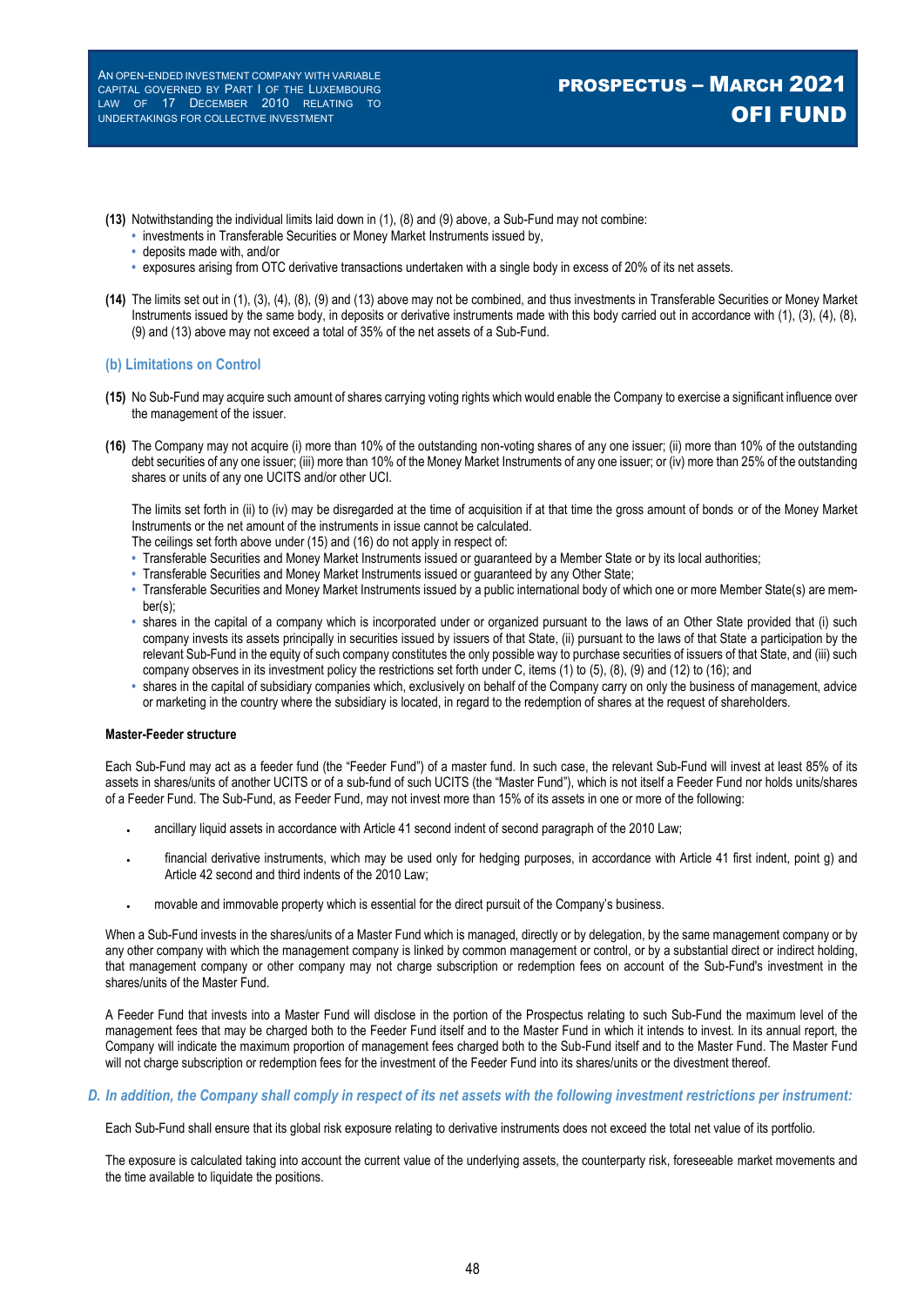**(13)** Notwithstanding the individual limits laid down in (1), (8) and (9) above, a Sub-Fund may not combine:

- investments in Transferable Securities or Money Market Instruments issued by,
- deposits made with, and/or
- exposures arising from OTC derivative transactions undertaken with a single body in excess of 20% of its net assets.

**(14)** The limits set out in (1), (3), (4), (8), (9) and (13) above may not be combined, and thus investments in Transferable Securities or Money Market Instruments issued by the same body, in deposits or derivative instruments made with this body carried out in accordance with (1), (3), (4), (8), (9) and (13) above may not exceed a total of 35% of the net assets of a Sub-Fund.

### (b) Limitations on Control

**(15)** No Sub-Fund may acquire such amount of shares carrying voting rights which would enable the Company to exercise a significant influence over the management of the issuer.

**(16)** The Company may not acquire (i) more than 10% of the outstanding non-voting shares of any one issuer; (ii) more than 10% of the outstanding debt securities of any one issuer; (iii) more than 10% of the Money Market Instruments of any one issuer; or (iv) more than 25% of the outstanding shares or units of any one UCITS and/or other UCI.

The limits set forth in (ii) to (iv) may be disregarded at the time of acquisition if at that time the gross amount of bonds or of the Money Market Instruments or the net amount of the instruments in issue cannot be calculated.

The ceilings set forth above under (15) and (16) do not apply in respect of:

- Transferable Securities and Money Market Instruments issued or guaranteed by a Member State or by its local authorities;
- Transferable Securities and Money Market Instruments issued or guaranteed by any Other State;
- Transferable Securities and Money Market Instruments issued by a public international body of which one or more Member State(s) are member(s);
- shares in the capital of a company which is incorporated under or organized pursuant to the laws of an Other State provided that (i) such company invests its assets principally in securities issued by issuers of that State, (ii) pursuant to the laws of that State a participation by the relevant Sub-Fund in the equity of such company constitutes the only possible way to purchase securities of issuers of that State, and (iii) such company observes in its investment policy the restrictions set forth under C, items (1) to (5), (8), (9) and (12) to (16); and
- shares in the capital of subsidiary companies which, exclusively on behalf of the Company carry on only the business of management, advice or marketing in the country where the subsidiary is located, in regard to the redemption of shares at the request of shareholders.

**Master-Feeder structure**

Each Sub-Fund may act as a feeder fund (the "Feeder Fund") of a master fund. In such case, the relevant Sub-Fund will invest at least 85% of its assets in shares/units of another UCITS or of a sub-fund of such UCITS (the "Master Fund"), which is not itself a Feeder Fund nor holds units/shares of a Feeder Fund. The Sub-Fund, as Feeder Fund, may not invest more than 15% of its assets in one or more of the following:

- ancillary liquid assets in accordance with Article 41 second indent of second paragraph of the 2010 Law;
- financial derivative instruments, which may be used only for hedging purposes, in accordance with Article 41 first indent, point g) and Article 42 second and third indents of the 2010 Law;
- movable and immovable property which is essential for the direct pursuit of the Company's business.

When a Sub-Fund invests in the shares/units of a Master Fund which is managed, directly or by delegation, by the same management company or by any other company with which the management company is linked by common management or control, or by a substantial direct or indirect holding, that management company or other company may not charge subscription or redemption fees on account of the Sub-Fund's investment in the shares/units of the Master Fund.

A Feeder Fund that invests into a Master Fund will disclose in the portion of the Prospectus relating to such Sub-Fund the maximum level of the management fees that may be charged both to the Feeder Fund itself and to the Master Fund in which it intends to invest. In its annual report, the Company will indicate the maximum proportion of management fees charged both to the Sub-Fund itself and to the Master Fund. The Master Fund will not charge subscription or redemption fees for the investment of the Feeder Fund into its shares/units or the divestment thereof.

## *D. In addition, the Company shall comply in respect of its net assets with the following investment restrictions per instrument:*

Each Sub-Fund shall ensure that its global risk exposure relating to derivative instruments does not exceed the total net value of its portfolio.

The exposure is calculated taking into account the current value of the underlying assets, the counterparty risk, foreseeable market movements and the time available to liquidate the positions.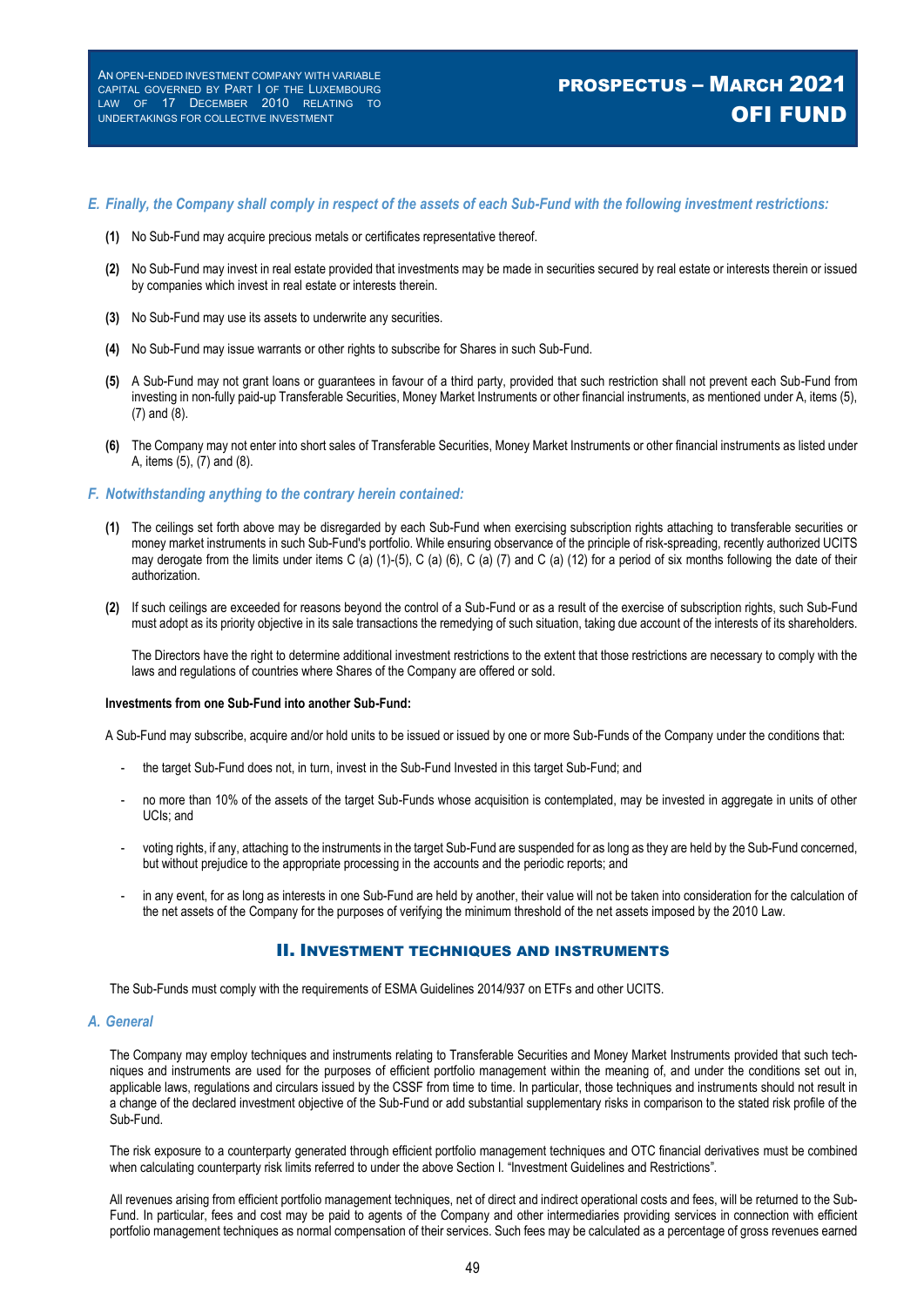### *E. Finally, the Company shall comply in respect of the assets of each Sub-Fund with the following investment restrictions:*

**(1)** No Sub-Fund may acquire precious metals or certificates representative thereof.

**(2)** No Sub-Fund may invest in real estate provided that investments may be made in securities secured by real estate or interests therein or issued by companies which invest in real estate or interests therein.

**(3)** No Sub-Fund may use its assets to underwrite any securities.

**(4)** No Sub-Fund may issue warrants or other rights to subscribe for Shares in such Sub-Fund.

**(5)** A Sub-Fund may not grant loans or guarantees in favour of a third party, provided that such restriction shall not prevent each Sub-Fund from investing in non-fully paid-up Transferable Securities, Money Market Instruments or other financial instruments, as mentioned under A, items (5), (7) and (8).

**(6)** The Company may not enter into short sales of Transferable Securities, Money Market Instruments or other financial instruments as listed under A, items (5), (7) and (8).

### *F. Notwithstanding anything to the contrary herein contained:*

**(1)** The ceilings set forth above may be disregarded by each Sub-Fund when exercising subscription rights attaching to transferable securities or money market instruments in such Sub-Fund's portfolio. While ensuring observance of the principle of risk-spreading, recently authorized UCITS may derogate from the limits under items C (a) (1)-(5), C (a) (6), C (a) (7) and C (a) (12) for a period of six months following the date of their authorization.

**(2)** If such ceilings are exceeded for reasons beyond the control of a Sub-Fund or as a result of the exercise of subscription rights, such Sub-Fund must adopt as its priority objective in its sale transactions the remedying of such situation, taking due account of the interests of its shareholders.

The Directors have the right to determine additional investment restrictions to the extent that those restrictions are necessary to comply with the laws and regulations of countries where Shares of the Company are offered or sold.

**Investments from one Sub-Fund into another Sub-Fund:**

A Sub-Fund may subscribe, acquire and/or hold units to be issued or issued by one or more Sub-Funds of the Company under the conditions that:

- the target Sub-Fund does not, in turn, invest in the Sub-Fund Invested in this target Sub-Fund; and
- no more than 10% of the assets of the target Sub-Funds whose acquisition is contemplated, may be invested in aggregate in units of other UCIs; and
- voting rights, if any, attaching to the instruments in the target Sub-Fund are suspended for as long as they are held by the Sub-Fund concerned, but without prejudice to the appropriate processing in the accounts and the periodic reports; and
- in any event, for as long as interests in one Sub-Fund are held by another, their value will not be taken into consideration for the calculation of the net assets of the Company for the purposes of verifying the minimum threshold of the net assets imposed by the 2010 Law.

## II. Investment techniques and instruments

The Sub-Funds must comply with the requirements of ESMA Guidelines 2014/937 on ETFs and other UCITS.

### *A. General*

The Company may employ techniques and instruments relating to Transferable Securities and Money Market Instruments provided that such techniques and instruments are used for the purposes of efficient portfolio management within the meaning of, and under the conditions set out in, applicable laws, regulations and circulars issued by the CSSF from time to time. In particular, those techniques and instruments should not result in a change of the declared investment objective of the Sub-Fund or add substantial supplementary risks in comparison to the stated risk profile of the Sub-Fund.

The risk exposure to a counterparty generated through efficient portfolio management techniques and OTC financial derivatives must be combined when calculating counterparty risk limits referred to under the above Section I. "Investment Guidelines and Restrictions".

All revenues arising from efficient portfolio management techniques, net of direct and indirect operational costs and fees, will be returned to the Sub-Fund. In particular, fees and cost may be paid to agents of the Company and other intermediaries providing services in connection with efficient portfolio management techniques as normal compensation of their services. Such fees may be calculated as a percentage of gross revenues earned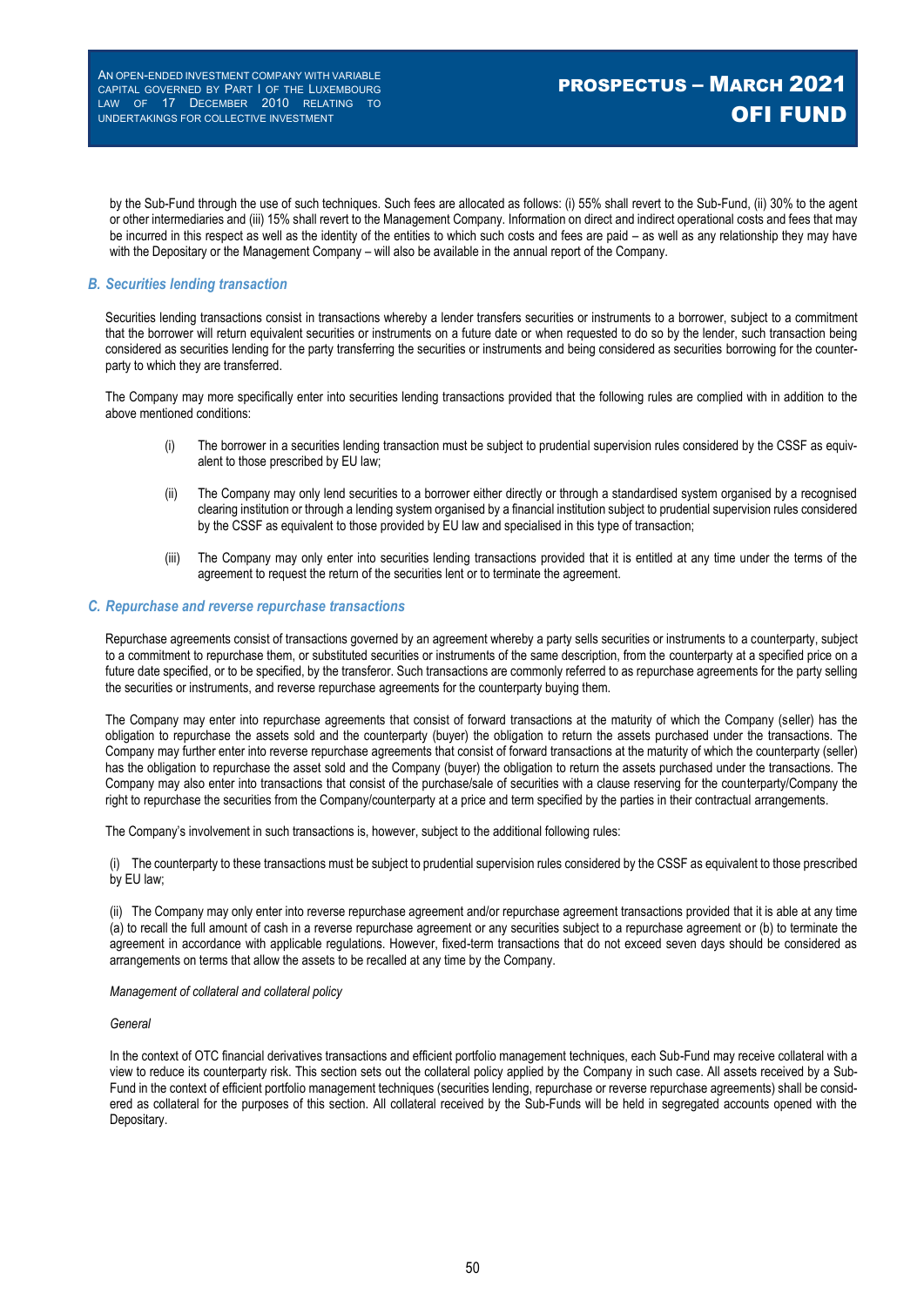by the Sub-Fund through the use of such techniques. Such fees are allocated as follows: (i) 55% shall revert to the Sub-Fund, (ii) 30% to the agent or other intermediaries and (iii) 15% shall revert to the Management Company. Information on direct and indirect operational costs and fees that may be incurred in this respect as well as the identity of the entities to which such costs and fees are paid – as well as any relationship they may have with the Depositary or the Management Company – will also be available in the annual report of the Company.

### *B. Securities lending transaction*

Securities lending transactions consist in transactions whereby a lender transfers securities or instruments to a borrower, subject to a commitment that the borrower will return equivalent securities or instruments on a future date or when requested to do so by the lender, such transaction being considered as securities lending for the party transferring the securities or instruments and being considered as securities borrowing for the counter-party to which they are transferred.

The Company may more specifically enter into securities lending transactions provided that the following rules are complied with in addition to the above mentioned conditions:

(i) The borrower in a securities lending transaction must be subject to prudential supervision rules considered by the CSSF as equivalent to those prescribed by EU law;

(ii) The Company may only lend securities to a borrower either directly or through a standardised system organised by a recognised clearing institution or through a lending system organised by a financial institution subject to prudential supervision rules considered by the CSSF as equivalent to those provided by EU law and specialised in this type of transaction;

(iii) The Company may only enter into securities lending transactions provided that it is entitled at any time under the terms of the agreement to request the return of the securities lent or to terminate the agreement.

### *C. Repurchase and reverse repurchase transactions*

Repurchase agreements consist of transactions governed by an agreement whereby a party sells securities or instruments to a counterparty, subject to a commitment to repurchase them, or substituted securities or instruments of the same description, from the counterparty at a specified price on a future date specified, or to be specified, by the transferor. Such transactions are commonly referred to as repurchase agreements for the party selling the securities or instruments, and reverse repurchase agreements for the counterparty buying them.

The Company may enter into repurchase agreements that consist of forward transactions at the maturity of which the Company (seller) has the obligation to repurchase the assets sold and the counterparty (buyer) the obligation to return the assets purchased under the transactions. The Company may further enter into reverse repurchase agreements that consist of forward transactions at the maturity of which the counterparty (seller) has the obligation to repurchase the asset sold and the Company (buyer) the obligation to return the assets purchased under the transactions. The Company may also enter into transactions that consist of the purchase/sale of securities with a clause reserving for the counterparty/Company the right to repurchase the securities from the Company/counterparty at a price and term specified by the parties in their contractual arrangements.

The Company's involvement in such transactions is, however, subject to the additional following rules:

(i) The counterparty to these transactions must be subject to prudential supervision rules considered by the CSSF as equivalent to those prescribed by EU law;

(ii) The Company may only enter into reverse repurchase agreement and/or repurchase agreement transactions provided that it is able at any time (a) to recall the full amount of cash in a reverse repurchase agreement or any securities subject to a repurchase agreement or (b) to terminate the agreement in accordance with applicable regulations. However, fixed-term transactions that do not exceed seven days should be considered as arrangements on terms that allow the assets to be recalled at any time by the Company.

*Management of collateral and collateral policy*

*General*

In the context of OTC financial derivatives transactions and efficient portfolio management techniques, each Sub-Fund may receive collateral with a view to reduce its counterparty risk. This section sets out the collateral policy applied by the Company in such case. All assets received by a Sub-Fund in the context of efficient portfolio management techniques (securities lending, repurchase or reverse repurchase agreements) shall be considered as collateral for the purposes of this section. All collateral received by the Sub-Funds will be held in segregated accounts opened with the Depositary.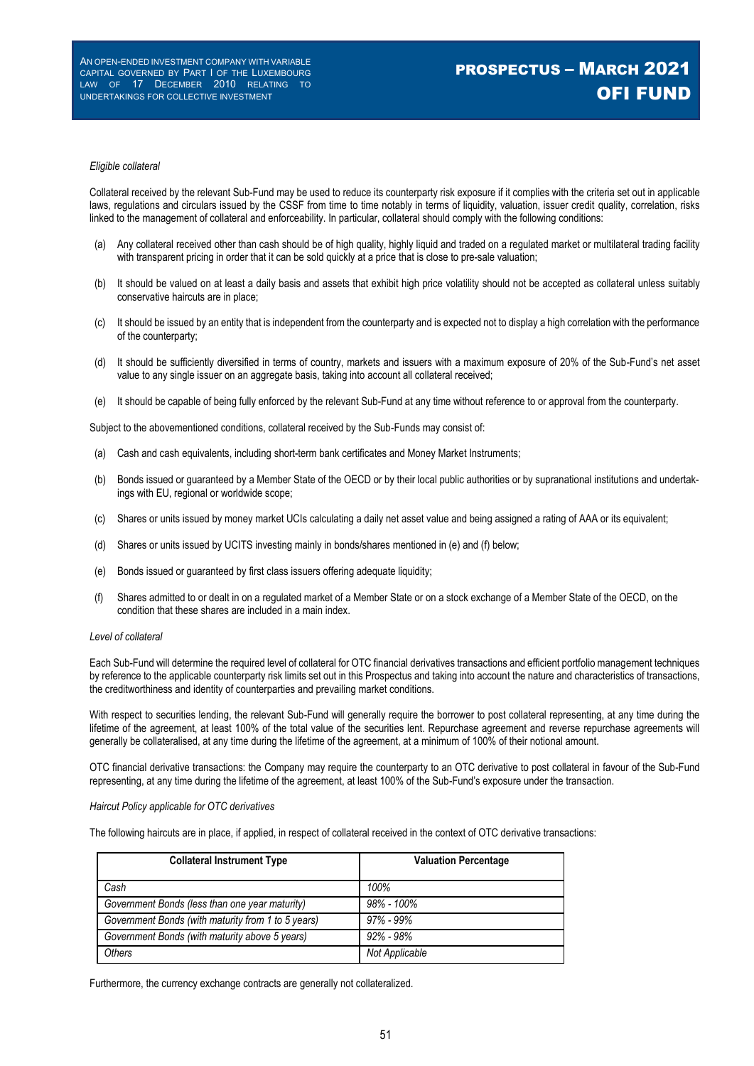*Eligible collateral*

Collateral received by the relevant Sub-Fund may be used to reduce its counterparty risk exposure if it complies with the criteria set out in applicable laws, regulations and circulars issued by the CSSF from time to time notably in terms of liquidity, valuation, issuer credit quality, correlation, risks linked to the management of collateral and enforceability. In particular, collateral should comply with the following conditions:

(a) Any collateral received other than cash should be of high quality, highly liquid and traded on a regulated market or multilateral trading facility with transparent pricing in order that it can be sold quickly at a price that is close to pre-sale valuation;

(b) It should be valued on at least a daily basis and assets that exhibit high price volatility should not be accepted as collateral unless suitably conservative haircuts are in place;

(c) It should be issued by an entity that is independent from the counterparty and is expected not to display a high correlation with the performance of the counterparty;

(d) It should be sufficiently diversified in terms of country, markets and issuers with a maximum exposure of 20% of the Sub-Fund's net asset value to any single issuer on an aggregate basis, taking into account all collateral received;

(e) It should be capable of being fully enforced by the relevant Sub-Fund at any time without reference to or approval from the counterparty.

Subject to the abovementioned conditions, collateral received by the Sub-Funds may consist of:

(a) Cash and cash equivalents, including short-term bank certificates and Money Market Instruments;

(b) Bonds issued or guaranteed by a Member State of the OECD or by their local public authorities or by supranational institutions and undertakings with EU, regional or worldwide scope;

(c) Shares or units issued by money market UCIs calculating a daily net asset value and being assigned a rating of AAA or its equivalent;

(d) Shares or units issued by UCITS investing mainly in bonds/shares mentioned in (e) and (f) below;

(e) Bonds issued or guaranteed by first class issuers offering adequate liquidity;

(f) Shares admitted to or dealt in on a regulated market of a Member State or on a stock exchange of a Member State of the OECD, on the condition that these shares are included in a main index.

*Level of collateral*

Each Sub-Fund will determine the required level of collateral for OTC financial derivatives transactions and efficient portfolio management techniques by reference to the applicable counterparty risk limits set out in this Prospectus and taking into account the nature and characteristics of transactions, the creditworthiness and identity of counterparties and prevailing market conditions.

With respect to securities lending, the relevant Sub-Fund will generally require the borrower to post collateral representing, at any time during the lifetime of the agreement, at least 100% of the total value of the securities lent. Repurchase agreement and reverse repurchase agreements will generally be collateralised, at any time during the lifetime of the agreement, at a minimum of 100% of their notional amount.

OTC financial derivative transactions: the Company may require the counterparty to an OTC derivative to post collateral in favour of the Sub-Fund representing, at any time during the lifetime of the agreement, at least 100% of the Sub-Fund's exposure under the transaction.

*Haircut Policy applicable for OTC derivatives*

The following haircuts are in place, if applied, in respect of collateral received in the context of OTC derivative transactions:

| Collateral Instrument Type | Valuation Percentage |
|---|---|
| *Cash* | *100%* |
| *Government Bonds (less than one year maturity)* | *98% - 100%* |
| *Government Bonds (with maturity from 1 to 5 years)* | *97% - 99%* |
| *Government Bonds (with maturity above 5 years)* | *92% - 98%* |
| *Others* | *Not Applicable* |

Furthermore, the currency exchange contracts are generally not collateralized.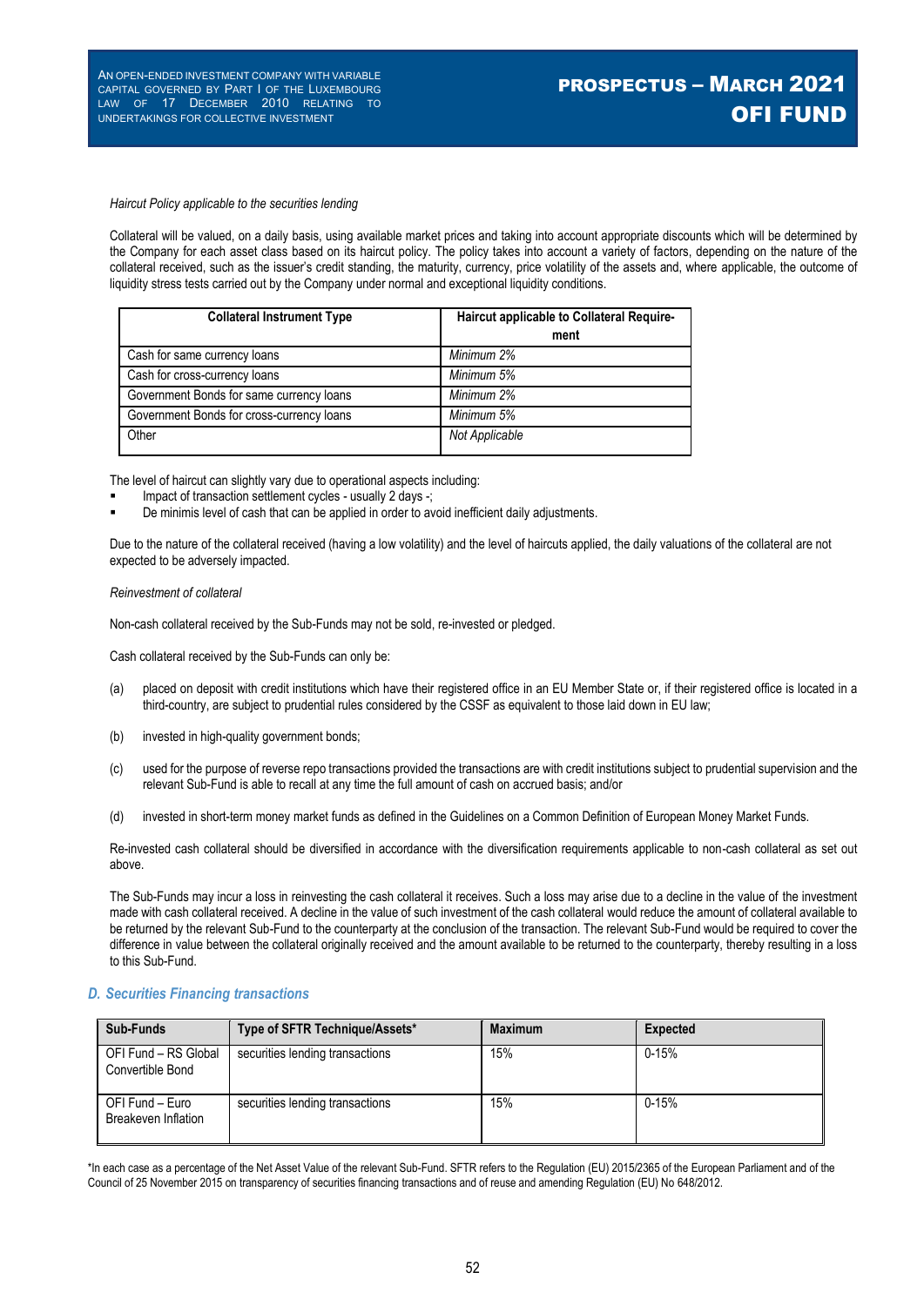*Haircut Policy applicable to the securities lending*

Collateral will be valued, on a daily basis, using available market prices and taking into account appropriate discounts which will be determined by the Company for each asset class based on its haircut policy. The policy takes into account a variety of factors, depending on the nature of the collateral received, such as the issuer's credit standing, the maturity, currency, price volatility of the assets and, where applicable, the outcome of liquidity stress tests carried out by the Company under normal and exceptional liquidity conditions.

| Collateral Instrument Type | Haircut applicable to Collateral Requirement |
|---|---|
| Cash for same currency loans | *Minimum 2%* |
| Cash for cross-currency loans | *Minimum 5%* |
| Government Bonds for same currency loans | *Minimum 2%* |
| Government Bonds for cross-currency loans | *Minimum 5%* |
| Other | *Not Applicable* |

The level of haircut can slightly vary due to operational aspects including:

- Impact of transaction settlement cycles - usually 2 days -;
- De minimis level of cash that can be applied in order to avoid inefficient daily adjustments.

Due to the nature of the collateral received (having a low volatility) and the level of haircuts applied, the daily valuations of the collateral are not expected to be adversely impacted.

*Reinvestment of collateral*

Non-cash collateral received by the Sub-Funds may not be sold, re-invested or pledged.

Cash collateral received by the Sub-Funds can only be:

(a) placed on deposit with credit institutions which have their registered office in an EU Member State or, if their registered office is located in a third-country, are subject to prudential rules considered by the CSSF as equivalent to those laid down in EU law;

(b) invested in high-quality government bonds;

(c) used for the purpose of reverse repo transactions provided the transactions are with credit institutions subject to prudential supervision and the relevant Sub-Fund is able to recall at any time the full amount of cash on accrued basis; and/or

(d) invested in short-term money market funds as defined in the Guidelines on a Common Definition of European Money Market Funds.

Re-invested cash collateral should be diversified in accordance with the diversification requirements applicable to non-cash collateral as set out above.

The Sub-Funds may incur a loss in reinvesting the cash collateral it receives. Such a loss may arise due to a decline in the value of the investment made with cash collateral received. A decline in the value of such investment of the cash collateral would reduce the amount of collateral available to be returned by the relevant Sub-Fund to the counterparty at the conclusion of the transaction. The relevant Sub-Fund would be required to cover the difference in value between the collateral originally received and the amount available to be returned to the counterparty, thereby resulting in a loss to this Sub-Fund.

### *D. Securities Financing transactions*

| Sub-Funds | Type of SFTR Technique/Assets* | Maximum | Expected |
|---|---|---|---|
| OFI Fund – RS Global Convertible Bond | securities lending transactions | 15% | 0-15% |
| OFI Fund – Euro Breakeven Inflation | securities lending transactions | 15% | 0-15% |

*In each case as a percentage of the Net Asset Value of the relevant Sub-Fund. SFTR refers to the Regulation (EU) 2015/2365 of the European Parliament and of the Council of 25 November 2015 on transparency of securities financing transactions and of reuse and amending Regulation (EU) No 648/2012.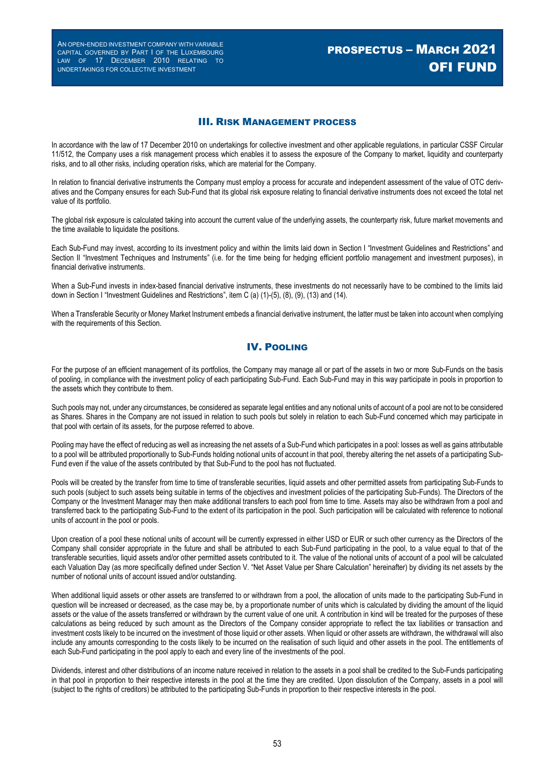## III. Risk Management process

In accordance with the law of 17 December 2010 on undertakings for collective investment and other applicable regulations, in particular CSSF Circular 11/512, the Company uses a risk management process which enables it to assess the exposure of the Company to market, liquidity and counterparty risks, and to all other risks, including operation risks, which are material for the Company.

In relation to financial derivative instruments the Company must employ a process for accurate and independent assessment of the value of OTC derivatives and the Company ensures for each Sub-Fund that its global risk exposure relating to financial derivative instruments does not exceed the total net value of its portfolio.

The global risk exposure is calculated taking into account the current value of the underlying assets, the counterparty risk, future market movements and the time available to liquidate the positions.

Each Sub-Fund may invest, according to its investment policy and within the limits laid down in Section I "Investment Guidelines and Restrictions" and Section II "Investment Techniques and Instruments" (i.e. for the time being for hedging efficient portfolio management and investment purposes), in financial derivative instruments.

When a Sub-Fund invests in index-based financial derivative instruments, these investments do not necessarily have to be combined to the limits laid down in Section I "Investment Guidelines and Restrictions", item C (a) (1)-(5), (8), (9), (13) and (14).

When a Transferable Security or Money Market Instrument embeds a financial derivative instrument, the latter must be taken into account when complying with the requirements of this Section.

## IV. Pooling

For the purpose of an efficient management of its portfolios, the Company may manage all or part of the assets in two or more Sub-Funds on the basis of pooling, in compliance with the investment policy of each participating Sub-Fund. Each Sub-Fund may in this way participate in pools in proportion to the assets which they contribute to them.

Such pools may not, under any circumstances, be considered as separate legal entities and any notional units of account of a pool are not to be considered as Shares. Shares in the Company are not issued in relation to such pools but solely in relation to each Sub-Fund concerned which may participate in that pool with certain of its assets, for the purpose referred to above.

Pooling may have the effect of reducing as well as increasing the net assets of a Sub-Fund which participates in a pool: losses as well as gains attributable to a pool will be attributed proportionally to Sub-Funds holding notional units of account in that pool, thereby altering the net assets of a participating Sub-Fund even if the value of the assets contributed by that Sub-Fund to the pool has not fluctuated.

Pools will be created by the transfer from time to time of transferable securities, liquid assets and other permitted assets from participating Sub-Funds to such pools (subject to such assets being suitable in terms of the objectives and investment policies of the participating Sub-Funds). The Directors of the Company or the Investment Manager may then make additional transfers to each pool from time to time. Assets may also be withdrawn from a pool and transferred back to the participating Sub-Fund to the extent of its participation in the pool. Such participation will be calculated with reference to notional units of account in the pool or pools.

Upon creation of a pool these notional units of account will be currently expressed in either USD or EUR or such other currency as the Directors of the Company shall consider appropriate in the future and shall be attributed to each Sub-Fund participating in the pool, to a value equal to that of the transferable securities, liquid assets and/or other permitted assets contributed to it. The value of the notional units of account of a pool will be calculated each Valuation Day (as more specifically defined under Section V. "Net Asset Value per Share Calculation" hereinafter) by dividing its net assets by the number of notional units of account issued and/or outstanding.

When additional liquid assets or other assets are transferred to or withdrawn from a pool, the allocation of units made to the participating Sub-Fund in question will be increased or decreased, as the case may be, by a proportionate number of units which is calculated by dividing the amount of the liquid assets or the value of the assets transferred or withdrawn by the current value of one unit. A contribution in kind will be treated for the purposes of these calculations as being reduced by such amount as the Directors of the Company consider appropriate to reflect the tax liabilities or transaction and investment costs likely to be incurred on the investment of those liquid or other assets. When liquid or other assets are withdrawn, the withdrawal will also include any amounts corresponding to the costs likely to be incurred on the realisation of such liquid and other assets in the pool. The entitlements of each Sub-Fund participating in the pool apply to each and every line of the investments of the pool.

Dividends, interest and other distributions of an income nature received in relation to the assets in a pool shall be credited to the Sub-Funds participating in that pool in proportion to their respective interests in the pool at the time they are credited. Upon dissolution of the Company, assets in a pool will (subject to the rights of creditors) be attributed to the participating Sub-Funds in proportion to their respective interests in the pool.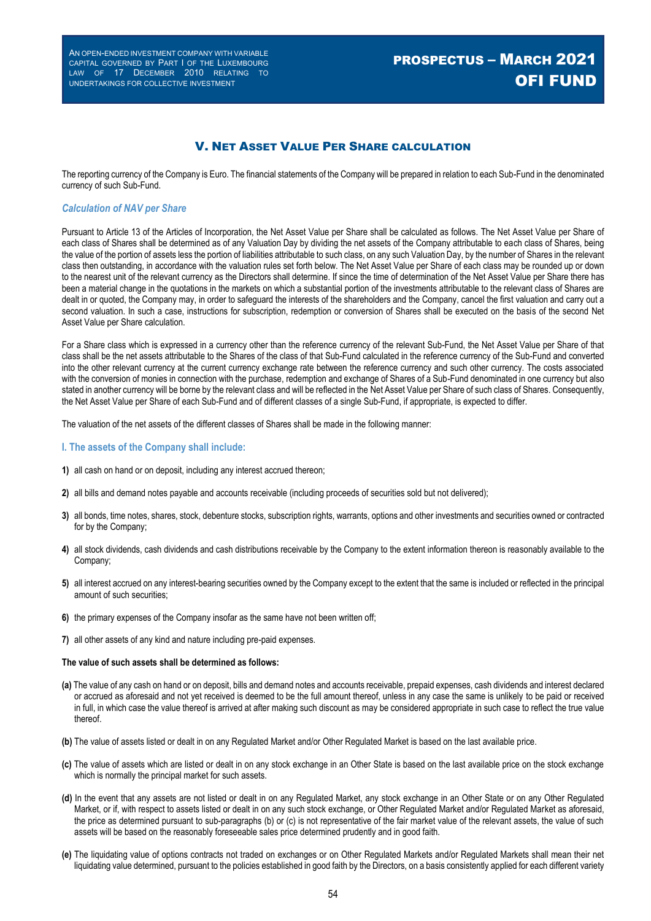## V. NET ASSET VALUE PER SHARE CALCULATION

The reporting currency of the Company is Euro. The financial statements of the Company will be prepared in relation to each Sub-Fund in the denominated currency of such Sub-Fund.

### *Calculation of NAV per Share*

Pursuant to Article 13 of the Articles of Incorporation, the Net Asset Value per Share shall be calculated as follows. The Net Asset Value per Share of each class of Shares shall be determined as of any Valuation Day by dividing the net assets of the Company attributable to each class of Shares, being the value of the portion of assets less the portion of liabilities attributable to such class, on any such Valuation Day, by the number of Shares in the relevant class then outstanding, in accordance with the valuation rules set forth below. The Net Asset Value per Share of each class may be rounded up or down to the nearest unit of the relevant currency as the Directors shall determine. If since the time of determination of the Net Asset Value per Share there has been a material change in the quotations in the markets on which a substantial portion of the investments attributable to the relevant class of Shares are dealt in or quoted, the Company may, in order to safeguard the interests of the shareholders and the Company, cancel the first valuation and carry out a second valuation. In such a case, instructions for subscription, redemption or conversion of Shares shall be executed on the basis of the second Net Asset Value per Share calculation.

For a Share class which is expressed in a currency other than the reference currency of the relevant Sub-Fund, the Net Asset Value per Share of that class shall be the net assets attributable to the Shares of the class of that Sub-Fund calculated in the reference currency of the Sub-Fund and converted into the other relevant currency at the current currency exchange rate between the reference currency and such other currency. The costs associated with the conversion of monies in connection with the purchase, redemption and exchange of Shares of a Sub-Fund denominated in one currency but also stated in another currency will be borne by the relevant class and will be reflected in the Net Asset Value per Share of such class of Shares. Consequently, the Net Asset Value per Share of each Sub-Fund and of different classes of a single Sub-Fund, if appropriate, is expected to differ.

The valuation of the net assets of the different classes of Shares shall be made in the following manner:

### I. The assets of the Company shall include:

**1)** all cash on hand or on deposit, including any interest accrued thereon;

**2)** all bills and demand notes payable and accounts receivable (including proceeds of securities sold but not delivered);

**3)** all bonds, time notes, shares, stock, debenture stocks, subscription rights, warrants, options and other investments and securities owned or contracted for by the Company;

**4)** all stock dividends, cash dividends and cash distributions receivable by the Company to the extent information thereon is reasonably available to the Company;

**5)** all interest accrued on any interest-bearing securities owned by the Company except to the extent that the same is included or reflected in the principal amount of such securities;

**6)** the primary expenses of the Company insofar as the same have not been written off;

**7)** all other assets of any kind and nature including pre-paid expenses.

**The value of such assets shall be determined as follows:**

**(a)** The value of any cash on hand or on deposit, bills and demand notes and accounts receivable, prepaid expenses, cash dividends and interest declared or accrued as aforesaid and not yet received is deemed to be the full amount thereof, unless in any case the same is unlikely to be paid or received in full, in which case the value thereof is arrived at after making such discount as may be considered appropriate in such case to reflect the true value thereof.

**(b)** The value of assets listed or dealt in on any Regulated Market and/or Other Regulated Market is based on the last available price.

**(c)** The value of assets which are listed or dealt in on any stock exchange in an Other State is based on the last available price on the stock exchange which is normally the principal market for such assets.

**(d)** In the event that any assets are not listed or dealt in on any Regulated Market, any stock exchange in an Other State or on any Other Regulated Market, or if, with respect to assets listed or dealt in on any such stock exchange, or Other Regulated Market and/or Regulated Market as aforesaid, the price as determined pursuant to sub-paragraphs (b) or (c) is not representative of the fair market value of the relevant assets, the value of such assets will be based on the reasonably foreseeable sales price determined prudently and in good faith.

**(e)** The liquidating value of options contracts not traded on exchanges or on Other Regulated Markets and/or Regulated Markets shall mean their net liquidating value determined, pursuant to the policies established in good faith by the Directors, on a basis consistently applied for each different variety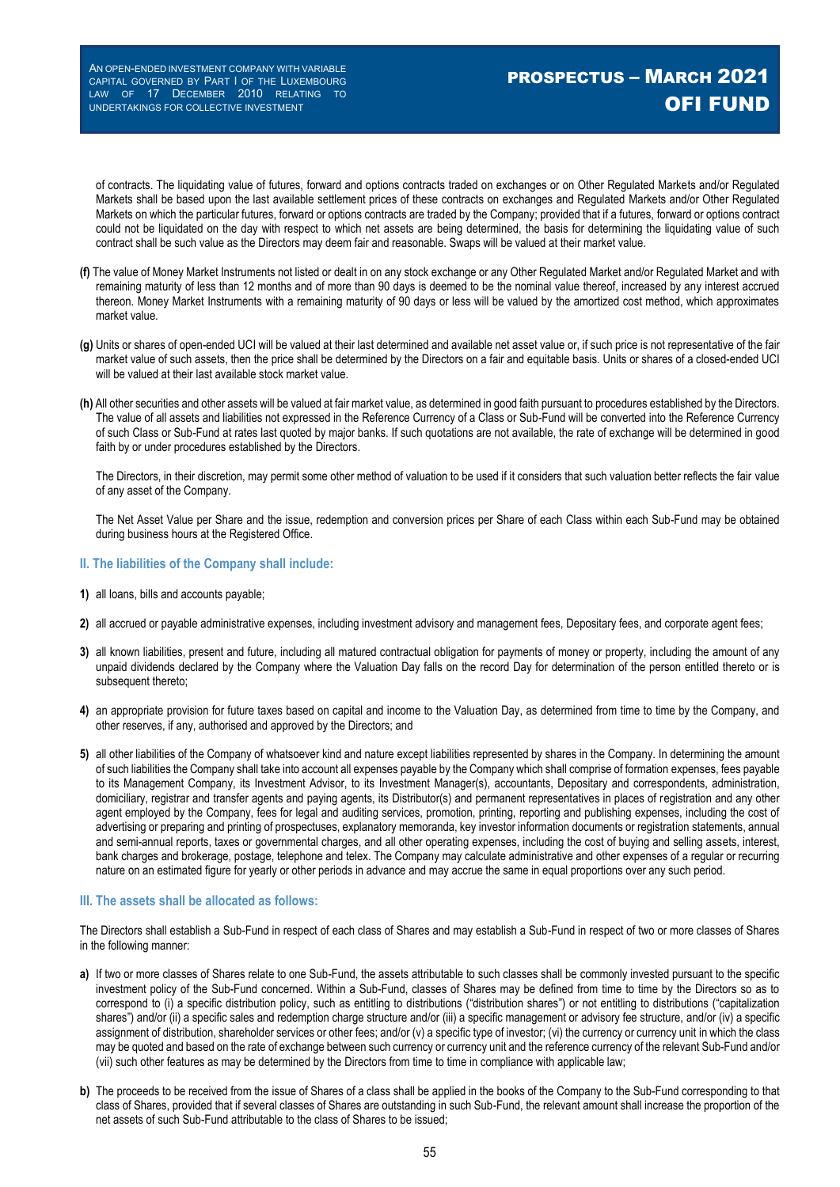of contracts. The liquidating value of futures, forward and options contracts traded on exchanges or on Other Regulated Markets and/or Regulated Markets shall be based upon the last available settlement prices of these contracts on exchanges and Regulated Markets and/or Other Regulated Markets on which the particular futures, forward or options contracts are traded by the Company; provided that if a futures, forward or options contract could not be liquidated on the day with respect to which net assets are being determined, the basis for determining the liquidating value of such contract shall be such value as the Directors may deem fair and reasonable. Swaps will be valued at their market value.

**(f)** The value of Money Market Instruments not listed or dealt in on any stock exchange or any Other Regulated Market and/or Regulated Market and with remaining maturity of less than 12 months and of more than 90 days is deemed to be the nominal value thereof, increased by any interest accrued thereon. Money Market Instruments with a remaining maturity of 90 days or less will be valued by the amortized cost method, which approximates market value.

**(g)** Units or shares of open-ended UCI will be valued at their last determined and available net asset value or, if such price is not representative of the fair market value of such assets, then the price shall be determined by the Directors on a fair and equitable basis. Units or shares of a closed-ended UCI will be valued at their last available stock market value.

**(h)** All other securities and other assets will be valued at fair market value, as determined in good faith pursuant to procedures established by the Directors. The value of all assets and liabilities not expressed in the Reference Currency of a Class or Sub-Fund will be converted into the Reference Currency of such Class or Sub-Fund at rates last quoted by major banks. If such quotations are not available, the rate of exchange will be determined in good faith by or under procedures established by the Directors.

The Directors, in their discretion, may permit some other method of valuation to be used if it considers that such valuation better reflects the fair value of any asset of the Company.

The Net Asset Value per Share and the issue, redemption and conversion prices per Share of each Class within each Sub-Fund may be obtained during business hours at the Registered Office.

### II. The liabilities of the Company shall include:

**1)** all loans, bills and accounts payable;

**2)** all accrued or payable administrative expenses, including investment advisory and management fees, Depositary fees, and corporate agent fees;

**3)** all known liabilities, present and future, including all matured contractual obligation for payments of money or property, including the amount of any unpaid dividends declared by the Company where the Valuation Day falls on the record Day for determination of the person entitled thereto or is subsequent thereto;

**4)** an appropriate provision for future taxes based on capital and income to the Valuation Day, as determined from time to time by the Company, and other reserves, if any, authorised and approved by the Directors; and

**5)** all other liabilities of the Company of whatsoever kind and nature except liabilities represented by shares in the Company. In determining the amount of such liabilities the Company shall take into account all expenses payable by the Company which shall comprise of formation expenses, fees payable to its Management Company, its Investment Advisor, to its Investment Manager(s), accountants, Depositary and correspondents, administration, domiciliary, registrar and transfer agents and paying agents, its Distributor(s) and permanent representatives in places of registration and any other agent employed by the Company, fees for legal and auditing services, promotion, printing, reporting and publishing expenses, including the cost of advertising or preparing and printing of prospectuses, explanatory memoranda, key investor information documents or registration statements, annual and semi-annual reports, taxes or governmental charges, and all other operating expenses, including the cost of buying and selling assets, interest, bank charges and brokerage, postage, telephone and telex. The Company may calculate administrative and other expenses of a regular or recurring nature on an estimated figure for yearly or other periods in advance and may accrue the same in equal proportions over any such period.

### III. The assets shall be allocated as follows:

The Directors shall establish a Sub-Fund in respect of each class of Shares and may establish a Sub-Fund in respect of two or more classes of Shares in the following manner:

**a)** If two or more classes of Shares relate to one Sub-Fund, the assets attributable to such classes shall be commonly invested pursuant to the specific investment policy of the Sub-Fund concerned. Within a Sub-Fund, classes of Shares may be defined from time to time by the Directors so as to correspond to (i) a specific distribution policy, such as entitling to distributions ("distribution shares") or not entitling to distributions ("capitalization shares") and/or (ii) a specific sales and redemption charge structure and/or (iii) a specific management or advisory fee structure, and/or (iv) a specific assignment of distribution, shareholder services or other fees; and/or (v) a specific type of investor; (vi) the currency or currency unit in which the class may be quoted and based on the rate of exchange between such currency or currency unit and the reference currency of the relevant Sub-Fund and/or (vii) such other features as may be determined by the Directors from time to time in compliance with applicable law;

**b)** The proceeds to be received from the issue of Shares of a class shall be applied in the books of the Company to the Sub-Fund corresponding to that class of Shares, provided that if several classes of Shares are outstanding in such Sub-Fund, the relevant amount shall increase the proportion of the net assets of such Sub-Fund attributable to the class of Shares to be issued;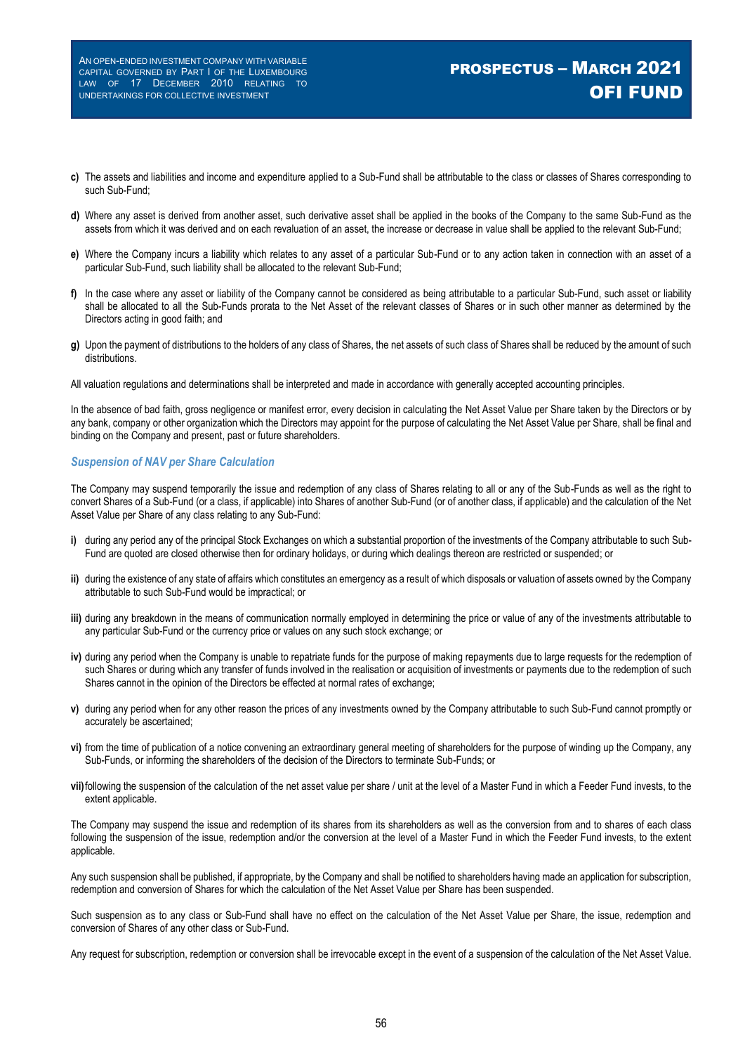**c)** The assets and liabilities and income and expenditure applied to a Sub-Fund shall be attributable to the class or classes of Shares corresponding to such Sub-Fund;

**d)** Where any asset is derived from another asset, such derivative asset shall be applied in the books of the Company to the same Sub-Fund as the assets from which it was derived and on each revaluation of an asset, the increase or decrease in value shall be applied to the relevant Sub-Fund;

**e)** Where the Company incurs a liability which relates to any asset of a particular Sub-Fund or to any action taken in connection with an asset of a particular Sub-Fund, such liability shall be allocated to the relevant Sub-Fund;

**f)** In the case where any asset or liability of the Company cannot be considered as being attributable to a particular Sub-Fund, such asset or liability shall be allocated to all the Sub-Funds prorata to the Net Asset of the relevant classes of Shares or in such other manner as determined by the Directors acting in good faith; and

**g)** Upon the payment of distributions to the holders of any class of Shares, the net assets of such class of Shares shall be reduced by the amount of such distributions.

All valuation regulations and determinations shall be interpreted and made in accordance with generally accepted accounting principles.

In the absence of bad faith, gross negligence or manifest error, every decision in calculating the Net Asset Value per Share taken by the Directors or by any bank, company or other organization which the Directors may appoint for the purpose of calculating the Net Asset Value per Share, shall be final and binding on the Company and present, past or future shareholders.

### *Suspension of NAV per Share Calculation*

The Company may suspend temporarily the issue and redemption of any class of Shares relating to all or any of the Sub-Funds as well as the right to convert Shares of a Sub-Fund (or a class, if applicable) into Shares of another Sub-Fund (or of another class, if applicable) and the calculation of the Net Asset Value per Share of any class relating to any Sub-Fund:

**i)** during any period any of the principal Stock Exchanges on which a substantial proportion of the investments of the Company attributable to such Sub-Fund are quoted are closed otherwise then for ordinary holidays, or during which dealings thereon are restricted or suspended; or

**ii)** during the existence of any state of affairs which constitutes an emergency as a result of which disposals or valuation of assets owned by the Company attributable to such Sub-Fund would be impractical; or

**iii)** during any breakdown in the means of communication normally employed in determining the price or value of any of the investments attributable to any particular Sub-Fund or the currency price or values on any such stock exchange; or

**iv)** during any period when the Company is unable to repatriate funds for the purpose of making repayments due to large requests for the redemption of such Shares or during which any transfer of funds involved in the realisation or acquisition of investments or payments due to the redemption of such Shares cannot in the opinion of the Directors be effected at normal rates of exchange;

**v)** during any period when for any other reason the prices of any investments owned by the Company attributable to such Sub-Fund cannot promptly or accurately be ascertained;

**vi)** from the time of publication of a notice convening an extraordinary general meeting of shareholders for the purpose of winding up the Company, any Sub-Funds, or informing the shareholders of the decision of the Directors to terminate Sub-Funds; or

**vii)** following the suspension of the calculation of the net asset value per share / unit at the level of a Master Fund in which a Feeder Fund invests, to the extent applicable.

The Company may suspend the issue and redemption of its shares from its shareholders as well as the conversion from and to shares of each class following the suspension of the issue, redemption and/or the conversion at the level of a Master Fund in which the Feeder Fund invests, to the extent applicable.

Any such suspension shall be published, if appropriate, by the Company and shall be notified to shareholders having made an application for subscription, redemption and conversion of Shares for which the calculation of the Net Asset Value per Share has been suspended.

Such suspension as to any class or Sub-Fund shall have no effect on the calculation of the Net Asset Value per Share, the issue, redemption and conversion of Shares of any other class or Sub-Fund.

Any request for subscription, redemption or conversion shall be irrevocable except in the event of a suspension of the calculation of the Net Asset Value.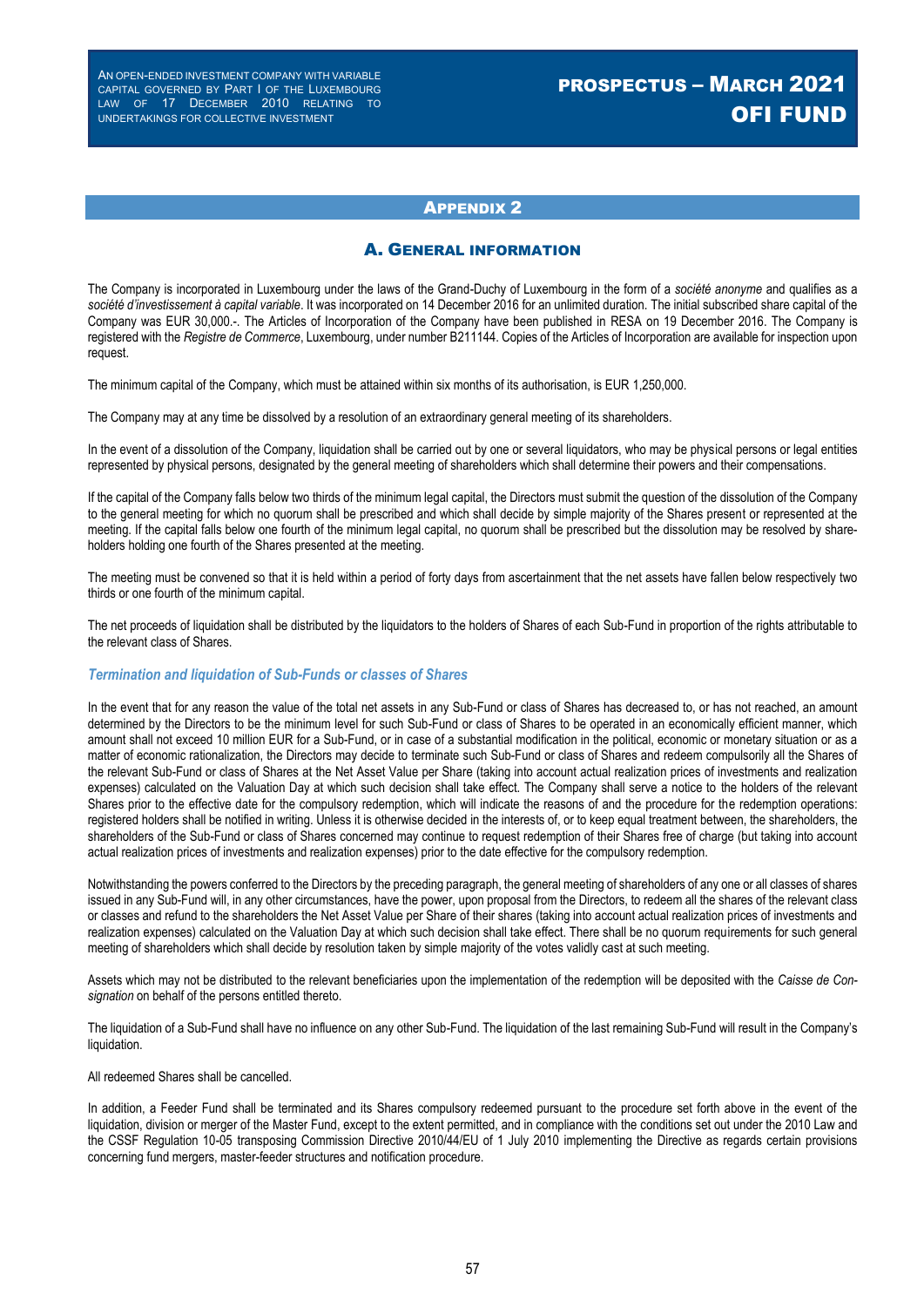# Appendix 2

## A. General information

The Company is incorporated in Luxembourg under the laws of the Grand-Duchy of Luxembourg in the form of a *société anonyme* and qualifies as a *société d'investissement à capital variable*. It was incorporated on 14 December 2016 for an unlimited duration. The initial subscribed share capital of the Company was EUR 30,000.-. The Articles of Incorporation of the Company have been published in RESA on 19 December 2016. The Company is registered with the *Registre de Commerce*, Luxembourg, under number B211144. Copies of the Articles of Incorporation are available for inspection upon request.

The minimum capital of the Company, which must be attained within six months of its authorisation, is EUR 1,250,000.

The Company may at any time be dissolved by a resolution of an extraordinary general meeting of its shareholders.

In the event of a dissolution of the Company, liquidation shall be carried out by one or several liquidators, who may be physical persons or legal entities represented by physical persons, designated by the general meeting of shareholders which shall determine their powers and their compensations.

If the capital of the Company falls below two thirds of the minimum legal capital, the Directors must submit the question of the dissolution of the Company to the general meeting for which no quorum shall be prescribed and which shall decide by simple majority of the Shares present or represented at the meeting. If the capital falls below one fourth of the minimum legal capital, no quorum shall be prescribed but the dissolution may be resolved by shareholders holding one fourth of the Shares presented at the meeting.

The meeting must be convened so that it is held within a period of forty days from ascertainment that the net assets have fallen below respectively two thirds or one fourth of the minimum capital.

The net proceeds of liquidation shall be distributed by the liquidators to the holders of Shares of each Sub-Fund in proportion of the rights attributable to the relevant class of Shares.

### *Termination and liquidation of Sub-Funds or classes of Shares*

In the event that for any reason the value of the total net assets in any Sub-Fund or class of Shares has decreased to, or has not reached, an amount determined by the Directors to be the minimum level for such Sub-Fund or class of Shares to be operated in an economically efficient manner, which amount shall not exceed 10 million EUR for a Sub-Fund, or in case of a substantial modification in the political, economic or monetary situation or as a matter of economic rationalization, the Directors may decide to terminate such Sub-Fund or class of Shares and redeem compulsorily all the Shares of the relevant Sub-Fund or class of Shares at the Net Asset Value per Share (taking into account actual realization prices of investments and realization expenses) calculated on the Valuation Day at which such decision shall take effect. The Company shall serve a notice to the holders of the relevant Shares prior to the effective date for the compulsory redemption, which will indicate the reasons of and the procedure for the redemption operations: registered holders shall be notified in writing. Unless it is otherwise decided in the interests of, or to keep equal treatment between, the shareholders, the shareholders of the Sub-Fund or class of Shares concerned may continue to request redemption of their Shares free of charge (but taking into account actual realization prices of investments and realization expenses) prior to the date effective for the compulsory redemption.

Notwithstanding the powers conferred to the Directors by the preceding paragraph, the general meeting of shareholders of any one or all classes of shares issued in any Sub-Fund will, in any other circumstances, have the power, upon proposal from the Directors, to redeem all the shares of the relevant class or classes and refund to the shareholders the Net Asset Value per Share of their shares (taking into account actual realization prices of investments and realization expenses) calculated on the Valuation Day at which such decision shall take effect. There shall be no quorum requirements for such general meeting of shareholders which shall decide by resolution taken by simple majority of the votes validly cast at such meeting.

Assets which may not be distributed to the relevant beneficiaries upon the implementation of the redemption will be deposited with the *Caisse de Consignation* on behalf of the persons entitled thereto.

The liquidation of a Sub-Fund shall have no influence on any other Sub-Fund. The liquidation of the last remaining Sub-Fund will result in the Company's liquidation.

All redeemed Shares shall be cancelled.

In addition, a Feeder Fund shall be terminated and its Shares compulsory redeemed pursuant to the procedure set forth above in the event of the liquidation, division or merger of the Master Fund, except to the extent permitted, and in compliance with the conditions set out under the 2010 Law and the CSSF Regulation 10-05 transposing Commission Directive 2010/44/EU of 1 July 2010 implementing the Directive as regards certain provisions concerning fund mergers, master-feeder structures and notification procedure.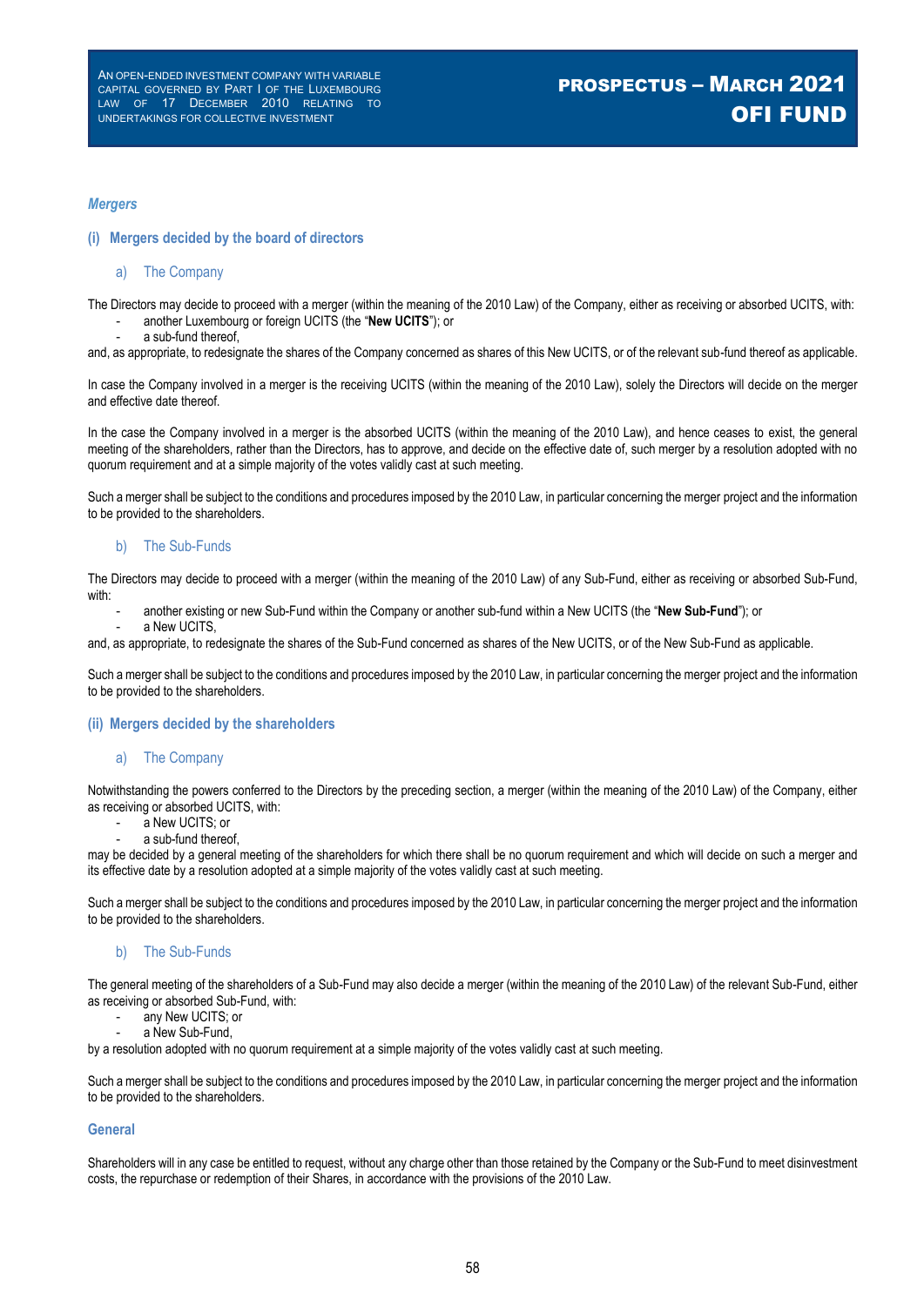*Mergers*

### (i) Mergers decided by the board of directors

#### a) The Company

The Directors may decide to proceed with a merger (within the meaning of the 2010 Law) of the Company, either as receiving or absorbed UCITS, with:

- another Luxembourg or foreign UCITS (the "**New UCITS**"); or
- a sub-fund thereof,

and, as appropriate, to redesignate the shares of the Company concerned as shares of this New UCITS, or of the relevant sub-fund thereof as applicable.

In case the Company involved in a merger is the receiving UCITS (within the meaning of the 2010 Law), solely the Directors will decide on the merger and effective date thereof.

In the case the Company involved in a merger is the absorbed UCITS (within the meaning of the 2010 Law), and hence ceases to exist, the general meeting of the shareholders, rather than the Directors, has to approve, and decide on the effective date of, such merger by a resolution adopted with no quorum requirement and at a simple majority of the votes validly cast at such meeting.

Such a merger shall be subject to the conditions and procedures imposed by the 2010 Law, in particular concerning the merger project and the information to be provided to the shareholders.

#### b) The Sub-Funds

The Directors may decide to proceed with a merger (within the meaning of the 2010 Law) of any Sub-Fund, either as receiving or absorbed Sub-Fund, with:

- another existing or new Sub-Fund within the Company or another sub-fund within a New UCITS (the "**New Sub-Fund**"); or
- a New UCITS,

and, as appropriate, to redesignate the shares of the Sub-Fund concerned as shares of the New UCITS, or of the New Sub-Fund as applicable.

Such a merger shall be subject to the conditions and procedures imposed by the 2010 Law, in particular concerning the merger project and the information to be provided to the shareholders.

### (ii) Mergers decided by the shareholders

#### a) The Company

Notwithstanding the powers conferred to the Directors by the preceding section, a merger (within the meaning of the 2010 Law) of the Company, either as receiving or absorbed UCITS, with:

- a New UCITS; or
- a sub-fund thereof,

may be decided by a general meeting of the shareholders for which there shall be no quorum requirement and which will decide on such a merger and its effective date by a resolution adopted at a simple majority of the votes validly cast at such meeting.

Such a merger shall be subject to the conditions and procedures imposed by the 2010 Law, in particular concerning the merger project and the information to be provided to the shareholders.

#### b) The Sub-Funds

The general meeting of the shareholders of a Sub-Fund may also decide a merger (within the meaning of the 2010 Law) of the relevant Sub-Fund, either as receiving or absorbed Sub-Fund, with:

- any New UCITS; or
- a New Sub-Fund,

by a resolution adopted with no quorum requirement at a simple majority of the votes validly cast at such meeting.

Such a merger shall be subject to the conditions and procedures imposed by the 2010 Law, in particular concerning the merger project and the information to be provided to the shareholders.

**General**

Shareholders will in any case be entitled to request, without any charge other than those retained by the Company or the Sub-Fund to meet disinvestment costs, the repurchase or redemption of their Shares, in accordance with the provisions of the 2010 Law.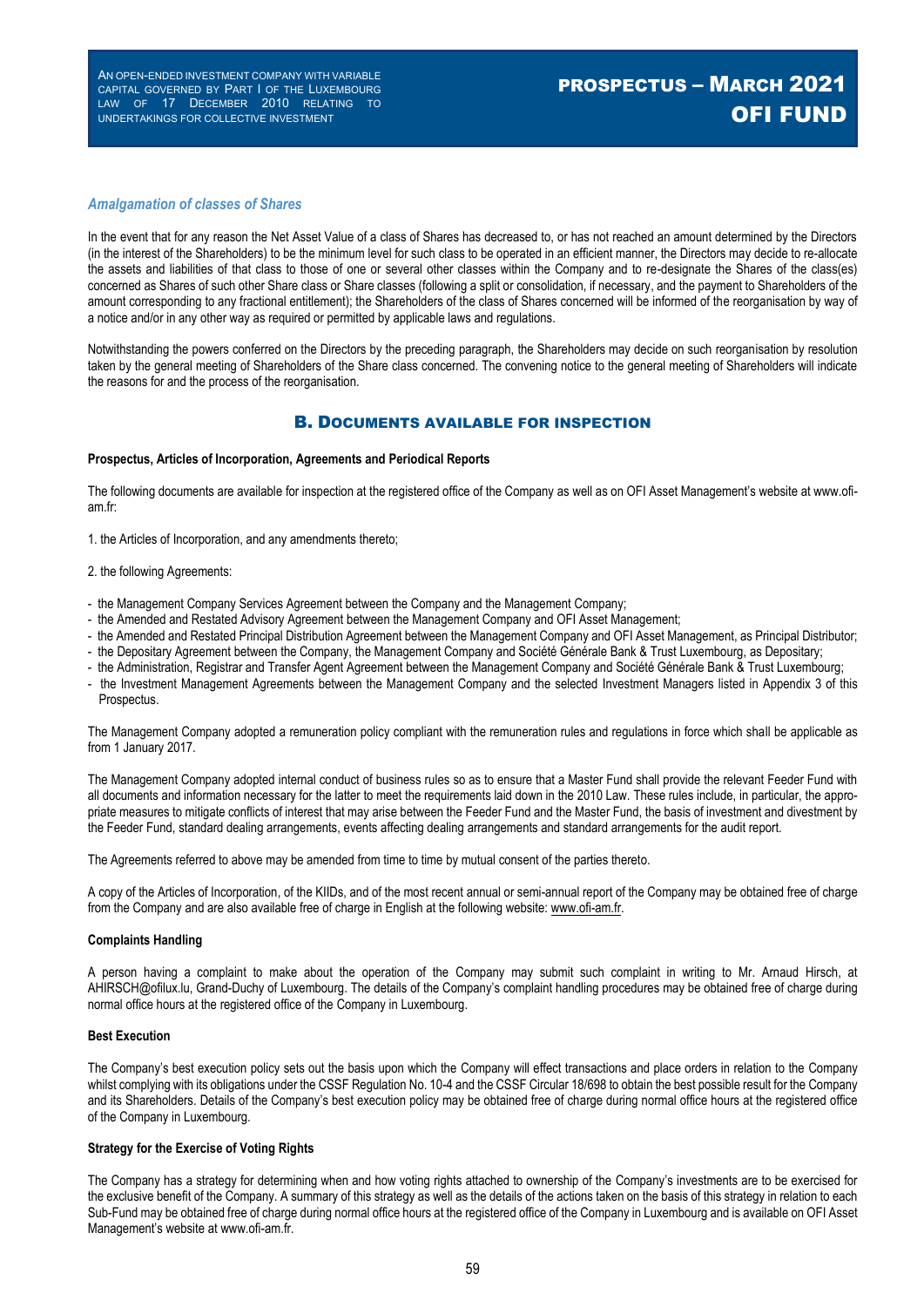### *Amalgamation of classes of Shares*

In the event that for any reason the Net Asset Value of a class of Shares has decreased to, or has not reached an amount determined by the Directors (in the interest of the Shareholders) to be the minimum level for such class to be operated in an efficient manner, the Directors may decide to re-allocate the assets and liabilities of that class to those of one or several other classes within the Company and to re-designate the Shares of the class(es) concerned as Shares of such other Share class or Share classes (following a split or consolidation, if necessary, and the payment to Shareholders of the amount corresponding to any fractional entitlement); the Shareholders of the class of Shares concerned will be informed of the reorganisation by way of a notice and/or in any other way as required or permitted by applicable laws and regulations.

Notwithstanding the powers conferred on the Directors by the preceding paragraph, the Shareholders may decide on such reorganisation by resolution taken by the general meeting of Shareholders of the Share class concerned. The convening notice to the general meeting of Shareholders will indicate the reasons for and the process of the reorganisation.

## B. Documents available for inspection

**Prospectus, Articles of Incorporation, Agreements and Periodical Reports**

The following documents are available for inspection at the registered office of the Company as well as on OFI Asset Management's website at www.ofi-am.fr:

1. the Articles of Incorporation, and any amendments thereto;

2. the following Agreements:

- the Management Company Services Agreement between the Company and the Management Company;
- the Amended and Restated Advisory Agreement between the Management Company and OFI Asset Management;
- the Amended and Restated Principal Distribution Agreement between the Management Company and OFI Asset Management, as Principal Distributor;
- the Depositary Agreement between the Company, the Management Company and Société Générale Bank & Trust Luxembourg, as Depositary;
- the Administration, Registrar and Transfer Agent Agreement between the Management Company and Société Générale Bank & Trust Luxembourg;
- the Investment Management Agreements between the Management Company and the selected Investment Managers listed in Appendix 3 of this Prospectus.

The Management Company adopted a remuneration policy compliant with the remuneration rules and regulations in force which shall be applicable as from 1 January 2017.

The Management Company adopted internal conduct of business rules so as to ensure that a Master Fund shall provide the relevant Feeder Fund with all documents and information necessary for the latter to meet the requirements laid down in the 2010 Law. These rules include, in particular, the appropriate measures to mitigate conflicts of interest that may arise between the Feeder Fund and the Master Fund, the basis of investment and divestment by the Feeder Fund, standard dealing arrangements, events affecting dealing arrangements and standard arrangements for the audit report.

The Agreements referred to above may be amended from time to time by mutual consent of the parties thereto.

A copy of the Articles of Incorporation, of the KIIDs, and of the most recent annual or semi-annual report of the Company may be obtained free of charge from the Company and are also available free of charge in English at the following website: www.ofi-am.fr.

**Complaints Handling**

A person having a complaint to make about the operation of the Company may submit such complaint in writing to Mr. Arnaud Hirsch, at AHIRSCH@ofilux.lu, Grand-Duchy of Luxembourg. The details of the Company's complaint handling procedures may be obtained free of charge during normal office hours at the registered office of the Company in Luxembourg.

**Best Execution**

The Company's best execution policy sets out the basis upon which the Company will effect transactions and place orders in relation to the Company whilst complying with its obligations under the CSSF Regulation No. 10-4 and the CSSF Circular 18/698 to obtain the best possible result for the Company and its Shareholders. Details of the Company's best execution policy may be obtained free of charge during normal office hours at the registered office of the Company in Luxembourg.

**Strategy for the Exercise of Voting Rights**

The Company has a strategy for determining when and how voting rights attached to ownership of the Company's investments are to be exercised for the exclusive benefit of the Company. A summary of this strategy as well as the details of the actions taken on the basis of this strategy in relation to each Sub-Fund may be obtained free of charge during normal office hours at the registered office of the Company in Luxembourg and is available on OFI Asset Management's website at www.ofi-am.fr.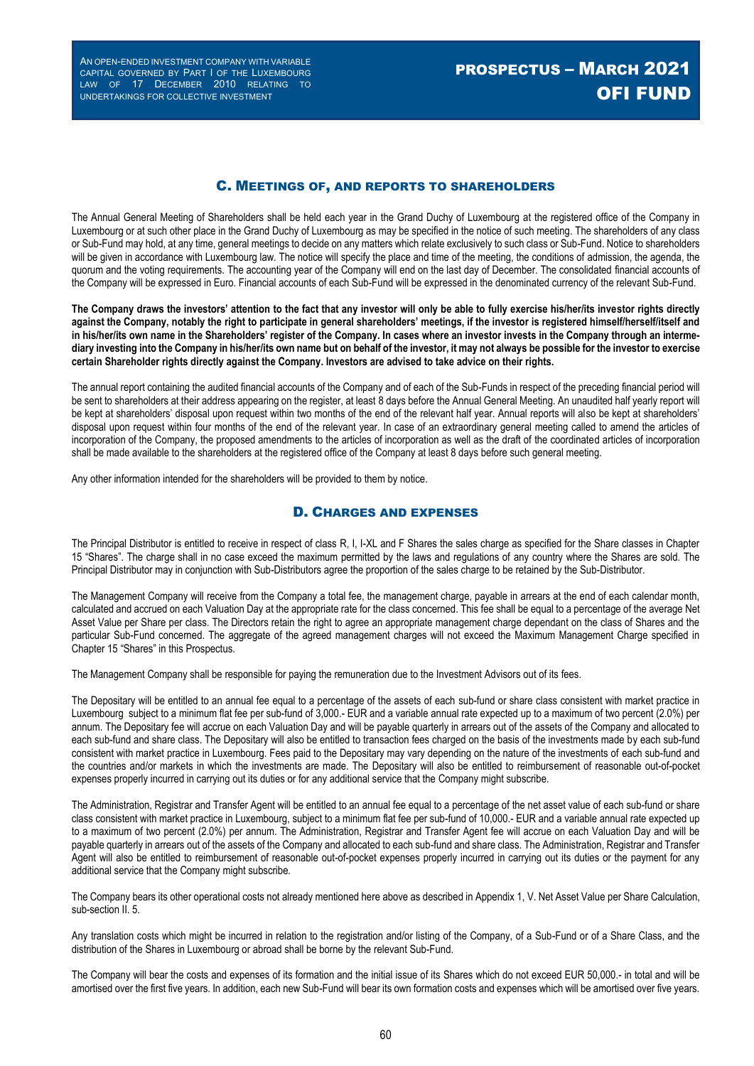## C. MEETINGS OF, AND REPORTS TO SHAREHOLDERS

The Annual General Meeting of Shareholders shall be held each year in the Grand Duchy of Luxembourg at the registered office of the Company in Luxembourg or at such other place in the Grand Duchy of Luxembourg as may be specified in the notice of such meeting. The shareholders of any class or Sub-Fund may hold, at any time, general meetings to decide on any matters which relate exclusively to such class or Sub-Fund. Notice to shareholders will be given in accordance with Luxembourg law. The notice will specify the place and time of the meeting, the conditions of admission, the agenda, the quorum and the voting requirements. The accounting year of the Company will end on the last day of December. The consolidated financial accounts of the Company will be expressed in Euro. Financial accounts of each Sub-Fund will be expressed in the denominated currency of the relevant Sub-Fund.

**The Company draws the investors' attention to the fact that any investor will only be able to fully exercise his/her/its investor rights directly against the Company, notably the right to participate in general shareholders' meetings, if the investor is registered himself/herself/itself and in his/her/its own name in the Shareholders' register of the Company. In cases where an investor invests in the Company through an intermediary investing into the Company in his/her/its own name but on behalf of the investor, it may not always be possible for the investor to exercise certain Shareholder rights directly against the Company. Investors are advised to take advice on their rights.**

The annual report containing the audited financial accounts of the Company and of each of the Sub-Funds in respect of the preceding financial period will be sent to shareholders at their address appearing on the register, at least 8 days before the Annual General Meeting. An unaudited half yearly report will be kept at shareholders' disposal upon request within two months of the end of the relevant half year. Annual reports will also be kept at shareholders' disposal upon request within four months of the end of the relevant year. In case of an extraordinary general meeting called to amend the articles of incorporation of the Company, the proposed amendments to the articles of incorporation as well as the draft of the coordinated articles of incorporation shall be made available to the shareholders at the registered office of the Company at least 8 days before such general meeting.

Any other information intended for the shareholders will be provided to them by notice.

## D. CHARGES AND EXPENSES

The Principal Distributor is entitled to receive in respect of class R, I, I-XL and F Shares the sales charge as specified for the Share classes in Chapter 15 "Shares". The charge shall in no case exceed the maximum permitted by the laws and regulations of any country where the Shares are sold. The Principal Distributor may in conjunction with Sub-Distributors agree the proportion of the sales charge to be retained by the Sub-Distributor.

The Management Company will receive from the Company a total fee, the management charge, payable in arrears at the end of each calendar month, calculated and accrued on each Valuation Day at the appropriate rate for the class concerned. This fee shall be equal to a percentage of the average Net Asset Value per Share per class. The Directors retain the right to agree an appropriate management charge dependant on the class of Shares and the particular Sub-Fund concerned. The aggregate of the agreed management charges will not exceed the Maximum Management Charge specified in Chapter 15 "Shares" in this Prospectus.

The Management Company shall be responsible for paying the remuneration due to the Investment Advisors out of its fees.

The Depositary will be entitled to an annual fee equal to a percentage of the assets of each sub-fund or share class consistent with market practice in Luxembourg subject to a minimum flat fee per sub-fund of 3,000.- EUR and a variable annual rate expected up to a maximum of two percent (2.0%) per annum. The Depositary fee will accrue on each Valuation Day and will be payable quarterly in arrears out of the assets of the Company and allocated to each sub-fund and share class. The Depositary will also be entitled to transaction fees charged on the basis of the investments made by each sub-fund consistent with market practice in Luxembourg. Fees paid to the Depositary may vary depending on the nature of the investments of each sub-fund and the countries and/or markets in which the investments are made. The Depositary will also be entitled to reimbursement of reasonable out-of-pocket expenses properly incurred in carrying out its duties or for any additional service that the Company might subscribe.

The Administration, Registrar and Transfer Agent will be entitled to an annual fee equal to a percentage of the net asset value of each sub-fund or share class consistent with market practice in Luxembourg, subject to a minimum flat fee per sub-fund of 10,000.- EUR and a variable annual rate expected up to a maximum of two percent (2.0%) per annum. The Administration, Registrar and Transfer Agent fee will accrue on each Valuation Day and will be payable quarterly in arrears out of the assets of the Company and allocated to each sub-fund and share class. The Administration, Registrar and Transfer Agent will also be entitled to reimbursement of reasonable out-of-pocket expenses properly incurred in carrying out its duties or the payment for any additional service that the Company might subscribe.

The Company bears its other operational costs not already mentioned here above as described in Appendix 1, V. Net Asset Value per Share Calculation, sub-section II. 5.

Any translation costs which might be incurred in relation to the registration and/or listing of the Company, of a Sub-Fund or of a Share Class, and the distribution of the Shares in Luxembourg or abroad shall be borne by the relevant Sub-Fund.

The Company will bear the costs and expenses of its formation and the initial issue of its Shares which do not exceed EUR 50,000.- in total and will be amortised over the first five years. In addition, each new Sub-Fund will bear its own formation costs and expenses which will be amortised over five years.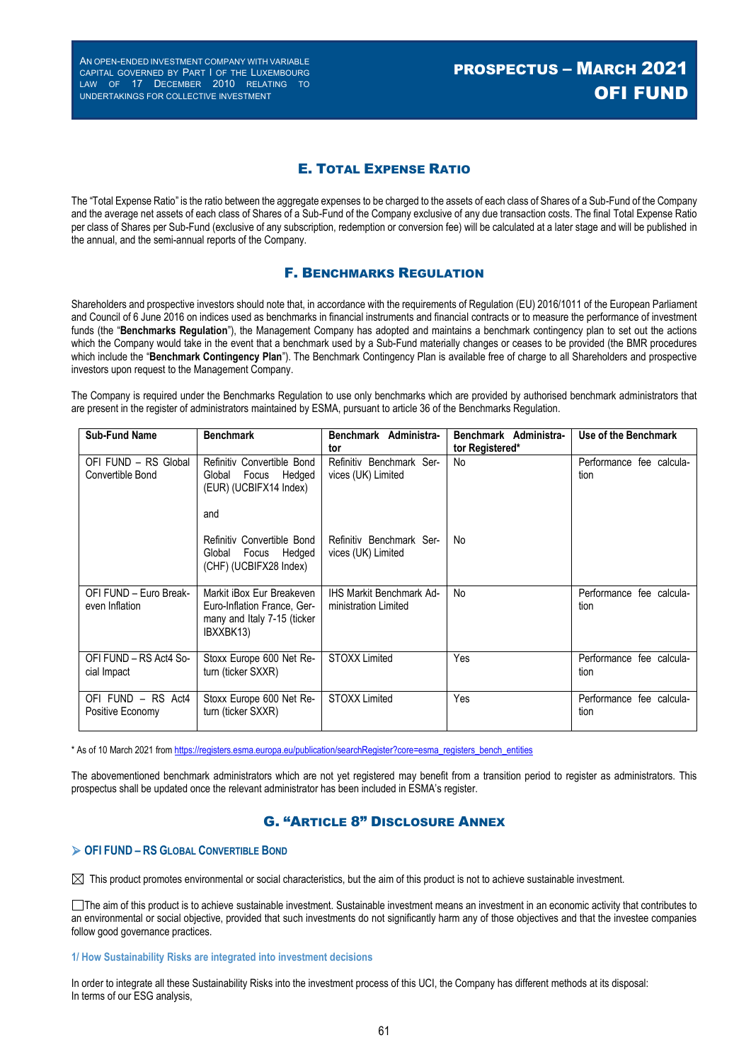## E. Total Expense Ratio

The "Total Expense Ratio" is the ratio between the aggregate expenses to be charged to the assets of each class of Shares of a Sub-Fund of the Company and the average net assets of each class of Shares of a Sub-Fund of the Company exclusive of any due transaction costs. The final Total Expense Ratio per class of Shares per Sub-Fund (exclusive of any subscription, redemption or conversion fee) will be calculated at a later stage and will be published in the annual, and the semi-annual reports of the Company.

## F. Benchmarks Regulation

Shareholders and prospective investors should note that, in accordance with the requirements of Regulation (EU) 2016/1011 of the European Parliament and Council of 6 June 2016 on indices used as benchmarks in financial instruments and financial contracts or to measure the performance of investment funds (the "**Benchmarks Regulation**"), the Management Company has adopted and maintains a benchmark contingency plan to set out the actions which the Company would take in the event that a benchmark used by a Sub-Fund materially changes or ceases to be provided (the BMR procedures which include the "**Benchmark Contingency Plan**"). The Benchmark Contingency Plan is available free of charge to all Shareholders and prospective investors upon request to the Management Company.

The Company is required under the Benchmarks Regulation to use only benchmarks which are provided by authorised benchmark administrators that are present in the register of administrators maintained by ESMA, pursuant to article 36 of the Benchmarks Regulation.

| Sub-Fund Name | Benchmark | Benchmark Administrator | Benchmark Administrator Registered* | Use of the Benchmark |
|---|---|---|---|---|
| OFI FUND – RS Global Convertible Bond | Refinitiv Convertible Bond Global Focus Hedged (EUR) (UCBIFX14 Index)<br><br>and<br><br>Refinitiv Convertible Bond Global Focus Hedged (CHF) (UCBIFX28 Index) | Refinitiv Benchmark Services (UK) Limited<br><br><br><br>Refinitiv Benchmark Services (UK) Limited | No<br><br><br><br>No | Performance fee calculation |
| OFI FUND – Euro Breakeven Inflation | Markit iBox Eur Breakeven Euro-Inflation France, Germany and Italy 7-15 (ticker IBXXBK13) | IHS Markit Benchmark Administration Limited | No | Performance fee calculation |
| OFI FUND – RS Act4 Social Impact | Stoxx Europe 600 Net Return (ticker SXXR) | STOXX Limited | Yes | Performance fee calculation |
| OFI FUND – RS Act4 Positive Economy | Stoxx Europe 600 Net Return (ticker SXXR) | STOXX Limited | Yes | Performance fee calculation |

* As of 10 March 2021 from https://registers.esma.europa.eu/publication/searchRegister?core=esma_registers_bench_entities

The abovementioned benchmark administrators which are not yet registered may benefit from a transition period to register as administrators. This prospectus shall be updated once the relevant administrator has been included in ESMA's register.

## G. "Article 8" Disclosure Annex

### ➢ OFI FUND – RS Global Convertible Bond

☒ This product promotes environmental or social characteristics, but the aim of this product is not to achieve sustainable investment.

☐ The aim of this product is to achieve sustainable investment. Sustainable investment means an investment in an economic activity that contributes to an environmental or social objective, provided that such investments do not significantly harm any of those objectives and that the investee companies follow good governance practices.

#### 1/ How Sustainability Risks are integrated into investment decisions

In order to integrate all these Sustainability Risks into the investment process of this UCI, the Company has different methods at its disposal:
In terms of our ESG analysis,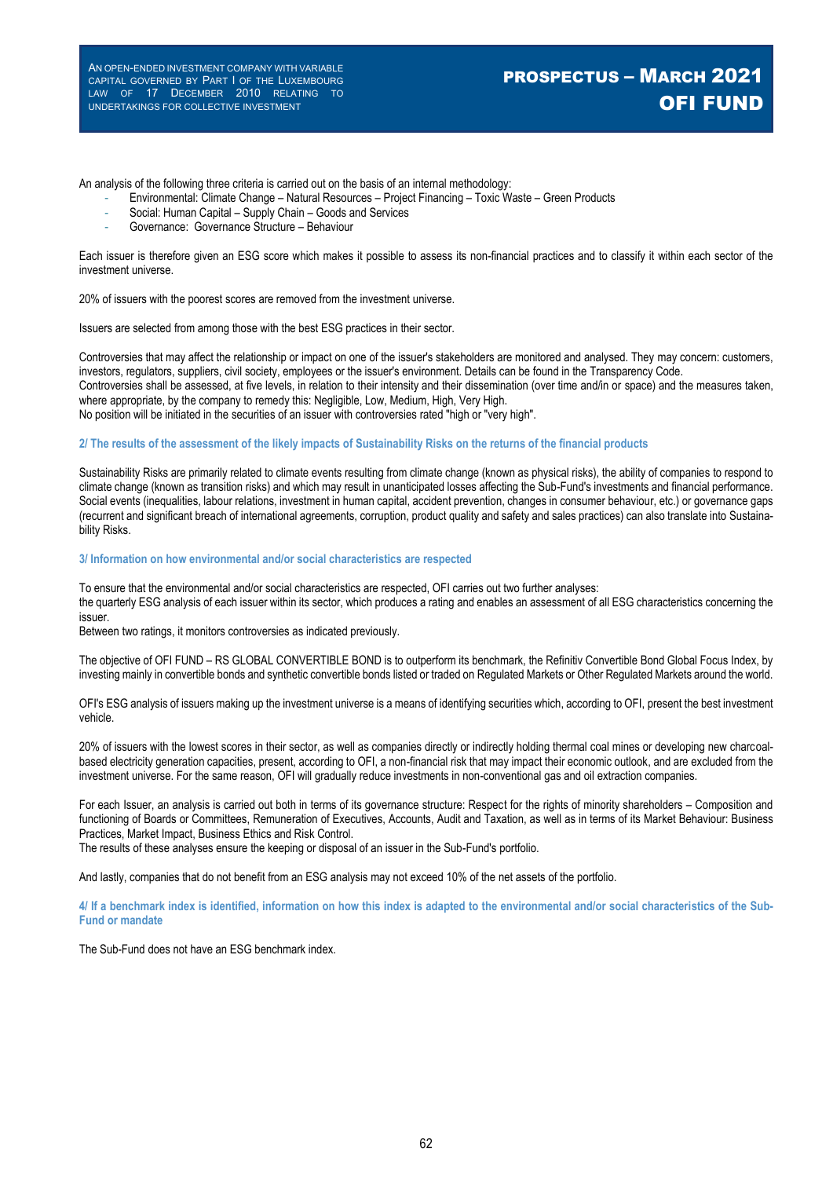An analysis of the following three criteria is carried out on the basis of an internal methodology:

- Environmental: Climate Change – Natural Resources – Project Financing – Toxic Waste – Green Products
- Social: Human Capital – Supply Chain – Goods and Services
- Governance: Governance Structure – Behaviour

Each issuer is therefore given an ESG score which makes it possible to assess its non-financial practices and to classify it within each sector of the investment universe.

20% of issuers with the poorest scores are removed from the investment universe.

Issuers are selected from among those with the best ESG practices in their sector.

Controversies that may affect the relationship or impact on one of the issuer's stakeholders are monitored and analysed. They may concern: customers, investors, regulators, suppliers, civil society, employees or the issuer's environment. Details can be found in the Transparency Code.
Controversies shall be assessed, at five levels, in relation to their intensity and their dissemination (over time and/in or space) and the measures taken, where appropriate, by the company to remedy this: Negligible, Low, Medium, High, Very High.
No position will be initiated in the securities of an issuer with controversies rated "high or "very high".

#### 2/ The results of the assessment of the likely impacts of Sustainability Risks on the returns of the financial products

Sustainability Risks are primarily related to climate events resulting from climate change (known as physical risks), the ability of companies to respond to climate change (known as transition risks) and which may result in unanticipated losses affecting the Sub-Fund's investments and financial performance. Social events (inequalities, labour relations, investment in human capital, accident prevention, changes in consumer behaviour, etc.) or governance gaps (recurrent and significant breach of international agreements, corruption, product quality and safety and sales practices) can also translate into Sustainability Risks.

#### 3/ Information on how environmental and/or social characteristics are respected

To ensure that the environmental and/or social characteristics are respected, OFI carries out two further analyses:
the quarterly ESG analysis of each issuer within its sector, which produces a rating and enables an assessment of all ESG characteristics concerning the issuer.
Between two ratings, it monitors controversies as indicated previously.

The objective of OFI FUND – RS GLOBAL CONVERTIBLE BOND is to outperform its benchmark, the Refinitiv Convertible Bond Global Focus Index, by investing mainly in convertible bonds and synthetic convertible bonds listed or traded on Regulated Markets or Other Regulated Markets around the world.

OFI's ESG analysis of issuers making up the investment universe is a means of identifying securities which, according to OFI, present the best investment vehicle.

20% of issuers with the lowest scores in their sector, as well as companies directly or indirectly holding thermal coal mines or developing new charcoal-based electricity generation capacities, present, according to OFI, a non-financial risk that may impact their economic outlook, and are excluded from the investment universe. For the same reason, OFI will gradually reduce investments in non-conventional gas and oil extraction companies.

For each Issuer, an analysis is carried out both in terms of its governance structure: Respect for the rights of minority shareholders – Composition and functioning of Boards or Committees, Remuneration of Executives, Accounts, Audit and Taxation, as well as in terms of its Market Behaviour: Business Practices, Market Impact, Business Ethics and Risk Control.
The results of these analyses ensure the keeping or disposal of an issuer in the Sub-Fund's portfolio.

And lastly, companies that do not benefit from an ESG analysis may not exceed 10% of the net assets of the portfolio.

#### 4/ If a benchmark index is identified, information on how this index is adapted to the environmental and/or social characteristics of the Sub-Fund or mandate

The Sub-Fund does not have an ESG benchmark index.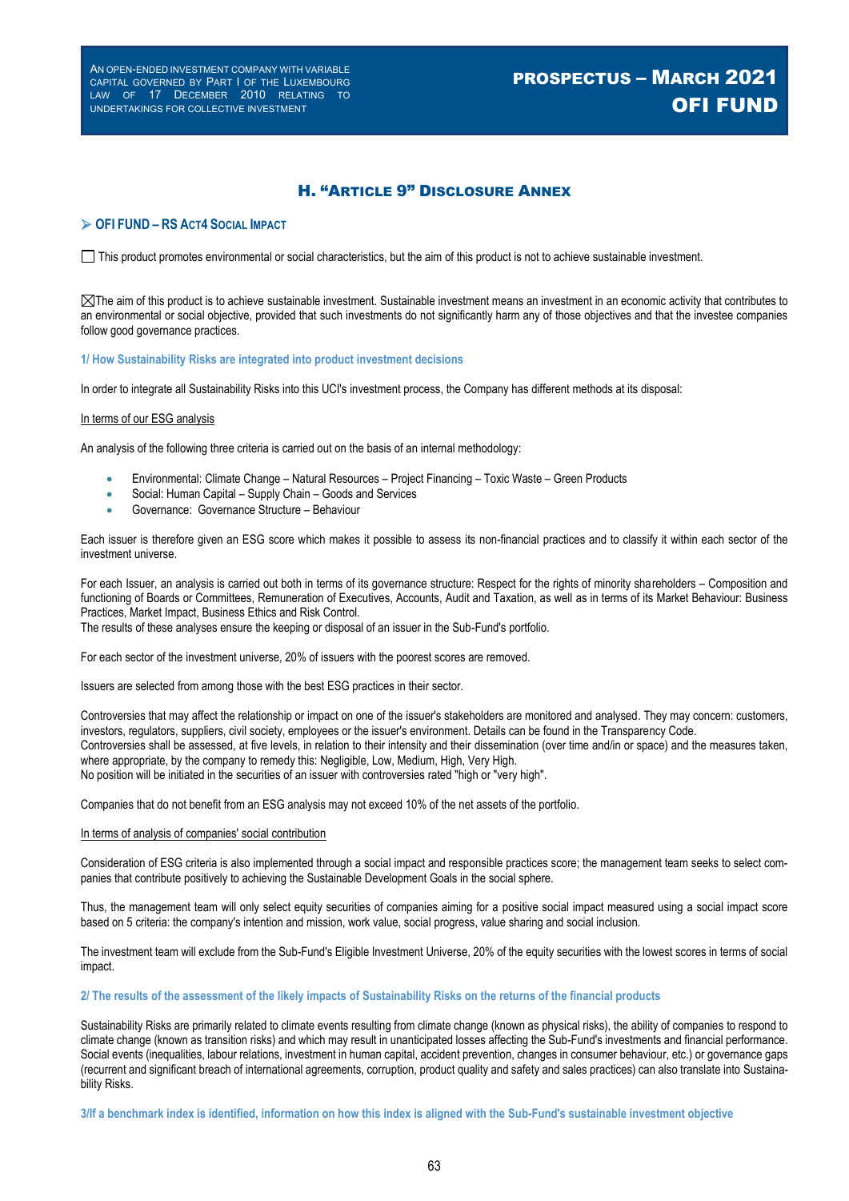## H. "Article 9" Disclosure Annex

### ➢ OFI FUND – RS Act4 Social Impact

☐ This product promotes environmental or social characteristics, but the aim of this product is not to achieve sustainable investment.

☒The aim of this product is to achieve sustainable investment. Sustainable investment means an investment in an economic activity that contributes to an environmental or social objective, provided that such investments do not significantly harm any of those objectives and that the investee companies follow good governance practices.

#### 1/ How Sustainability Risks are integrated into product investment decisions

In order to integrate all Sustainability Risks into this UCI's investment process, the Company has different methods at its disposal:

In terms of our ESG analysis

An analysis of the following three criteria is carried out on the basis of an internal methodology:

- Environmental: Climate Change – Natural Resources – Project Financing – Toxic Waste – Green Products
- Social: Human Capital – Supply Chain – Goods and Services
- Governance: Governance Structure – Behaviour

Each issuer is therefore given an ESG score which makes it possible to assess its non-financial practices and to classify it within each sector of the investment universe.

For each Issuer, an analysis is carried out both in terms of its governance structure: Respect for the rights of minority shareholders – Composition and functioning of Boards or Committees, Remuneration of Executives, Accounts, Audit and Taxation, as well as in terms of its Market Behaviour: Business Practices, Market Impact, Business Ethics and Risk Control.
The results of these analyses ensure the keeping or disposal of an issuer in the Sub-Fund's portfolio.

For each sector of the investment universe, 20% of issuers with the poorest scores are removed.

Issuers are selected from among those with the best ESG practices in their sector.

Controversies that may affect the relationship or impact on one of the issuer's stakeholders are monitored and analysed. They may concern: customers, investors, regulators, suppliers, civil society, employees or the issuer's environment. Details can be found in the Transparency Code.
Controversies shall be assessed, at five levels, in relation to their intensity and their dissemination (over time and/in or space) and the measures taken, where appropriate, by the company to remedy this: Negligible, Low, Medium, High, Very High.
No position will be initiated in the securities of an issuer with controversies rated "high or "very high".

Companies that do not benefit from an ESG analysis may not exceed 10% of the net assets of the portfolio.

In terms of analysis of companies' social contribution

Consideration of ESG criteria is also implemented through a social impact and responsible practices score; the management team seeks to select companies that contribute positively to achieving the Sustainable Development Goals in the social sphere.

Thus, the management team will only select equity securities of companies aiming for a positive social impact measured using a social impact score based on 5 criteria: the company's intention and mission, work value, social progress, value sharing and social inclusion.

The investment team will exclude from the Sub-Fund's Eligible Investment Universe, 20% of the equity securities with the lowest scores in terms of social impact.

#### 2/ The results of the assessment of the likely impacts of Sustainability Risks on the returns of the financial products

Sustainability Risks are primarily related to climate events resulting from climate change (known as physical risks), the ability of companies to respond to climate change (known as transition risks) and which may result in unanticipated losses affecting the Sub-Fund's investments and financial performance. Social events (inequalities, labour relations, investment in human capital, accident prevention, changes in consumer behaviour, etc.) or governance gaps (recurrent and significant breach of international agreements, corruption, product quality and safety and sales practices) can also translate into Sustainability Risks.

#### 3/If a benchmark index is identified, information on how this index is aligned with the Sub-Fund's sustainable investment objective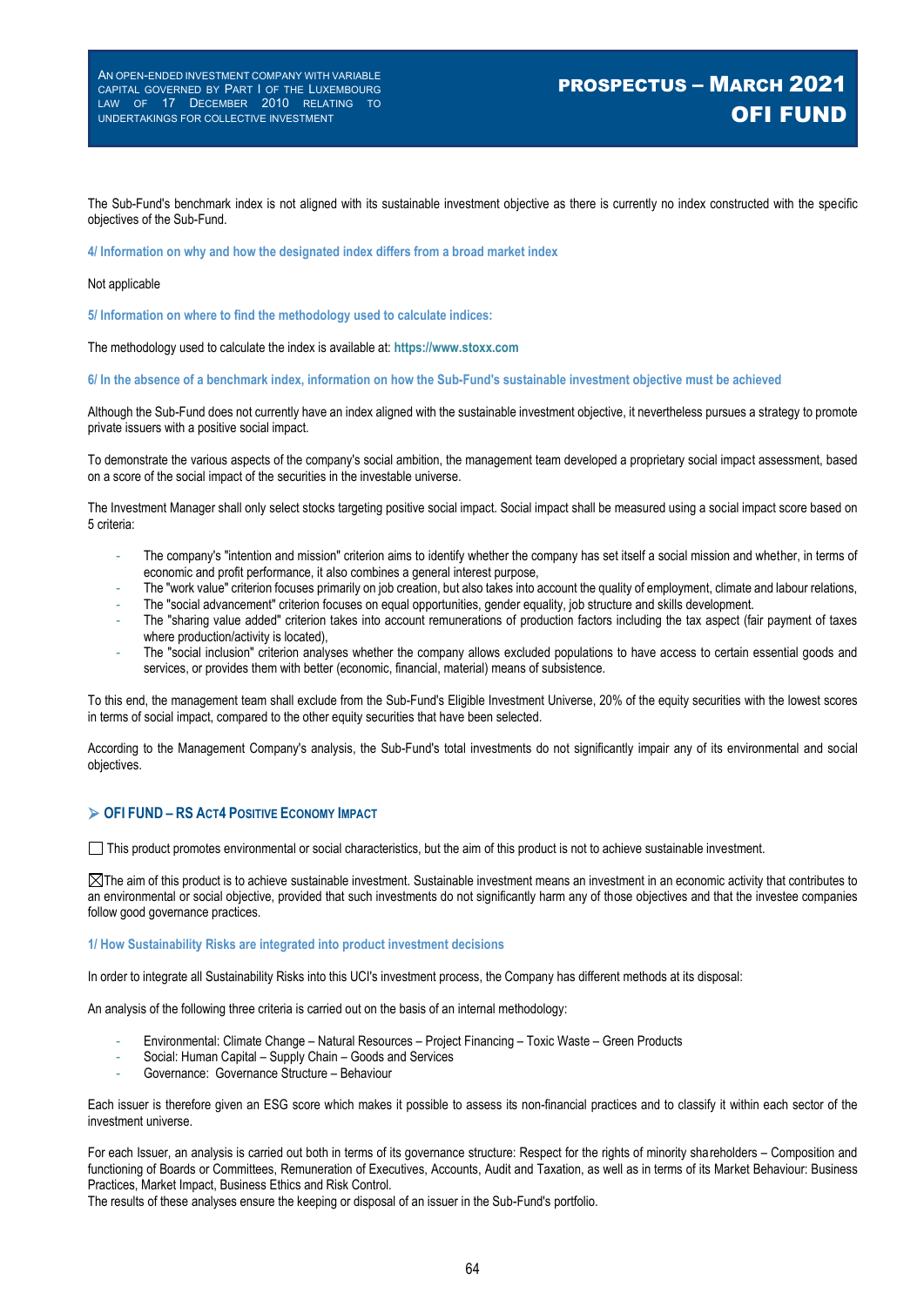The Sub-Fund's benchmark index is not aligned with its sustainable investment objective as there is currently no index constructed with the specific objectives of the Sub-Fund.

#### 4/ Information on why and how the designated index differs from a broad market index

Not applicable

#### 5/ Information on where to find the methodology used to calculate indices:

The methodology used to calculate the index is available at: **https://www.stoxx.com**

#### 6/ In the absence of a benchmark index, information on how the Sub-Fund's sustainable investment objective must be achieved

Although the Sub-Fund does not currently have an index aligned with the sustainable investment objective, it nevertheless pursues a strategy to promote private issuers with a positive social impact.

To demonstrate the various aspects of the company's social ambition, the management team developed a proprietary social impact assessment, based on a score of the social impact of the securities in the investable universe.

The Investment Manager shall only select stocks targeting positive social impact. Social impact shall be measured using a social impact score based on 5 criteria:

- The company's "intention and mission" criterion aims to identify whether the company has set itself a social mission and whether, in terms of economic and profit performance, it also combines a general interest purpose,
- The "work value" criterion focuses primarily on job creation, but also takes into account the quality of employment, climate and labour relations,
- The "social advancement" criterion focuses on equal opportunities, gender equality, job structure and skills development.
- The "sharing value added" criterion takes into account remunerations of production factors including the tax aspect (fair payment of taxes where production/activity is located),
- The "social inclusion" criterion analyses whether the company allows excluded populations to have access to certain essential goods and services, or provides them with better (economic, financial, material) means of subsistence.

To this end, the management team shall exclude from the Sub-Fund's Eligible Investment Universe, 20% of the equity securities with the lowest scores in terms of social impact, compared to the other equity securities that have been selected.

According to the Management Company's analysis, the Sub-Fund's total investments do not significantly impair any of its environmental and social objectives.

### ➢ OFI FUND – RS ACT4 POSITIVE ECONOMY IMPACT

☐ This product promotes environmental or social characteristics, but the aim of this product is not to achieve sustainable investment.

☒ The aim of this product is to achieve sustainable investment. Sustainable investment means an investment in an economic activity that contributes to an environmental or social objective, provided that such investments do not significantly harm any of those objectives and that the investee companies follow good governance practices.

#### 1/ How Sustainability Risks are integrated into product investment decisions

In order to integrate all Sustainability Risks into this UCI's investment process, the Company has different methods at its disposal:

An analysis of the following three criteria is carried out on the basis of an internal methodology:

- Environmental: Climate Change – Natural Resources – Project Financing – Toxic Waste – Green Products
- Social: Human Capital – Supply Chain – Goods and Services
- Governance: Governance Structure – Behaviour

Each issuer is therefore given an ESG score which makes it possible to assess its non-financial practices and to classify it within each sector of the investment universe.

For each Issuer, an analysis is carried out both in terms of its governance structure: Respect for the rights of minority shareholders – Composition and functioning of Boards or Committees, Remuneration of Executives, Accounts, Audit and Taxation, as well as in terms of its Market Behaviour: Business Practices, Market Impact, Business Ethics and Risk Control.
The results of these analyses ensure the keeping or disposal of an issuer in the Sub-Fund's portfolio.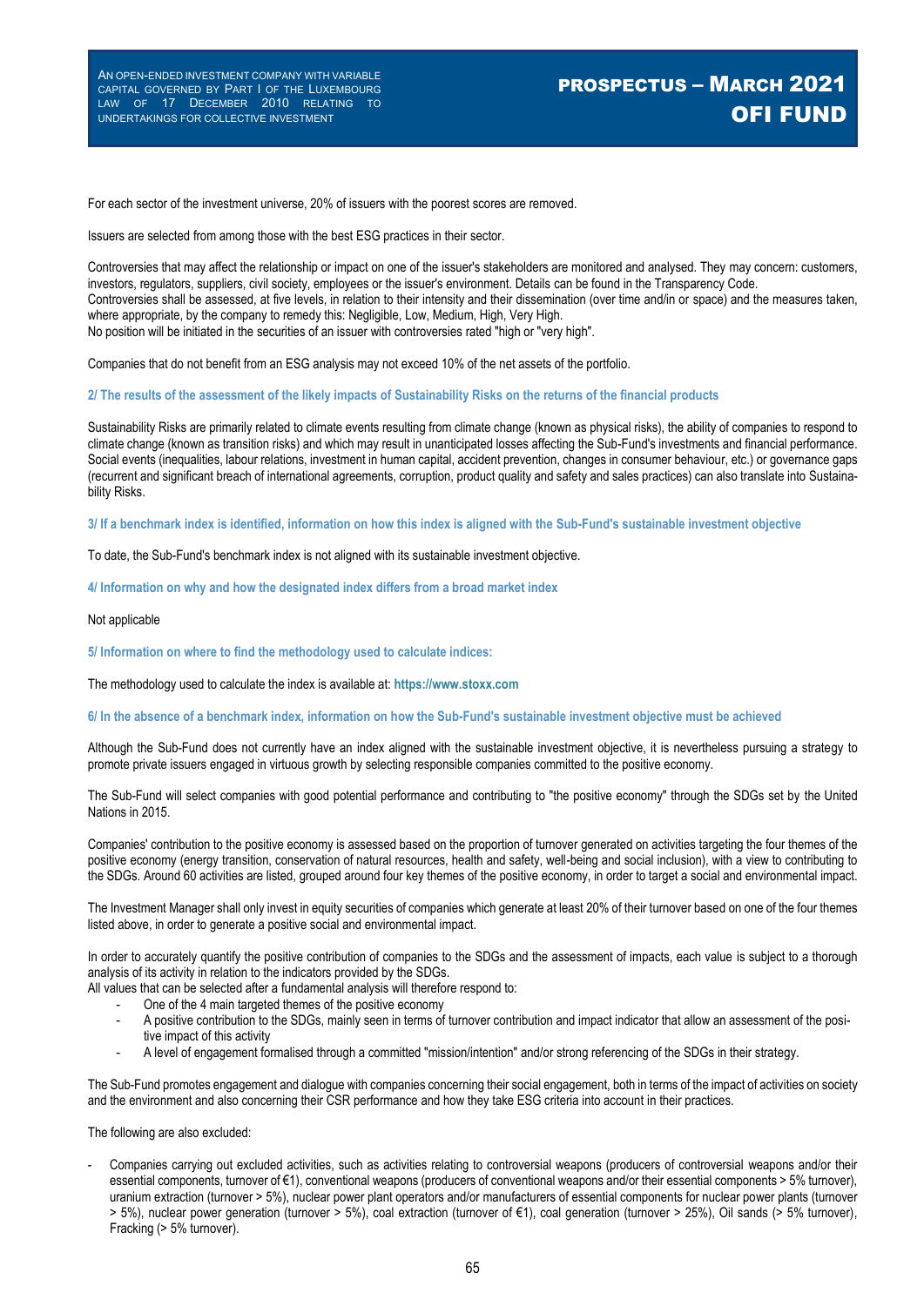For each sector of the investment universe, 20% of issuers with the poorest scores are removed.

Issuers are selected from among those with the best ESG practices in their sector.

Controversies that may affect the relationship or impact on one of the issuer's stakeholders are monitored and analysed. They may concern: customers, investors, regulators, suppliers, civil society, employees or the issuer's environment. Details can be found in the Transparency Code.
Controversies shall be assessed, at five levels, in relation to their intensity and their dissemination (over time and/in or space) and the measures taken, where appropriate, by the company to remedy this: Negligible, Low, Medium, High, Very High.
No position will be initiated in the securities of an issuer with controversies rated "high or "very high".

Companies that do not benefit from an ESG analysis may not exceed 10% of the net assets of the portfolio.

**2/ The results of the assessment of the likely impacts of Sustainability Risks on the returns of the financial products**

Sustainability Risks are primarily related to climate events resulting from climate change (known as physical risks), the ability of companies to respond to climate change (known as transition risks) and which may result in unanticipated losses affecting the Sub-Fund's investments and financial performance. Social events (inequalities, labour relations, investment in human capital, accident prevention, changes in consumer behaviour, etc.) or governance gaps (recurrent and significant breach of international agreements, corruption, product quality and safety and sales practices) can also translate into Sustainability Risks.

**3/ If a benchmark index is identified, information on how this index is aligned with the Sub-Fund's sustainable investment objective**

To date, the Sub-Fund's benchmark index is not aligned with its sustainable investment objective.

**4/ Information on why and how the designated index differs from a broad market index**

Not applicable

**5/ Information on where to find the methodology used to calculate indices:**

The methodology used to calculate the index is available at: **https://www.stoxx.com**

**6/ In the absence of a benchmark index, information on how the Sub-Fund's sustainable investment objective must be achieved**

Although the Sub-Fund does not currently have an index aligned with the sustainable investment objective, it is nevertheless pursuing a strategy to promote private issuers engaged in virtuous growth by selecting responsible companies committed to the positive economy.

The Sub-Fund will select companies with good potential performance and contributing to "the positive economy" through the SDGs set by the United Nations in 2015.

Companies' contribution to the positive economy is assessed based on the proportion of turnover generated on activities targeting the four themes of the positive economy (energy transition, conservation of natural resources, health and safety, well-being and social inclusion), with a view to contributing to the SDGs. Around 60 activities are listed, grouped around four key themes of the positive economy, in order to target a social and environmental impact.

The Investment Manager shall only invest in equity securities of companies which generate at least 20% of their turnover based on one of the four themes listed above, in order to generate a positive social and environmental impact.

In order to accurately quantify the positive contribution of companies to the SDGs and the assessment of impacts, each value is subject to a thorough analysis of its activity in relation to the indicators provided by the SDGs.
All values that can be selected after a fundamental analysis will therefore respond to:

- One of the 4 main targeted themes of the positive economy
- A positive contribution to the SDGs, mainly seen in terms of turnover contribution and impact indicator that allow an assessment of the positive impact of this activity
- A level of engagement formalised through a committed "mission/intention" and/or strong referencing of the SDGs in their strategy.

The Sub-Fund promotes engagement and dialogue with companies concerning their social engagement, both in terms of the impact of activities on society and the environment and also concerning their CSR performance and how they take ESG criteria into account in their practices.

The following are also excluded:

- Companies carrying out excluded activities, such as activities relating to controversial weapons (producers of controversial weapons and/or their essential components, turnover of €1), conventional weapons (producers of conventional weapons and/or their essential components > 5% turnover), uranium extraction (turnover > 5%), nuclear power plant operators and/or manufacturers of essential components for nuclear power plants (turnover > 5%), nuclear power generation (turnover > 5%), coal extraction (turnover of €1), coal generation (turnover > 25%), Oil sands (> 5% turnover), Fracking (> 5% turnover).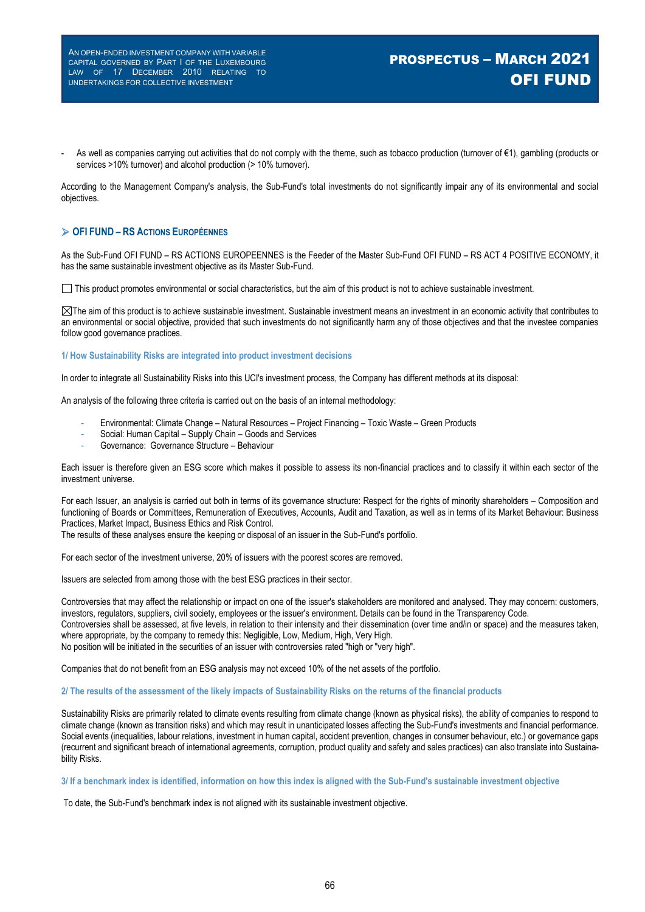- As well as companies carrying out activities that do not comply with the theme, such as tobacco production (turnover of €1), gambling (products or services >10% turnover) and alcohol production (> 10% turnover).

According to the Management Company's analysis, the Sub-Fund's total investments do not significantly impair any of its environmental and social objectives.

## ➢ OFI FUND – RS ACTIONS EUROPÉENNES

As the Sub-Fund OFI FUND – RS ACTIONS EUROPEENNES is the Feeder of the Master Sub-Fund OFI FUND – RS ACT 4 POSITIVE ECONOMY, it has the same sustainable investment objective as its Master Sub-Fund.

☐ This product promotes environmental or social characteristics, but the aim of this product is not to achieve sustainable investment.

☒ The aim of this product is to achieve sustainable investment. Sustainable investment means an investment in an economic activity that contributes to an environmental or social objective, provided that such investments do not significantly harm any of those objectives and that the investee companies follow good governance practices.

### 1/ How Sustainability Risks are integrated into product investment decisions

In order to integrate all Sustainability Risks into this UCI's investment process, the Company has different methods at its disposal:

An analysis of the following three criteria is carried out on the basis of an internal methodology:

- Environmental: Climate Change – Natural Resources – Project Financing – Toxic Waste – Green Products
- Social: Human Capital – Supply Chain – Goods and Services
- Governance: Governance Structure – Behaviour

Each issuer is therefore given an ESG score which makes it possible to assess its non-financial practices and to classify it within each sector of the investment universe.

For each Issuer, an analysis is carried out both in terms of its governance structure: Respect for the rights of minority shareholders – Composition and functioning of Boards or Committees, Remuneration of Executives, Accounts, Audit and Taxation, as well as in terms of its Market Behaviour: Business Practices, Market Impact, Business Ethics and Risk Control.
The results of these analyses ensure the keeping or disposal of an issuer in the Sub-Fund's portfolio.

For each sector of the investment universe, 20% of issuers with the poorest scores are removed.

Issuers are selected from among those with the best ESG practices in their sector.

Controversies that may affect the relationship or impact on one of the issuer's stakeholders are monitored and analysed. They may concern: customers, investors, regulators, suppliers, civil society, employees or the issuer's environment. Details can be found in the Transparency Code.
Controversies shall be assessed, at five levels, in relation to their intensity and their dissemination (over time and/in or space) and the measures taken, where appropriate, by the company to remedy this: Negligible, Low, Medium, High, Very High.
No position will be initiated in the securities of an issuer with controversies rated "high or "very high".

Companies that do not benefit from an ESG analysis may not exceed 10% of the net assets of the portfolio.

### 2/ The results of the assessment of the likely impacts of Sustainability Risks on the returns of the financial products

Sustainability Risks are primarily related to climate events resulting from climate change (known as physical risks), the ability of companies to respond to climate change (known as transition risks) and which may result in unanticipated losses affecting the Sub-Fund's investments and financial performance. Social events (inequalities, labour relations, investment in human capital, accident prevention, changes in consumer behaviour, etc.) or governance gaps (recurrent and significant breach of international agreements, corruption, product quality and safety and sales practices) can also translate into Sustainability Risks.

### 3/ If a benchmark index is identified, information on how this index is aligned with the Sub-Fund's sustainable investment objective

To date, the Sub-Fund's benchmark index is not aligned with its sustainable investment objective.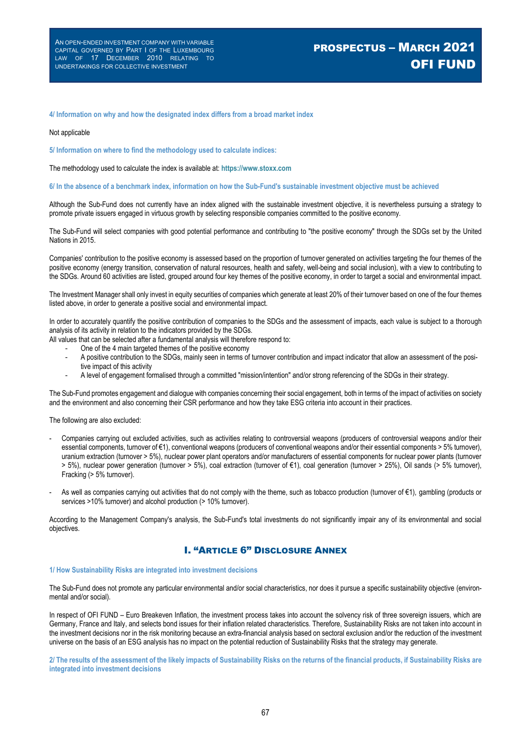#### 4/ Information on why and how the designated index differs from a broad market index

Not applicable

#### 5/ Information on where to find the methodology used to calculate indices:

The methodology used to calculate the index is available at: **https://www.stoxx.com**

#### 6/ In the absence of a benchmark index, information on how the Sub-Fund's sustainable investment objective must be achieved

Although the Sub-Fund does not currently have an index aligned with the sustainable investment objective, it is nevertheless pursuing a strategy to promote private issuers engaged in virtuous growth by selecting responsible companies committed to the positive economy.

The Sub-Fund will select companies with good potential performance and contributing to "the positive economy" through the SDGs set by the United Nations in 2015.

Companies' contribution to the positive economy is assessed based on the proportion of turnover generated on activities targeting the four themes of the positive economy (energy transition, conservation of natural resources, health and safety, well-being and social inclusion), with a view to contributing to the SDGs. Around 60 activities are listed, grouped around four key themes of the positive economy, in order to target a social and environmental impact.

The Investment Manager shall only invest in equity securities of companies which generate at least 20% of their turnover based on one of the four themes listed above, in order to generate a positive social and environmental impact.

In order to accurately quantify the positive contribution of companies to the SDGs and the assessment of impacts, each value is subject to a thorough analysis of its activity in relation to the indicators provided by the SDGs.
All values that can be selected after a fundamental analysis will therefore respond to:

- One of the 4 main targeted themes of the positive economy
- A positive contribution to the SDGs, mainly seen in terms of turnover contribution and impact indicator that allow an assessment of the positive impact of this activity
- A level of engagement formalised through a committed "mission/intention" and/or strong referencing of the SDGs in their strategy.

The Sub-Fund promotes engagement and dialogue with companies concerning their social engagement, both in terms of the impact of activities on society and the environment and also concerning their CSR performance and how they take ESG criteria into account in their practices.

The following are also excluded:

- Companies carrying out excluded activities, such as activities relating to controversial weapons (producers of controversial weapons and/or their essential components, turnover of €1), conventional weapons (producers of conventional weapons and/or their essential components > 5% turnover), uranium extraction (turnover > 5%), nuclear power plant operators and/or manufacturers of essential components for nuclear power plants (turnover > 5%), nuclear power generation (turnover > 5%), coal extraction (turnover of €1), coal generation (turnover > 25%), Oil sands (> 5% turnover), Fracking (> 5% turnover).

- As well as companies carrying out activities that do not comply with the theme, such as tobacco production (turnover of €1), gambling (products or services >10% turnover) and alcohol production (> 10% turnover).

According to the Management Company's analysis, the Sub-Fund's total investments do not significantly impair any of its environmental and social objectives.

## I. "Article 6" Disclosure Annex

#### 1/ How Sustainability Risks are integrated into investment decisions

The Sub-Fund does not promote any particular environmental and/or social characteristics, nor does it pursue a specific sustainability objective (environmental and/or social).

In respect of OFI FUND – Euro Breakeven Inflation, the investment process takes into account the solvency risk of three sovereign issuers, which are Germany, France and Italy, and selects bond issues for their inflation related characteristics. Therefore, Sustainability Risks are not taken into account in the investment decisions nor in the risk monitoring because an extra-financial analysis based on sectoral exclusion and/or the reduction of the investment universe on the basis of an ESG analysis has no impact on the potential reduction of Sustainability Risks that the strategy may generate.

#### 2/ The results of the assessment of the likely impacts of Sustainability Risks on the returns of the financial products, if Sustainability Risks are integrated into investment decisions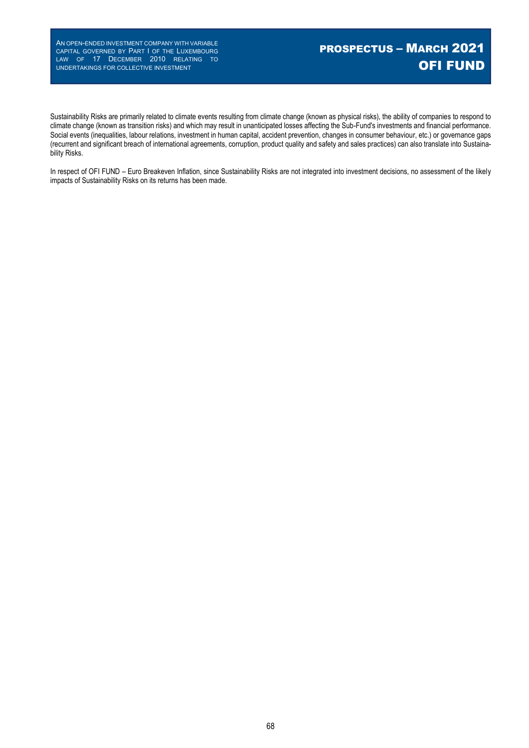Sustainability Risks are primarily related to climate events resulting from climate change (known as physical risks), the ability of companies to respond to climate change (known as transition risks) and which may result in unanticipated losses affecting the Sub-Fund's investments and financial performance. Social events (inequalities, labour relations, investment in human capital, accident prevention, changes in consumer behaviour, etc.) or governance gaps (recurrent and significant breach of international agreements, corruption, product quality and safety and sales practices) can also translate into Sustainability Risks.

In respect of OFI FUND – Euro Breakeven Inflation, since Sustainability Risks are not integrated into investment decisions, no assessment of the likely impacts of Sustainability Risks on its returns has been made.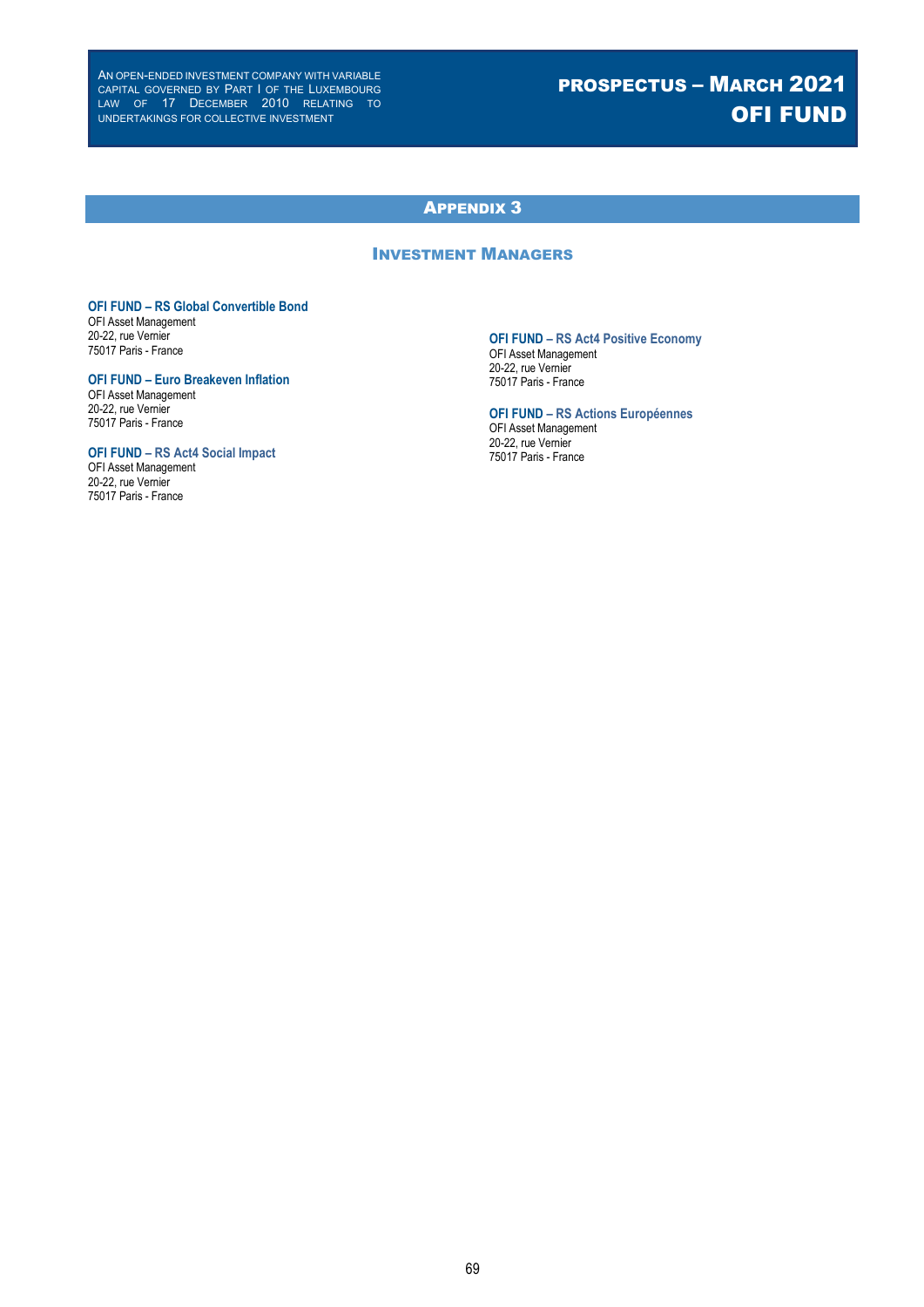# Appendix 3

## Investment Managers

**OFI FUND – RS Global Convertible Bond**
OFI Asset Management
20-22, rue Vernier
75017 Paris - France

**OFI FUND – Euro Breakeven Inflation**
OFI Asset Management
20-22, rue Vernier
75017 Paris - France

**OFI FUND – RS Act4 Social Impact**
OFI Asset Management
20-22, rue Vernier
75017 Paris - France

**OFI FUND – RS Act4 Positive Economy**
OFI Asset Management
20-22, rue Vernier
75017 Paris - France

**OFI FUND – RS Actions Européennes**
OFI Asset Management
20-22, rue Vernier
75017 Paris - France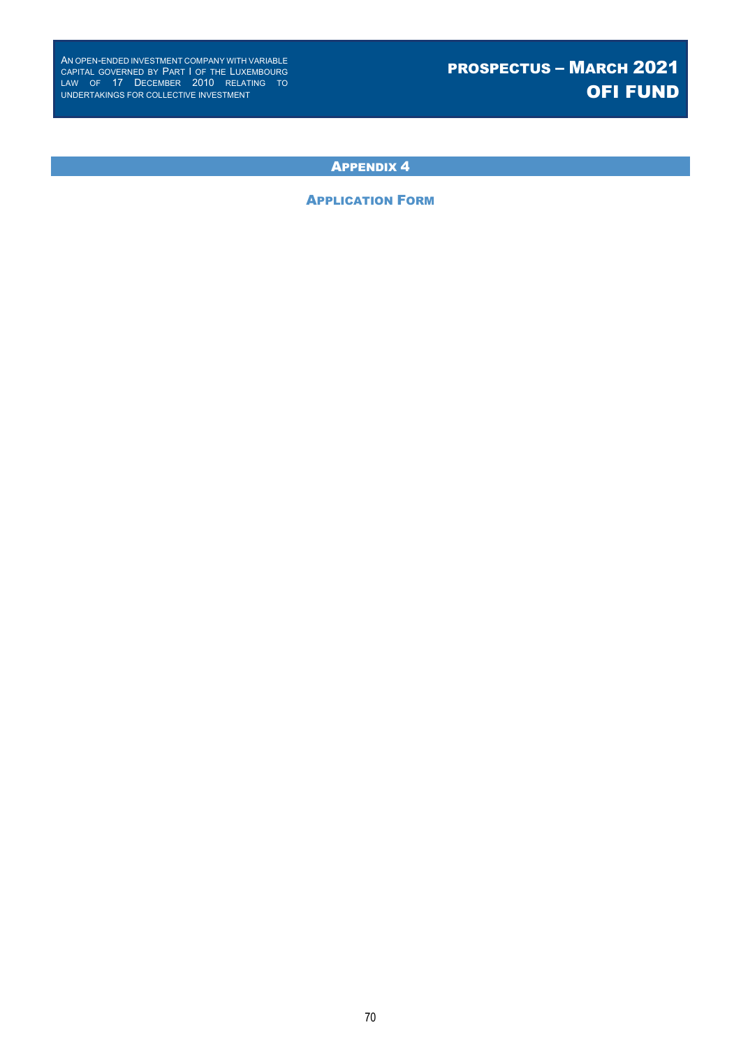# Appendix 4

## Application Form